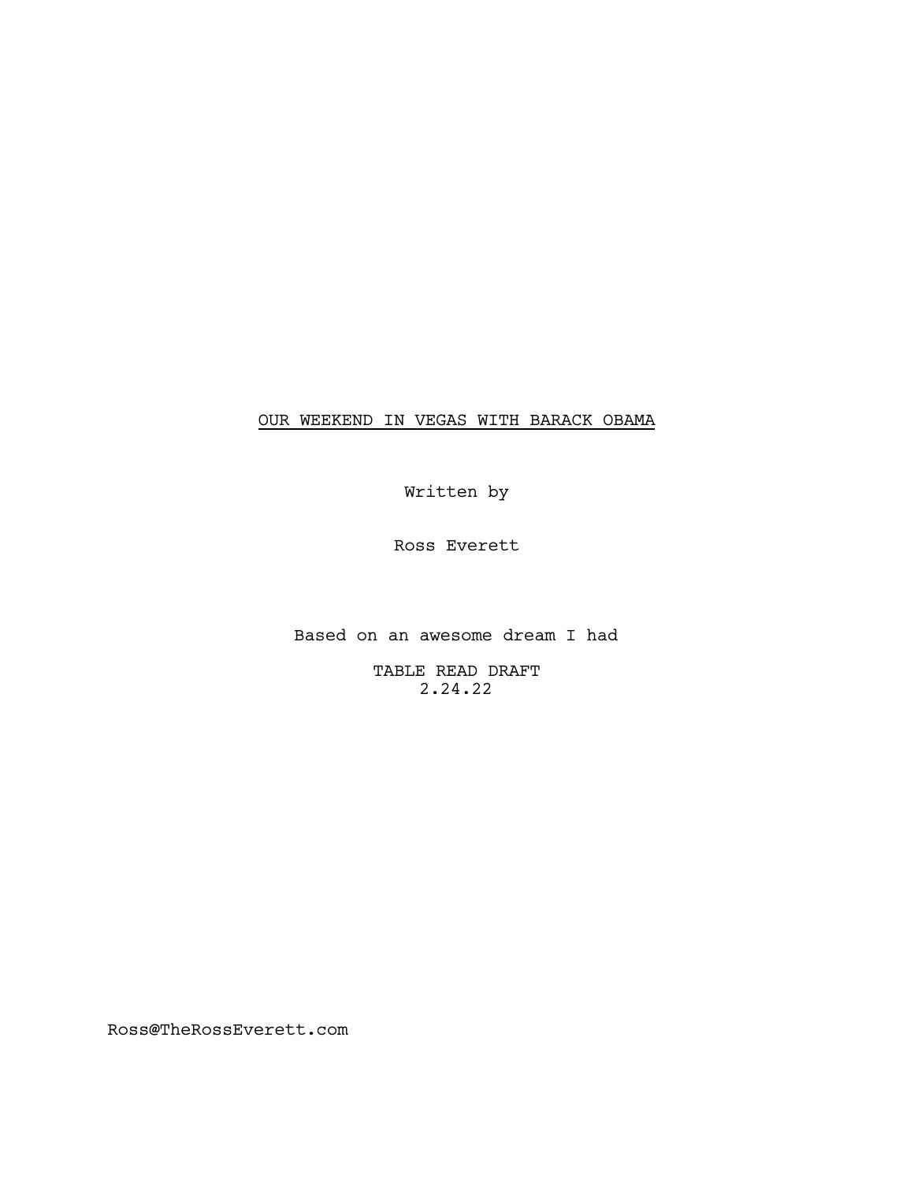<u>OUR WEEKEND IN VEGAS WITH BARACK OBAMA</u>

Written by

Ross Everett

Based on an awesome dream I had

TABLE READ DRAFT
2.24.22

Ross@TheRossEverett.com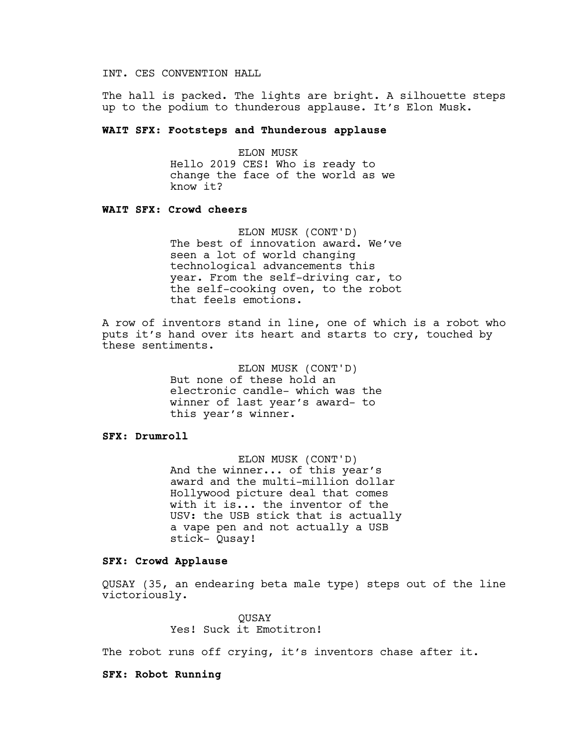INT. CES CONVENTION HALL

The hall is packed. The lights are bright. A silhouette steps up to the podium to thunderous applause. It's Elon Musk.

**WAIT SFX: Footsteps and Thunderous applause**

ELON MUSK
Hello 2019 CES! Who is ready to change the face of the world as we know it?

**WAIT SFX: Crowd cheers**

ELON MUSK (CONT'D)
The best of innovation award. We've seen a lot of world changing technological advancements this year. From the self-driving car, to the self-cooking oven, to the robot that feels emotions.

A row of inventors stand in line, one of which is a robot who puts it's hand over its heart and starts to cry, touched by these sentiments.

ELON MUSK (CONT'D)
But none of these hold an electronic candle- which was the winner of last year's award- to this year's winner.

**SFX: Drumroll**

ELON MUSK (CONT'D)
And the winner... of this year's award and the multi-million dollar Hollywood picture deal that comes with it is... the inventor of the USV: the USB stick that is actually a vape pen and not actually a USB stick- Qusay!

**SFX: Crowd Applause**

QUSAY (35, an endearing beta male type) steps out of the line victoriously.

QUSAY
Yes! Suck it Emotitron!

The robot runs off crying, it's inventors chase after it.

**SFX: Robot Running**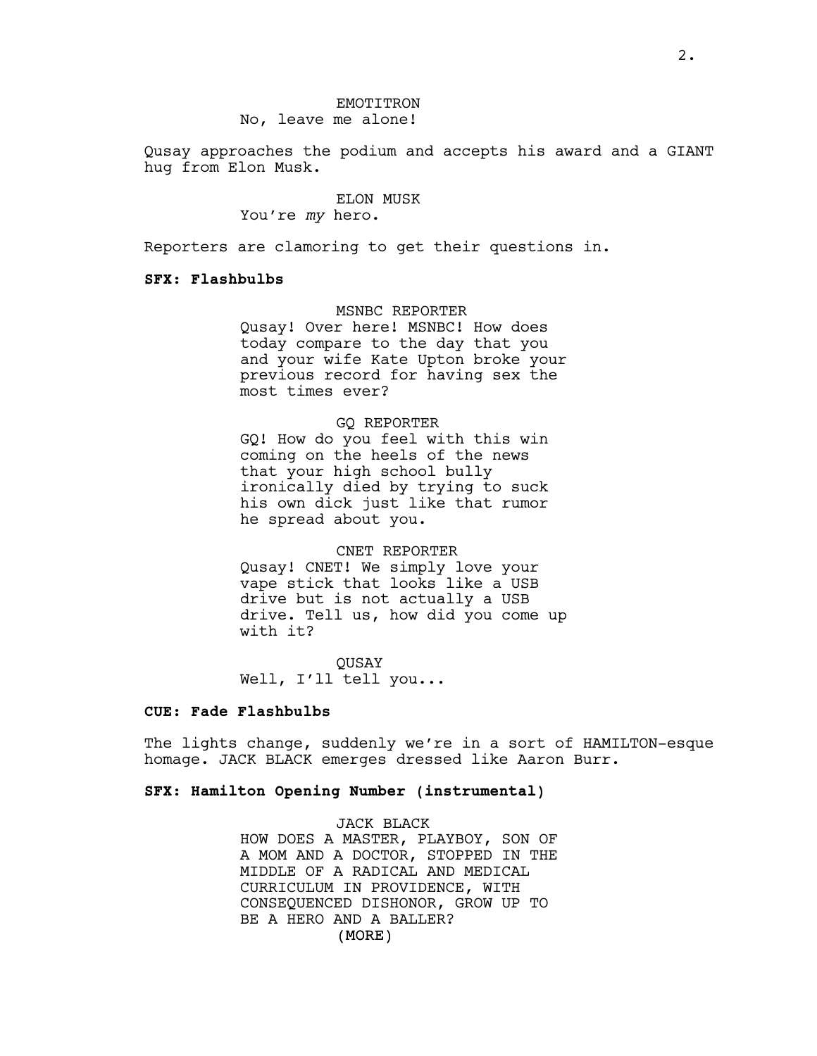EMOTITRON
No, leave me alone!

Qusay approaches the podium and accepts his award and a GIANT hug from Elon Musk.

ELON MUSK
You're *my* hero.

Reporters are clamoring to get their questions in.

**SFX: Flashbulbs**

MSNBC REPORTER
Qusay! Over here! MSNBC! How does today compare to the day that you and your wife Kate Upton broke your previous record for having sex the most times ever?

GQ REPORTER
GQ! How do you feel with this win coming on the heels of the news that your high school bully ironically died by trying to suck his own dick just like that rumor he spread about you.

CNET REPORTER
Qusay! CNET! We simply love your vape stick that looks like a USB drive but is not actually a USB drive. Tell us, how did you come up with it?

QUSAY
Well, I'll tell you...

**CUE: Fade Flashbulbs**

The lights change, suddenly we're in a sort of HAMILTON-esque homage. JACK BLACK emerges dressed like Aaron Burr.

**SFX: Hamilton Opening Number (instrumental)**

JACK BLACK
HOW DOES A MASTER, PLAYBOY, SON OF A MOM AND A DOCTOR, STOPPED IN THE MIDDLE OF A RADICAL AND MEDICAL CURRICULUM IN PROVIDENCE, WITH CONSEQUENCED DISHONOR, GROW UP TO BE A HERO AND A BALLER?
(MORE)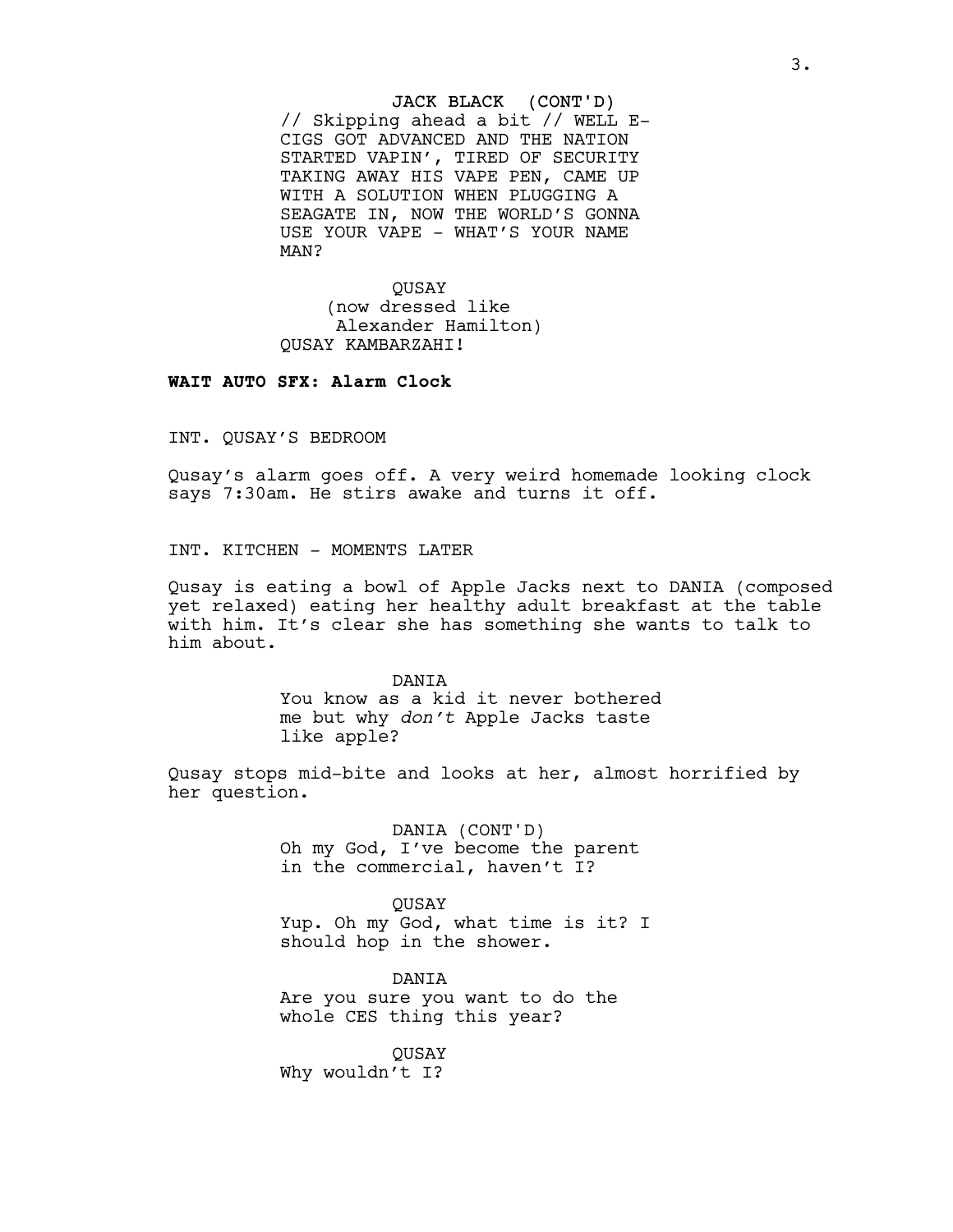JACK BLACK (CONT'D)
// Skipping ahead a bit // WELL E-CIGS GOT ADVANCED AND THE NATION STARTED VAPIN', TIRED OF SECURITY TAKING AWAY HIS VAPE PEN, CAME UP WITH A SOLUTION WHEN PLUGGING A SEAGATE IN, NOW THE WORLD'S GONNA USE YOUR VAPE - WHAT'S YOUR NAME MAN?

QUSAY
(now dressed like Alexander Hamilton)
QUSAY KAMBARZAHI!

**WAIT AUTO SFX: Alarm Clock**

INT. QUSAY'S BEDROOM

Qusay's alarm goes off. A very weird homemade looking clock says 7:30am. He stirs awake and turns it off.

INT. KITCHEN - MOMENTS LATER

Qusay is eating a bowl of Apple Jacks next to DANIA (composed yet relaxed) eating her healthy adult breakfast at the table with him. It's clear she has something she wants to talk to him about.

DANIA
You know as a kid it never bothered me but why *don't* Apple Jacks taste like apple?

Qusay stops mid-bite and looks at her, almost horrified by her question.

DANIA (CONT'D)
Oh my God, I've become the parent in the commercial, haven't I?

QUSAY
Yup. Oh my God, what time is it? I should hop in the shower.

DANIA
Are you sure you want to do the whole CES thing this year?

QUSAY
Why wouldn't I?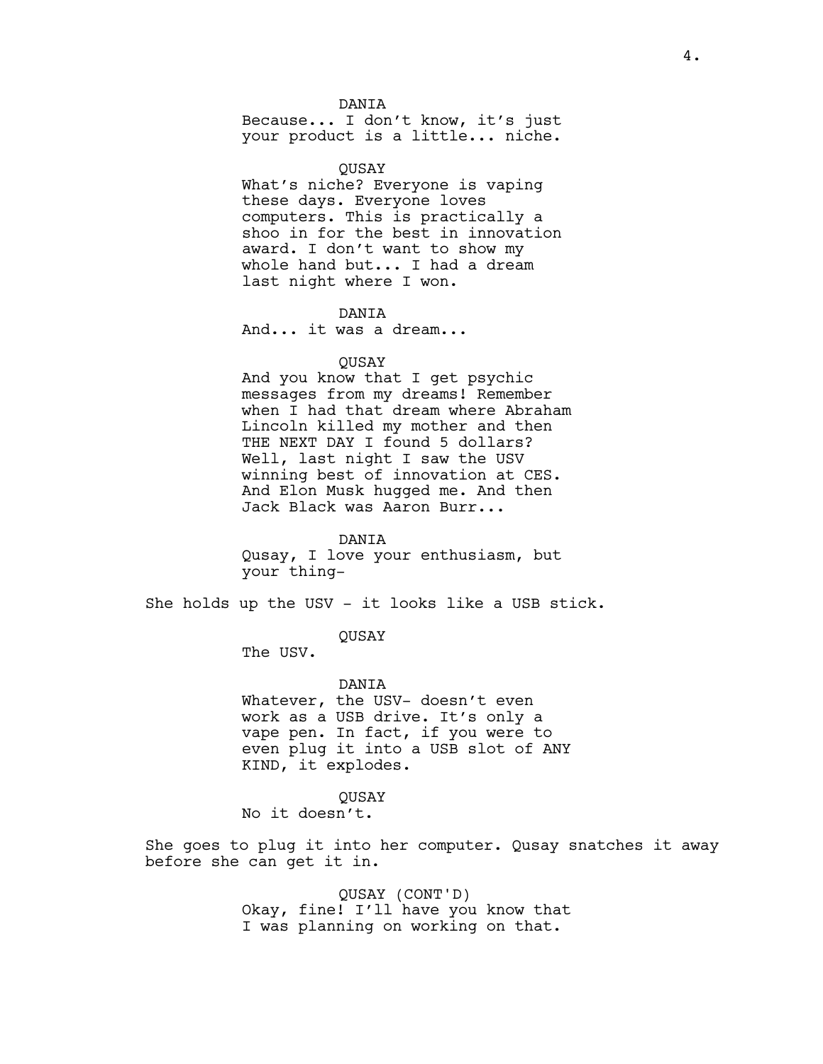DANIA
Because... I don't know, it's just your product is a little... niche.

QUSAY
What's niche? Everyone is vaping these days. Everyone loves computers. This is practically a shoo in for the best in innovation award. I don't want to show my whole hand but... I had a dream last night where I won.

DANIA
And... it was a dream...

QUSAY
And you know that I get psychic messages from my dreams! Remember when I had that dream where Abraham Lincoln killed my mother and then THE NEXT DAY I found 5 dollars? Well, last night I saw the USV winning best of innovation at CES. And Elon Musk hugged me. And then Jack Black was Aaron Burr...

DANIA
Qusay, I love your enthusiasm, but your thing-

She holds up the USV - it looks like a USB stick.

QUSAY
The USV.

DANIA
Whatever, the USV- doesn't even work as a USB drive. It's only a vape pen. In fact, if you were to even plug it into a USB slot of ANY KIND, it explodes.

QUSAY
No it doesn't.

She goes to plug it into her computer. Qusay snatches it away before she can get it in.

QUSAY (CONT'D)
Okay, fine! I'll have you know that I was planning on working on that.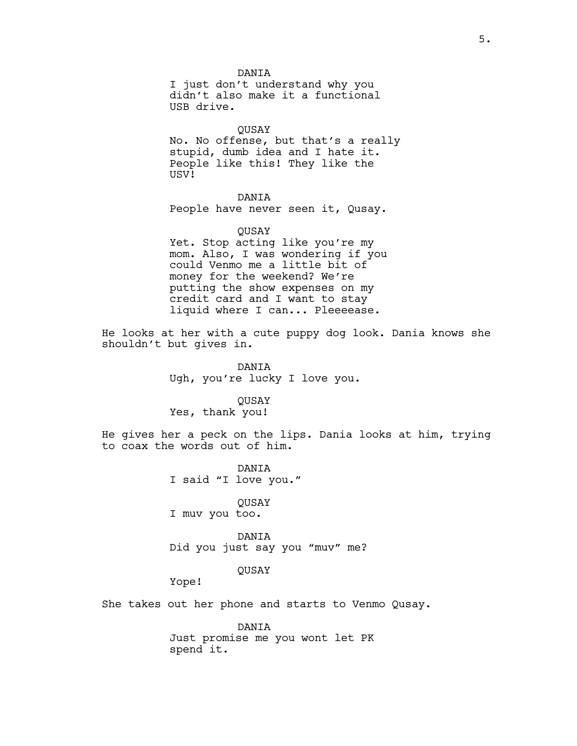DANIA
I just don't understand why you didn't also make it a functional USB drive.

QUSAY
No. No offense, but that's a really stupid, dumb idea and I hate it. People like this! They like the USV!

DANIA
People have never seen it, Qusay.

QUSAY
Yet. Stop acting like you're my mom. Also, I was wondering if you could Venmo me a little bit of money for the weekend? We're putting the show expenses on my credit card and I want to stay liquid where I can... Pleeeease.

He looks at her with a cute puppy dog look. Dania knows she shouldn't but gives in.

DANIA
Ugh, you're lucky I love you.

QUSAY
Yes, thank you!

He gives her a peck on the lips. Dania looks at him, trying to coax the words out of him.

DANIA
I said "I love you."

QUSAY
I muv you too.

DANIA
Did you just say you "muv" me?

QUSAY
Yope!

She takes out her phone and starts to Venmo Qusay.

DANIA
Just promise me you wont let PK spend it.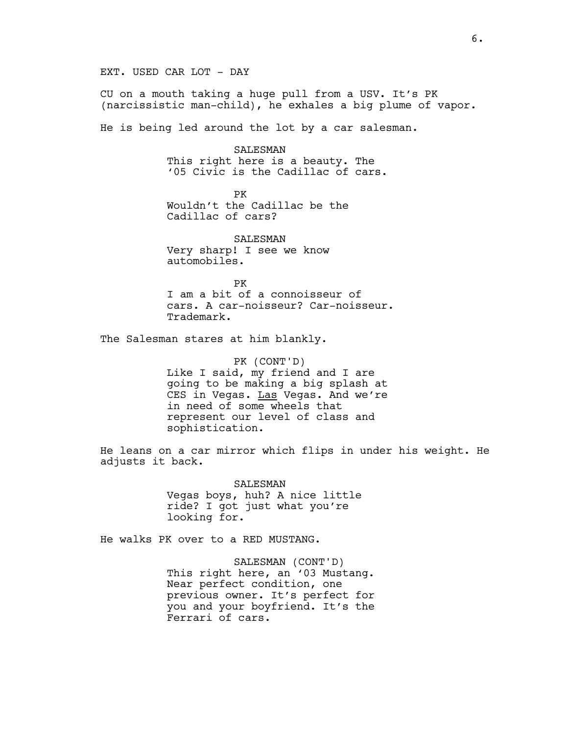EXT. USED CAR LOT - DAY

CU on a mouth taking a huge pull from a USV. It's PK (narcissistic man-child), he exhales a big plume of vapor.

He is being led around the lot by a car salesman.

SALESMAN
This right here is a beauty. The '05 Civic is the Cadillac of cars.

PK
Wouldn't the Cadillac be the Cadillac of cars?

SALESMAN
Very sharp! I see we know automobiles.

PK
I am a bit of a connoisseur of cars. A car-noisseur? Car-noisseur. Trademark.

The Salesman stares at him blankly.

PK (CONT'D)
Like I said, my friend and I are going to be making a big splash at CES in Vegas. <u>Las</u> Vegas. And we're in need of some wheels that represent our level of class and sophistication.

He leans on a car mirror which flips in under his weight. He adjusts it back.

SALESMAN
Vegas boys, huh? A nice little ride? I got just what you're looking for.

He walks PK over to a RED MUSTANG.

SALESMAN (CONT'D)
This right here, an '03 Mustang. Near perfect condition, one previous owner. It's perfect for you and your boyfriend. It's the Ferrari of cars.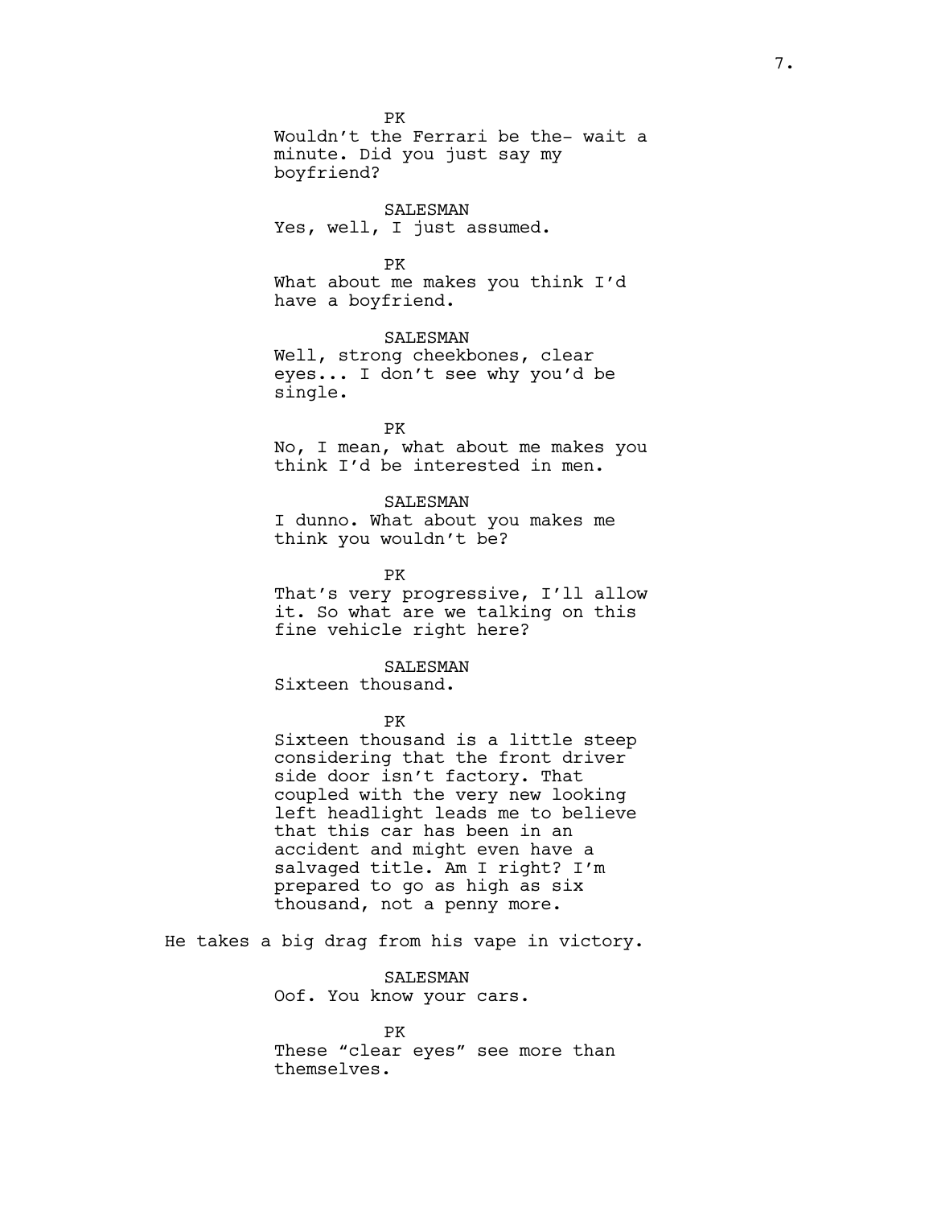PK
Wouldn't the Ferrari be the- wait a minute. Did you just say my boyfriend?

SALESMAN
Yes, well, I just assumed.

PK
What about me makes you think I'd have a boyfriend.

SALESMAN
Well, strong cheekbones, clear eyes... I don't see why you'd be single.

PK
No, I mean, what about me makes you think I'd be interested in men.

SALESMAN
I dunno. What about you makes me think you wouldn't be?

PK
That's very progressive, I'll allow it. So what are we talking on this fine vehicle right here?

SALESMAN
Sixteen thousand.

PK
Sixteen thousand is a little steep considering that the front driver side door isn't factory. That coupled with the very new looking left headlight leads me to believe that this car has been in an accident and might even have a salvaged title. Am I right? I'm prepared to go as high as six thousand, not a penny more.

He takes a big drag from his vape in victory.

SALESMAN
Oof. You know your cars.

PK
These "clear eyes" see more than themselves.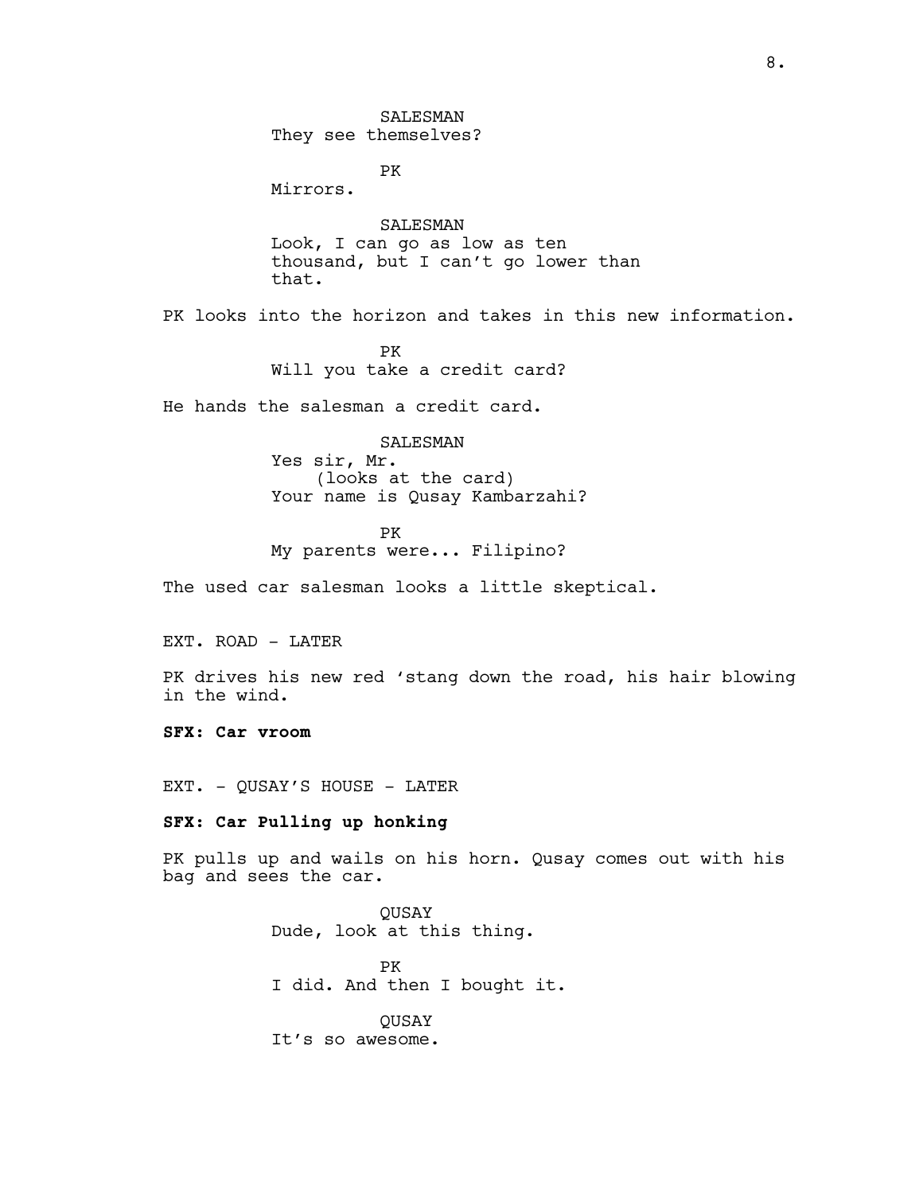SALESMAN
They see themselves?

PK
Mirrors.

SALESMAN
Look, I can go as low as ten thousand, but I can't go lower than that.

PK looks into the horizon and takes in this new information.

PK
Will you take a credit card?

He hands the salesman a credit card.

SALESMAN
Yes sir, Mr.
(looks at the card)
Your name is Qusay Kambarzahi?

PK
My parents were... Filipino?

The used car salesman looks a little skeptical.

EXT. ROAD - LATER

PK drives his new red 'stang down the road, his hair blowing in the wind.

**SFX: Car vroom**

EXT. - QUSAY'S HOUSE - LATER

**SFX: Car Pulling up honking**

PK pulls up and wails on his horn. Qusay comes out with his bag and sees the car.

QUSAY
Dude, look at this thing.

PK
I did. And then I bought it.

QUSAY
It's so awesome.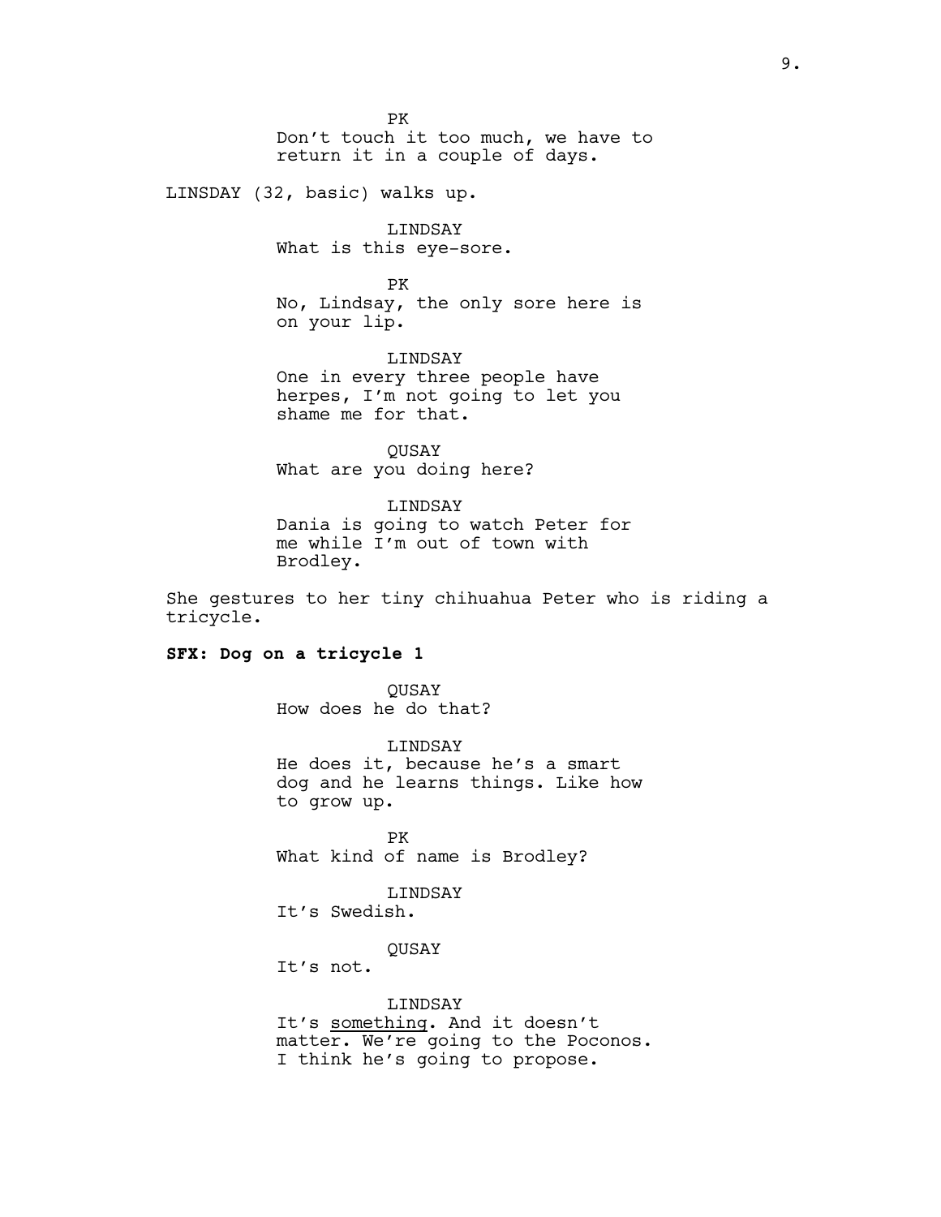PK
Don't touch it too much, we have to return it in a couple of days.

LINSDAY (32, basic) walks up.

LINDSAY
What is this eye-sore.

PK
No, Lindsay, the only sore here is on your lip.

LINDSAY
One in every three people have herpes, I'm not going to let you shame me for that.

QUSAY
What are you doing here?

LINDSAY
Dania is going to watch Peter for me while I'm out of town with Brodley.

She gestures to her tiny chihuahua Peter who is riding a tricycle.

**SFX: Dog on a tricycle 1**

QUSAY
How does he do that?

LINDSAY
He does it, because he's a smart dog and he learns things. Like how to grow up.

PK
What kind of name is Brodley?

LINDSAY
It's Swedish.

QUSAY
It's not.

LINDSAY
It's <u>something</u>. And it doesn't matter. We're going to the Poconos. I think he's going to propose.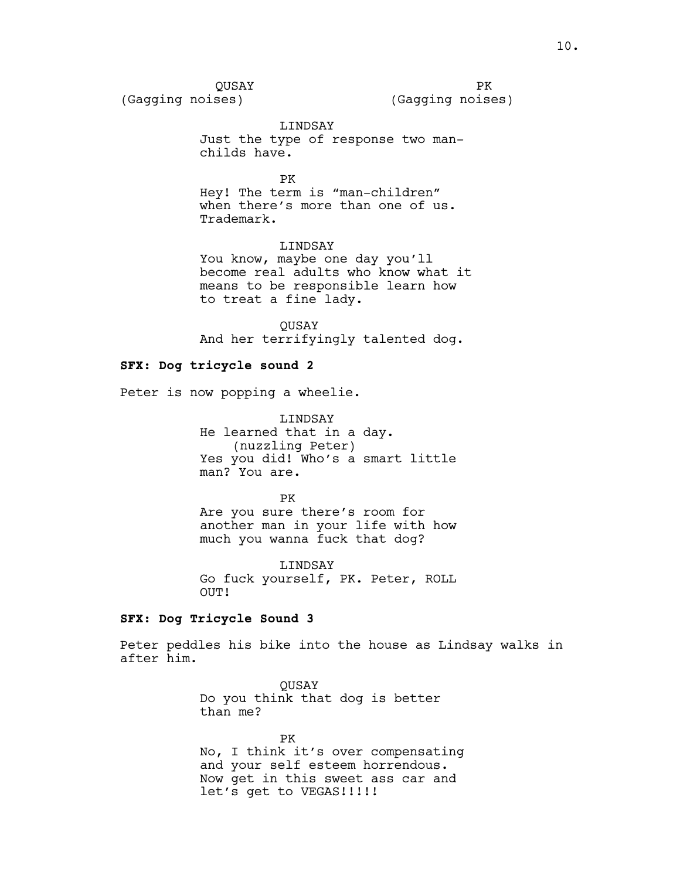QUSAY
(Gagging noises)

PK
(Gagging noises)

LINDSAY
Just the type of response two man-childs have.

PK
Hey! The term is “man-children” when there’s more than one of us. Trademark.

LINDSAY
You know, maybe one day you’ll become real adults who know what it means to be responsible learn how to treat a fine lady.

QUSAY
And her terrifyingly talented dog.

**SFX: Dog tricycle sound 2**

Peter is now popping a wheelie.

LINDSAY
He learned that in a day.
(nuzzling Peter)
Yes you did! Who’s a smart little man? You are.

PK
Are you sure there’s room for another man in your life with how much you wanna fuck that dog?

LINDSAY
Go fuck yourself, PK. Peter, ROLL OUT!

**SFX: Dog Tricycle Sound 3**

Peter peddles his bike into the house as Lindsay walks in after him.

QUSAY
Do you think that dog is better than me?

PK
No, I think it’s over compensating and your self esteem horrendous. Now get in this sweet ass car and let’s get to VEGAS!!!!!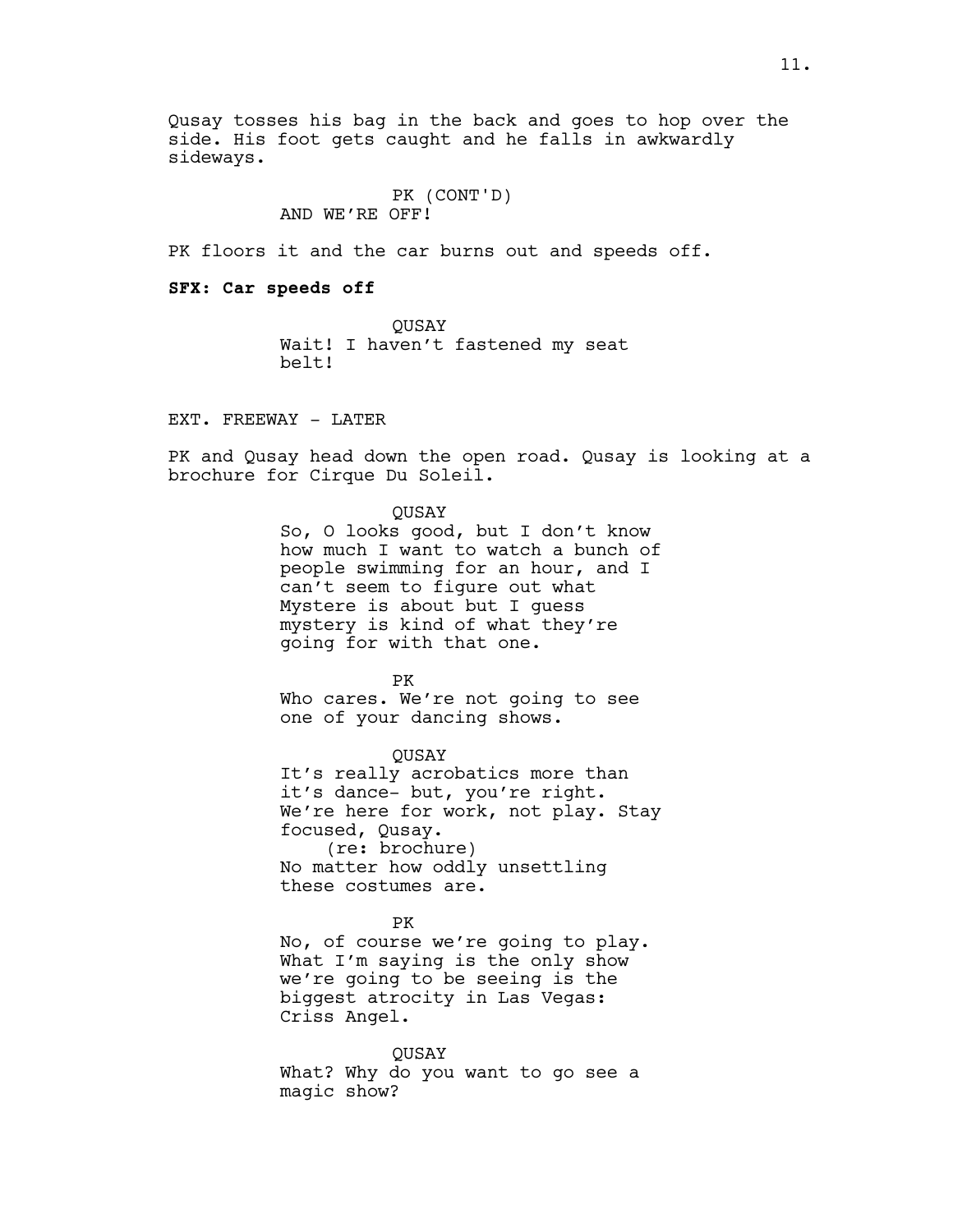Qusay tosses his bag in the back and goes to hop over the side. His foot gets caught and he falls in awkwardly sideways.

PK (CONT'D)
AND WE'RE OFF!

PK floors it and the car burns out and speeds off.

**SFX: Car speeds off**

QUSAY
Wait! I haven't fastened my seat belt!

EXT. FREEWAY - LATER

PK and Qusay head down the open road. Qusay is looking at a brochure for Cirque Du Soleil.

QUSAY
So, O looks good, but I don't know how much I want to watch a bunch of people swimming for an hour, and I can't seem to figure out what Mystere is about but I guess mystery is kind of what they're going for with that one.

PK
Who cares. We're not going to see one of your dancing shows.

QUSAY
It's really acrobatics more than it's dance- but, you're right. We're here for work, not play. Stay focused, Qusay.
(re: brochure)
No matter how oddly unsettling these costumes are.

PK
No, of course we're going to play. What I'm saying is the only show we're going to be seeing is the biggest atrocity in Las Vegas: Criss Angel.

QUSAY
What? Why do you want to go see a magic show?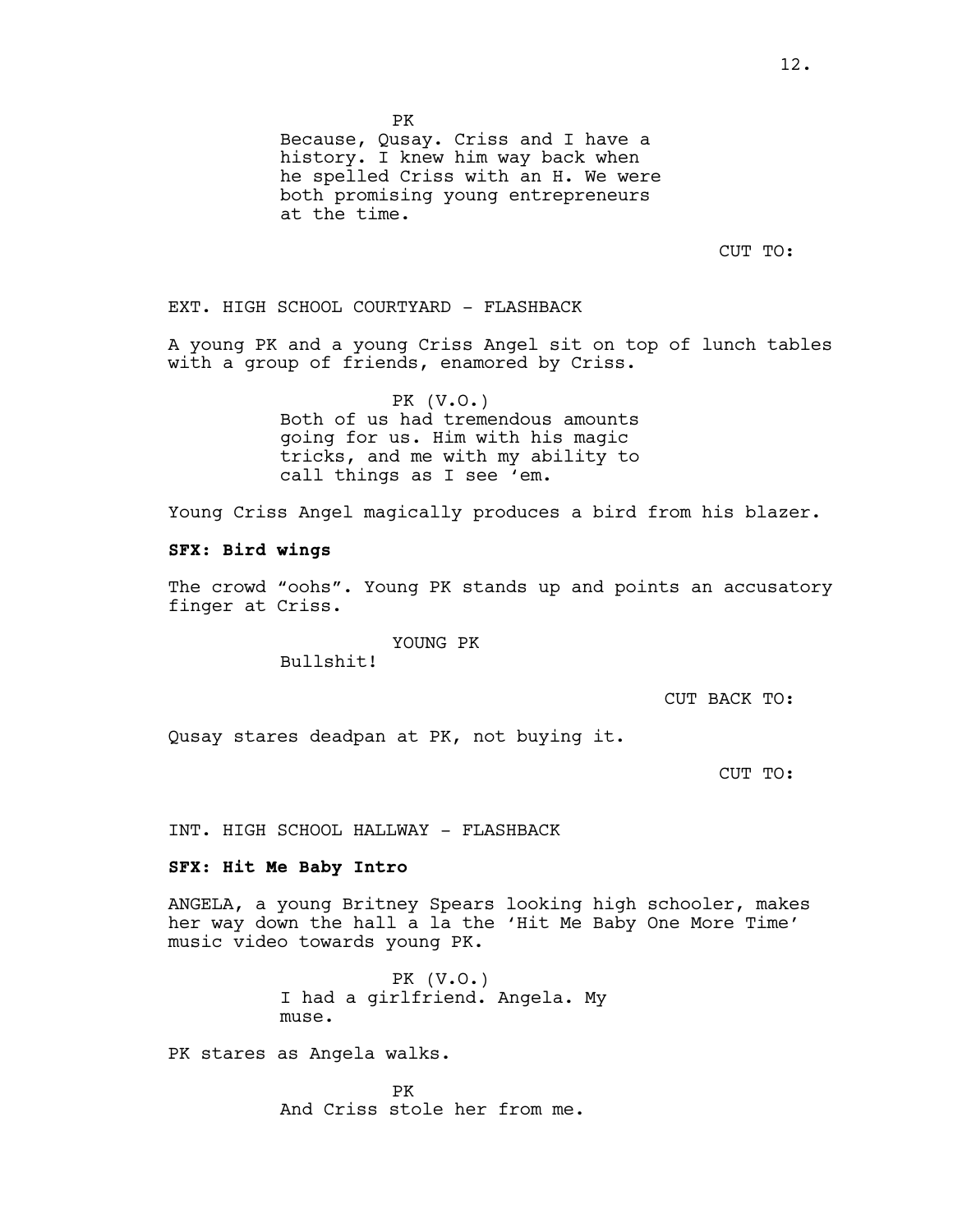PK

Because, Qusay. Criss and I have a history. I knew him way back when he spelled Criss with an H. We were both promising young entrepreneurs at the time.

CUT TO:

EXT. HIGH SCHOOL COURTYARD - FLASHBACK

A young PK and a young Criss Angel sit on top of lunch tables with a group of friends, enamored by Criss.

PK (V.O.)

Both of us had tremendous amounts going for us. Him with his magic tricks, and me with my ability to call things as I see 'em.

Young Criss Angel magically produces a bird from his blazer.

**SFX: Bird wings**

The crowd "oohs". Young PK stands up and points an accusatory finger at Criss.

YOUNG PK

Bullshit!

CUT BACK TO:

Qusay stares deadpan at PK, not buying it.

CUT TO:

INT. HIGH SCHOOL HALLWAY - FLASHBACK

**SFX: Hit Me Baby Intro**

ANGELA, a young Britney Spears looking high schooler, makes her way down the hall a la the 'Hit Me Baby One More Time' music video towards young PK.

PK (V.O.)

I had a girlfriend. Angela. My muse.

PK stares as Angela walks.

PK

And Criss stole her from me.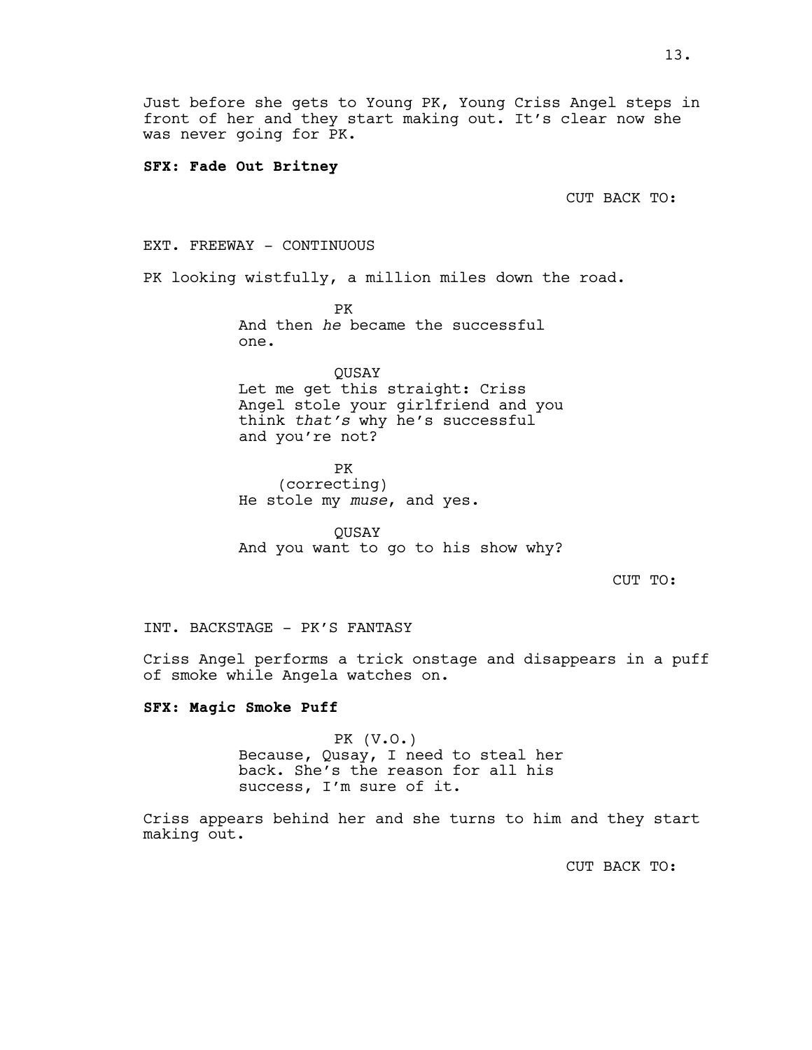Just before she gets to Young PK, Young Criss Angel steps in front of her and they start making out. It's clear now she was never going for PK.

**SFX: Fade Out Britney**

CUT BACK TO:

EXT. FREEWAY - CONTINUOUS

PK looking wistfully, a million miles down the road.

PK
And then *he* became the successful one.

QUSAY
Let me get this straight: Criss Angel stole your girlfriend and you think *that's* why he's successful and you're not?

PK
(correcting)
He stole my *muse*, and yes.

QUSAY
And you want to go to his show why?

CUT TO:

INT. BACKSTAGE - PK'S FANTASY

Criss Angel performs a trick onstage and disappears in a puff of smoke while Angela watches on.

**SFX: Magic Smoke Puff**

PK (V.O.)
Because, Qusay, I need to steal her back. She's the reason for all his success, I'm sure of it.

Criss appears behind her and she turns to him and they start making out.

CUT BACK TO: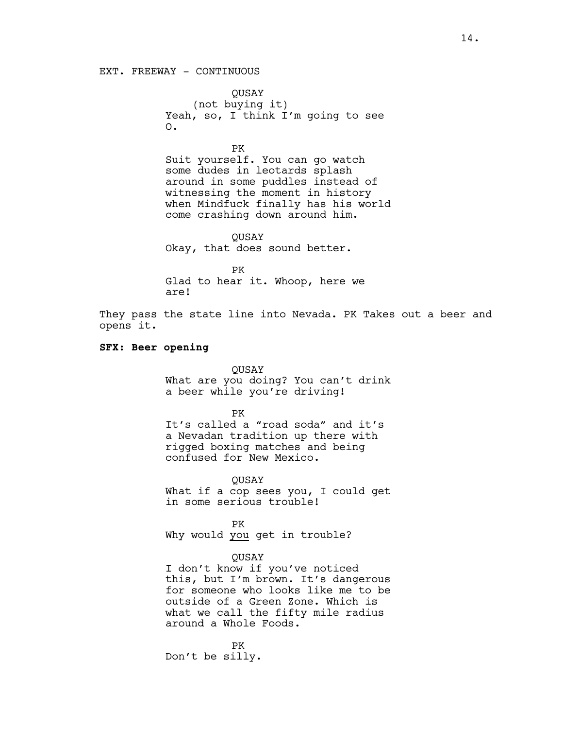EXT. FREEWAY - CONTINUOUS

QUSAY
(not buying it)
Yeah, so, I think I'm going to see O.

PK
Suit yourself. You can go watch some dudes in leotards splash around in some puddles instead of witnessing the moment in history when Mindfuck finally has his world come crashing down around him.

QUSAY
Okay, that does sound better.

PK
Glad to hear it. Whoop, here we are!

They pass the state line into Nevada. PK Takes out a beer and opens it.

**SFX: Beer opening**

QUSAY
What are you doing? You can't drink a beer while you're driving!

PK
It's called a "road soda" and it's a Nevadan tradition up there with rigged boxing matches and being confused for New Mexico.

QUSAY
What if a cop sees you, I could get in some serious trouble!

PK
Why would <u>you</u> get in trouble?

QUSAY
I don't know if you've noticed this, but I'm brown. It's dangerous for someone who looks like me to be outside of a Green Zone. Which is what we call the fifty mile radius around a Whole Foods.

PK
Don't be silly.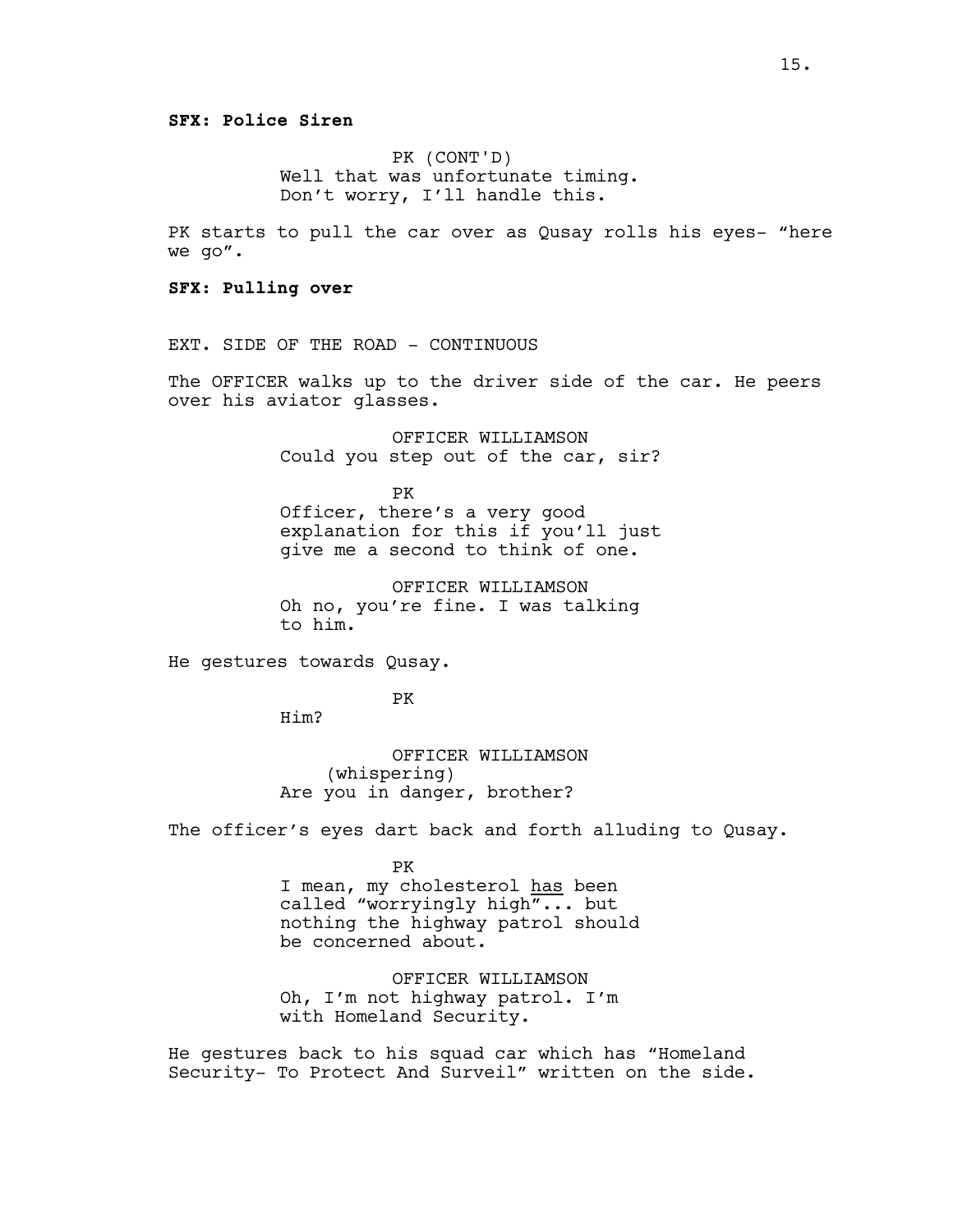**SFX: Police Siren**

PK (CONT'D)
Well that was unfortunate timing.
Don't worry, I'll handle this.

PK starts to pull the car over as Qusay rolls his eyes- "here we go".

**SFX: Pulling over**

EXT. SIDE OF THE ROAD - CONTINUOUS

The OFFICER walks up to the driver side of the car. He peers over his aviator glasses.

OFFICER WILLIAMSON
Could you step out of the car, sir?

PK
Officer, there's a very good explanation for this if you'll just give me a second to think of one.

OFFICER WILLIAMSON
Oh no, you're fine. I was talking to him.

He gestures towards Qusay.

PK
Him?

OFFICER WILLIAMSON
(whispering)
Are you in danger, brother?

The officer's eyes dart back and forth alluding to Qusay.

PK
I mean, my cholesterol <u>has</u> been called "worryingly high"... but nothing the highway patrol should be concerned about.

OFFICER WILLIAMSON
Oh, I'm not highway patrol. I'm with Homeland Security.

He gestures back to his squad car which has "Homeland Security- To Protect And Surveil" written on the side.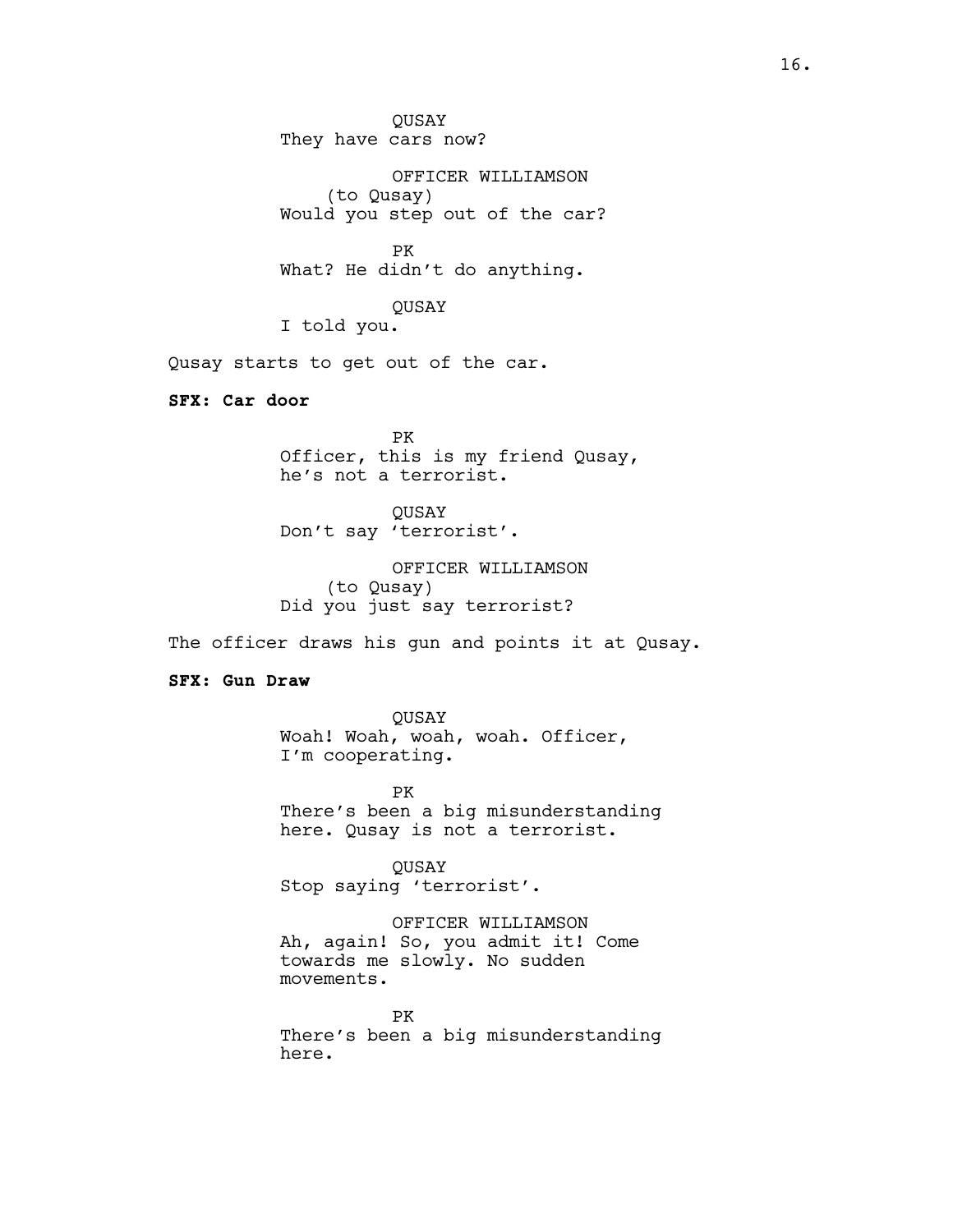QUSAY
They have cars now?

OFFICER WILLIAMSON
(to Qusay)
Would you step out of the car?

PK
What? He didn't do anything.

QUSAY
I told you.

Qusay starts to get out of the car.

**SFX: Car door**

PK
Officer, this is my friend Qusay, he's not a terrorist.

QUSAY
Don't say 'terrorist'.

OFFICER WILLIAMSON
(to Qusay)
Did you just say terrorist?

The officer draws his gun and points it at Qusay.

**SFX: Gun Draw**

QUSAY
Woah! Woah, woah, woah. Officer, I'm cooperating.

PK
There's been a big misunderstanding here. Qusay is not a terrorist.

QUSAY
Stop saying 'terrorist'.

OFFICER WILLIAMSON
Ah, again! So, you admit it! Come towards me slowly. No sudden movements.

PK
There's been a big misunderstanding here.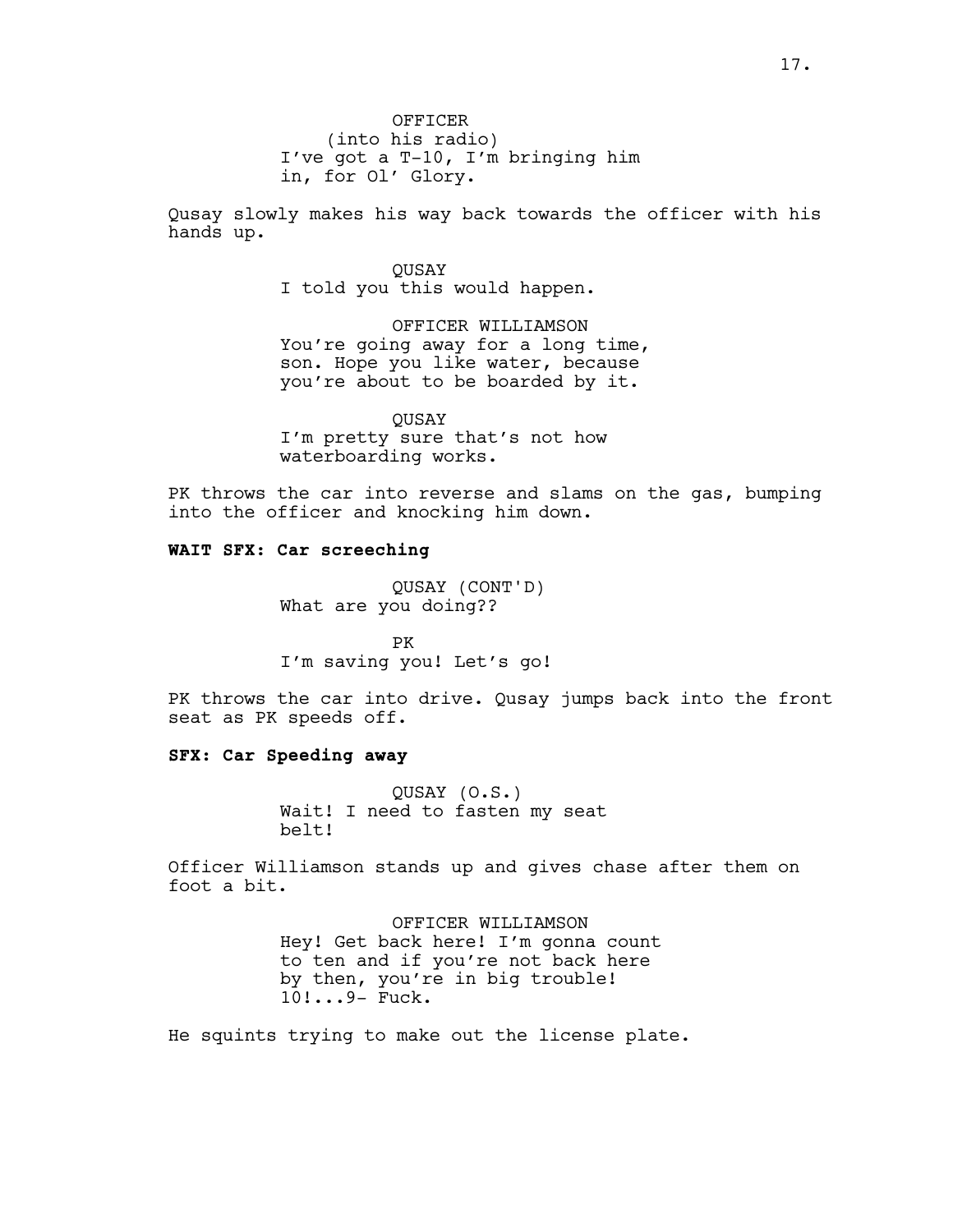OFFICER
(into his radio)
I've got a T-10, I'm bringing him in, for Ol' Glory.

Qusay slowly makes his way back towards the officer with his hands up.

QUSAY
I told you this would happen.

OFFICER WILLIAMSON
You're going away for a long time, son. Hope you like water, because you're about to be boarded by it.

QUSAY
I'm pretty sure that's not how waterboarding works.

PK throws the car into reverse and slams on the gas, bumping into the officer and knocking him down.

**WAIT SFX: Car screeching**

QUSAY (CONT'D)
What are you doing??

PK
I'm saving you! Let's go!

PK throws the car into drive. Qusay jumps back into the front seat as PK speeds off.

**SFX: Car Speeding away**

QUSAY (O.S.)
Wait! I need to fasten my seat belt!

Officer Williamson stands up and gives chase after them on foot a bit.

OFFICER WILLIAMSON
Hey! Get back here! I'm gonna count to ten and if you're not back here by then, you're in big trouble! 10!...9- Fuck.

He squints trying to make out the license plate.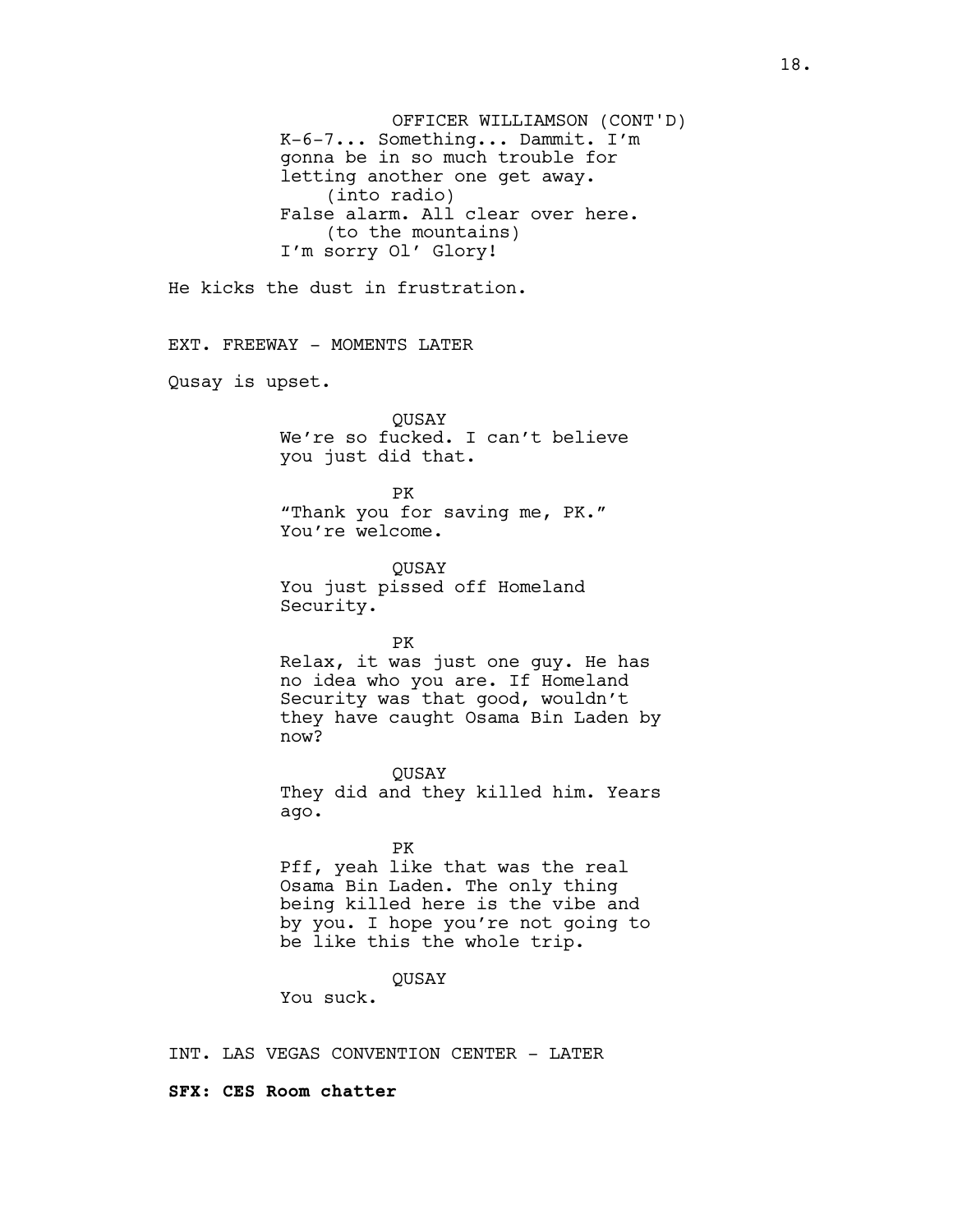OFFICER WILLIAMSON (CONT'D)
K-6-7... Something... Dammit. I'm gonna be in so much trouble for letting another one get away.
(into radio)
False alarm. All clear over here.
(to the mountains)
I'm sorry Ol' Glory!

He kicks the dust in frustration.

EXT. FREEWAY - MOMENTS LATER

Qusay is upset.

QUSAY
We're so fucked. I can't believe you just did that.

PK
"Thank you for saving me, PK." You're welcome.

QUSAY
You just pissed off Homeland Security.

PK
Relax, it was just one guy. He has no idea who you are. If Homeland Security was that good, wouldn't they have caught Osama Bin Laden by now?

QUSAY
They did and they killed him. Years ago.

PK
Pff, yeah like that was the real Osama Bin Laden. The only thing being killed here is the vibe and by you. I hope you're not going to be like this the whole trip.

QUSAY
You suck.

INT. LAS VEGAS CONVENTION CENTER - LATER

**SFX: CES Room chatter**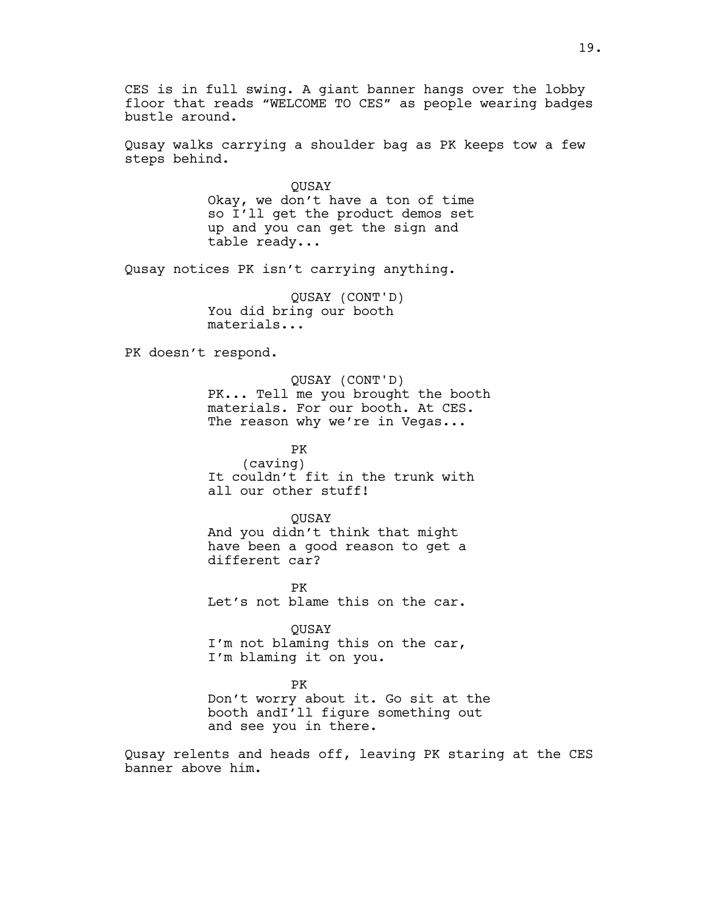CES is in full swing. A giant banner hangs over the lobby floor that reads “WELCOME TO CES” as people wearing badges bustle around.

Qusay walks carrying a shoulder bag as PK keeps tow a few steps behind.

QUSAY
Okay, we don’t have a ton of time so I’ll get the product demos set up and you can get the sign and table ready...

Qusay notices PK isn’t carrying anything.

QUSAY (CONT'D)
You did bring our booth materials...

PK doesn’t respond.

QUSAY (CONT'D)
PK... Tell me you brought the booth materials. For our booth. At CES. The reason why we’re in Vegas...

PK
(caving)
It couldn’t fit in the trunk with all our other stuff!

QUSAY
And you didn’t think that might have been a good reason to get a different car?

PK
Let’s not blame this on the car.

QUSAY
I’m not blaming this on the car, I’m blaming it on you.

PK
Don’t worry about it. Go sit at the booth andI’ll figure something out and see you in there.

Qusay relents and heads off, leaving PK staring at the CES banner above him.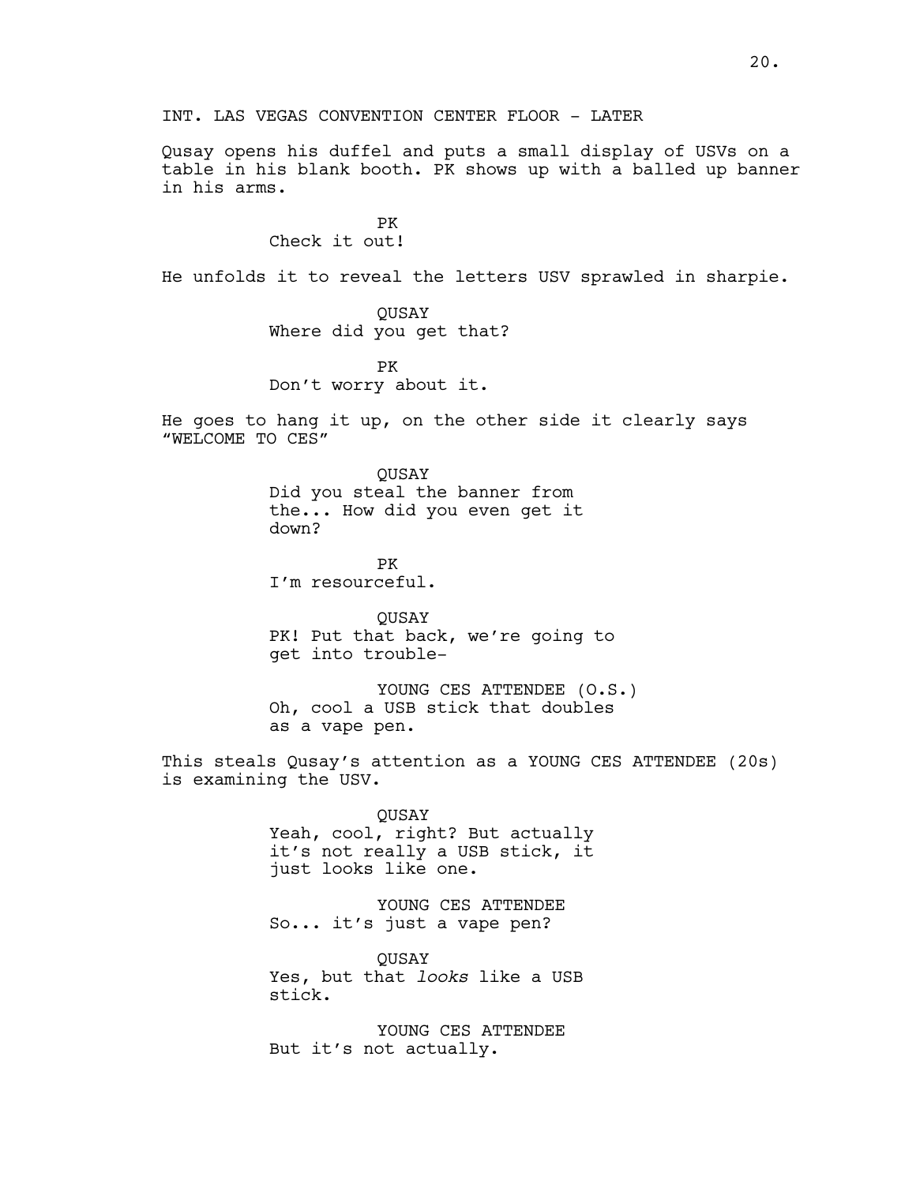INT. LAS VEGAS CONVENTION CENTER FLOOR - LATER

Qusay opens his duffel and puts a small display of USVs on a table in his blank booth. PK shows up with a balled up banner in his arms.

PK
Check it out!

He unfolds it to reveal the letters USV sprawled in sharpie.

QUSAY
Where did you get that?

PK
Don't worry about it.

He goes to hang it up, on the other side it clearly says "WELCOME TO CES"

QUSAY
Did you steal the banner from the... How did you even get it down?

PK
I'm resourceful.

QUSAY
PK! Put that back, we're going to get into trouble-

YOUNG CES ATTENDEE (O.S.)
Oh, cool a USB stick that doubles as a vape pen.

This steals Qusay's attention as a YOUNG CES ATTENDEE (20s) is examining the USV.

QUSAY
Yeah, cool, right? But actually it's not really a USB stick, it just looks like one.

YOUNG CES ATTENDEE
So... it's just a vape pen?

QUSAY
Yes, but that *looks* like a USB stick.

YOUNG CES ATTENDEE
But it's not actually.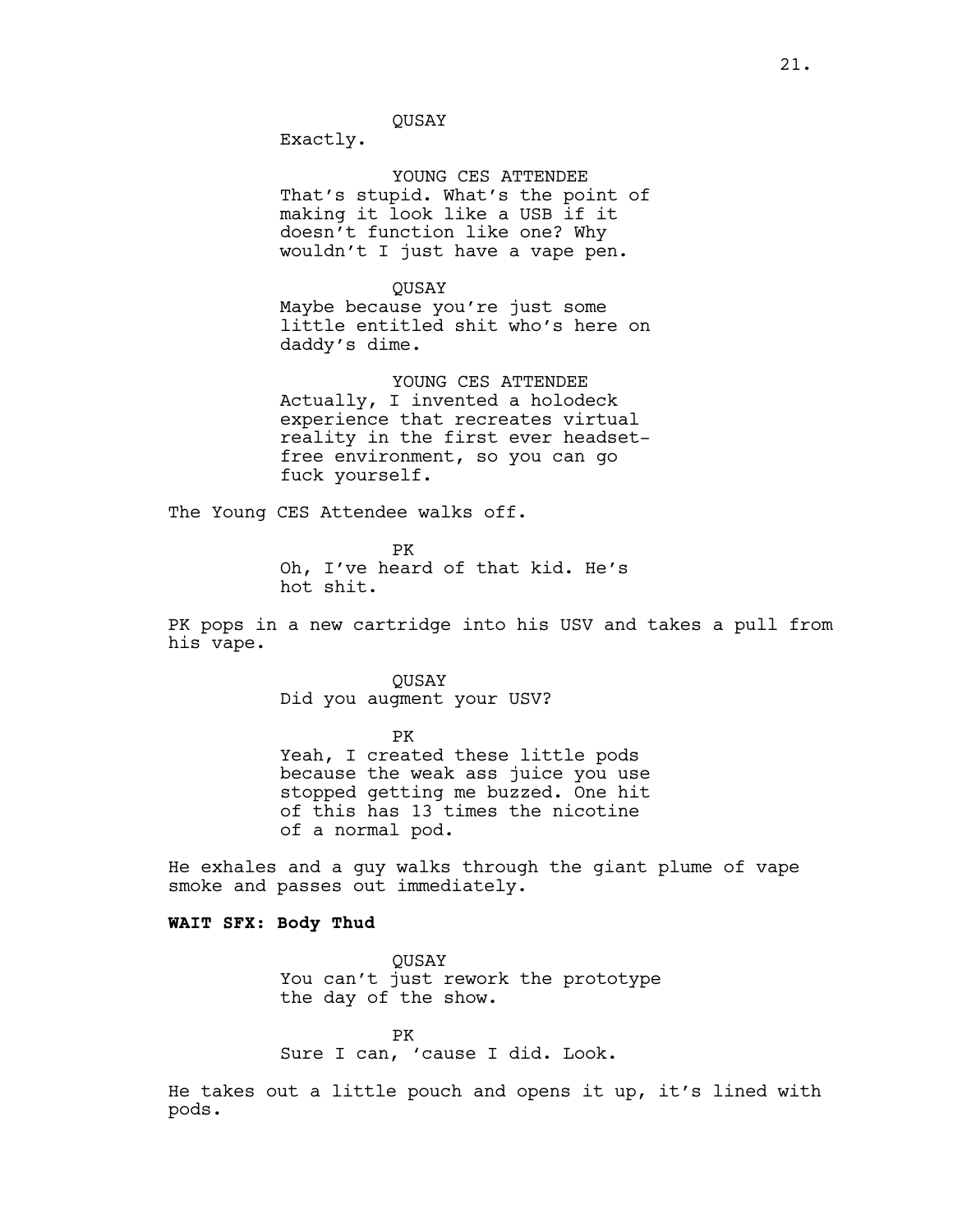QUSAY

Exactly.

YOUNG CES ATTENDEE

That's stupid. What's the point of making it look like a USB if it doesn't function like one? Why wouldn't I just have a vape pen.

QUSAY

Maybe because you're just some little entitled shit who's here on daddy's dime.

YOUNG CES ATTENDEE

Actually, I invented a holodeck experience that recreates virtual reality in the first ever headset-free environment, so you can go fuck yourself.

The Young CES Attendee walks off.

PK

Oh, I've heard of that kid. He's hot shit.

PK pops in a new cartridge into his USV and takes a pull from his vape.

QUSAY

Did you augment your USV?

PK

Yeah, I created these little pods because the weak ass juice you use stopped getting me buzzed. One hit of this has 13 times the nicotine of a normal pod.

He exhales and a guy walks through the giant plume of vape smoke and passes out immediately.

**WAIT SFX: Body Thud**

QUSAY

You can't just rework the prototype the day of the show.

PK

Sure I can, 'cause I did. Look.

He takes out a little pouch and opens it up, it's lined with pods.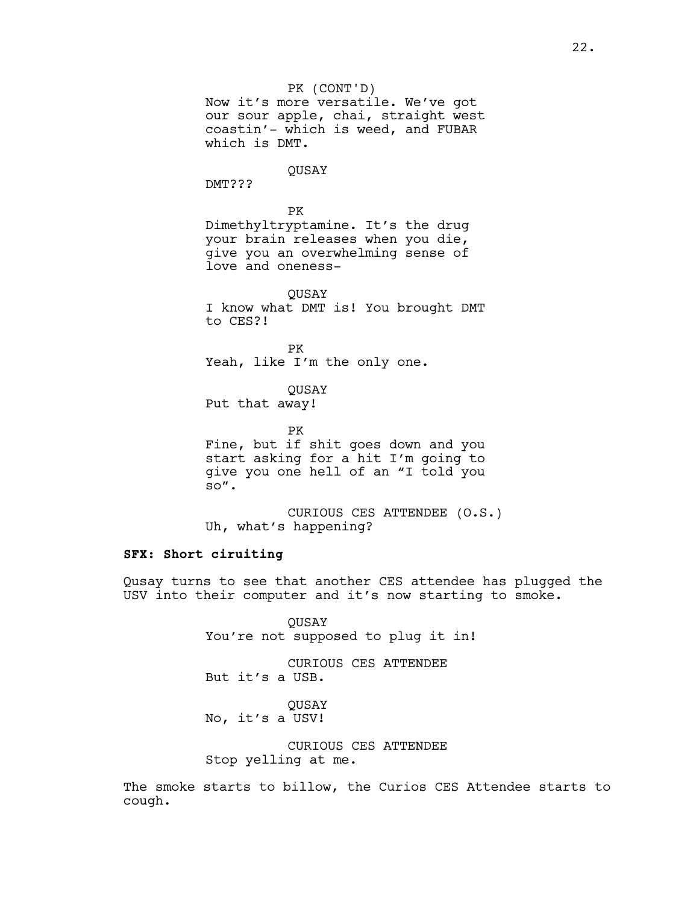PK (CONT'D)
Now it's more versatile. We've got our sour apple, chai, straight west coastin'- which is weed, and FUBAR which is DMT.

QUSAY
DMT???

PK
Dimethyltryptamine. It's the drug your brain releases when you die, give you an overwhelming sense of love and oneness-

QUSAY
I know what DMT is! You brought DMT to CES?!

PK
Yeah, like I'm the only one.

QUSAY
Put that away!

PK
Fine, but if shit goes down and you start asking for a hit I'm going to give you one hell of an "I told you so".

CURIOUS CES ATTENDEE (O.S.)
Uh, what's happening?

**SFX: Short ciruiting**

Qusay turns to see that another CES attendee has plugged the USV into their computer and it's now starting to smoke.

QUSAY
You're not supposed to plug it in!

CURIOUS CES ATTENDEE
But it's a USB.

QUSAY
No, it's a USV!

CURIOUS CES ATTENDEE
Stop yelling at me.

The smoke starts to billow, the Curios CES Attendee starts to cough.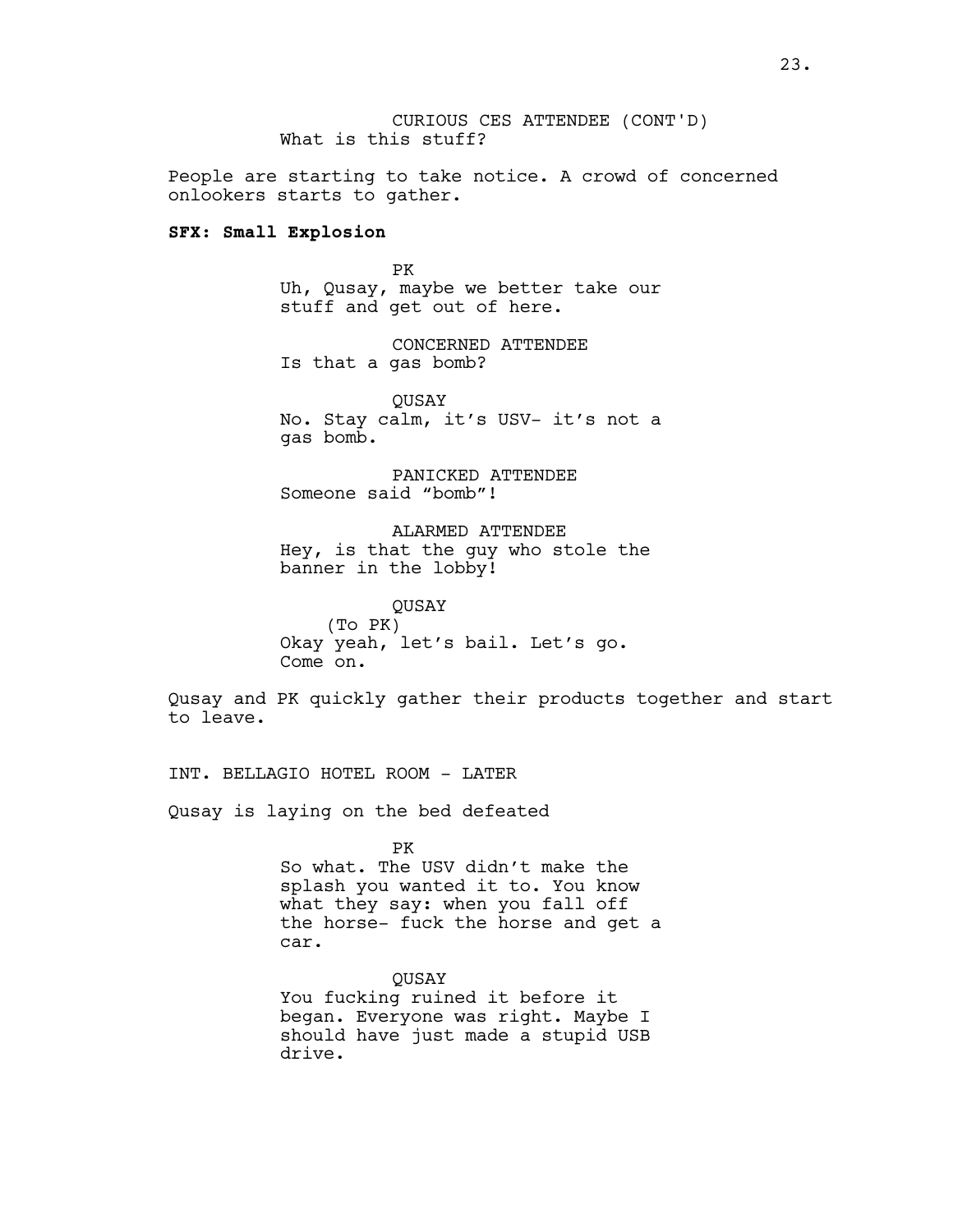CURIOUS CES ATTENDEE (CONT'D)
What is this stuff?

People are starting to take notice. A crowd of concerned onlookers starts to gather.

**SFX: Small Explosion**

PK
Uh, Qusay, maybe we better take our stuff and get out of here.

CONCERNED ATTENDEE
Is that a gas bomb?

QUSAY
No. Stay calm, it's USV- it's not a gas bomb.

PANICKED ATTENDEE
Someone said "bomb"!

ALARMED ATTENDEE
Hey, is that the guy who stole the banner in the lobby!

QUSAY
(To PK)
Okay yeah, let's bail. Let's go. Come on.

Qusay and PK quickly gather their products together and start to leave.

INT. BELLAGIO HOTEL ROOM - LATER

Qusay is laying on the bed defeated

PK
So what. The USV didn't make the splash you wanted it to. You know what they say: when you fall off the horse- fuck the horse and get a car.

QUSAY
You fucking ruined it before it began. Everyone was right. Maybe I should have just made a stupid USB drive.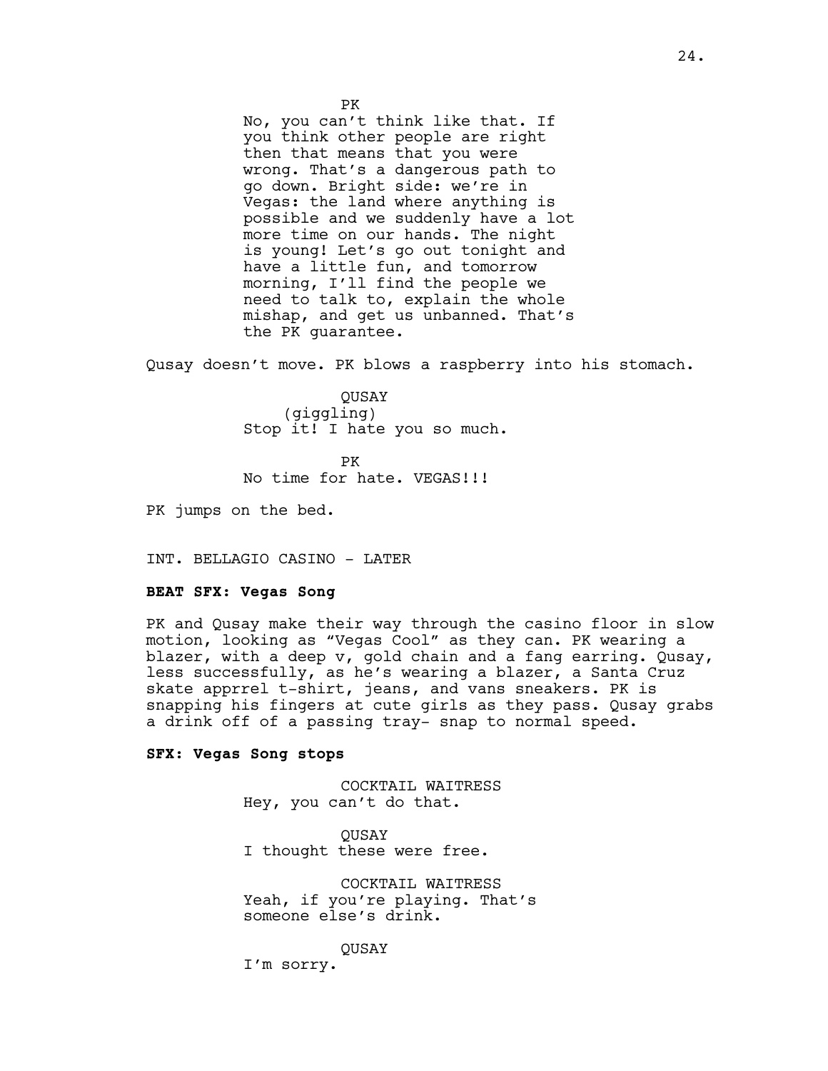PK

No, you can't think like that. If you think other people are right then that means that you were wrong. That's a dangerous path to go down. Bright side: we're in Vegas: the land where anything is possible and we suddenly have a lot more time on our hands. The night is young! Let's go out tonight and have a little fun, and tomorrow morning, I'll find the people we need to talk to, explain the whole mishap, and get us unbanned. That's the PK guarantee.

Qusay doesn't move. PK blows a raspberry into his stomach.

QUSAY

(giggling)

Stop it! I hate you so much.

PK

No time for hate. VEGAS!!!

PK jumps on the bed.

INT. BELLAGIO CASINO - LATER

**BEAT SFX: Vegas Song**

PK and Qusay make their way through the casino floor in slow motion, looking as "Vegas Cool" as they can. PK wearing a blazer, with a deep v, gold chain and a fang earring. Qusay, less successfully, as he's wearing a blazer, a Santa Cruz skate apprrel t-shirt, jeans, and vans sneakers. PK is snapping his fingers at cute girls as they pass. Qusay grabs a drink off of a passing tray- snap to normal speed.

**SFX: Vegas Song stops**

COCKTAIL WAITRESS

Hey, you can't do that.

QUSAY

I thought these were free.

COCKTAIL WAITRESS

Yeah, if you're playing. That's someone else's drink.

QUSAY

I'm sorry.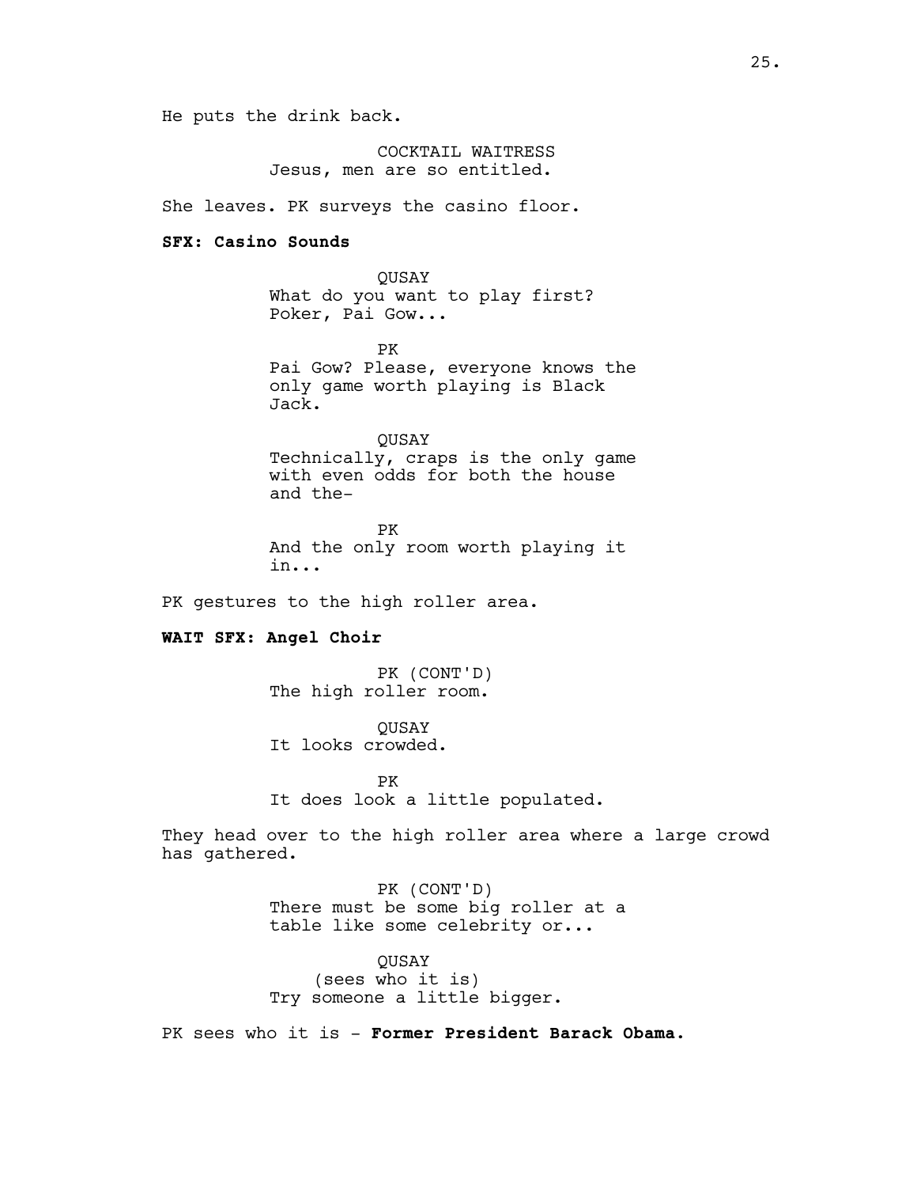He puts the drink back.

COCKTAIL WAITRESS
Jesus, men are so entitled.

She leaves. PK surveys the casino floor.

**SFX: Casino Sounds**

QUSAY
What do you want to play first? Poker, Pai Gow...

PK
Pai Gow? Please, everyone knows the only game worth playing is Black Jack.

QUSAY
Technically, craps is the only game with even odds for both the house and the-

PK
And the only room worth playing it in...

PK gestures to the high roller area.

**WAIT SFX: Angel Choir**

PK (CONT'D)
The high roller room.

QUSAY
It looks crowded.

PK
It does look a little populated.

They head over to the high roller area where a large crowd has gathered.

PK (CONT'D)
There must be some big roller at a table like some celebrity or...

QUSAY
(sees who it is)
Try someone a little bigger.

PK sees who it is - **Former President Barack Obama.**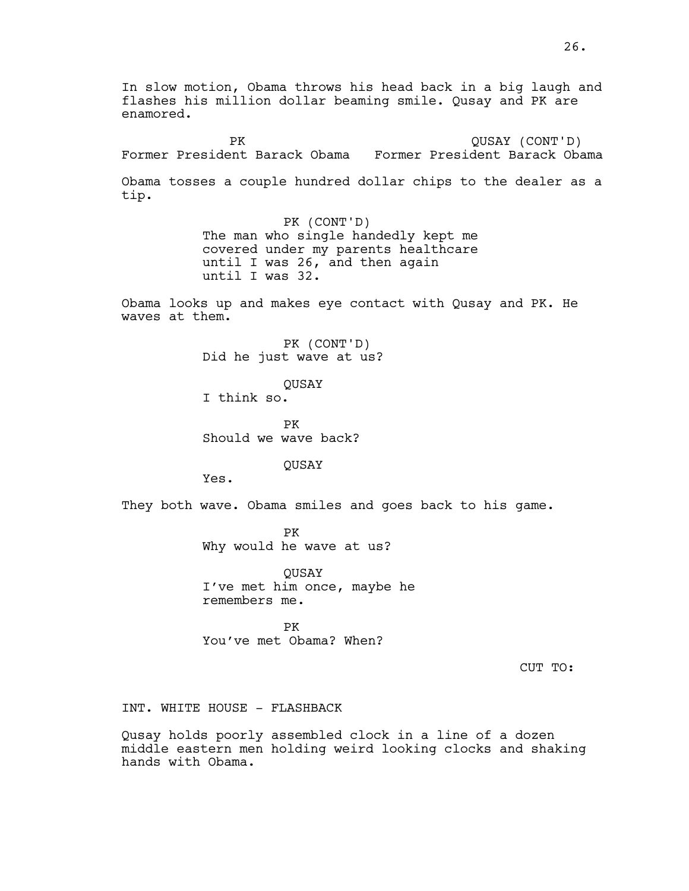In slow motion, Obama throws his head back in a big laugh and flashes his million dollar beaming smile. Qusay and PK are enamored.

PK
Former President Barack Obama

QUSAY (CONT'D)
Former President Barack Obama

Obama tosses a couple hundred dollar chips to the dealer as a tip.

PK (CONT'D)
The man who single handedly kept me covered under my parents healthcare until I was 26, and then again until I was 32.

Obama looks up and makes eye contact with Qusay and PK. He waves at them.

PK (CONT'D)
Did he just wave at us?

QUSAY
I think so.

PK
Should we wave back?

QUSAY
Yes.

They both wave. Obama smiles and goes back to his game.

PK
Why would he wave at us?

QUSAY
I've met him once, maybe he remembers me.

PK
You've met Obama? When?

CUT TO:

INT. WHITE HOUSE - FLASHBACK

Qusay holds poorly assembled clock in a line of a dozen middle eastern men holding weird looking clocks and shaking hands with Obama.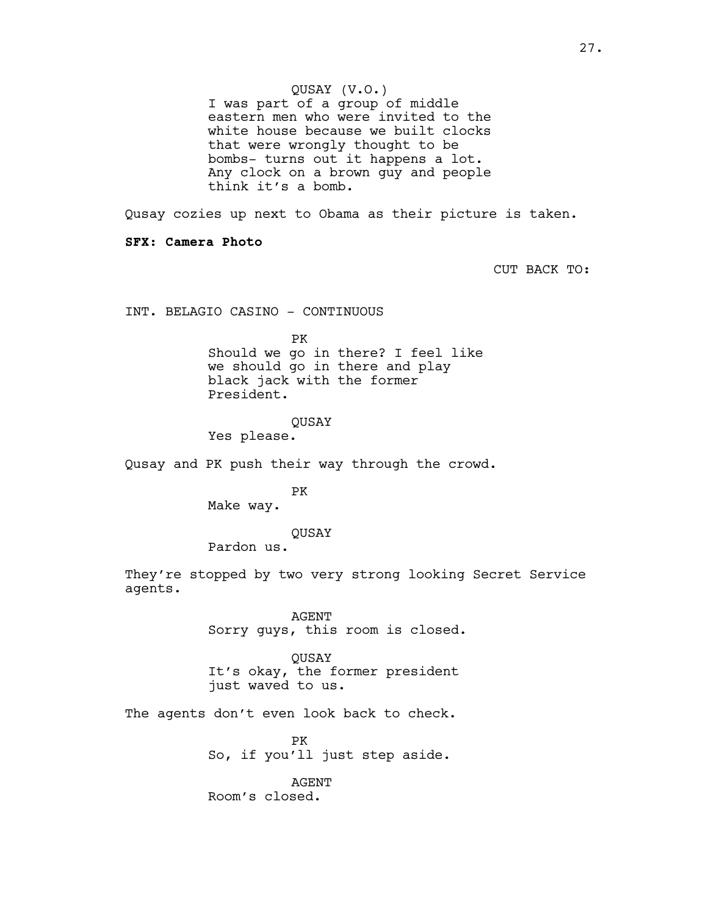QUSAY (V.O.)
I was part of a group of middle eastern men who were invited to the white house because we built clocks that were wrongly thought to be bombs- turns out it happens a lot. Any clock on a brown guy and people think it's a bomb.

Qusay cozies up next to Obama as their picture is taken.

**SFX: Camera Photo**

CUT BACK TO:

INT. BELAGIO CASINO - CONTINUOUS

PK
Should we go in there? I feel like we should go in there and play black jack with the former President.

QUSAY
Yes please.

Qusay and PK push their way through the crowd.

PK
Make way.

QUSAY
Pardon us.

They're stopped by two very strong looking Secret Service agents.

AGENT
Sorry guys, this room is closed.

QUSAY
It's okay, the former president just waved to us.

The agents don't even look back to check.

PK
So, if you'll just step aside.

AGENT
Room's closed.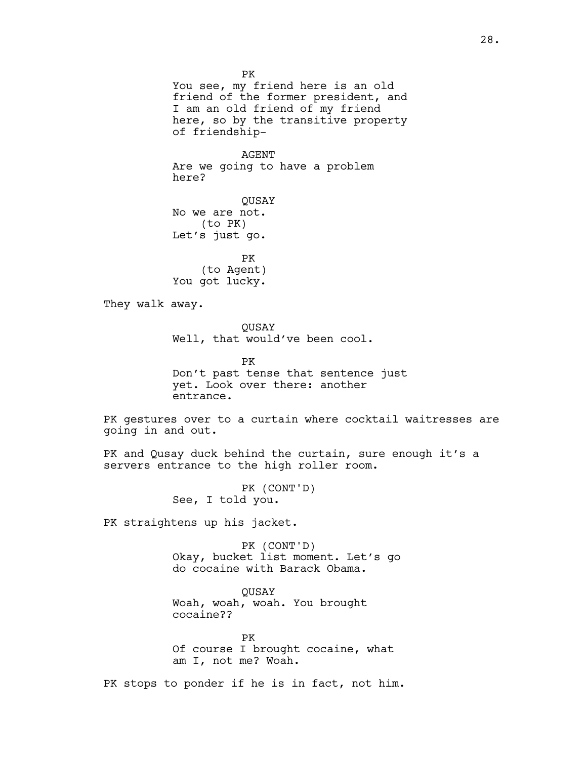PK
You see, my friend here is an old friend of the former president, and I am an old friend of my friend here, so by the transitive property of friendship-

AGENT
Are we going to have a problem here?

QUSAY
No we are not.
(to PK)
Let's just go.

PK
(to Agent)
You got lucky.

They walk away.

QUSAY
Well, that would've been cool.

PK
Don't past tense that sentence just yet. Look over there: another entrance.

PK gestures over to a curtain where cocktail waitresses are going in and out.

PK and Qusay duck behind the curtain, sure enough it's a servers entrance to the high roller room.

PK (CONT'D)
See, I told you.

PK straightens up his jacket.

PK (CONT'D)
Okay, bucket list moment. Let's go do cocaine with Barack Obama.

QUSAY
Woah, woah, woah. You brought cocaine??

PK
Of course I brought cocaine, what am I, not me? Woah.

PK stops to ponder if he is in fact, not him.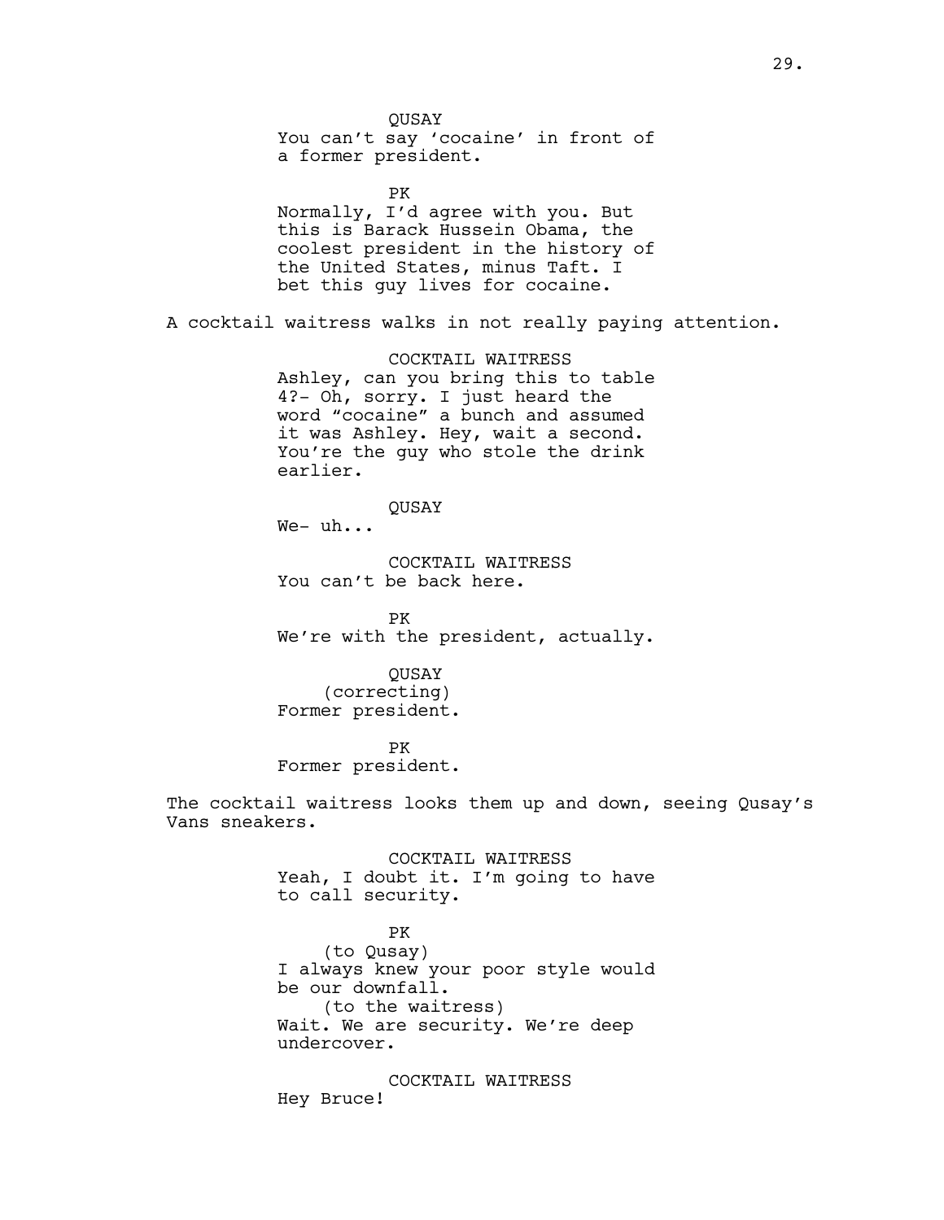QUSAY
You can't say 'cocaine' in front of a former president.

PK
Normally, I'd agree with you. But this is Barack Hussein Obama, the coolest president in the history of the United States, minus Taft. I bet this guy lives for cocaine.

A cocktail waitress walks in not really paying attention.

COCKTAIL WAITRESS
Ashley, can you bring this to table 4?- Oh, sorry. I just heard the word "cocaine" a bunch and assumed it was Ashley. Hey, wait a second. You're the guy who stole the drink earlier.

QUSAY
We- uh...

COCKTAIL WAITRESS
You can't be back here.

PK
We're with the president, actually.

QUSAY
(correcting)
Former president.

PK
Former president.

The cocktail waitress looks them up and down, seeing Qusay's Vans sneakers.

COCKTAIL WAITRESS
Yeah, I doubt it. I'm going to have to call security.

PK
(to Qusay)
I always knew your poor style would be our downfall.
(to the waitress)
Wait. We are security. We're deep undercover.

COCKTAIL WAITRESS
Hey Bruce!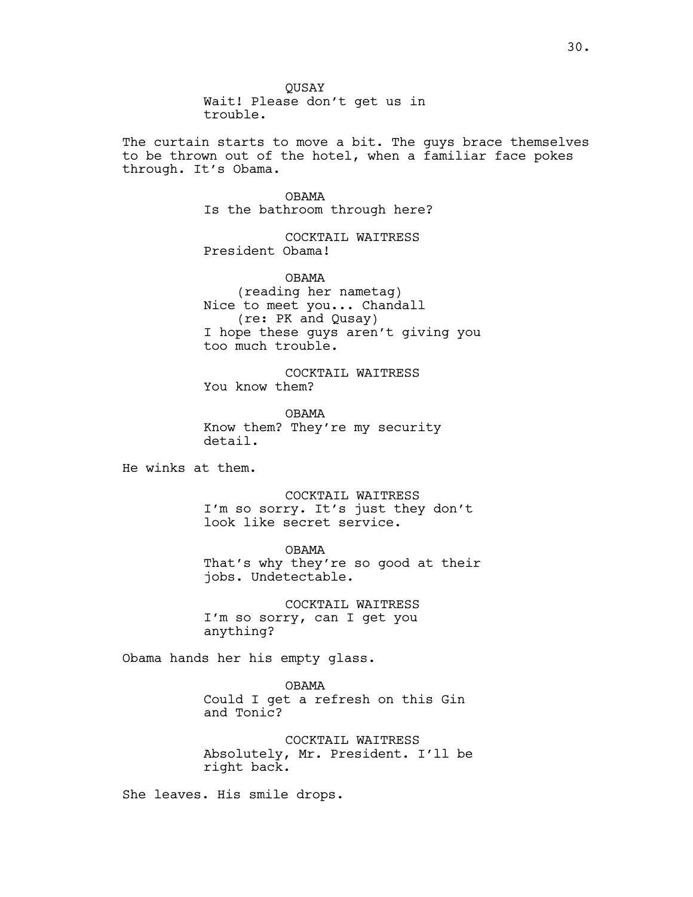QUSAY
Wait! Please don't get us in trouble.

The curtain starts to move a bit. The guys brace themselves to be thrown out of the hotel, when a familiar face pokes through. It's Obama.

OBAMA
Is the bathroom through here?

COCKTAIL WAITRESS
President Obama!

OBAMA
(reading her nametag)
Nice to meet you... Chandall
(re: PK and Qusay)
I hope these guys aren't giving you too much trouble.

COCKTAIL WAITRESS
You know them?

OBAMA
Know them? They're my security detail.

He winks at them.

COCKTAIL WAITRESS
I'm so sorry. It's just they don't look like secret service.

OBAMA
That's why they're so good at their jobs. Undetectable.

COCKTAIL WAITRESS
I'm so sorry, can I get you anything?

Obama hands her his empty glass.

OBAMA
Could I get a refresh on this Gin and Tonic?

COCKTAIL WAITRESS
Absolutely, Mr. President. I'll be right back.

She leaves. His smile drops.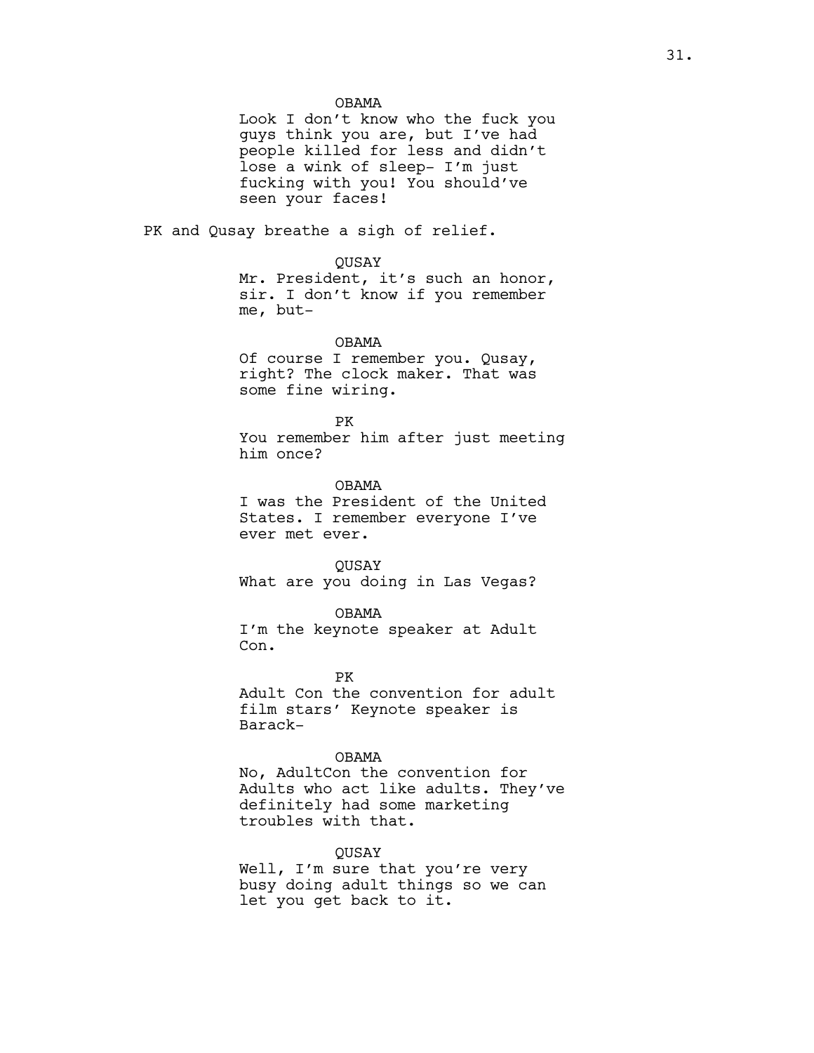OBAMA

Look I don't know who the fuck you guys think you are, but I've had people killed for less and didn't lose a wink of sleep- I'm just fucking with you! You should've seen your faces!

PK and Qusay breathe a sigh of relief.

QUSAY

Mr. President, it's such an honor, sir. I don't know if you remember me, but-

OBAMA

Of course I remember you. Qusay, right? The clock maker. That was some fine wiring.

PK

You remember him after just meeting him once?

OBAMA

I was the President of the United States. I remember everyone I've ever met ever.

QUSAY

What are you doing in Las Vegas?

OBAMA

I'm the keynote speaker at Adult Con.

PK

Adult Con the convention for adult film stars' Keynote speaker is Barack-

OBAMA

No, AdultCon the convention for Adults who act like adults. They've definitely had some marketing troubles with that.

QUSAY

Well, I'm sure that you're very busy doing adult things so we can let you get back to it.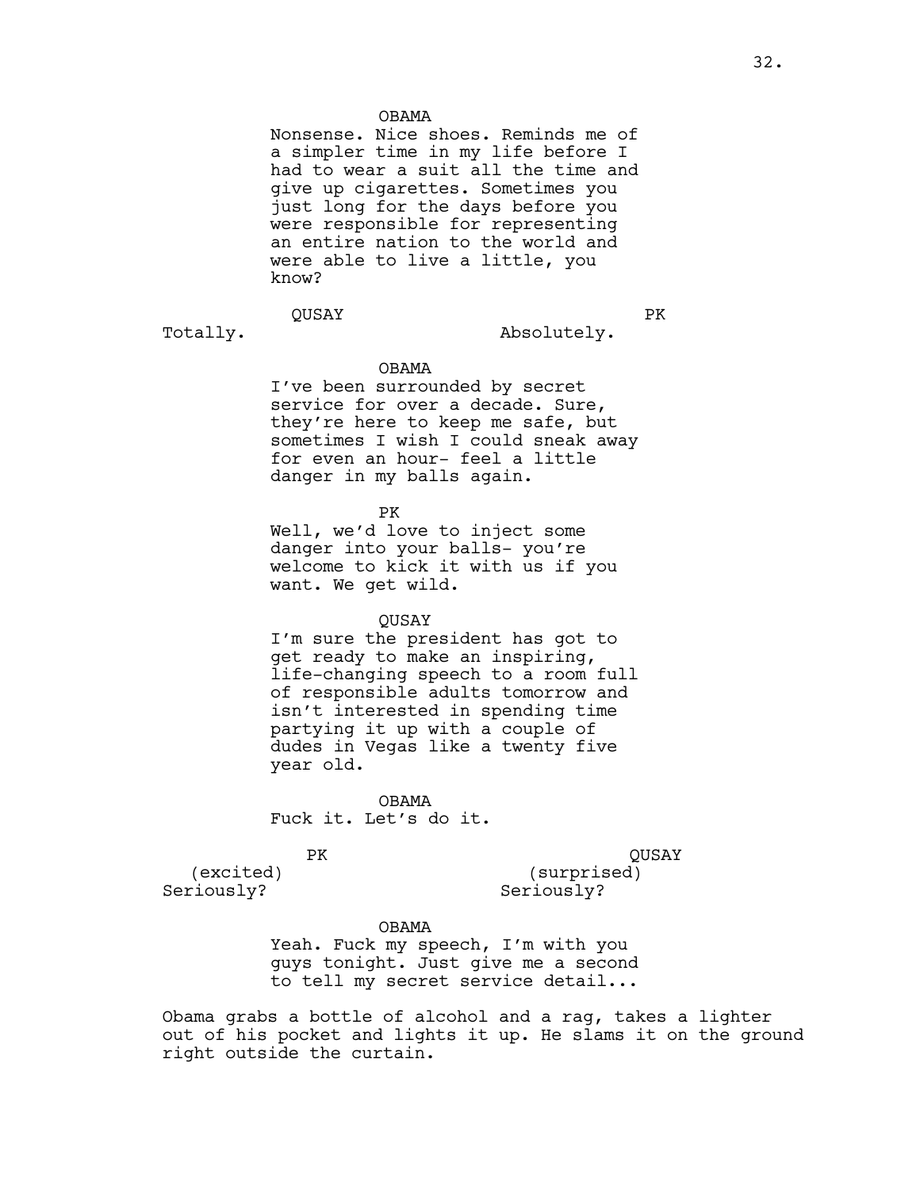OBAMA
Nonsense. Nice shoes. Reminds me of a simpler time in my life before I had to wear a suit all the time and give up cigarettes. Sometimes you just long for the days before you were responsible for representing an entire nation to the world and were able to live a little, you know?

QUSAY
Totally.

PK
Absolutely.

OBAMA
I've been surrounded by secret service for over a decade. Sure, they're here to keep me safe, but sometimes I wish I could sneak away for even an hour- feel a little danger in my balls again.

PK
Well, we'd love to inject some danger into your balls- you're welcome to kick it with us if you want. We get wild.

QUSAY
I'm sure the president has got to get ready to make an inspiring, life-changing speech to a room full of responsible adults tomorrow and isn't interested in spending time partying it up with a couple of dudes in Vegas like a twenty five year old.

OBAMA
Fuck it. Let's do it.

PK
(excited)
Seriously?

QUSAY
(surprised)
Seriously?

OBAMA
Yeah. Fuck my speech, I'm with you guys tonight. Just give me a second to tell my secret service detail...

Obama grabs a bottle of alcohol and a rag, takes a lighter out of his pocket and lights it up. He slams it on the ground right outside the curtain.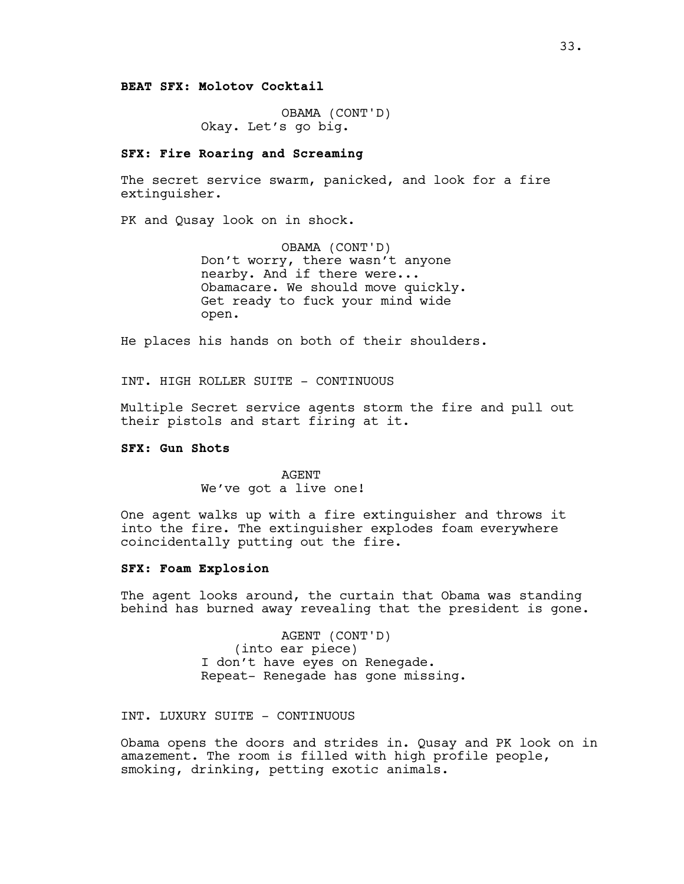**BEAT SFX: Molotov Cocktail**

OBAMA (CONT'D)
Okay. Let's go big.

**SFX: Fire Roaring and Screaming**

The secret service swarm, panicked, and look for a fire extinguisher.

PK and Qusay look on in shock.

OBAMA (CONT'D)
Don't worry, there wasn't anyone nearby. And if there were... Obamacare. We should move quickly. Get ready to fuck your mind wide open.

He places his hands on both of their shoulders.

INT. HIGH ROLLER SUITE - CONTINUOUS

Multiple Secret service agents storm the fire and pull out their pistols and start firing at it.

**SFX: Gun Shots**

AGENT
We've got a live one!

One agent walks up with a fire extinguisher and throws it into the fire. The extinguisher explodes foam everywhere coincidentally putting out the fire.

**SFX: Foam Explosion**

The agent looks around, the curtain that Obama was standing behind has burned away revealing that the president is gone.

AGENT (CONT'D)
(into ear piece)
I don't have eyes on Renegade. Repeat- Renegade has gone missing.

INT. LUXURY SUITE - CONTINUOUS

Obama opens the doors and strides in. Qusay and PK look on in amazement. The room is filled with high profile people, smoking, drinking, petting exotic animals.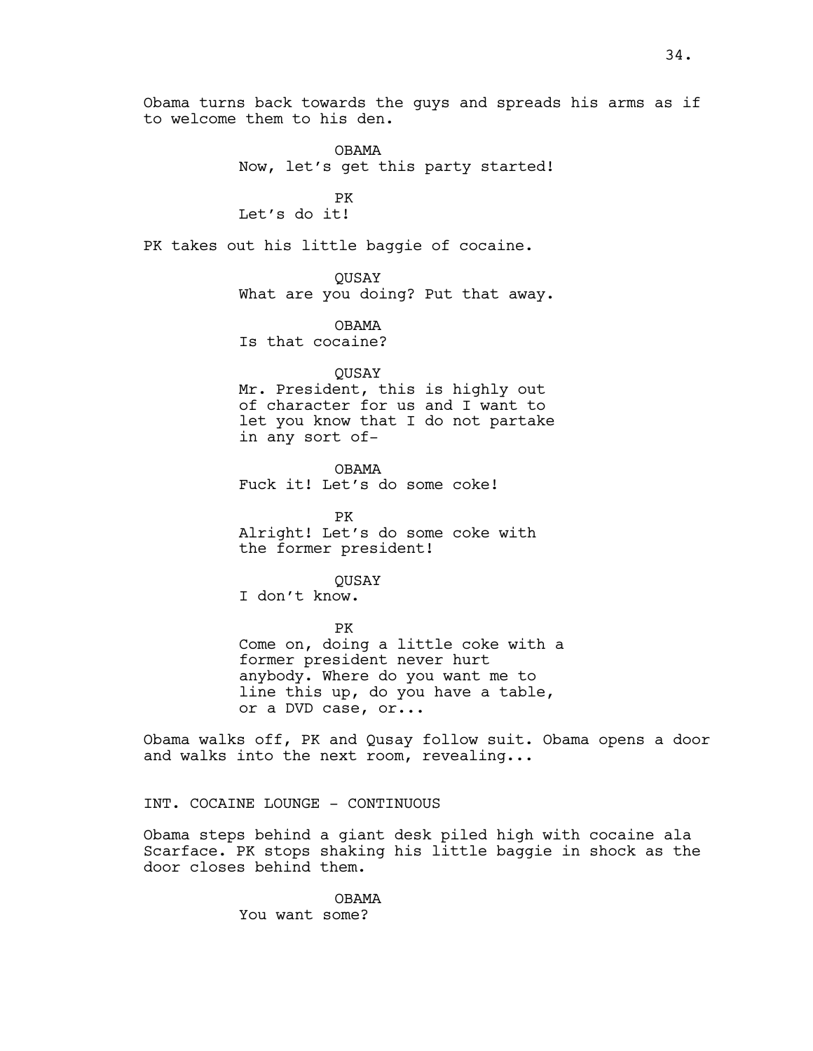Obama turns back towards the guys and spreads his arms as if to welcome them to his den.

OBAMA
Now, let's get this party started!

PK
Let's do it!

PK takes out his little baggie of cocaine.

QUSAY
What are you doing? Put that away.

OBAMA
Is that cocaine?

QUSAY
Mr. President, this is highly out of character for us and I want to let you know that I do not partake in any sort of-

OBAMA
Fuck it! Let's do some coke!

PK
Alright! Let's do some coke with the former president!

QUSAY
I don't know.

PK
Come on, doing a little coke with a former president never hurt anybody. Where do you want me to line this up, do you have a table, or a DVD case, or...

Obama walks off, PK and Qusay follow suit. Obama opens a door and walks into the next room, revealing...

INT. COCAINE LOUNGE - CONTINUOUS

Obama steps behind a giant desk piled high with cocaine ala Scarface. PK stops shaking his little baggie in shock as the door closes behind them.

OBAMA
You want some?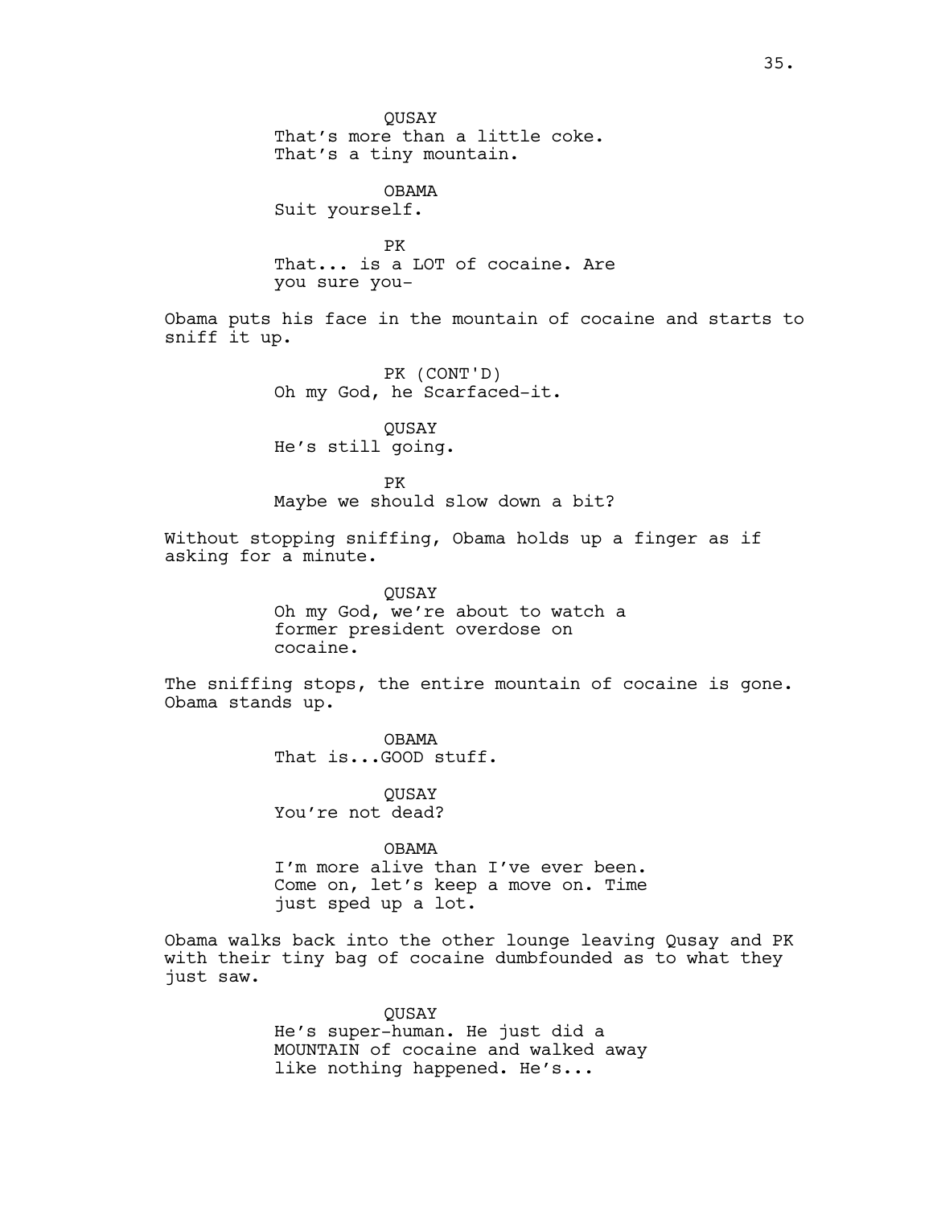QUSAY
That's more than a little coke. That's a tiny mountain.

OBAMA
Suit yourself.

PK
That... is a LOT of cocaine. Are you sure you-

Obama puts his face in the mountain of cocaine and starts to sniff it up.

PK (CONT'D)
Oh my God, he Scarfaced-it.

QUSAY
He's still going.

PK
Maybe we should slow down a bit?

Without stopping sniffing, Obama holds up a finger as if asking for a minute.

QUSAY
Oh my God, we're about to watch a former president overdose on cocaine.

The sniffing stops, the entire mountain of cocaine is gone. Obama stands up.

OBAMA
That is...GOOD stuff.

QUSAY
You're not dead?

OBAMA
I'm more alive than I've ever been. Come on, let's keep a move on. Time just sped up a lot.

Obama walks back into the other lounge leaving Qusay and PK with their tiny bag of cocaine dumbfounded as to what they just saw.

QUSAY
He's super-human. He just did a MOUNTAIN of cocaine and walked away like nothing happened. He's...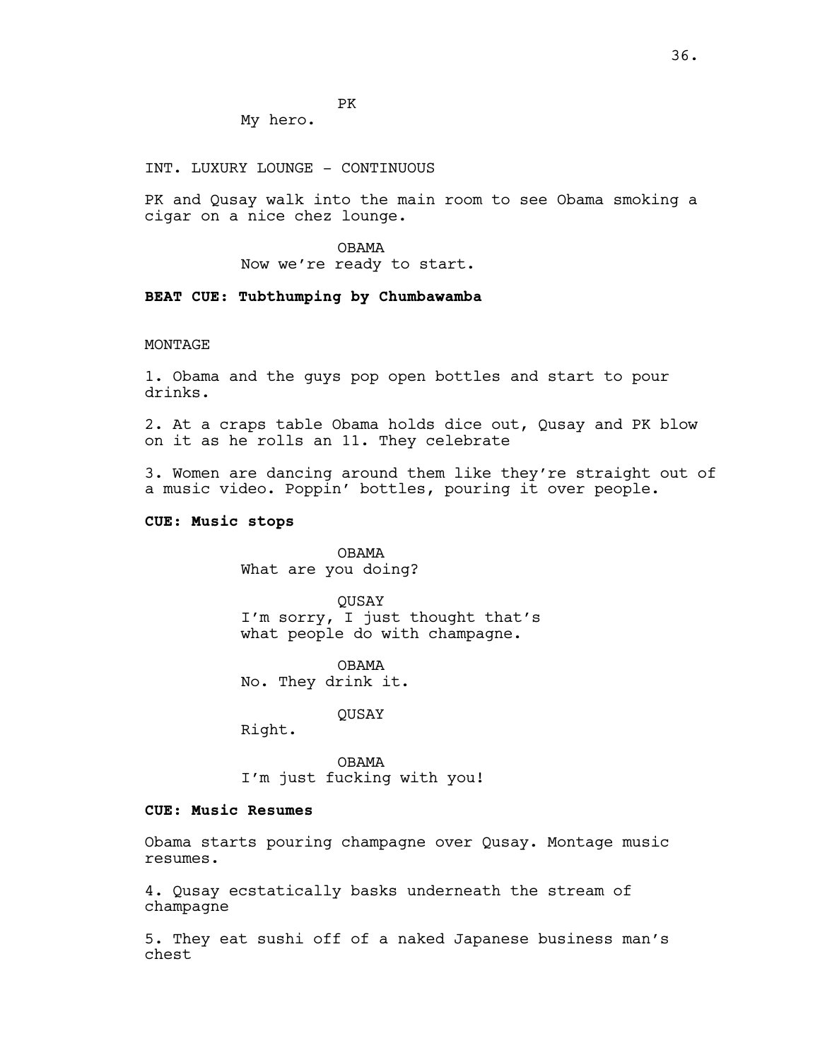PK
My hero.

INT. LUXURY LOUNGE - CONTINUOUS

PK and Qusay walk into the main room to see Obama smoking a cigar on a nice chez lounge.

OBAMA
Now we're ready to start.

**BEAT CUE: Tubthumping by Chumbawamba**

MONTAGE

1. Obama and the guys pop open bottles and start to pour drinks.

2. At a craps table Obama holds dice out, Qusay and PK blow on it as he rolls an 11. They celebrate

3. Women are dancing around them like they're straight out of a music video. Poppin' bottles, pouring it over people.

**CUE: Music stops**

OBAMA
What are you doing?

QUSAY
I'm sorry, I just thought that's what people do with champagne.

OBAMA
No. They drink it.

QUSAY
Right.

OBAMA
I'm just fucking with you!

**CUE: Music Resumes**

Obama starts pouring champagne over Qusay. Montage music resumes.

4. Qusay ecstatically basks underneath the stream of champagne

5. They eat sushi off of a naked Japanese business man's chest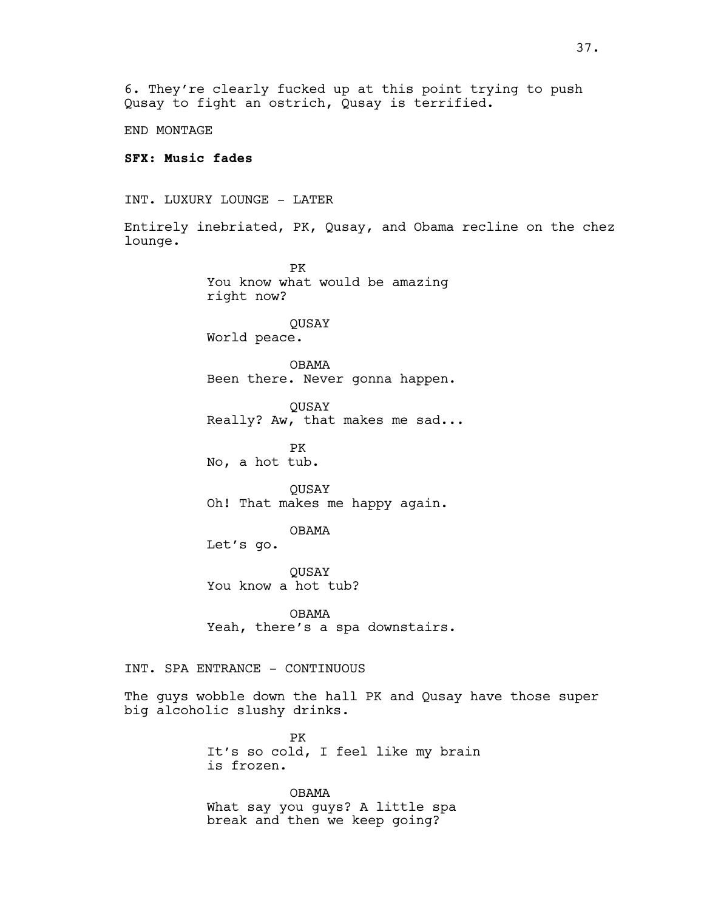6. They're clearly fucked up at this point trying to push Qusay to fight an ostrich, Qusay is terrified.

END MONTAGE

**SFX: Music fades**

INT. LUXURY LOUNGE - LATER

Entirely inebriated, PK, Qusay, and Obama recline on the chez lounge.

PK
You know what would be amazing right now?

QUSAY
World peace.

OBAMA
Been there. Never gonna happen.

QUSAY
Really? Aw, that makes me sad...

PK
No, a hot tub.

QUSAY
Oh! That makes me happy again.

OBAMA
Let's go.

QUSAY
You know a hot tub?

OBAMA
Yeah, there's a spa downstairs.

INT. SPA ENTRANCE - CONTINUOUS

The guys wobble down the hall PK and Qusay have those super big alcoholic slushy drinks.

PK
It's so cold, I feel like my brain is frozen.

OBAMA
What say you guys? A little spa break and then we keep going?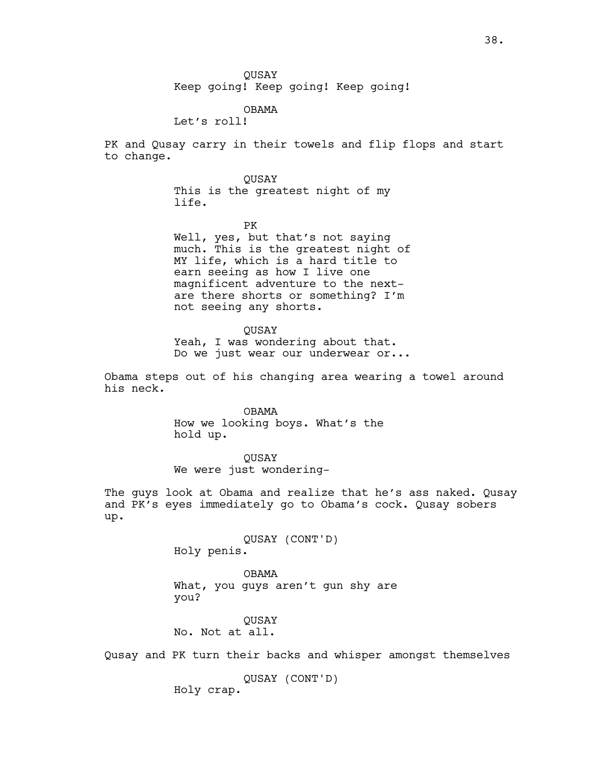QUSAY
Keep going! Keep going! Keep going!

OBAMA
Let's roll!

PK and Qusay carry in their towels and flip flops and start to change.

QUSAY
This is the greatest night of my life.

PK
Well, yes, but that's not saying much. This is the greatest night of MY life, which is a hard title to earn seeing as how I live one magnificent adventure to the next- are there shorts or something? I'm not seeing any shorts.

QUSAY
Yeah, I was wondering about that. Do we just wear our underwear or...

Obama steps out of his changing area wearing a towel around his neck.

OBAMA
How we looking boys. What's the hold up.

QUSAY
We were just wondering-

The guys look at Obama and realize that he's ass naked. Qusay and PK's eyes immediately go to Obama's cock. Qusay sobers up.

QUSAY (CONT'D)
Holy penis.

OBAMA
What, you guys aren't gun shy are you?

QUSAY
No. Not at all.

Qusay and PK turn their backs and whisper amongst themselves

QUSAY (CONT'D)
Holy crap.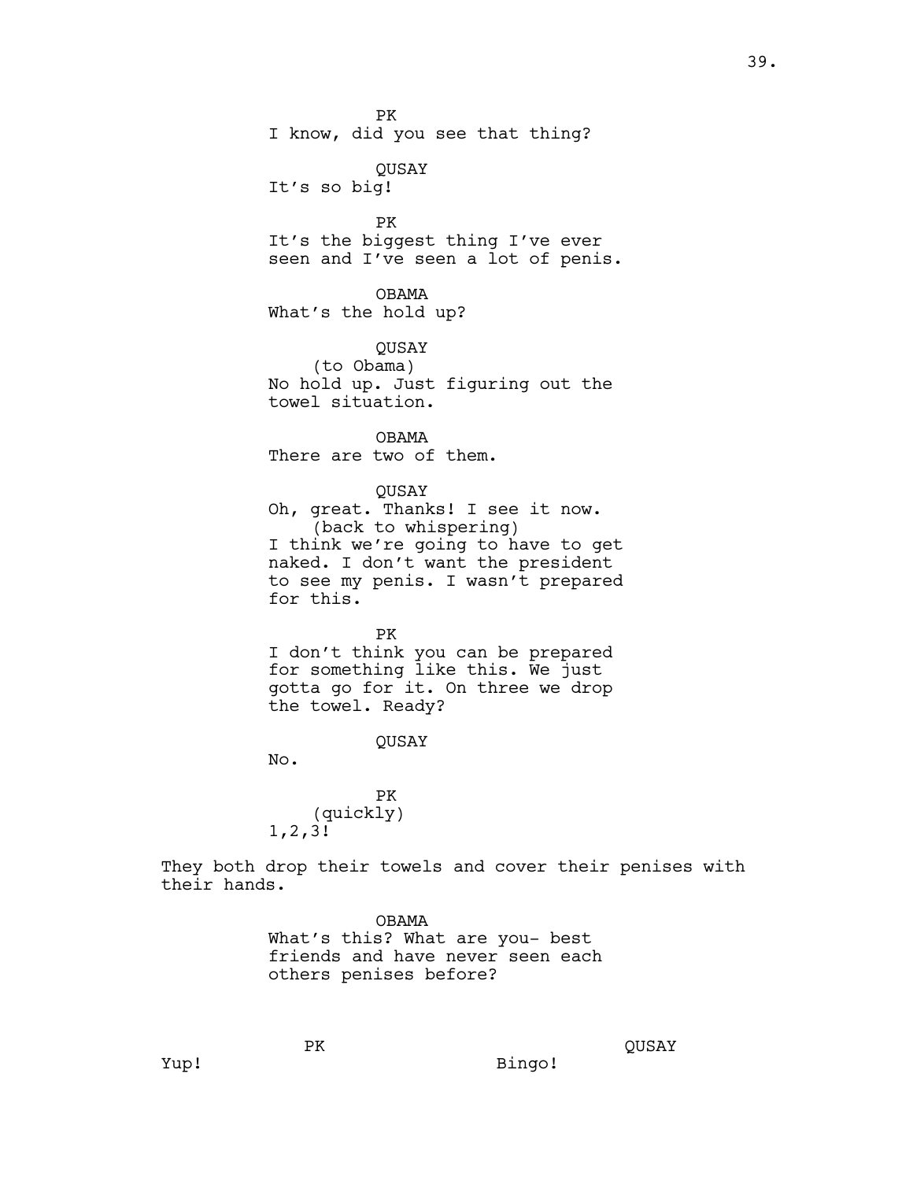PK
I know, did you see that thing?

QUSAY
It's so big!

PK
It's the biggest thing I've ever seen and I've seen a lot of penis.

OBAMA
What's the hold up?

QUSAY
(to Obama)
No hold up. Just figuring out the towel situation.

OBAMA
There are two of them.

QUSAY
Oh, great. Thanks! I see it now.
(back to whispering)
I think we're going to have to get naked. I don't want the president to see my penis. I wasn't prepared for this.

PK
I don't think you can be prepared for something like this. We just gotta go for it. On three we drop the towel. Ready?

QUSAY
No.

PK
(quickly)
1,2,3!

They both drop their towels and cover their penises with their hands.

OBAMA
What's this? What are you- best friends and have never seen each others penises before?

PK
Yup!

QUSAY
Bingo!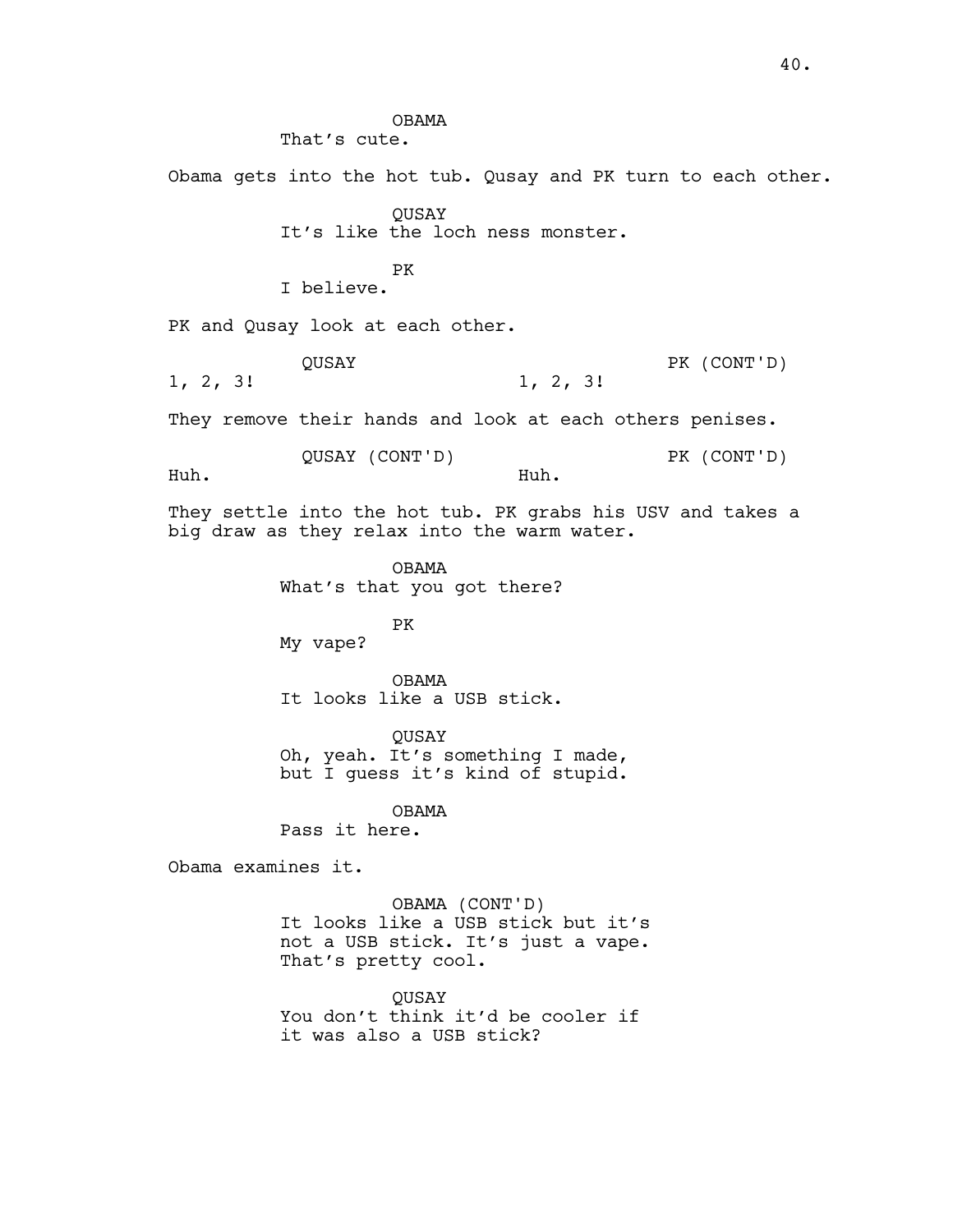OBAMA
That's cute.

Obama gets into the hot tub. Qusay and PK turn to each other.

QUSAY
It's like the loch ness monster.

PK
I believe.

PK and Qusay look at each other.

QUSAY
1, 2, 3!

PK (CONT'D)
1, 2, 3!

They remove their hands and look at each others penises.

QUSAY (CONT'D)
Huh.

PK (CONT'D)
Huh.

They settle into the hot tub. PK grabs his USV and takes a big draw as they relax into the warm water.

OBAMA
What's that you got there?

PK
My vape?

OBAMA
It looks like a USB stick.

QUSAY
Oh, yeah. It's something I made, but I guess it's kind of stupid.

OBAMA
Pass it here.

Obama examines it.

OBAMA (CONT'D)
It looks like a USB stick but it's not a USB stick. It's just a vape. That's pretty cool.

QUSAY
You don't think it'd be cooler if it was also a USB stick?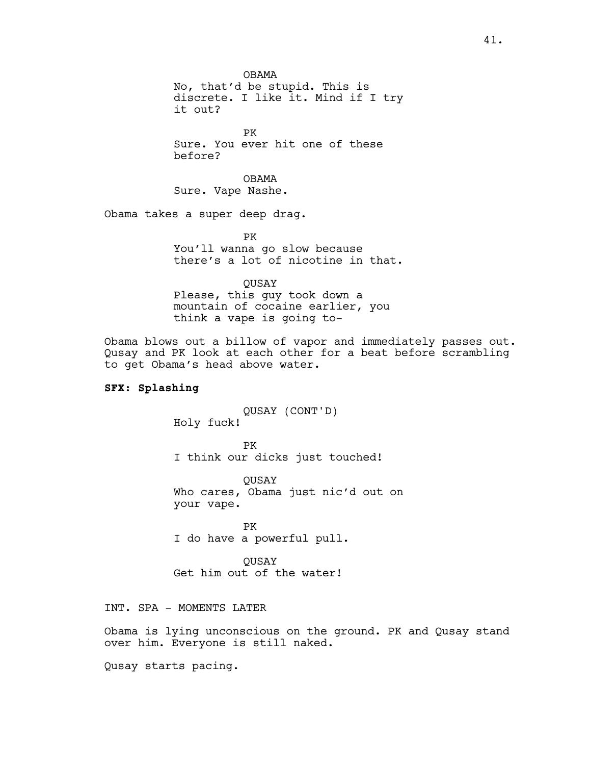OBAMA
No, that'd be stupid. This is discrete. I like it. Mind if I try it out?

PK
Sure. You ever hit one of these before?

OBAMA
Sure. Vape Nashe.

Obama takes a super deep drag.

PK
You'll wanna go slow because there's a lot of nicotine in that.

QUSAY
Please, this guy took down a mountain of cocaine earlier, you think a vape is going to-

Obama blows out a billow of vapor and immediately passes out. Qusay and PK look at each other for a beat before scrambling to get Obama's head above water.

**SFX: Splashing**

QUSAY (CONT'D)
Holy fuck!

PK
I think our dicks just touched!

QUSAY
Who cares, Obama just nic'd out on your vape.

PK
I do have a powerful pull.

QUSAY
Get him out of the water!

INT. SPA - MOMENTS LATER

Obama is lying unconscious on the ground. PK and Qusay stand over him. Everyone is still naked.

Qusay starts pacing.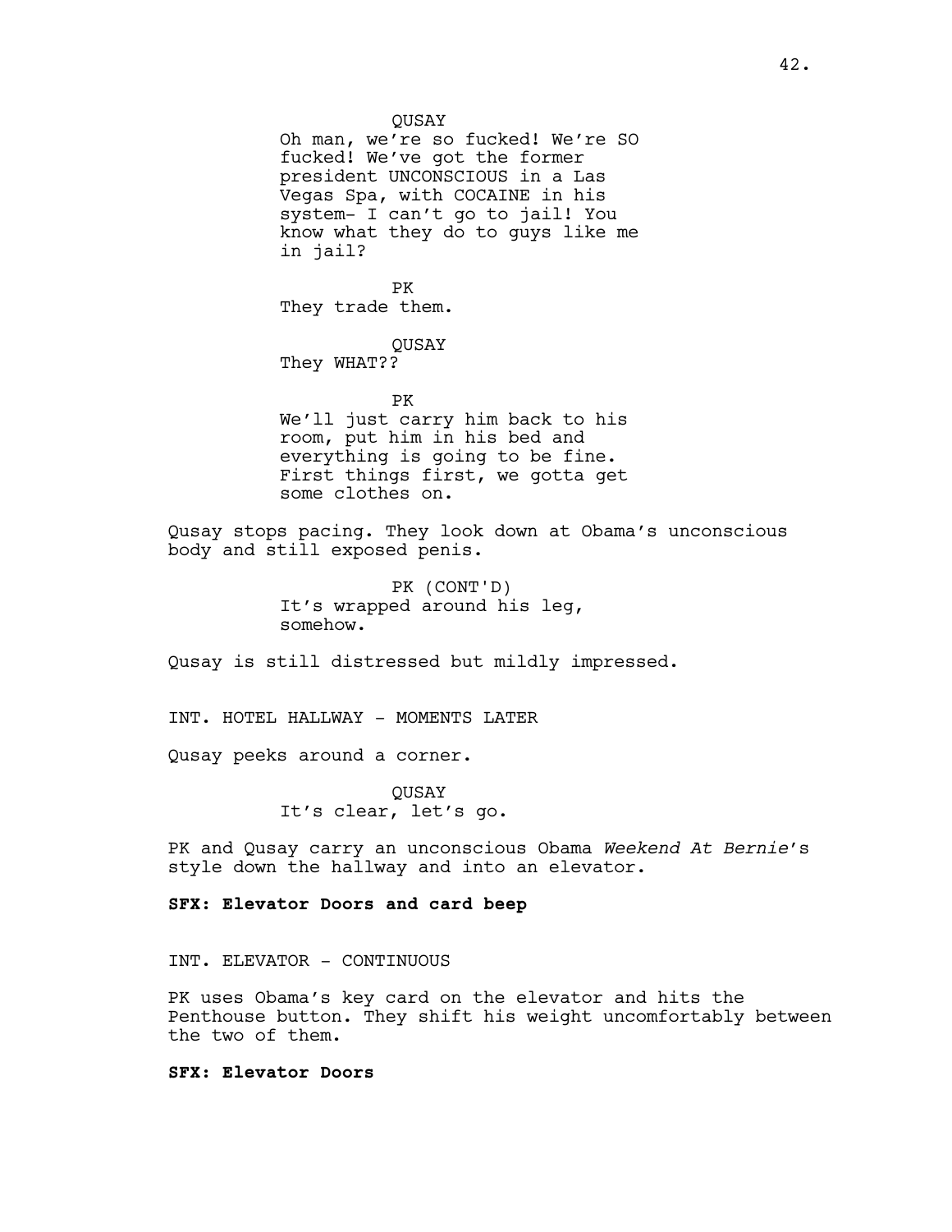QUSAY
Oh man, we're so fucked! We're SO fucked! We've got the former president UNCONSCIOUS in a Las Vegas Spa, with COCAINE in his system- I can't go to jail! You know what they do to guys like me in jail?

PK
They trade them.

QUSAY
They WHAT??

PK
We'll just carry him back to his room, put him in his bed and everything is going to be fine. First things first, we gotta get some clothes on.

Qusay stops pacing. They look down at Obama's unconscious body and still exposed penis.

PK (CONT'D)
It's wrapped around his leg, somehow.

Qusay is still distressed but mildly impressed.

INT. HOTEL HALLWAY - MOMENTS LATER

Qusay peeks around a corner.

QUSAY
It's clear, let's go.

PK and Qusay carry an unconscious Obama *Weekend At Bernie*'s style down the hallway and into an elevator.

**SFX: Elevator Doors and card beep**

INT. ELEVATOR - CONTINUOUS

PK uses Obama's key card on the elevator and hits the Penthouse button. They shift his weight uncomfortably between the two of them.

**SFX: Elevator Doors**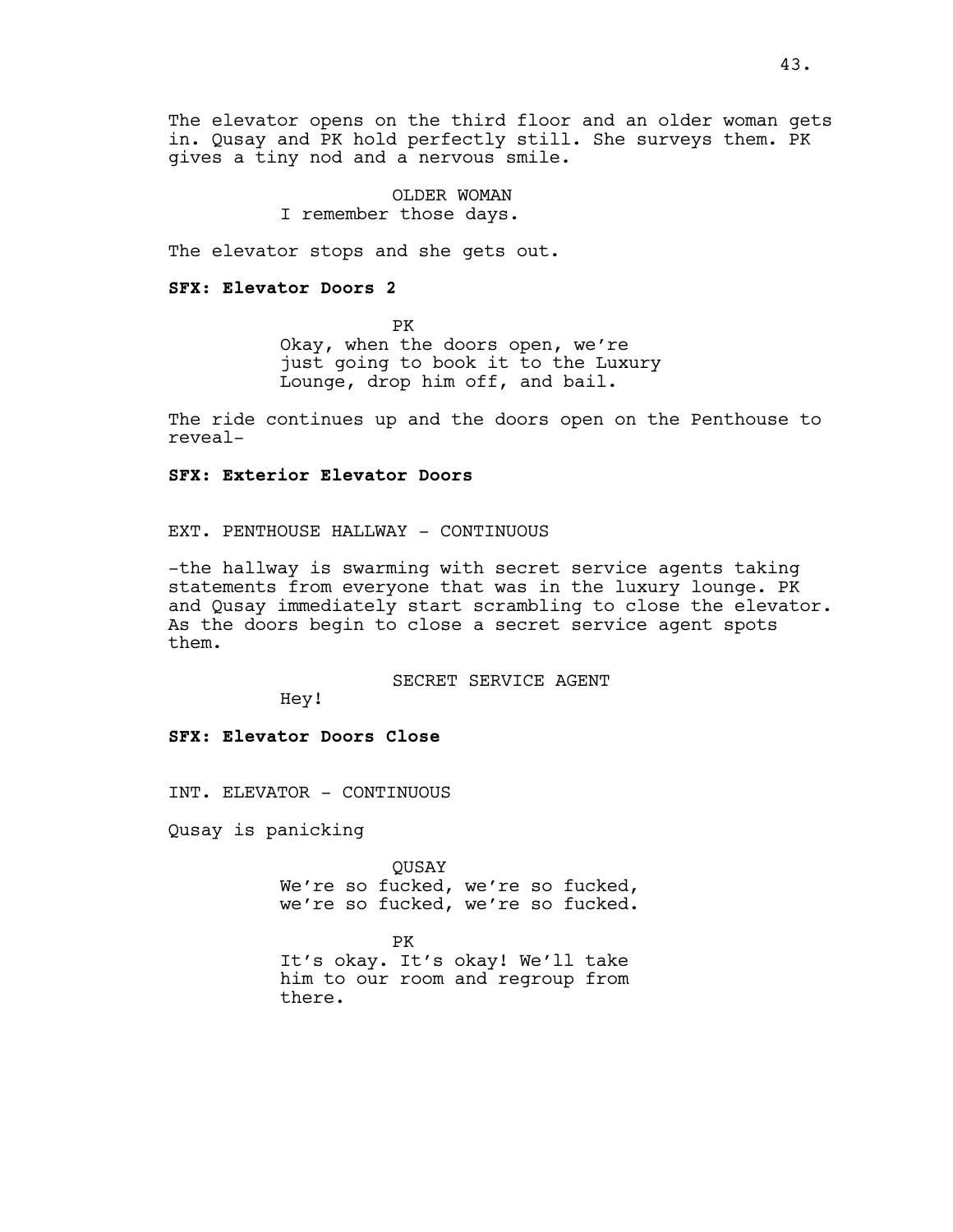The elevator opens on the third floor and an older woman gets in. Qusay and PK hold perfectly still. She surveys them. PK gives a tiny nod and a nervous smile.

OLDER WOMAN
I remember those days.

The elevator stops and she gets out.

**SFX: Elevator Doors 2**

PK
Okay, when the doors open, we're just going to book it to the Luxury Lounge, drop him off, and bail.

The ride continues up and the doors open on the Penthouse to reveal-

**SFX: Exterior Elevator Doors**

EXT. PENTHOUSE HALLWAY - CONTINUOUS

-the hallway is swarming with secret service agents taking statements from everyone that was in the luxury lounge. PK and Qusay immediately start scrambling to close the elevator. As the doors begin to close a secret service agent spots them.

SECRET SERVICE AGENT
Hey!

**SFX: Elevator Doors Close**

INT. ELEVATOR - CONTINUOUS

Qusay is panicking

QUSAY
We're so fucked, we're so fucked, we're so fucked, we're so fucked.

PK
It's okay. It's okay! We'll take him to our room and regroup from there.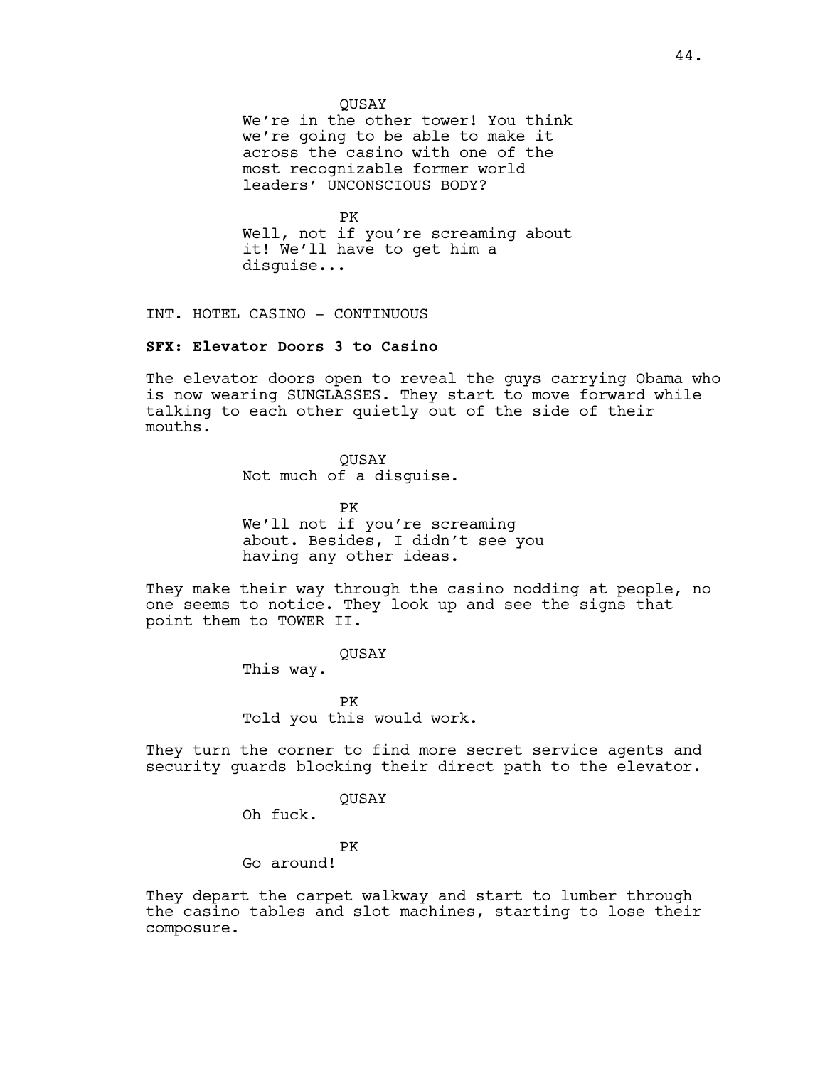QUSAY

We're in the other tower! You think we're going to be able to make it across the casino with one of the most recognizable former world leaders' UNCONSCIOUS BODY?

PK

Well, not if you're screaming about it! We'll have to get him a disguise...

INT. HOTEL CASINO - CONTINUOUS

**SFX: Elevator Doors 3 to Casino**

The elevator doors open to reveal the guys carrying Obama who is now wearing SUNGLASSES. They start to move forward while talking to each other quietly out of the side of their mouths.

QUSAY

Not much of a disguise.

PK

We'll not if you're screaming about. Besides, I didn't see you having any other ideas.

They make their way through the casino nodding at people, no one seems to notice. They look up and see the signs that point them to TOWER II.

QUSAY

This way.

PK

Told you this would work.

They turn the corner to find more secret service agents and security guards blocking their direct path to the elevator.

QUSAY

Oh fuck.

PK

Go around!

They depart the carpet walkway and start to lumber through the casino tables and slot machines, starting to lose their composure.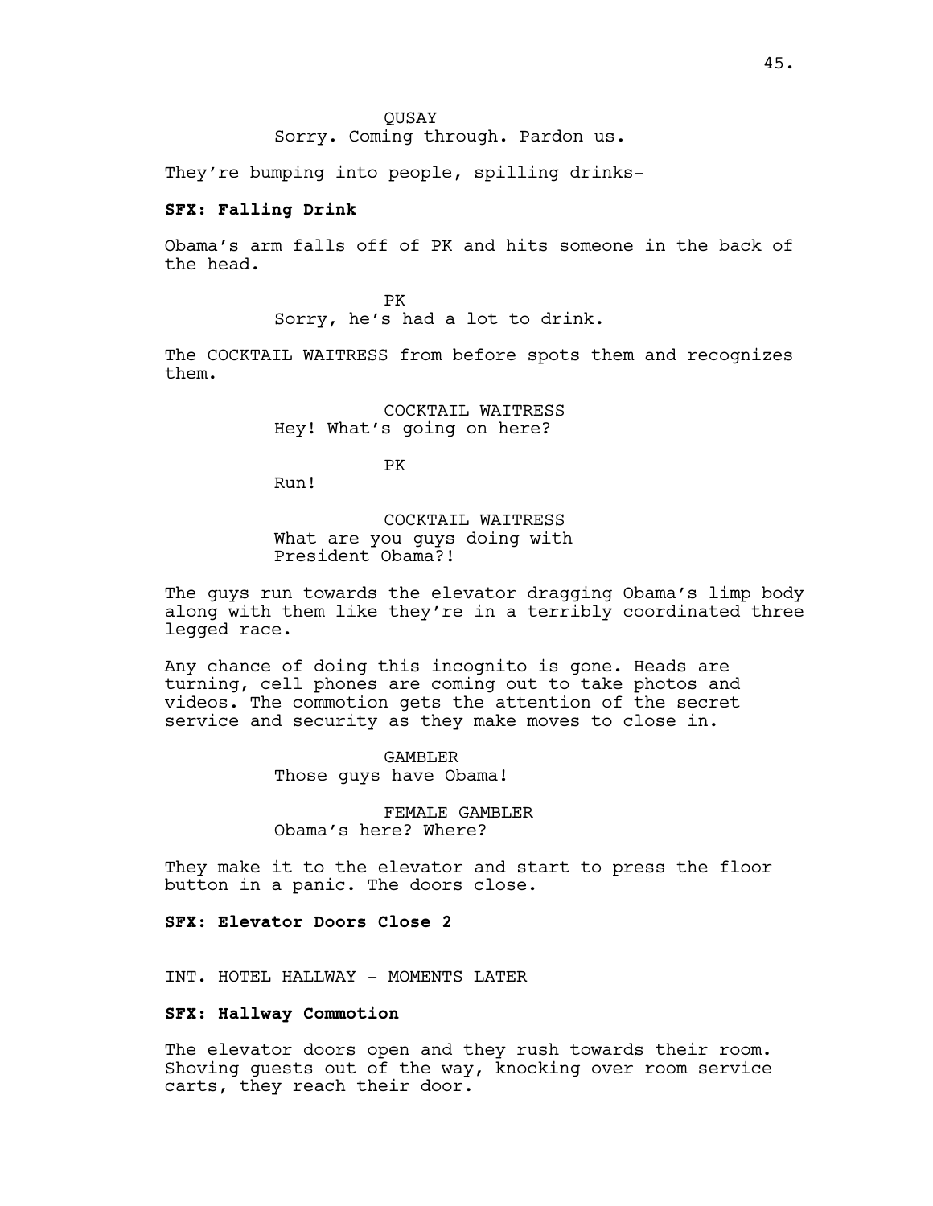QUSAY
Sorry. Coming through. Pardon us.

They're bumping into people, spilling drinks-

**SFX: Falling Drink**

Obama's arm falls off of PK and hits someone in the back of the head.

PK
Sorry, he's had a lot to drink.

The COCKTAIL WAITRESS from before spots them and recognizes them.

COCKTAIL WAITRESS
Hey! What's going on here?

PK
Run!

COCKTAIL WAITRESS
What are you guys doing with President Obama?!

The guys run towards the elevator dragging Obama's limp body along with them like they're in a terribly coordinated three legged race.

Any chance of doing this incognito is gone. Heads are turning, cell phones are coming out to take photos and videos. The commotion gets the attention of the secret service and security as they make moves to close in.

GAMBLER
Those guys have Obama!

FEMALE GAMBLER
Obama's here? Where?

They make it to the elevator and start to press the floor button in a panic. The doors close.

**SFX: Elevator Doors Close 2**

INT. HOTEL HALLWAY - MOMENTS LATER

**SFX: Hallway Commotion**

The elevator doors open and they rush towards their room. Shoving guests out of the way, knocking over room service carts, they reach their door.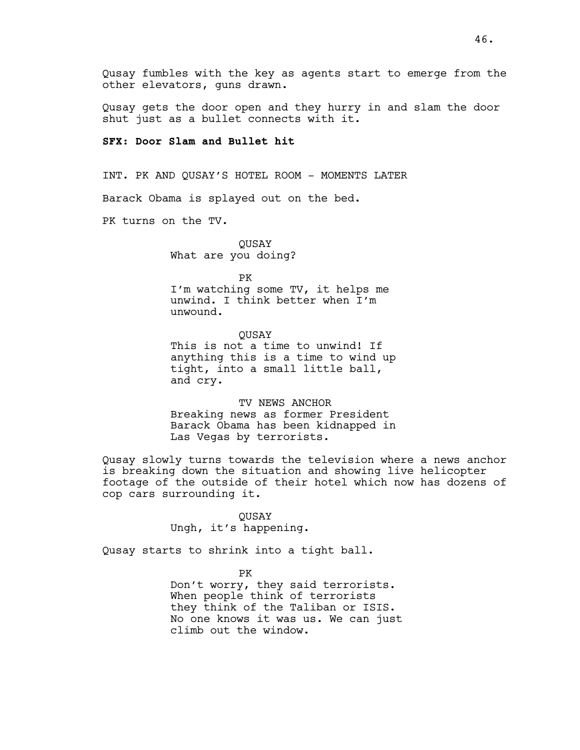Qusay fumbles with the key as agents start to emerge from the other elevators, guns drawn.

Qusay gets the door open and they hurry in and slam the door shut just as a bullet connects with it.

**SFX: Door Slam and Bullet hit**

INT. PK AND QUSAY'S HOTEL ROOM - MOMENTS LATER

Barack Obama is splayed out on the bed.

PK turns on the TV.

QUSAY
What are you doing?

PK
I'm watching some TV, it helps me unwind. I think better when I'm unwound.

QUSAY
This is not a time to unwind! If anything this is a time to wind up tight, into a small little ball, and cry.

TV NEWS ANCHOR
Breaking news as former President Barack Obama has been kidnapped in Las Vegas by terrorists.

Qusay slowly turns towards the television where a news anchor is breaking down the situation and showing live helicopter footage of the outside of their hotel which now has dozens of cop cars surrounding it.

QUSAY
Ungh, it's happening.

Qusay starts to shrink into a tight ball.

PK
Don't worry, they said terrorists. When people think of terrorists they think of the Taliban or ISIS. No one knows it was us. We can just climb out the window.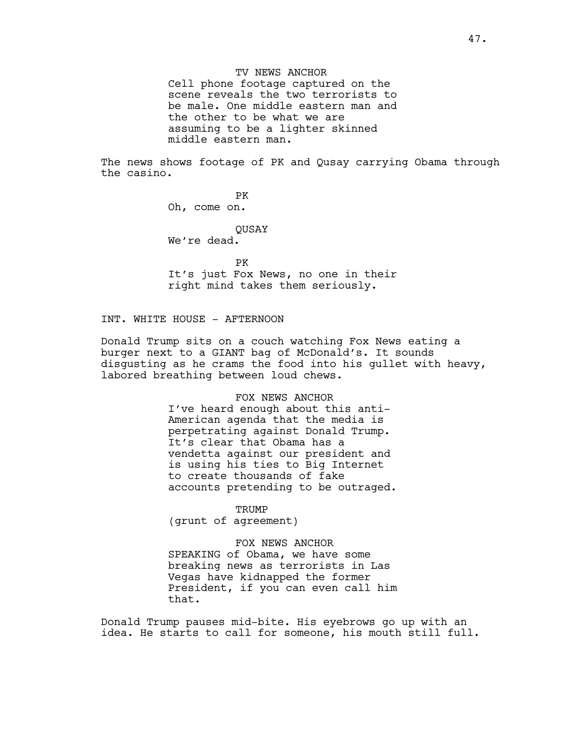TV NEWS ANCHOR
Cell phone footage captured on the scene reveals the two terrorists to be male. One middle eastern man and the other to be what we are assuming to be a lighter skinned middle eastern man.

The news shows footage of PK and Qusay carrying Obama through the casino.

PK
Oh, come on.

QUSAY
We're dead.

PK
It's just Fox News, no one in their right mind takes them seriously.

INT. WHITE HOUSE - AFTERNOON

Donald Trump sits on a couch watching Fox News eating a burger next to a GIANT bag of McDonald's. It sounds disgusting as he crams the food into his gullet with heavy, labored breathing between loud chews.

FOX NEWS ANCHOR
I've heard enough about this anti-American agenda that the media is perpetrating against Donald Trump. It's clear that Obama has a vendetta against our president and is using his ties to Big Internet to create thousands of fake accounts pretending to be outraged.

TRUMP
(grunt of agreement)

FOX NEWS ANCHOR
SPEAKING of Obama, we have some breaking news as terrorists in Las Vegas have kidnapped the former President, if you can even call him that.

Donald Trump pauses mid-bite. His eyebrows go up with an idea. He starts to call for someone, his mouth still full.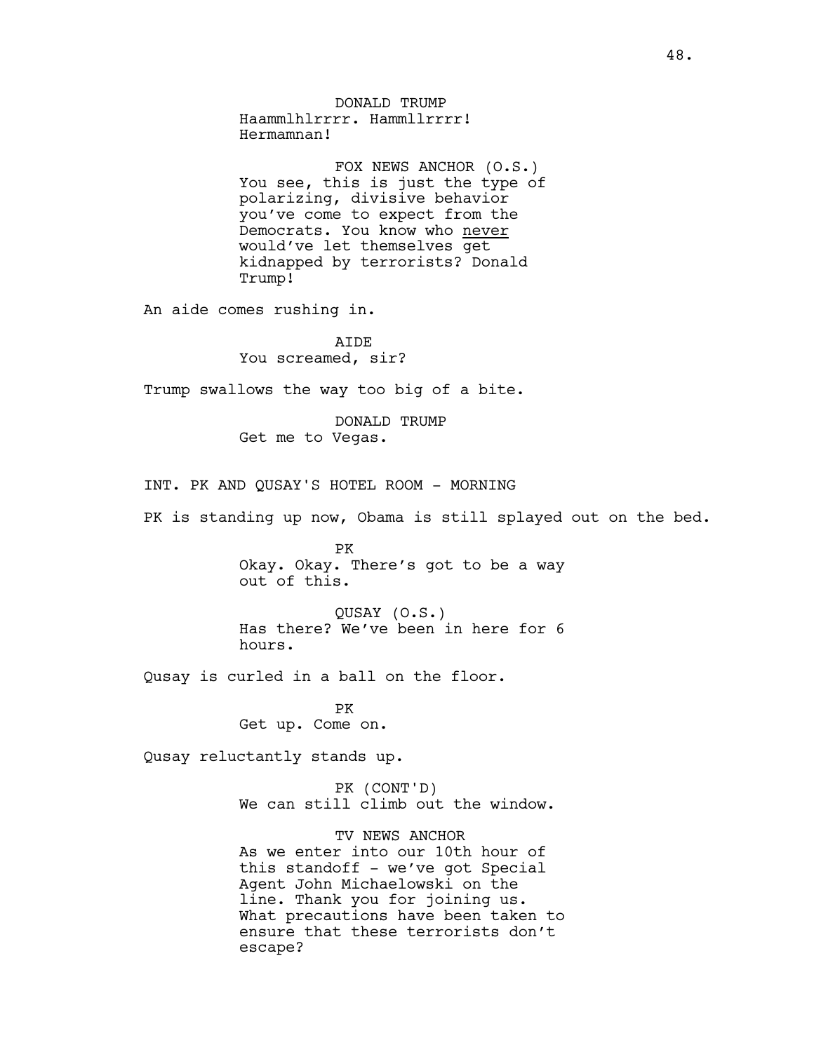DONALD TRUMP
Haammlhlrrrr. Hammllrrrr!
Hermamnan!

FOX NEWS ANCHOR (O.S.)
You see, this is just the type of polarizing, divisive behavior you've come to expect from the Democrats. You know who never would've let themselves get kidnapped by terrorists? Donald Trump!

An aide comes rushing in.

AIDE
You screamed, sir?

Trump swallows the way too big of a bite.

DONALD TRUMP
Get me to Vegas.

INT. PK AND QUSAY'S HOTEL ROOM - MORNING

PK is standing up now, Obama is still splayed out on the bed.

PK
Okay. Okay. There's got to be a way out of this.

QUSAY (O.S.)
Has there? We've been in here for 6 hours.

Qusay is curled in a ball on the floor.

PK
Get up. Come on.

Qusay reluctantly stands up.

PK (CONT'D)
We can still climb out the window.

TV NEWS ANCHOR
As we enter into our 10th hour of this standoff - we've got Special Agent John Michaelowski on the line. Thank you for joining us. What precautions have been taken to ensure that these terrorists don't escape?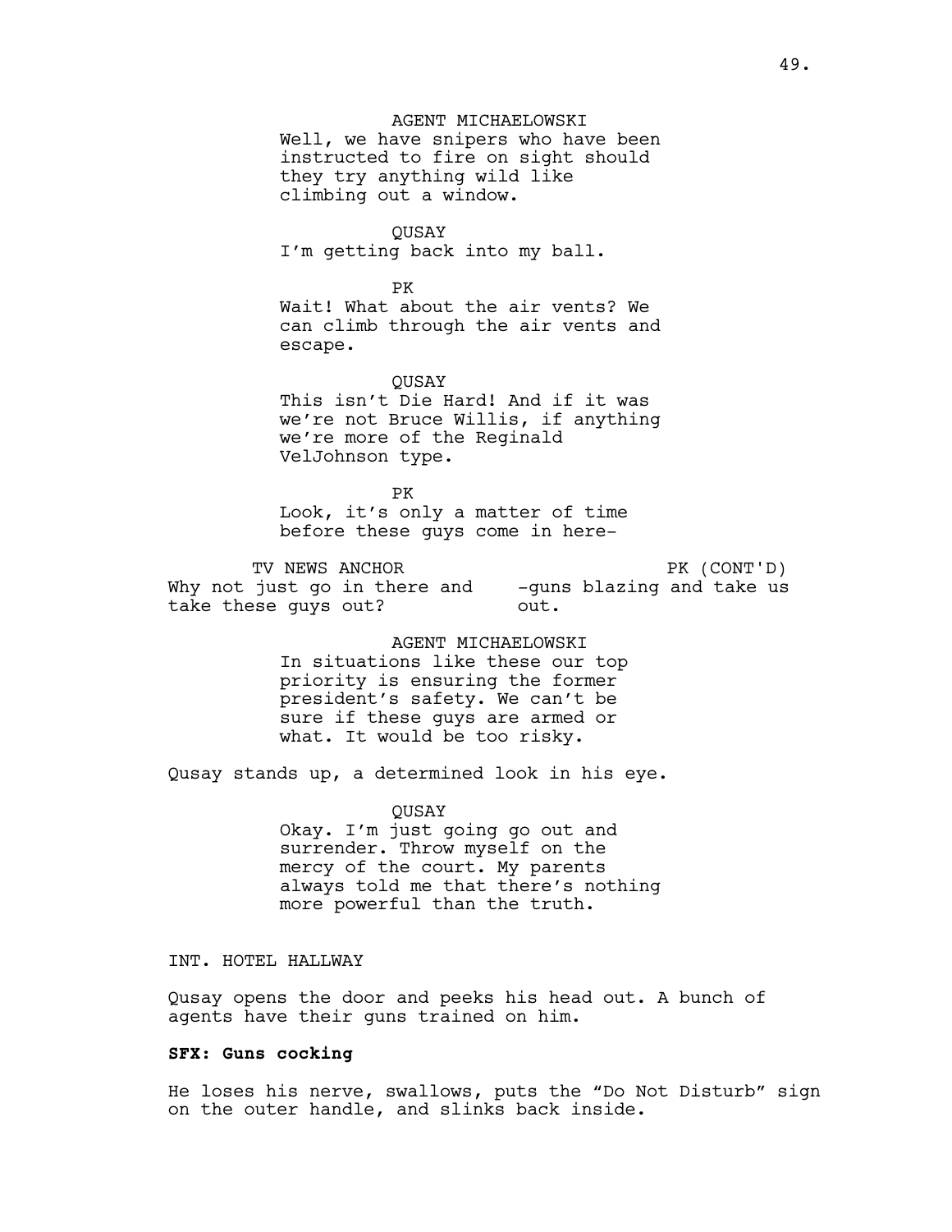AGENT MICHAELOWSKI
Well, we have snipers who have been instructed to fire on sight should they try anything wild like climbing out a window.

QUSAY
I'm getting back into my ball.

PK
Wait! What about the air vents? We can climb through the air vents and escape.

QUSAY
This isn't Die Hard! And if it was we're not Bruce Willis, if anything we're more of the Reginald VelJohnson type.

PK
Look, it's only a matter of time before these guys come in here-

TV NEWS ANCHOR
Why not just go in there and take these guys out?

PK (CONT'D)
-guns blazing and take us out.

AGENT MICHAELOWSKI
In situations like these our top priority is ensuring the former president's safety. We can't be sure if these guys are armed or what. It would be too risky.

Qusay stands up, a determined look in his eye.

QUSAY
Okay. I'm just going go out and surrender. Throw myself on the mercy of the court. My parents always told me that there's nothing more powerful than the truth.

INT. HOTEL HALLWAY

Qusay opens the door and peeks his head out. A bunch of agents have their guns trained on him.

**SFX: Guns cocking**

He loses his nerve, swallows, puts the "Do Not Disturb" sign on the outer handle, and slinks back inside.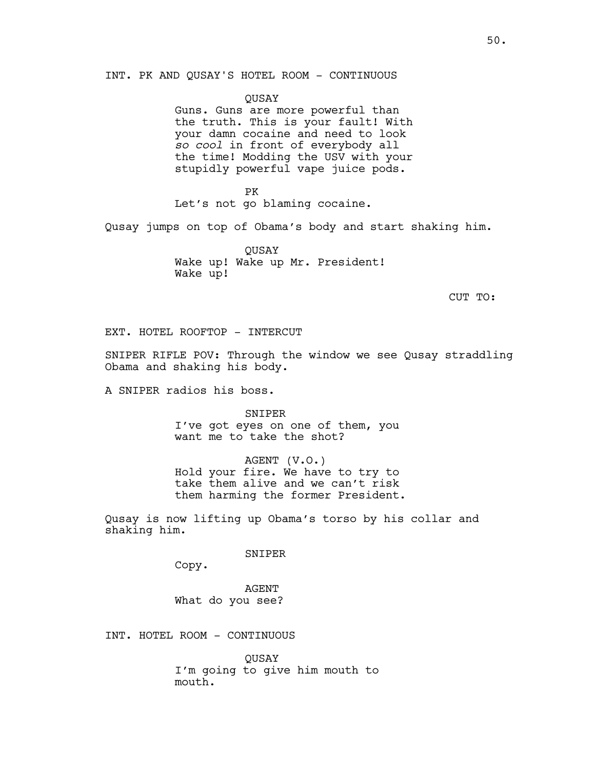INT. PK AND QUSAY'S HOTEL ROOM - CONTINUOUS

QUSAY
Guns. Guns are more powerful than the truth. This is your fault! With your damn cocaine and need to look *so cool* in front of everybody all the time! Modding the USV with your stupidly powerful vape juice pods.

PK
Let's not go blaming cocaine.

Qusay jumps on top of Obama's body and start shaking him.

QUSAY
Wake up! Wake up Mr. President! Wake up!

CUT TO:

EXT. HOTEL ROOFTOP - INTERCUT

SNIPER RIFLE POV: Through the window we see Qusay straddling Obama and shaking his body.

A SNIPER radios his boss.

SNIPER
I've got eyes on one of them, you want me to take the shot?

AGENT (V.O.)
Hold your fire. We have to try to take them alive and we can't risk them harming the former President.

Qusay is now lifting up Obama's torso by his collar and shaking him.

SNIPER
Copy.

AGENT
What do you see?

INT. HOTEL ROOM - CONTINUOUS

QUSAY
I'm going to give him mouth to mouth.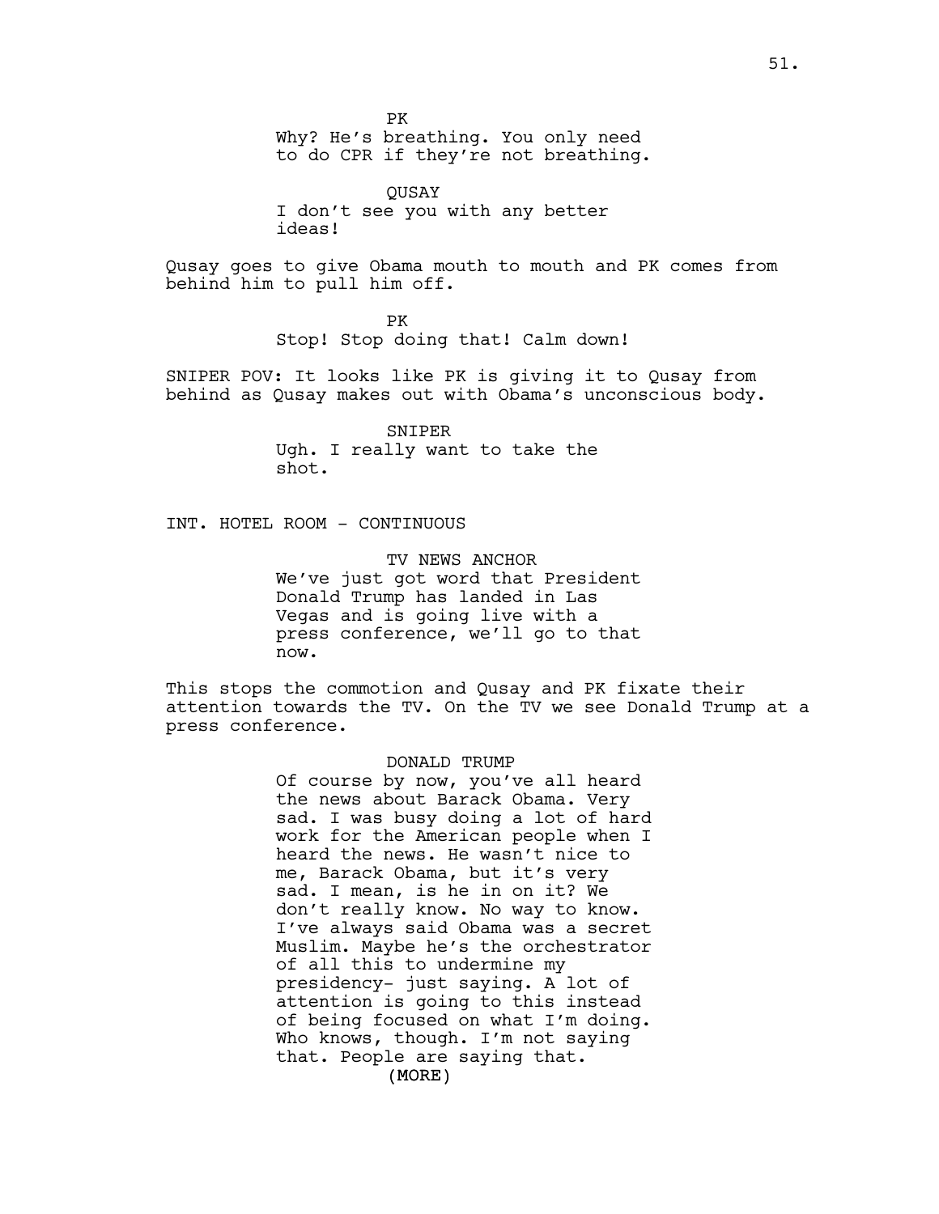PK

Why? He's breathing. You only need to do CPR if they're not breathing.

QUSAY

I don't see you with any better ideas!

Qusay goes to give Obama mouth to mouth and PK comes from behind him to pull him off.

PK

Stop! Stop doing that! Calm down!

SNIPER POV: It looks like PK is giving it to Qusay from behind as Qusay makes out with Obama's unconscious body.

SNIPER

Ugh. I really want to take the shot.

INT. HOTEL ROOM - CONTINUOUS

TV NEWS ANCHOR

We've just got word that President Donald Trump has landed in Las Vegas and is going live with a press conference, we'll go to that now.

This stops the commotion and Qusay and PK fixate their attention towards the TV. On the TV we see Donald Trump at a press conference.

DONALD TRUMP

Of course by now, you've all heard the news about Barack Obama. Very sad. I was busy doing a lot of hard work for the American people when I heard the news. He wasn't nice to me, Barack Obama, but it's very sad. I mean, is he in on it? We don't really know. No way to know. I've always said Obama was a secret Muslim. Maybe he's the orchestrator of all this to undermine my presidency- just saying. A lot of attention is going to this instead of being focused on what I'm doing. Who knows, though. I'm not saying that. People are saying that.

(MORE)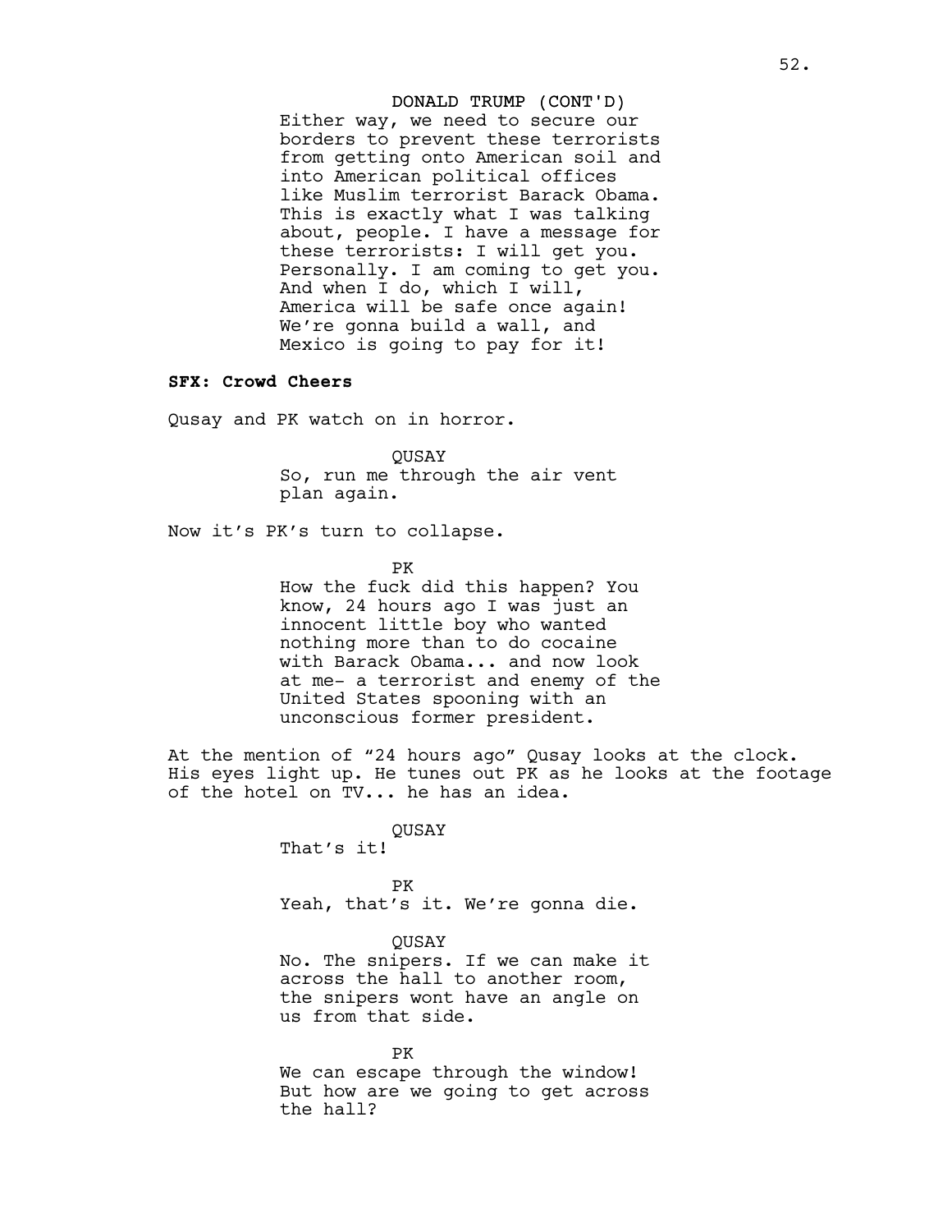DONALD TRUMP (CONT'D)
Either way, we need to secure our borders to prevent these terrorists from getting onto American soil and into American political offices like Muslim terrorist Barack Obama. This is exactly what I was talking about, people. I have a message for these terrorists: I will get you. Personally. I am coming to get you. And when I do, which I will, America will be safe once again! We're gonna build a wall, and Mexico is going to pay for it!

**SFX: Crowd Cheers**

Qusay and PK watch on in horror.

QUSAY
So, run me through the air vent plan again.

Now it's PK's turn to collapse.

PK
How the fuck did this happen? You know, 24 hours ago I was just an innocent little boy who wanted nothing more than to do cocaine with Barack Obama... and now look at me- a terrorist and enemy of the United States spooning with an unconscious former president.

At the mention of "24 hours ago" Qusay looks at the clock. His eyes light up. He tunes out PK as he looks at the footage of the hotel on TV... he has an idea.

QUSAY
That's it!

PK
Yeah, that's it. We're gonna die.

QUSAY
No. The snipers. If we can make it across the hall to another room, the snipers wont have an angle on us from that side.

PK
We can escape through the window! But how are we going to get across the hall?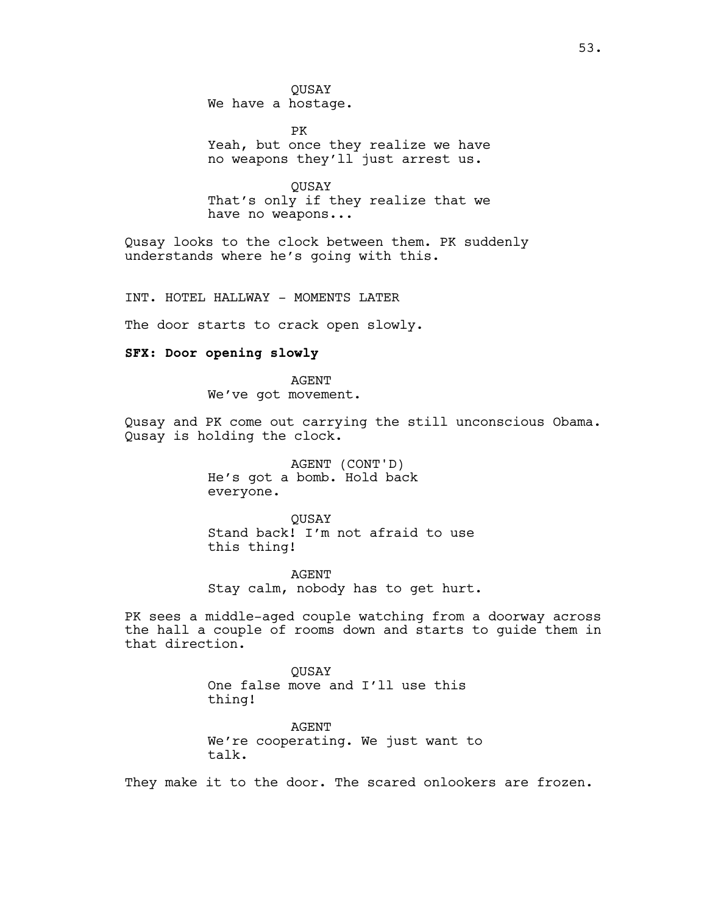QUSAY
We have a hostage.

PK
Yeah, but once they realize we have no weapons they'll just arrest us.

QUSAY
That's only if they realize that we have no weapons...

Qusay looks to the clock between them. PK suddenly understands where he's going with this.

INT. HOTEL HALLWAY - MOMENTS LATER

The door starts to crack open slowly.

**SFX: Door opening slowly**

AGENT
We've got movement.

Qusay and PK come out carrying the still unconscious Obama. Qusay is holding the clock.

AGENT (CONT'D)
He's got a bomb. Hold back everyone.

QUSAY
Stand back! I'm not afraid to use this thing!

AGENT
Stay calm, nobody has to get hurt.

PK sees a middle-aged couple watching from a doorway across the hall a couple of rooms down and starts to guide them in that direction.

QUSAY
One false move and I'll use this thing!

AGENT
We're cooperating. We just want to talk.

They make it to the door. The scared onlookers are frozen.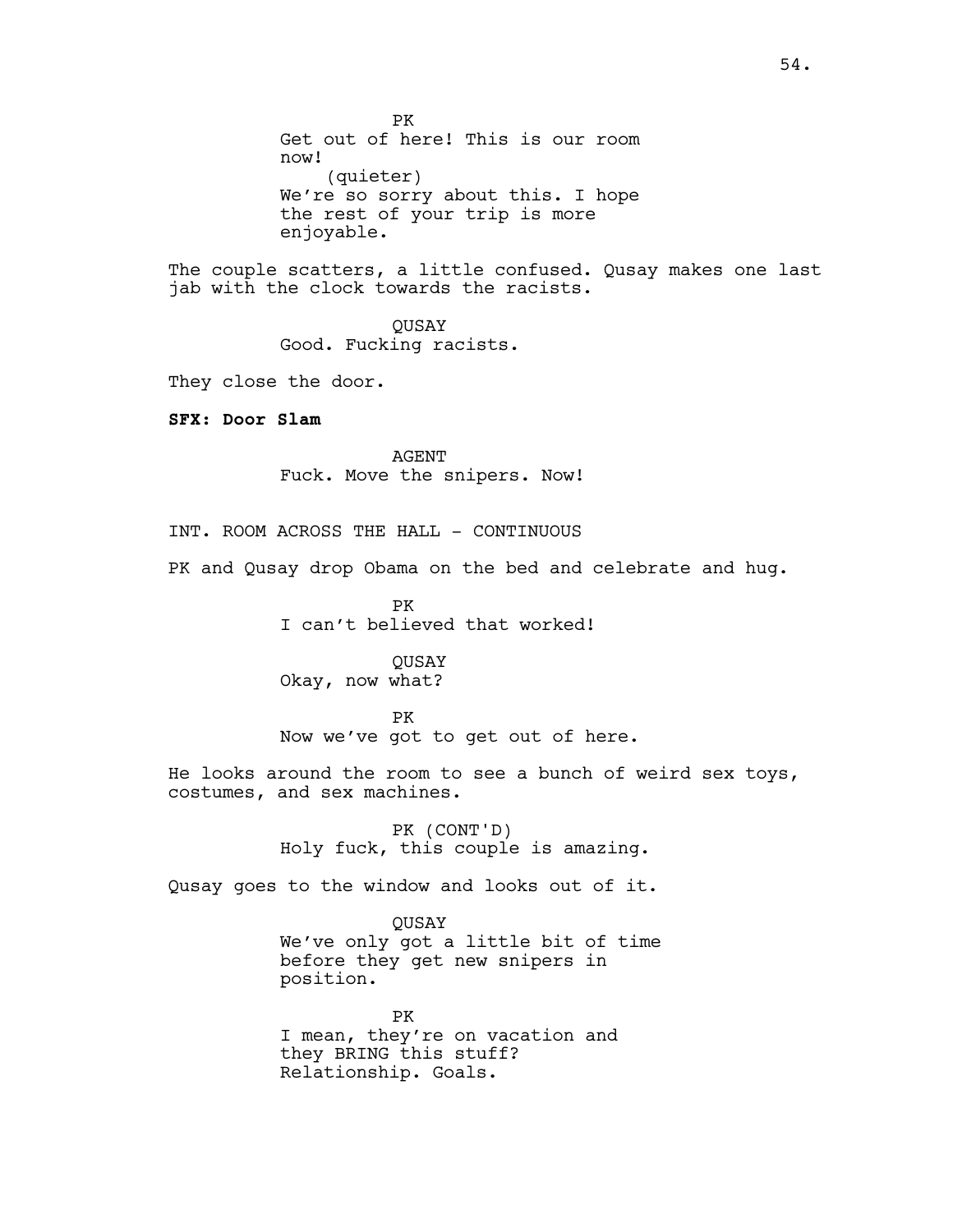PK
Get out of here! This is our room now!
(quieter)
We're so sorry about this. I hope the rest of your trip is more enjoyable.

The couple scatters, a little confused. Qusay makes one last jab with the clock towards the racists.

QUSAY
Good. Fucking racists.

They close the door.

**SFX: Door Slam**

AGENT
Fuck. Move the snipers. Now!

INT. ROOM ACROSS THE HALL - CONTINUOUS

PK and Qusay drop Obama on the bed and celebrate and hug.

PK
I can't believed that worked!

QUSAY
Okay, now what?

PK
Now we've got to get out of here.

He looks around the room to see a bunch of weird sex toys, costumes, and sex machines.

PK (CONT'D)
Holy fuck, this couple is amazing.

Qusay goes to the window and looks out of it.

QUSAY
We've only got a little bit of time before they get new snipers in position.

PK
I mean, they're on vacation and they BRING this stuff? Relationship. Goals.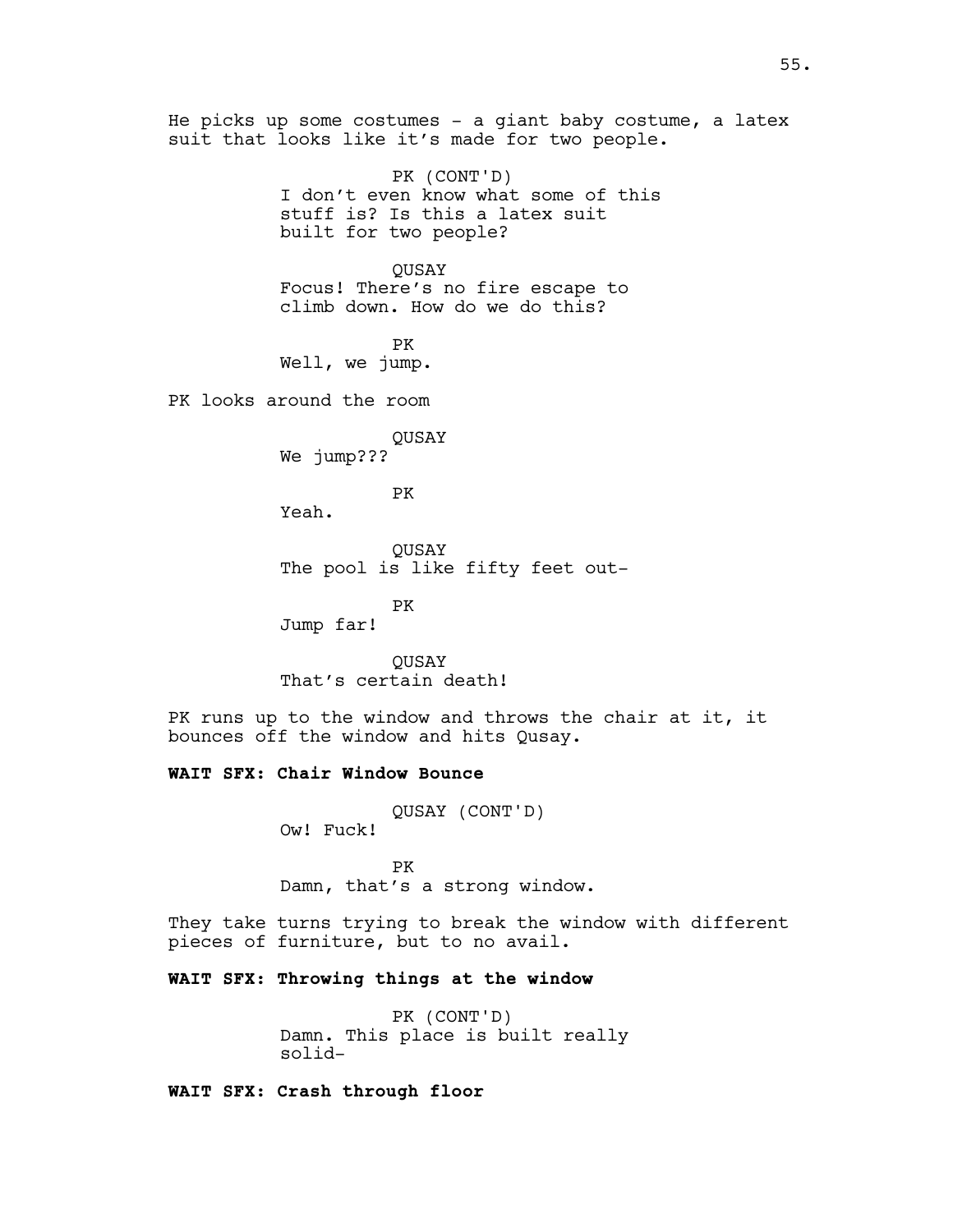He picks up some costumes - a giant baby costume, a latex suit that looks like it's made for two people.

PK (CONT'D)
I don't even know what some of this stuff is? Is this a latex suit built for two people?

QUSAY
Focus! There's no fire escape to climb down. How do we do this?

PK
Well, we jump.

PK looks around the room

QUSAY
We jump???

PK
Yeah.

QUSAY
The pool is like fifty feet out-

PK
Jump far!

QUSAY
That's certain death!

PK runs up to the window and throws the chair at it, it bounces off the window and hits Qusay.

**WAIT SFX: Chair Window Bounce**

QUSAY (CONT'D)
Ow! Fuck!

PK
Damn, that's a strong window.

They take turns trying to break the window with different pieces of furniture, but to no avail.

**WAIT SFX: Throwing things at the window**

PK (CONT'D)
Damn. This place is built really solid-

**WAIT SFX: Crash through floor**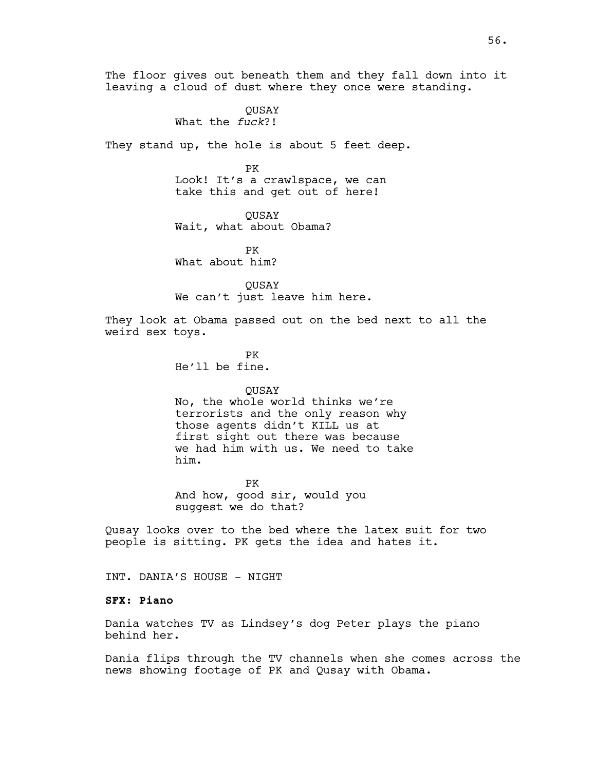The floor gives out beneath them and they fall down into it leaving a cloud of dust where they once were standing.

QUSAY
What the *fuck*?!

They stand up, the hole is about 5 feet deep.

PK
Look! It's a crawlspace, we can take this and get out of here!

QUSAY
Wait, what about Obama?

PK
What about him?

QUSAY
We can't just leave him here.

They look at Obama passed out on the bed next to all the weird sex toys.

PK
He'll be fine.

QUSAY
No, the whole world thinks we're terrorists and the only reason why those agents didn't KILL us at first sight out there was because we had him with us. We need to take him.

PK
And how, good sir, would you suggest we do that?

Qusay looks over to the bed where the latex suit for two people is sitting. PK gets the idea and hates it.

INT. DANIA'S HOUSE - NIGHT

**SFX: Piano**

Dania watches TV as Lindsey's dog Peter plays the piano behind her.

Dania flips through the TV channels when she comes across the news showing footage of PK and Qusay with Obama.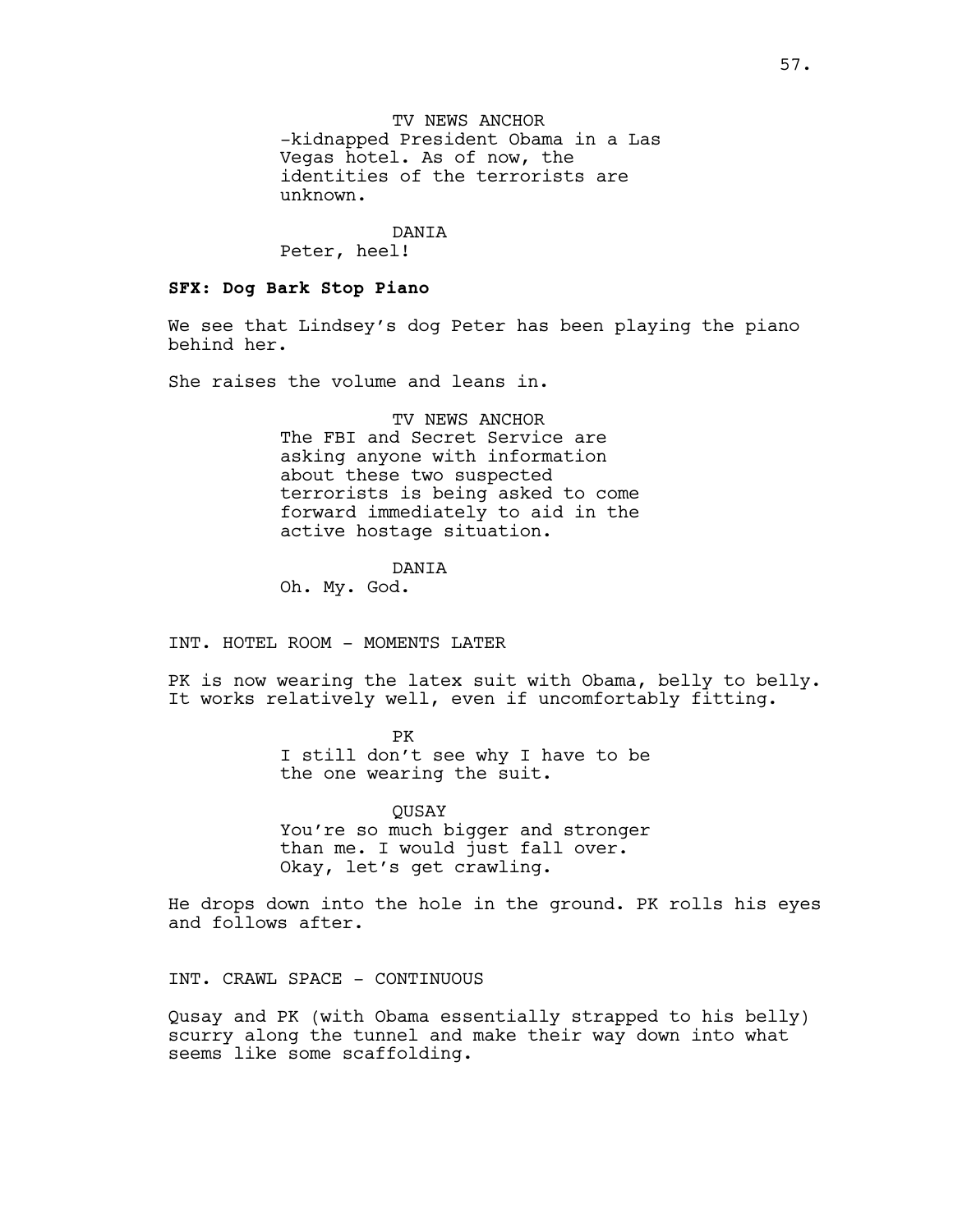TV NEWS ANCHOR
-kidnapped President Obama in a Las Vegas hotel. As of now, the identities of the terrorists are unknown.

DANIA
Peter, heel!

**SFX: Dog Bark Stop Piano**

We see that Lindsey's dog Peter has been playing the piano behind her.

She raises the volume and leans in.

TV NEWS ANCHOR
The FBI and Secret Service are asking anyone with information about these two suspected terrorists is being asked to come forward immediately to aid in the active hostage situation.

DANIA
Oh. My. God.

INT. HOTEL ROOM - MOMENTS LATER

PK is now wearing the latex suit with Obama, belly to belly. It works relatively well, even if uncomfortably fitting.

PK
I still don't see why I have to be the one wearing the suit.

QUSAY
You're so much bigger and stronger than me. I would just fall over. Okay, let's get crawling.

He drops down into the hole in the ground. PK rolls his eyes and follows after.

INT. CRAWL SPACE - CONTINUOUS

Qusay and PK (with Obama essentially strapped to his belly) scurry along the tunnel and make their way down into what seems like some scaffolding.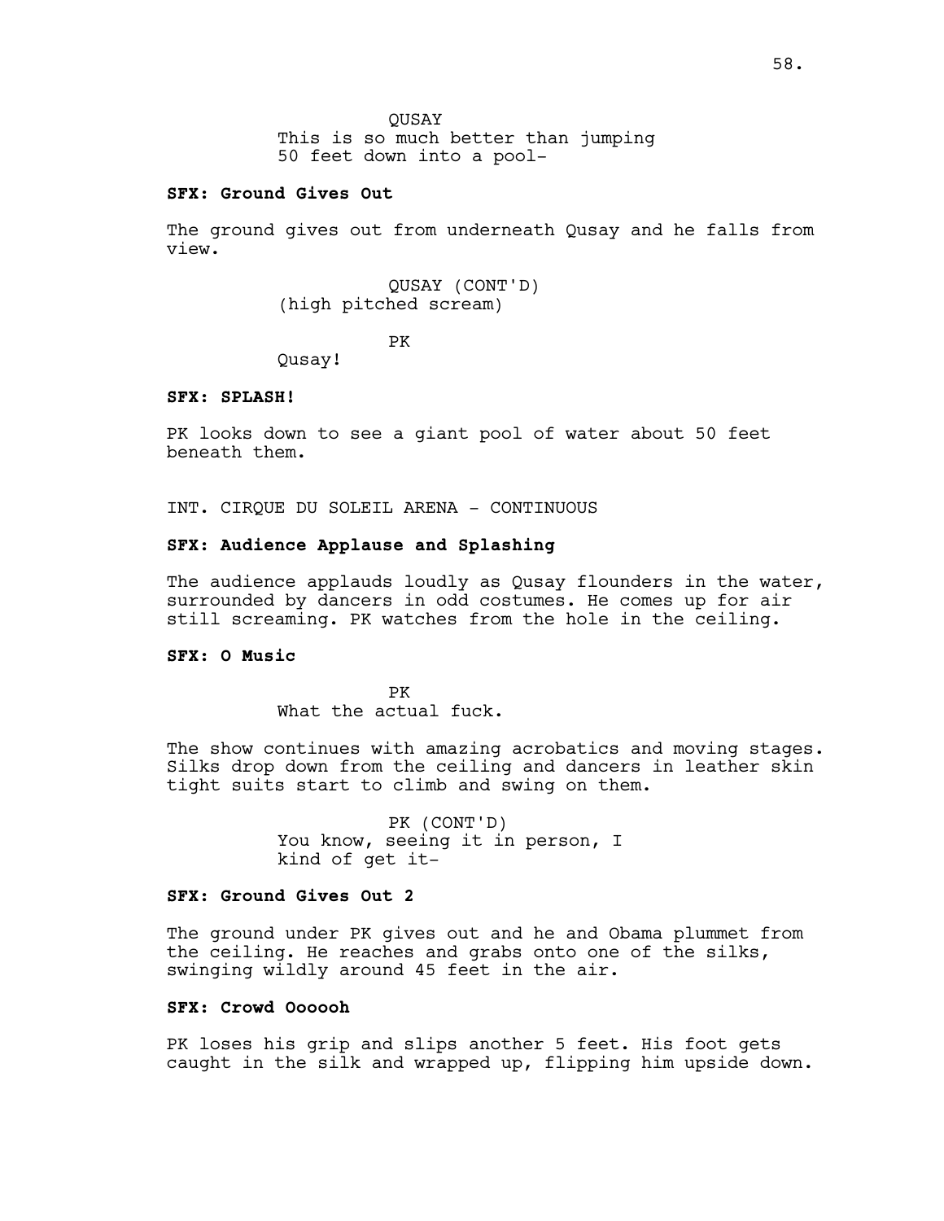QUSAY
This is so much better than jumping 50 feet down into a pool-

**SFX: Ground Gives Out**

The ground gives out from underneath Qusay and he falls from view.

QUSAY (CONT'D)
(high pitched scream)

PK
Qusay!

**SFX: SPLASH!**

PK looks down to see a giant pool of water about 50 feet beneath them.

INT. CIRQUE DU SOLEIL ARENA - CONTINUOUS

**SFX: Audience Applause and Splashing**

The audience applauds loudly as Qusay flounders in the water, surrounded by dancers in odd costumes. He comes up for air still screaming. PK watches from the hole in the ceiling.

**SFX: O Music**

PK
What the actual fuck.

The show continues with amazing acrobatics and moving stages. Silks drop down from the ceiling and dancers in leather skin tight suits start to climb and swing on them.

PK (CONT'D)
You know, seeing it in person, I kind of get it-

**SFX: Ground Gives Out 2**

The ground under PK gives out and he and Obama plummet from the ceiling. He reaches and grabs onto one of the silks, swinging wildly around 45 feet in the air.

**SFX: Crowd Oooooh**

PK loses his grip and slips another 5 feet. His foot gets caught in the silk and wrapped up, flipping him upside down.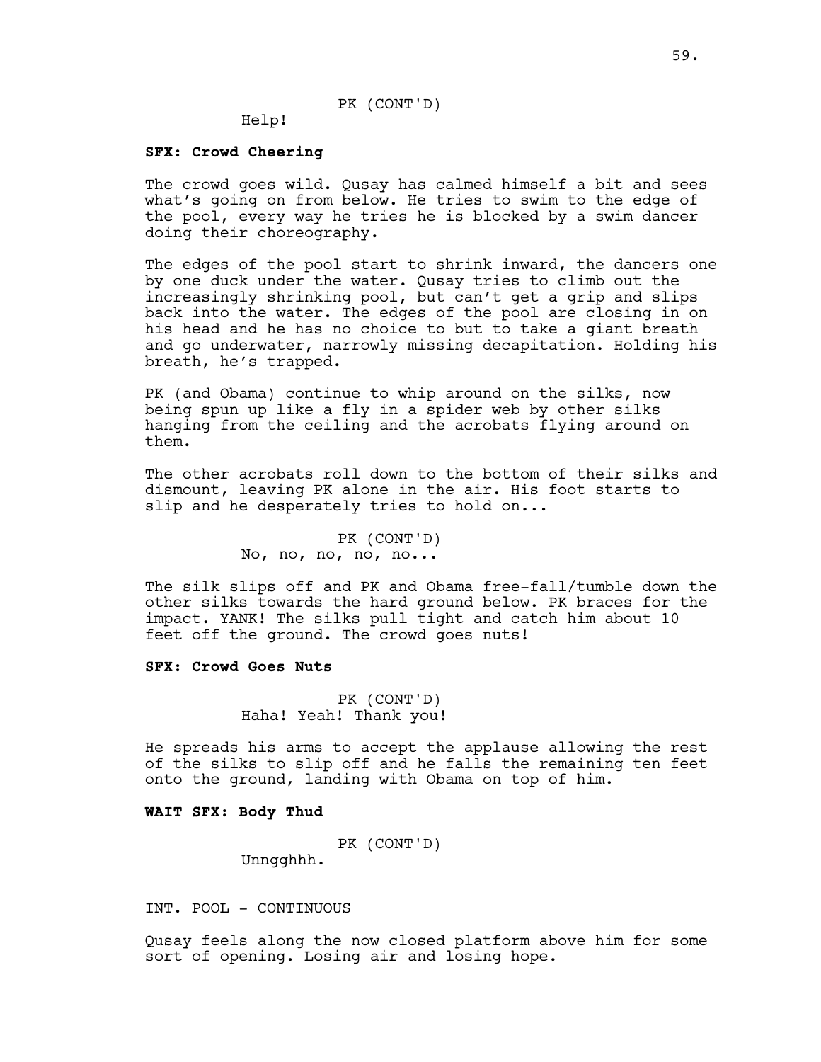PK (CONT'D)

Help!

**SFX: Crowd Cheering**

The crowd goes wild. Qusay has calmed himself a bit and sees what's going on from below. He tries to swim to the edge of the pool, every way he tries he is blocked by a swim dancer doing their choreography.

The edges of the pool start to shrink inward, the dancers one by one duck under the water. Qusay tries to climb out the increasingly shrinking pool, but can't get a grip and slips back into the water. The edges of the pool are closing in on his head and he has no choice to but to take a giant breath and go underwater, narrowly missing decapitation. Holding his breath, he's trapped.

PK (and Obama) continue to whip around on the silks, now being spun up like a fly in a spider web by other silks hanging from the ceiling and the acrobats flying around on them.

The other acrobats roll down to the bottom of their silks and dismount, leaving PK alone in the air. His foot starts to slip and he desperately tries to hold on...

PK (CONT'D)

No, no, no, no, no...

The silk slips off and PK and Obama free-fall/tumble down the other silks towards the hard ground below. PK braces for the impact. YANK! The silks pull tight and catch him about 10 feet off the ground. The crowd goes nuts!

**SFX: Crowd Goes Nuts**

PK (CONT'D)

Haha! Yeah! Thank you!

He spreads his arms to accept the applause allowing the rest of the silks to slip off and he falls the remaining ten feet onto the ground, landing with Obama on top of him.

**WAIT SFX: Body Thud**

PK (CONT'D)

Unngghhh.

INT. POOL - CONTINUOUS

Qusay feels along the now closed platform above him for some sort of opening. Losing air and losing hope.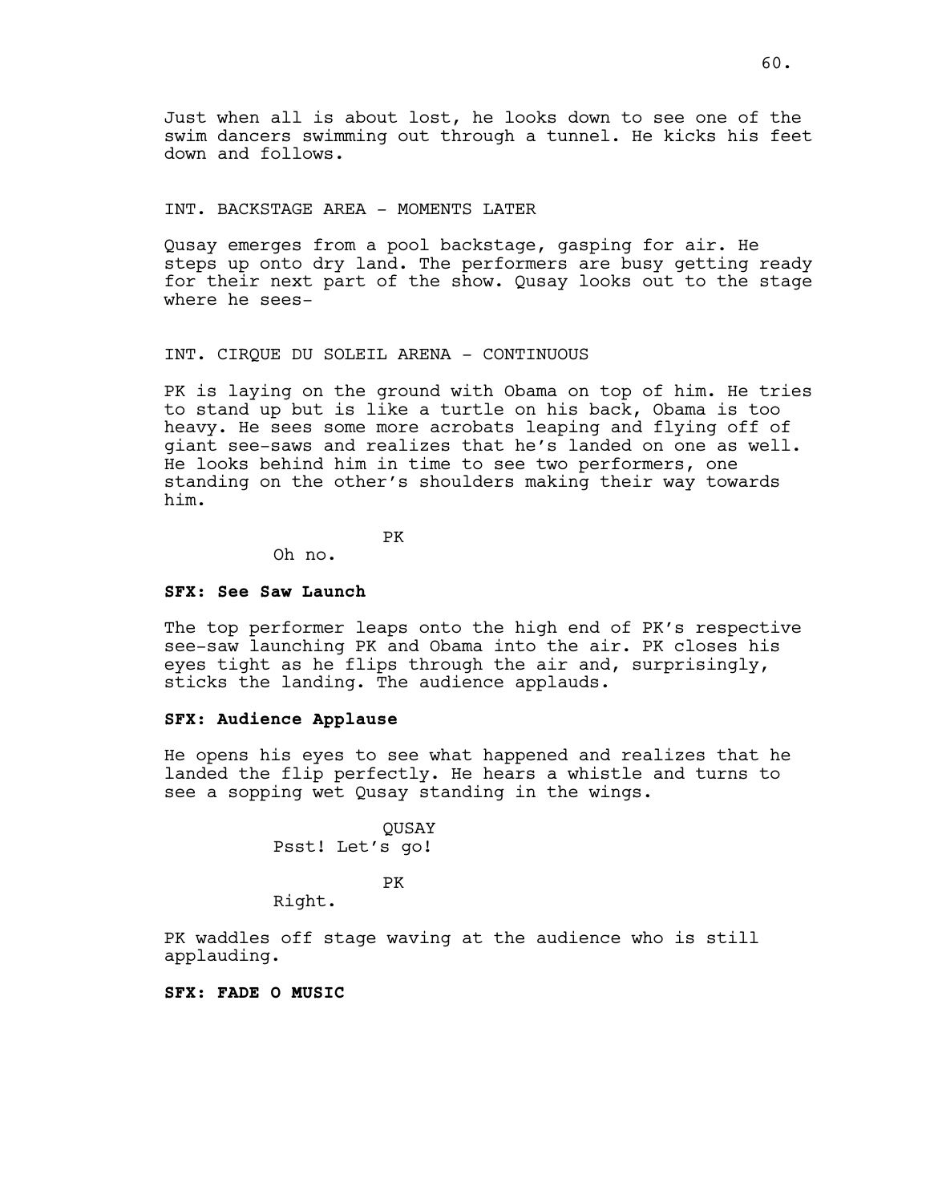Just when all is about lost, he looks down to see one of the swim dancers swimming out through a tunnel. He kicks his feet down and follows.

INT. BACKSTAGE AREA - MOMENTS LATER

Qusay emerges from a pool backstage, gasping for air. He steps up onto dry land. The performers are busy getting ready for their next part of the show. Qusay looks out to the stage where he sees-

INT. CIRQUE DU SOLEIL ARENA - CONTINUOUS

PK is laying on the ground with Obama on top of him. He tries to stand up but is like a turtle on his back, Obama is too heavy. He sees some more acrobats leaping and flying off of giant see-saws and realizes that he's landed on one as well. He looks behind him in time to see two performers, one standing on the other's shoulders making their way towards him.

PK

Oh no.

**SFX: See Saw Launch**

The top performer leaps onto the high end of PK's respective see-saw launching PK and Obama into the air. PK closes his eyes tight as he flips through the air and, surprisingly, sticks the landing. The audience applauds.

**SFX: Audience Applause**

He opens his eyes to see what happened and realizes that he landed the flip perfectly. He hears a whistle and turns to see a sopping wet Qusay standing in the wings.

QUSAY

Psst! Let's go!

PK

Right.

PK waddles off stage waving at the audience who is still applauding.

**SFX: FADE O MUSIC**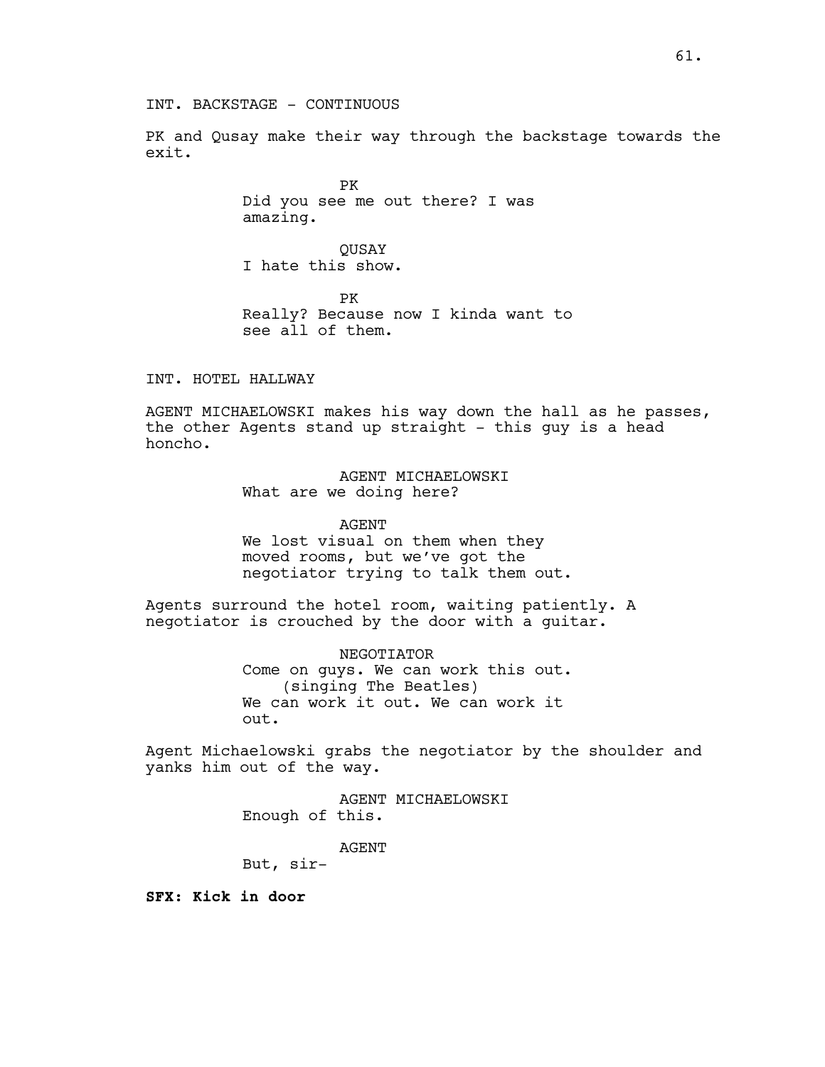INT. BACKSTAGE - CONTINUOUS

PK and Qusay make their way through the backstage towards the exit.

PK
Did you see me out there? I was amazing.

QUSAY
I hate this show.

PK
Really? Because now I kinda want to see all of them.

INT. HOTEL HALLWAY

AGENT MICHAELOWSKI makes his way down the hall as he passes, the other Agents stand up straight - this guy is a head honcho.

AGENT MICHAELOWSKI
What are we doing here?

AGENT
We lost visual on them when they moved rooms, but we've got the negotiator trying to talk them out.

Agents surround the hotel room, waiting patiently. A negotiator is crouched by the door with a guitar.

NEGOTIATOR
Come on guys. We can work this out.
(singing The Beatles)
We can work it out. We can work it out.

Agent Michaelowski grabs the negotiator by the shoulder and yanks him out of the way.

AGENT MICHAELOWSKI
Enough of this.

AGENT
But, sir-

**SFX: Kick in door**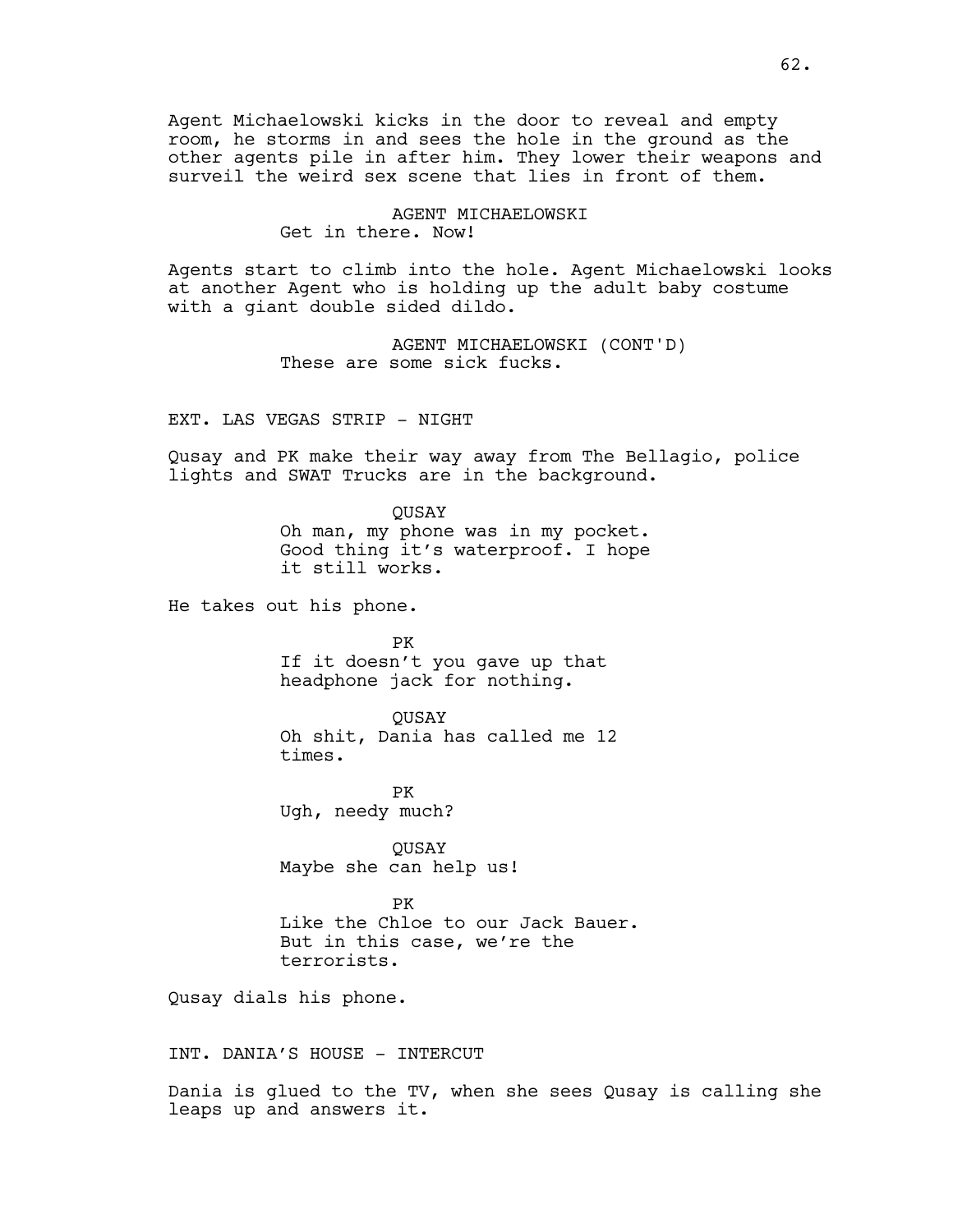Agent Michaelowski kicks in the door to reveal and empty room, he storms in and sees the hole in the ground as the other agents pile in after him. They lower their weapons and surveil the weird sex scene that lies in front of them.

AGENT MICHAELOWSKI
Get in there. Now!

Agents start to climb into the hole. Agent Michaelowski looks at another Agent who is holding up the adult baby costume with a giant double sided dildo.

AGENT MICHAELOWSKI (CONT'D)
These are some sick fucks.

EXT. LAS VEGAS STRIP - NIGHT

Qusay and PK make their way away from The Bellagio, police lights and SWAT Trucks are in the background.

QUSAY
Oh man, my phone was in my pocket. Good thing it's waterproof. I hope it still works.

He takes out his phone.

PK
If it doesn't you gave up that headphone jack for nothing.

QUSAY
Oh shit, Dania has called me 12 times.

PK
Ugh, needy much?

QUSAY
Maybe she can help us!

PK
Like the Chloe to our Jack Bauer. But in this case, we're the terrorists.

Qusay dials his phone.

INT. DANIA'S HOUSE - INTERCUT

Dania is glued to the TV, when she sees Qusay is calling she leaps up and answers it.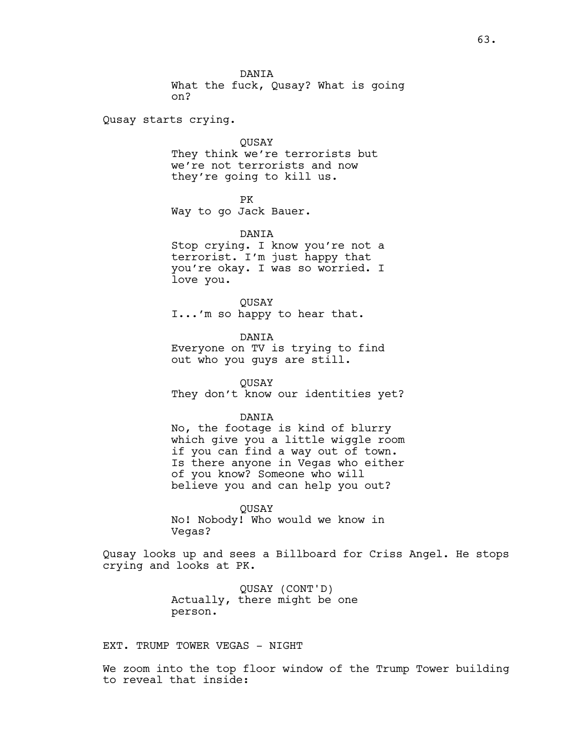DANIA

What the fuck, Qusay? What is going on?

Qusay starts crying.

QUSAY

They think we're terrorists but we're not terrorists and now they're going to kill us.

PK

Way to go Jack Bauer.

DANIA

Stop crying. I know you're not a terrorist. I'm just happy that you're okay. I was so worried. I love you.

QUSAY

I...'m so happy to hear that.

DANIA

Everyone on TV is trying to find out who you guys are still.

QUSAY

They don't know our identities yet?

DANIA

No, the footage is kind of blurry which give you a little wiggle room if you can find a way out of town. Is there anyone in Vegas who either of you know? Someone who will believe you and can help you out?

QUSAY

No! Nobody! Who would we know in Vegas?

Qusay looks up and sees a Billboard for Criss Angel. He stops crying and looks at PK.

QUSAY (CONT'D)

Actually, there might be one person.

EXT. TRUMP TOWER VEGAS - NIGHT

We zoom into the top floor window of the Trump Tower building to reveal that inside: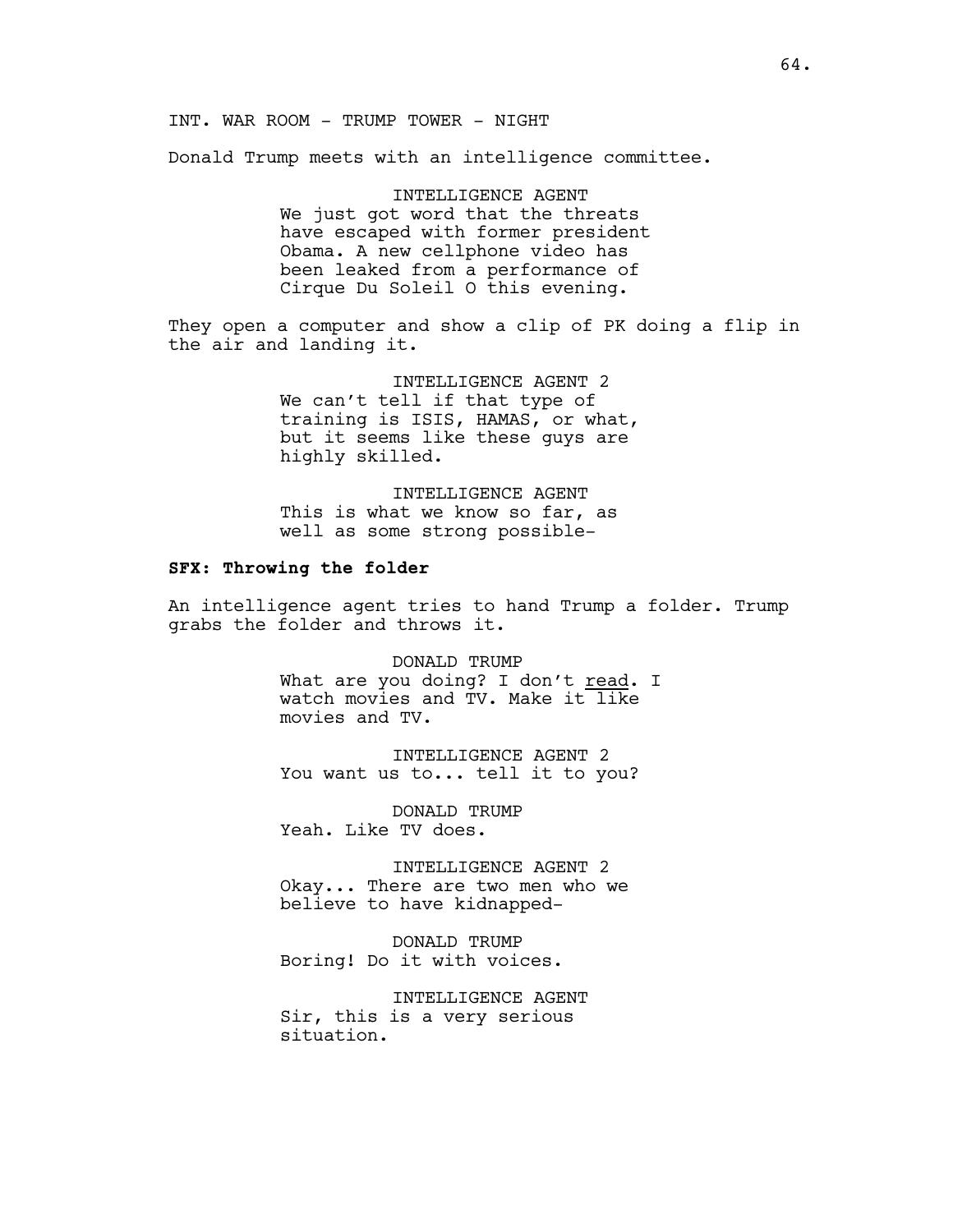INT. WAR ROOM - TRUMP TOWER - NIGHT

Donald Trump meets with an intelligence committee.

INTELLIGENCE AGENT
We just got word that the threats have escaped with former president Obama. A new cellphone video has been leaked from a performance of Cirque Du Soleil O this evening.

They open a computer and show a clip of PK doing a flip in the air and landing it.

INTELLIGENCE AGENT 2
We can't tell if that type of training is ISIS, HAMAS, or what, but it seems like these guys are highly skilled.

INTELLIGENCE AGENT
This is what we know so far, as well as some strong possible-

**SFX: Throwing the folder**

An intelligence agent tries to hand Trump a folder. Trump grabs the folder and throws it.

DONALD TRUMP
What are you doing? I don't <u>read</u>. I watch movies and TV. Make it like movies and TV.

INTELLIGENCE AGENT 2
You want us to... tell it to you?

DONALD TRUMP
Yeah. Like TV does.

INTELLIGENCE AGENT 2
Okay... There are two men who we believe to have kidnapped-

DONALD TRUMP
Boring! Do it with voices.

INTELLIGENCE AGENT
Sir, this is a very serious situation.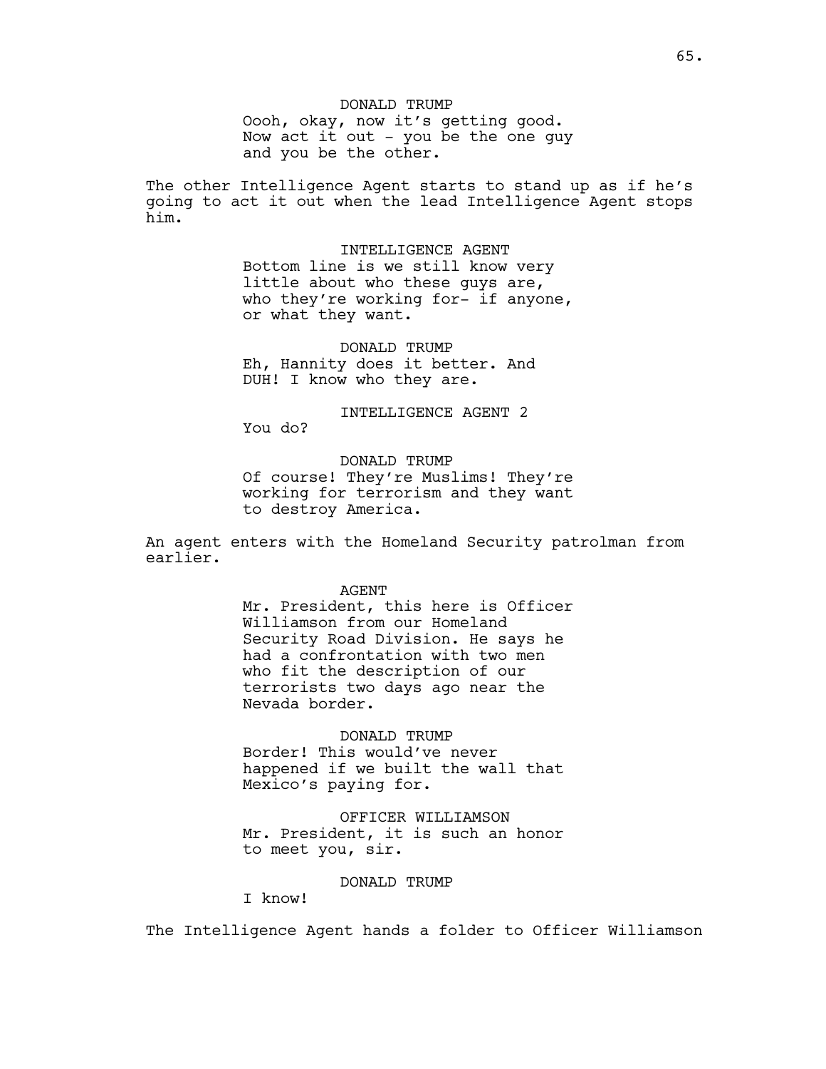DONALD TRUMP
Oooh, okay, now it's getting good. Now act it out - you be the one guy and you be the other.

The other Intelligence Agent starts to stand up as if he's going to act it out when the lead Intelligence Agent stops him.

INTELLIGENCE AGENT
Bottom line is we still know very little about who these guys are, who they're working for- if anyone, or what they want.

DONALD TRUMP
Eh, Hannity does it better. And DUH! I know who they are.

INTELLIGENCE AGENT 2
You do?

DONALD TRUMP
Of course! They're Muslims! They're working for terrorism and they want to destroy America.

An agent enters with the Homeland Security patrolman from earlier.

AGENT
Mr. President, this here is Officer Williamson from our Homeland Security Road Division. He says he had a confrontation with two men who fit the description of our terrorists two days ago near the Nevada border.

DONALD TRUMP
Border! This would've never happened if we built the wall that Mexico's paying for.

OFFICER WILLIAMSON
Mr. President, it is such an honor to meet you, sir.

DONALD TRUMP
I know!

The Intelligence Agent hands a folder to Officer Williamson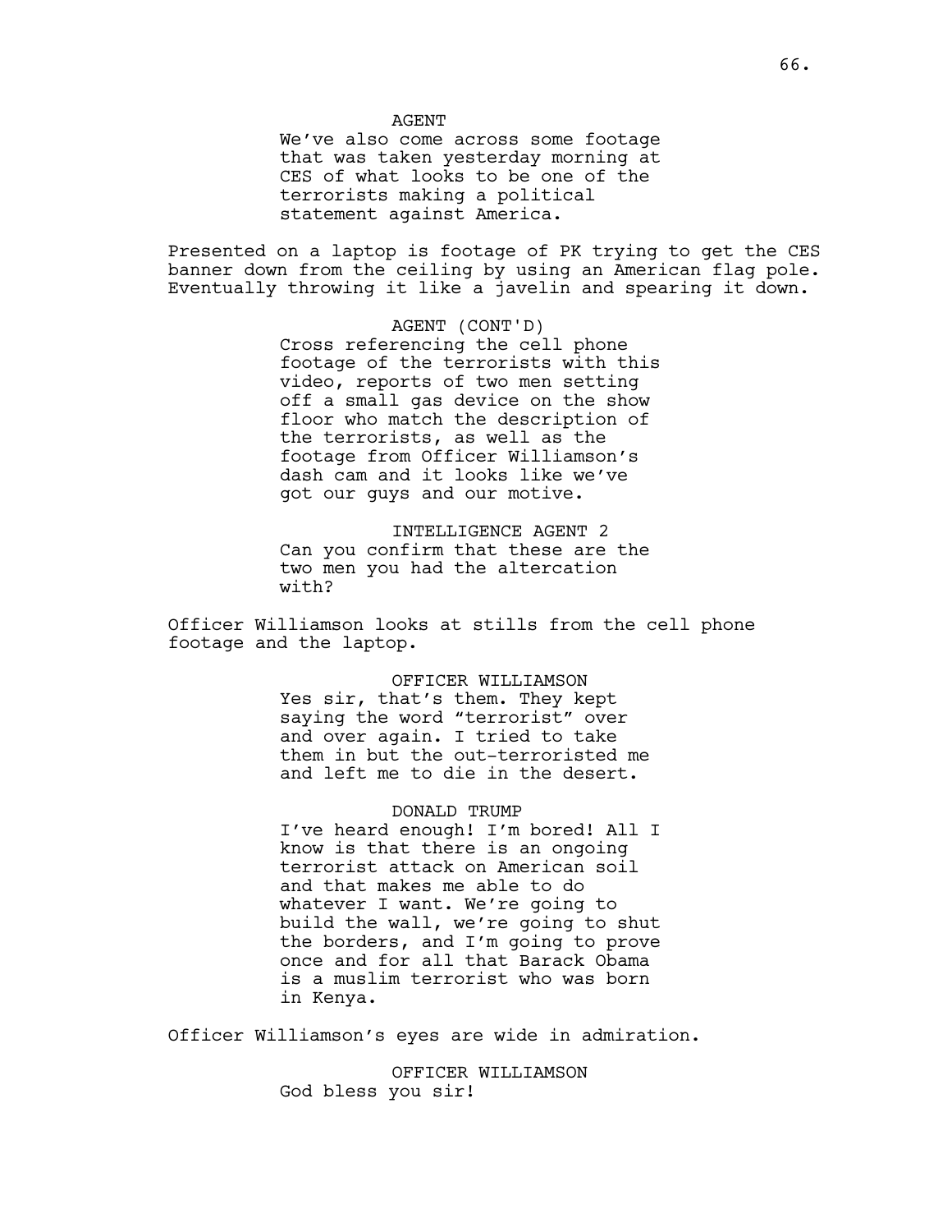AGENT

We've also come across some footage that was taken yesterday morning at CES of what looks to be one of the terrorists making a political statement against America.

Presented on a laptop is footage of PK trying to get the CES banner down from the ceiling by using an American flag pole. Eventually throwing it like a javelin and spearing it down.

AGENT (CONT'D)

Cross referencing the cell phone footage of the terrorists with this video, reports of two men setting off a small gas device on the show floor who match the description of the terrorists, as well as the footage from Officer Williamson's dash cam and it looks like we've got our guys and our motive.

INTELLIGENCE AGENT 2

Can you confirm that these are the two men you had the altercation with?

Officer Williamson looks at stills from the cell phone footage and the laptop.

OFFICER WILLIAMSON

Yes sir, that's them. They kept saying the word "terrorist" over and over again. I tried to take them in but the out-terroristed me and left me to die in the desert.

DONALD TRUMP

I've heard enough! I'm bored! All I know is that there is an ongoing terrorist attack on American soil and that makes me able to do whatever I want. We're going to build the wall, we're going to shut the borders, and I'm going to prove once and for all that Barack Obama is a muslim terrorist who was born in Kenya.

Officer Williamson's eyes are wide in admiration.

OFFICER WILLIAMSON

God bless you sir!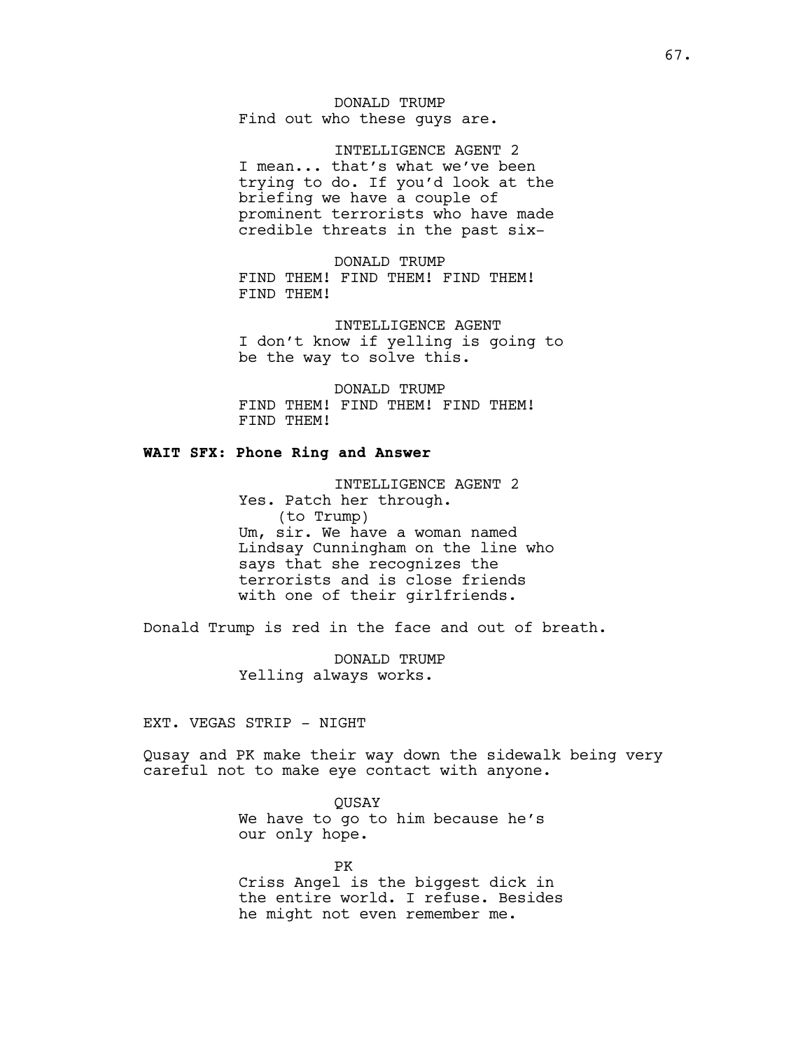DONALD TRUMP
Find out who these guys are.

INTELLIGENCE AGENT 2
I mean... that's what we've been trying to do. If you'd look at the briefing we have a couple of prominent terrorists who have made credible threats in the past six-

DONALD TRUMP
FIND THEM! FIND THEM! FIND THEM! FIND THEM!

INTELLIGENCE AGENT
I don't know if yelling is going to be the way to solve this.

DONALD TRUMP
FIND THEM! FIND THEM! FIND THEM! FIND THEM!

**WAIT SFX: Phone Ring and Answer**

INTELLIGENCE AGENT 2
Yes. Patch her through.
(to Trump)
Um, sir. We have a woman named Lindsay Cunningham on the line who says that she recognizes the terrorists and is close friends with one of their girlfriends.

Donald Trump is red in the face and out of breath.

DONALD TRUMP
Yelling always works.

EXT. VEGAS STRIP - NIGHT

Qusay and PK make their way down the sidewalk being very careful not to make eye contact with anyone.

QUSAY
We have to go to him because he's our only hope.

PK
Criss Angel is the biggest dick in the entire world. I refuse. Besides he might not even remember me.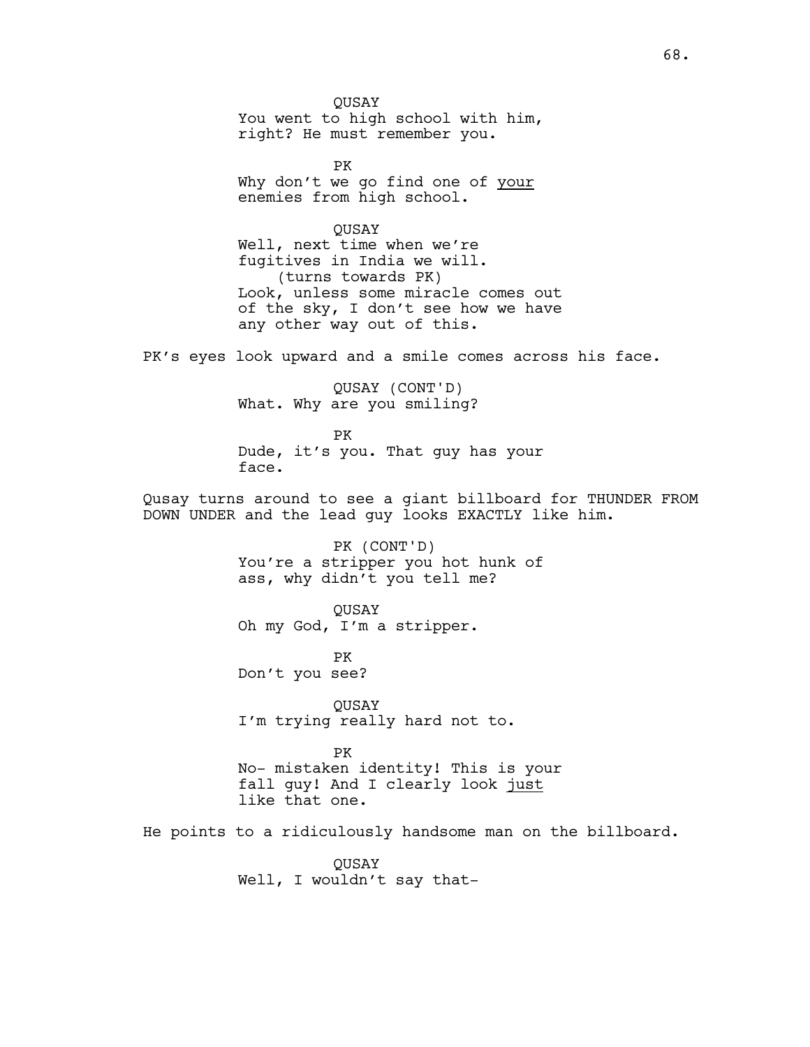QUSAY
You went to high school with him, right? He must remember you.

PK
Why don't we go find one of <u>your</u> enemies from high school.

QUSAY
Well, next time when we're fugitives in India we will.
(turns towards PK)
Look, unless some miracle comes out of the sky, I don't see how we have any other way out of this.

PK's eyes look upward and a smile comes across his face.

QUSAY (CONT'D)
What. Why are you smiling?

PK
Dude, it's you. That guy has your face.

Qusay turns around to see a giant billboard for THUNDER FROM DOWN UNDER and the lead guy looks EXACTLY like him.

PK (CONT'D)
You're a stripper you hot hunk of ass, why didn't you tell me?

QUSAY
Oh my God, I'm a stripper.

PK
Don't you see?

QUSAY
I'm trying really hard not to.

PK
No- mistaken identity! This is your fall guy! And I clearly look <u>just</u> like that one.

He points to a ridiculously handsome man on the billboard.

QUSAY
Well, I wouldn't say that-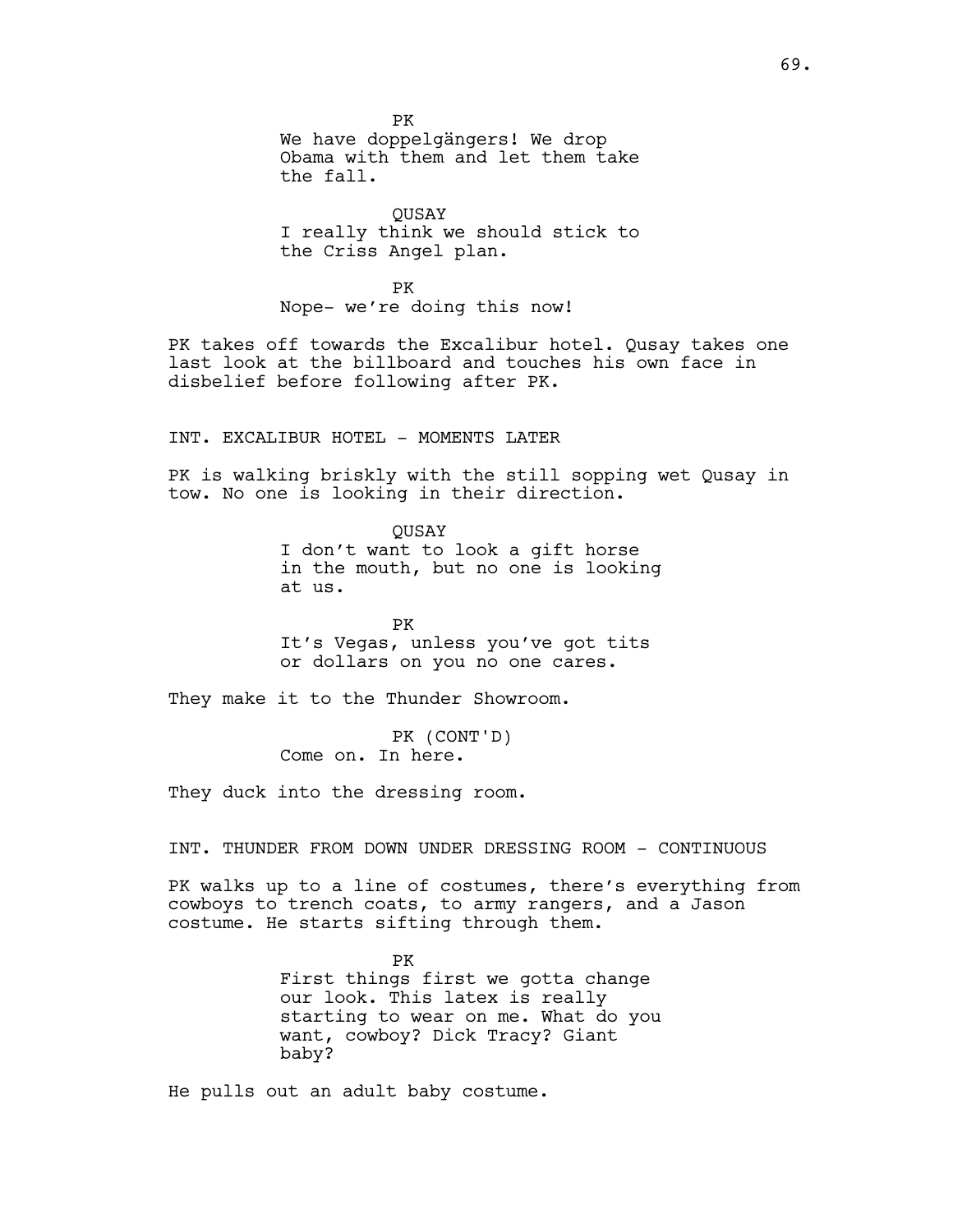PK

We have doppelgängers! We drop Obama with them and let them take the fall.

QUSAY

I really think we should stick to the Criss Angel plan.

PK

Nope- we're doing this now!

PK takes off towards the Excalibur hotel. Qusay takes one last look at the billboard and touches his own face in disbelief before following after PK.

INT. EXCALIBUR HOTEL - MOMENTS LATER

PK is walking briskly with the still sopping wet Qusay in tow. No one is looking in their direction.

QUSAY

I don't want to look a gift horse in the mouth, but no one is looking at us.

PK

It's Vegas, unless you've got tits or dollars on you no one cares.

They make it to the Thunder Showroom.

PK (CONT'D)

Come on. In here.

They duck into the dressing room.

INT. THUNDER FROM DOWN UNDER DRESSING ROOM - CONTINUOUS

PK walks up to a line of costumes, there's everything from cowboys to trench coats, to army rangers, and a Jason costume. He starts sifting through them.

PK

First things first we gotta change our look. This latex is really starting to wear on me. What do you want, cowboy? Dick Tracy? Giant baby?

He pulls out an adult baby costume.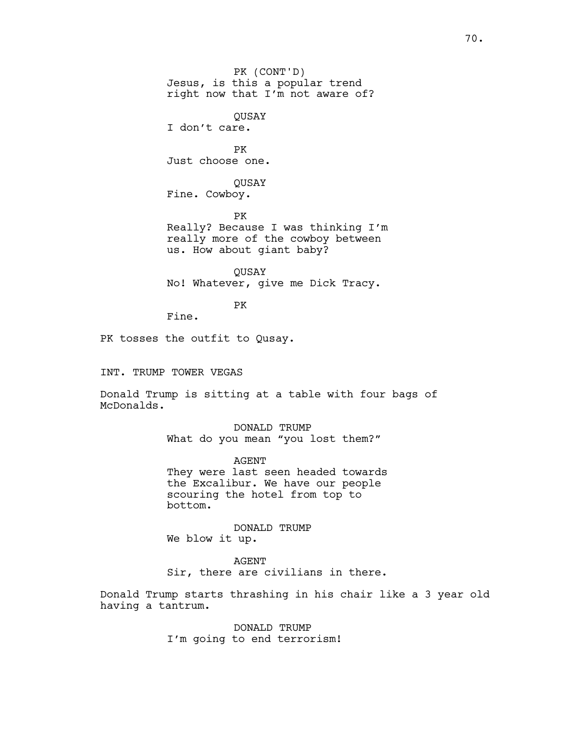PK (CONT'D)
Jesus, is this a popular trend right now that I'm not aware of?

QUSAY
I don't care.

PK
Just choose one.

QUSAY
Fine. Cowboy.

PK
Really? Because I was thinking I'm really more of the cowboy between us. How about giant baby?

QUSAY
No! Whatever, give me Dick Tracy.

PK
Fine.

PK tosses the outfit to Qusay.

INT. TRUMP TOWER VEGAS

Donald Trump is sitting at a table with four bags of McDonalds.

DONALD TRUMP
What do you mean "you lost them?"

AGENT
They were last seen headed towards the Excalibur. We have our people scouring the hotel from top to bottom.

DONALD TRUMP
We blow it up.

AGENT
Sir, there are civilians in there.

Donald Trump starts thrashing in his chair like a 3 year old having a tantrum.

DONALD TRUMP
I'm going to end terrorism!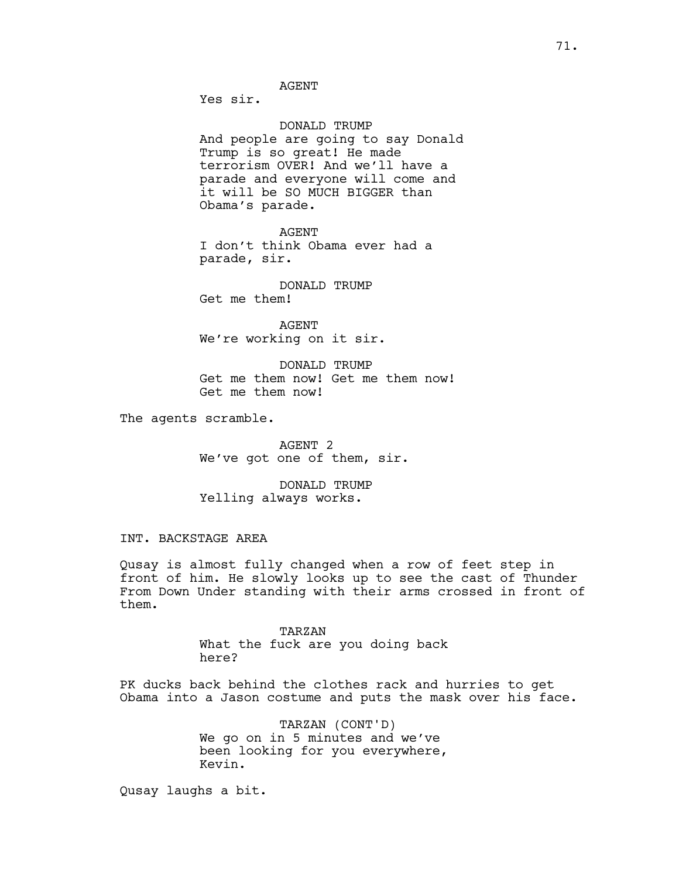AGENT
Yes sir.

DONALD TRUMP
And people are going to say Donald Trump is so great! He made terrorism OVER! And we'll have a parade and everyone will come and it will be SO MUCH BIGGER than Obama's parade.

AGENT
I don't think Obama ever had a parade, sir.

DONALD TRUMP
Get me them!

AGENT
We're working on it sir.

DONALD TRUMP
Get me them now! Get me them now! Get me them now!

The agents scramble.

AGENT 2
We've got one of them, sir.

DONALD TRUMP
Yelling always works.

INT. BACKSTAGE AREA

Qusay is almost fully changed when a row of feet step in front of him. He slowly looks up to see the cast of Thunder From Down Under standing with their arms crossed in front of them.

TARZAN
What the fuck are you doing back here?

PK ducks back behind the clothes rack and hurries to get Obama into a Jason costume and puts the mask over his face.

TARZAN (CONT'D)
We go on in 5 minutes and we've been looking for you everywhere, Kevin.

Qusay laughs a bit.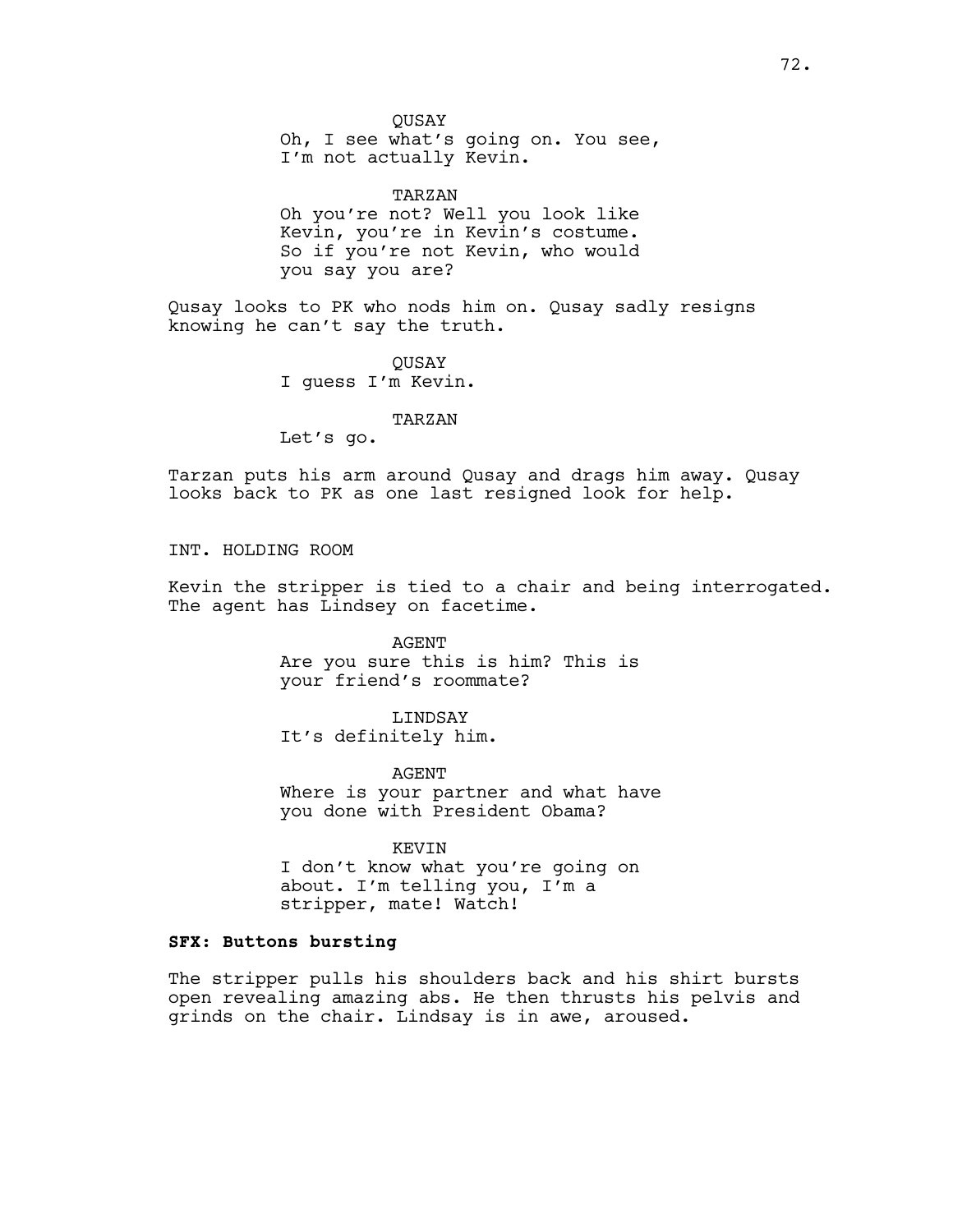QUSAY
Oh, I see what's going on. You see, I'm not actually Kevin.

TARZAN
Oh you're not? Well you look like Kevin, you're in Kevin's costume. So if you're not Kevin, who would you say you are?

Qusay looks to PK who nods him on. Qusay sadly resigns knowing he can't say the truth.

QUSAY
I guess I'm Kevin.

TARZAN
Let's go.

Tarzan puts his arm around Qusay and drags him away. Qusay looks back to PK as one last resigned look for help.

INT. HOLDING ROOM

Kevin the stripper is tied to a chair and being interrogated. The agent has Lindsey on facetime.

AGENT
Are you sure this is him? This is your friend's roommate?

LINDSAY
It's definitely him.

AGENT
Where is your partner and what have you done with President Obama?

KEVIN
I don't know what you're going on about. I'm telling you, I'm a stripper, mate! Watch!

**SFX: Buttons bursting**

The stripper pulls his shoulders back and his shirt bursts open revealing amazing abs. He then thrusts his pelvis and grinds on the chair. Lindsay is in awe, aroused.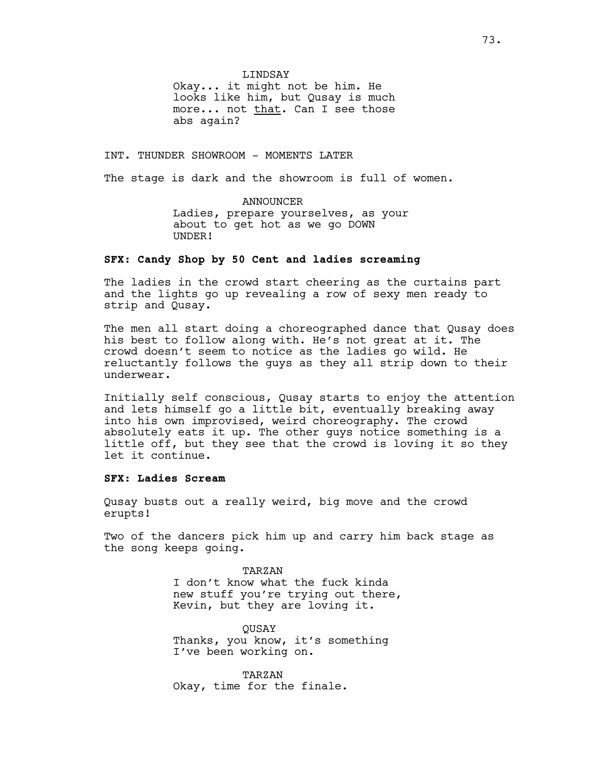LINDSAY
Okay... it might not be him. He looks like him, but Qusay is much more... not <u>that</u>. Can I see those abs again?

INT. THUNDER SHOWROOM - MOMENTS LATER

The stage is dark and the showroom is full of women.

ANNOUNCER
Ladies, prepare yourselves, as your about to get hot as we go DOWN UNDER!

**SFX: Candy Shop by 50 Cent and ladies screaming**

The ladies in the crowd start cheering as the curtains part and the lights go up revealing a row of sexy men ready to strip and Qusay.

The men all start doing a choreographed dance that Qusay does his best to follow along with. He's not great at it. The crowd doesn't seem to notice as the ladies go wild. He reluctantly follows the guys as they all strip down to their underwear.

Initially self conscious, Qusay starts to enjoy the attention and lets himself go a little bit, eventually breaking away into his own improvised, weird choreography. The crowd absolutely eats it up. The other guys notice something is a little off, but they see that the crowd is loving it so they let it continue.

**SFX: Ladies Scream**

Qusay busts out a really weird, big move and the crowd erupts!

Two of the dancers pick him up and carry him back stage as the song keeps going.

TARZAN
I don't know what the fuck kinda new stuff you're trying out there, Kevin, but they are loving it.

QUSAY
Thanks, you know, it's something I've been working on.

TARZAN
Okay, time for the finale.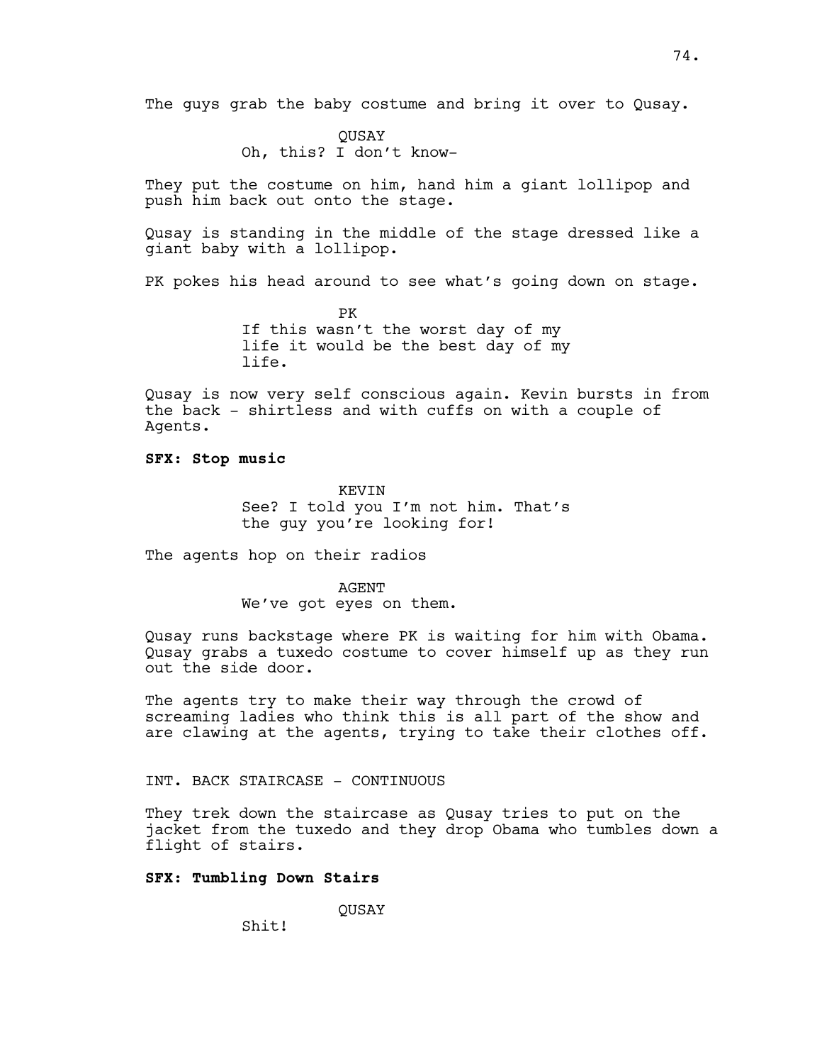The guys grab the baby costume and bring it over to Qusay.

QUSAY
Oh, this? I don't know-

They put the costume on him, hand him a giant lollipop and push him back out onto the stage.

Qusay is standing in the middle of the stage dressed like a giant baby with a lollipop.

PK pokes his head around to see what's going down on stage.

PK
If this wasn't the worst day of my life it would be the best day of my life.

Qusay is now very self conscious again. Kevin bursts in from the back - shirtless and with cuffs on with a couple of Agents.

**SFX: Stop music**

KEVIN
See? I told you I'm not him. That's the guy you're looking for!

The agents hop on their radios

AGENT
We've got eyes on them.

Qusay runs backstage where PK is waiting for him with Obama. Qusay grabs a tuxedo costume to cover himself up as they run out the side door.

The agents try to make their way through the crowd of screaming ladies who think this is all part of the show and are clawing at the agents, trying to take their clothes off.

INT. BACK STAIRCASE - CONTINUOUS

They trek down the staircase as Qusay tries to put on the jacket from the tuxedo and they drop Obama who tumbles down a flight of stairs.

**SFX: Tumbling Down Stairs**

QUSAY
Shit!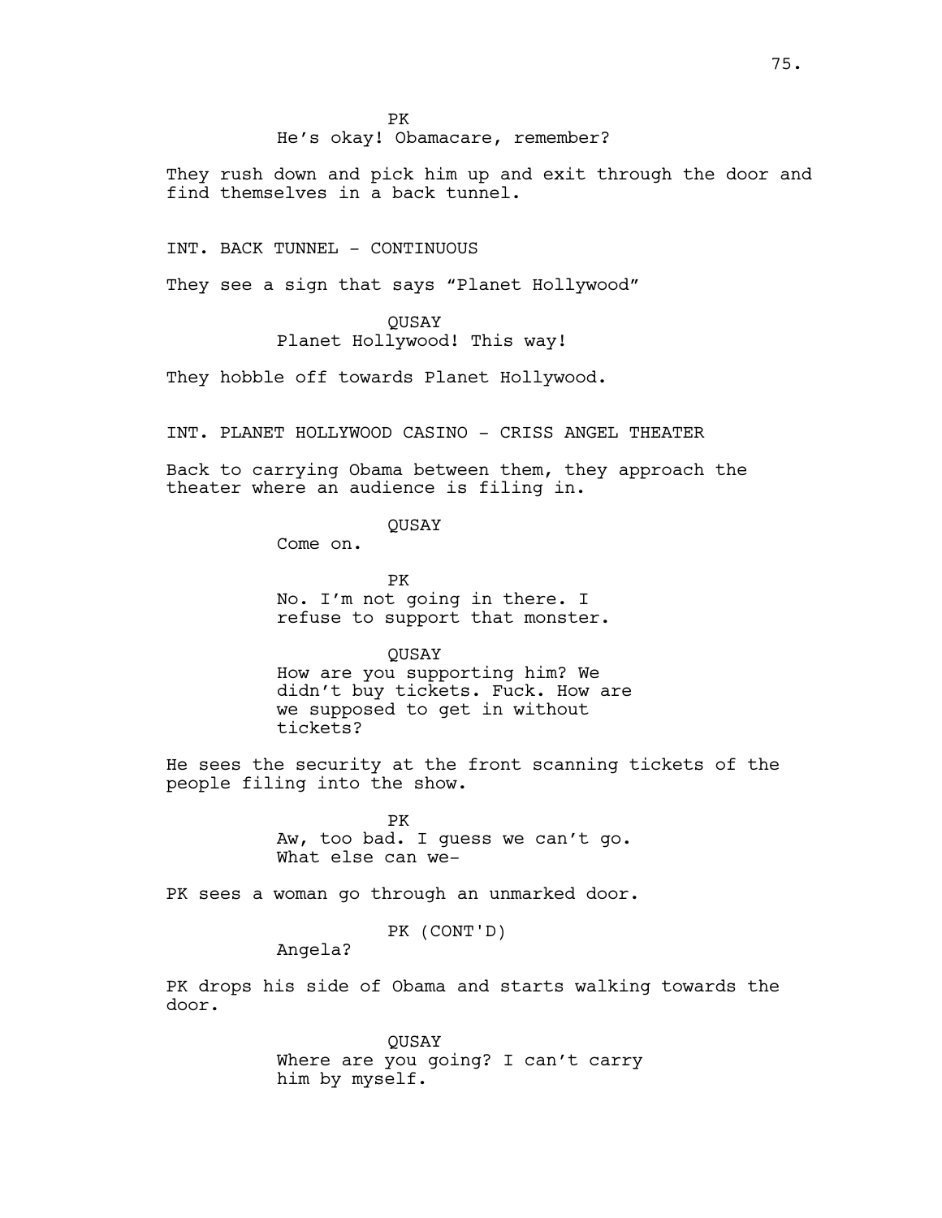PK
He's okay! Obamacare, remember?

They rush down and pick him up and exit through the door and find themselves in a back tunnel.

INT. BACK TUNNEL - CONTINUOUS

They see a sign that says "Planet Hollywood"

QUSAY
Planet Hollywood! This way!

They hobble off towards Planet Hollywood.

INT. PLANET HOLLYWOOD CASINO - CRISS ANGEL THEATER

Back to carrying Obama between them, they approach the theater where an audience is filing in.

QUSAY
Come on.

PK
No. I'm not going in there. I refuse to support that monster.

QUSAY
How are you supporting him? We didn't buy tickets. Fuck. How are we supposed to get in without tickets?

He sees the security at the front scanning tickets of the people filing into the show.

PK
Aw, too bad. I guess we can't go. What else can we-

PK sees a woman go through an unmarked door.

PK (CONT'D)
Angela?

PK drops his side of Obama and starts walking towards the door.

QUSAY
Where are you going? I can't carry him by myself.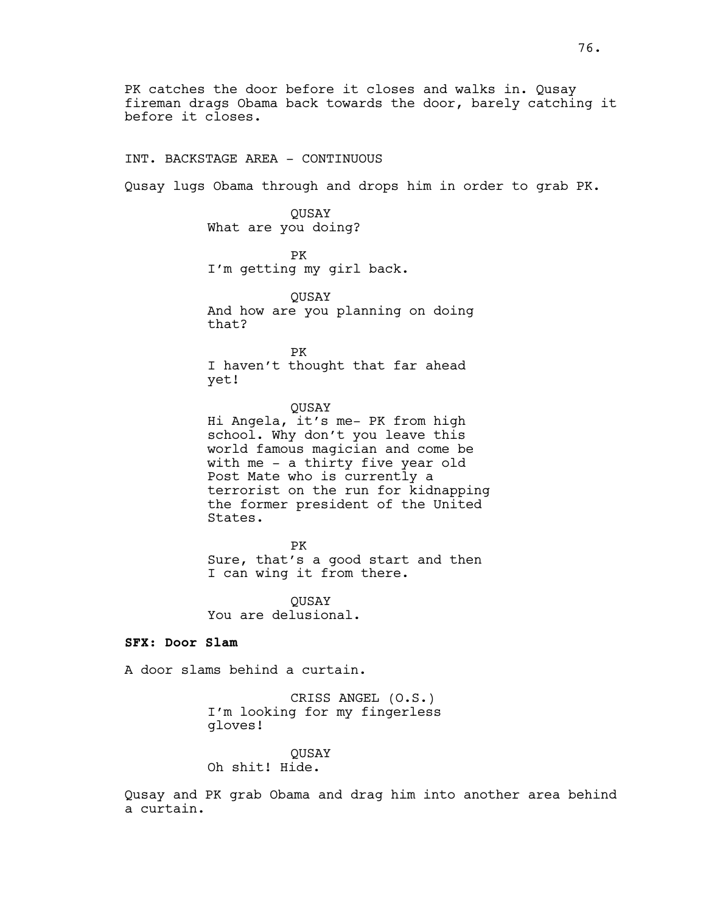PK catches the door before it closes and walks in. Qusay fireman drags Obama back towards the door, barely catching it before it closes.

INT. BACKSTAGE AREA - CONTINUOUS

Qusay lugs Obama through and drops him in order to grab PK.

QUSAY
What are you doing?

PK
I'm getting my girl back.

QUSAY
And how are you planning on doing that?

PK
I haven't thought that far ahead yet!

QUSAY
Hi Angela, it's me- PK from high school. Why don't you leave this world famous magician and come be with me - a thirty five year old Post Mate who is currently a terrorist on the run for kidnapping the former president of the United States.

PK
Sure, that's a good start and then I can wing it from there.

QUSAY
You are delusional.

**SFX: Door Slam**

A door slams behind a curtain.

CRISS ANGEL (O.S.)
I'm looking for my fingerless gloves!

QUSAY
Oh shit! Hide.

Qusay and PK grab Obama and drag him into another area behind a curtain.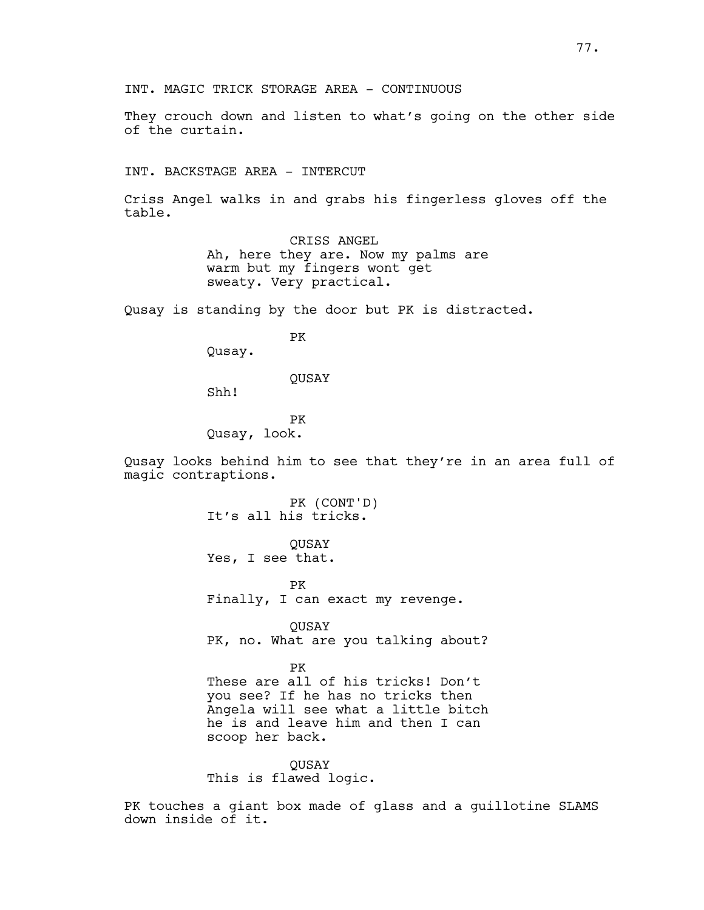INT. MAGIC TRICK STORAGE AREA - CONTINUOUS

They crouch down and listen to what's going on the other side of the curtain.

INT. BACKSTAGE AREA - INTERCUT

Criss Angel walks in and grabs his fingerless gloves off the table.

CRISS ANGEL
Ah, here they are. Now my palms are warm but my fingers wont get sweaty. Very practical.

Qusay is standing by the door but PK is distracted.

PK
Qusay.

QUSAY
Shh!

PK
Qusay, look.

Qusay looks behind him to see that they're in an area full of magic contraptions.

PK (CONT'D)
It's all his tricks.

QUSAY
Yes, I see that.

PK
Finally, I can exact my revenge.

QUSAY
PK, no. What are you talking about?

PK
These are all of his tricks! Don't you see? If he has no tricks then Angela will see what a little bitch he is and leave him and then I can scoop her back.

QUSAY
This is flawed logic.

PK touches a giant box made of glass and a guillotine SLAMS down inside of it.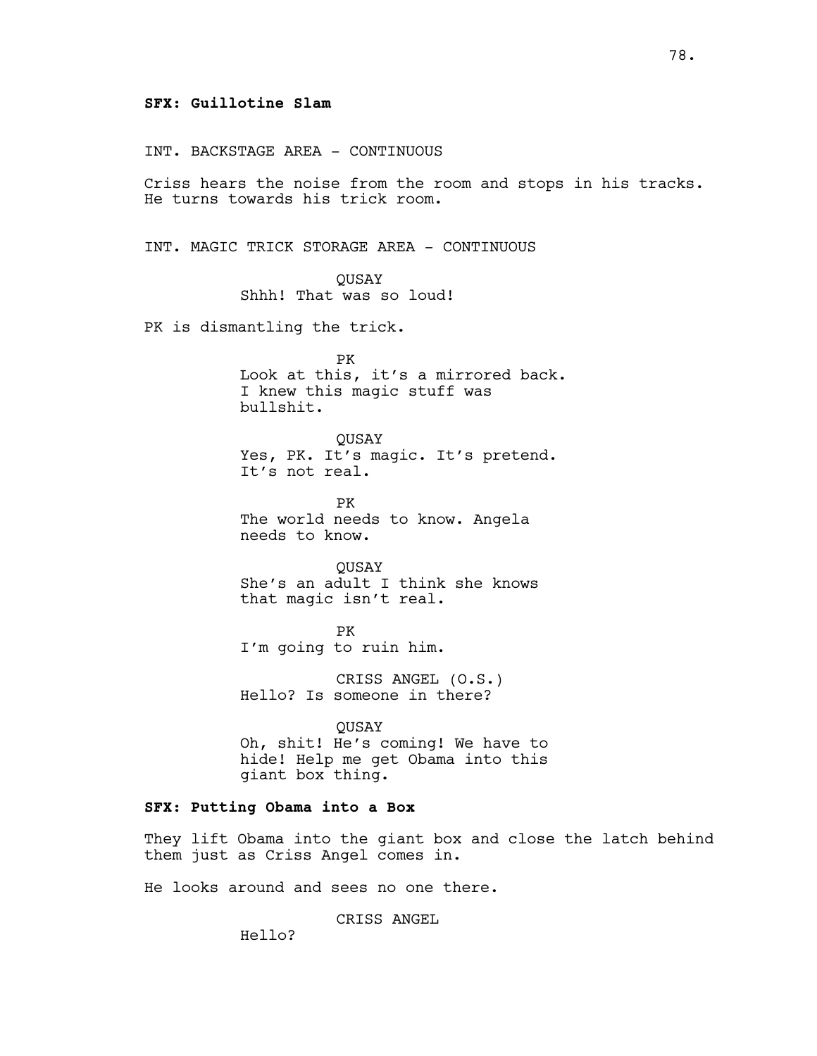**SFX: Guillotine Slam**

INT. BACKSTAGE AREA - CONTINUOUS

Criss hears the noise from the room and stops in his tracks. He turns towards his trick room.

INT. MAGIC TRICK STORAGE AREA - CONTINUOUS

QUSAY
Shhh! That was so loud!

PK is dismantling the trick.

PK
Look at this, it's a mirrored back. I knew this magic stuff was bullshit.

QUSAY
Yes, PK. It's magic. It's pretend. It's not real.

PK
The world needs to know. Angela needs to know.

QUSAY
She's an adult I think she knows that magic isn't real.

PK
I'm going to ruin him.

CRISS ANGEL (O.S.)
Hello? Is someone in there?

QUSAY
Oh, shit! He's coming! We have to hide! Help me get Obama into this giant box thing.

**SFX: Putting Obama into a Box**

They lift Obama into the giant box and close the latch behind them just as Criss Angel comes in.

He looks around and sees no one there.

CRISS ANGEL
Hello?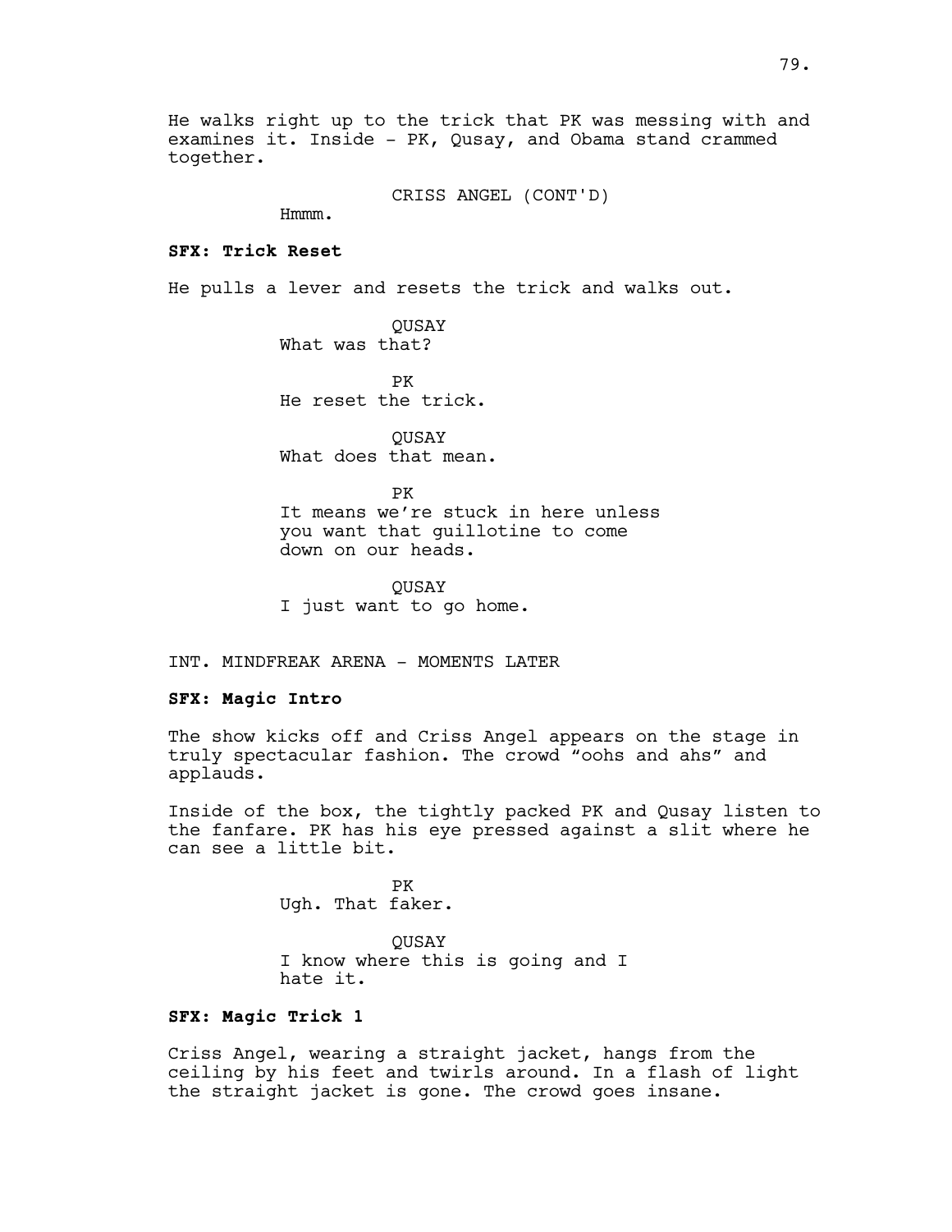He walks right up to the trick that PK was messing with and examines it. Inside - PK, Qusay, and Obama stand crammed together.

CRISS ANGEL (CONT'D)
Hmmm.

**SFX: Trick Reset**

He pulls a lever and resets the trick and walks out.

QUSAY
What was that?

PK
He reset the trick.

QUSAY
What does that mean.

PK
It means we're stuck in here unless you want that guillotine to come down on our heads.

QUSAY
I just want to go home.

INT. MINDFREAK ARENA - MOMENTS LATER

**SFX: Magic Intro**

The show kicks off and Criss Angel appears on the stage in truly spectacular fashion. The crowd "oohs and ahs" and applauds.

Inside of the box, the tightly packed PK and Qusay listen to the fanfare. PK has his eye pressed against a slit where he can see a little bit.

PK
Ugh. That faker.

QUSAY
I know where this is going and I hate it.

**SFX: Magic Trick 1**

Criss Angel, wearing a straight jacket, hangs from the ceiling by his feet and twirls around. In a flash of light the straight jacket is gone. The crowd goes insane.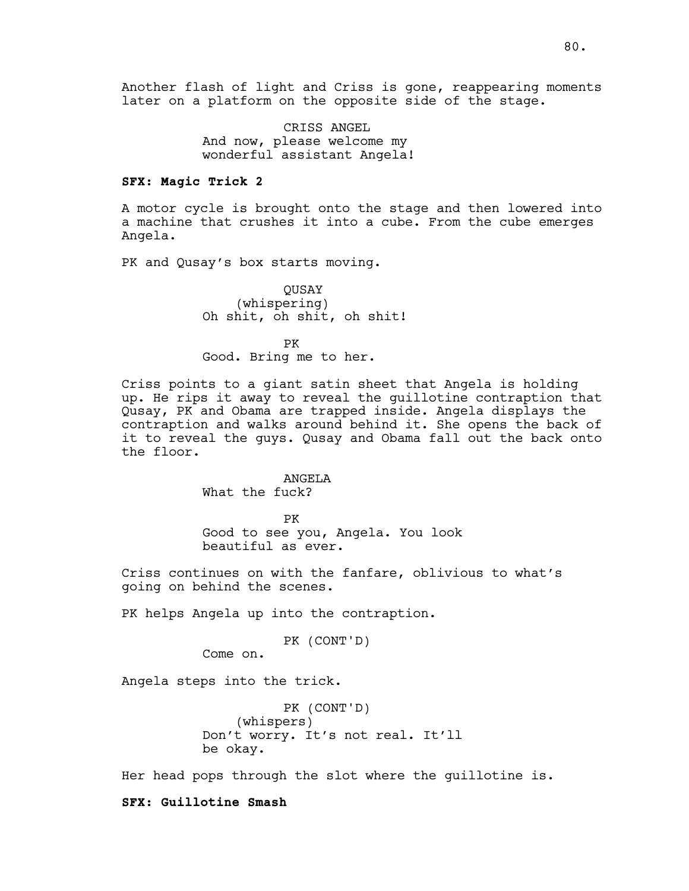Another flash of light and Criss is gone, reappearing moments later on a platform on the opposite side of the stage.

CRISS ANGEL
And now, please welcome my wonderful assistant Angela!

**SFX: Magic Trick 2**

A motor cycle is brought onto the stage and then lowered into a machine that crushes it into a cube. From the cube emerges Angela.

PK and Qusay's box starts moving.

QUSAY
(whispering)
Oh shit, oh shit, oh shit!

PK
Good. Bring me to her.

Criss points to a giant satin sheet that Angela is holding up. He rips it away to reveal the guillotine contraption that Qusay, PK and Obama are trapped inside. Angela displays the contraption and walks around behind it. She opens the back of it to reveal the guys. Qusay and Obama fall out the back onto the floor.

ANGELA
What the fuck?

PK
Good to see you, Angela. You look beautiful as ever.

Criss continues on with the fanfare, oblivious to what's going on behind the scenes.

PK helps Angela up into the contraption.

PK (CONT'D)
Come on.

Angela steps into the trick.

PK (CONT'D)
(whispers)
Don't worry. It's not real. It'll be okay.

Her head pops through the slot where the guillotine is.

**SFX: Guillotine Smash**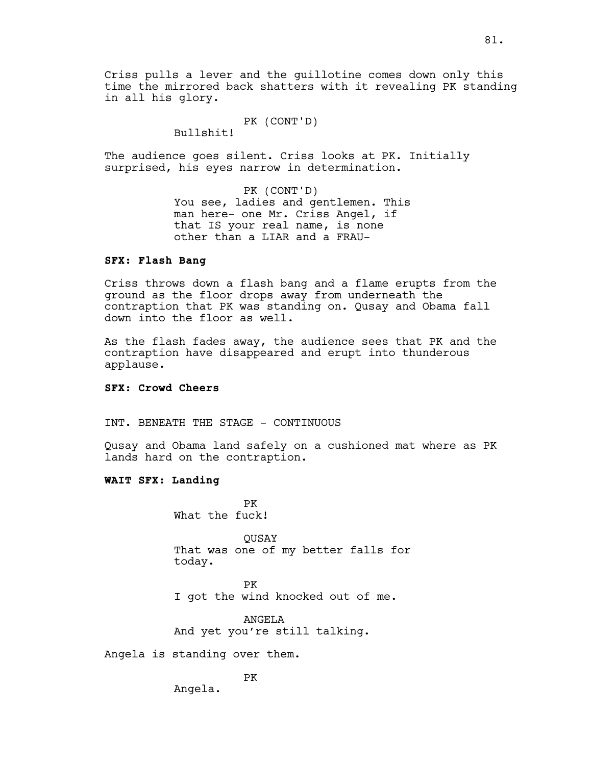Criss pulls a lever and the guillotine comes down only this time the mirrored back shatters with it revealing PK standing in all his glory.

PK (CONT'D)
Bullshit!

The audience goes silent. Criss looks at PK. Initially surprised, his eyes narrow in determination.

PK (CONT'D)
You see, ladies and gentlemen. This man here- one Mr. Criss Angel, if that IS your real name, is none other than a LIAR and a FRAU-

**SFX: Flash Bang**

Criss throws down a flash bang and a flame erupts from the ground as the floor drops away from underneath the contraption that PK was standing on. Qusay and Obama fall down into the floor as well.

As the flash fades away, the audience sees that PK and the contraption have disappeared and erupt into thunderous applause.

**SFX: Crowd Cheers**

INT. BENEATH THE STAGE - CONTINUOUS

Qusay and Obama land safely on a cushioned mat where as PK lands hard on the contraption.

**WAIT SFX: Landing**

PK
What the fuck!

QUSAY
That was one of my better falls for today.

PK
I got the wind knocked out of me.

ANGELA
And yet you're still talking.

Angela is standing over them.

PK
Angela.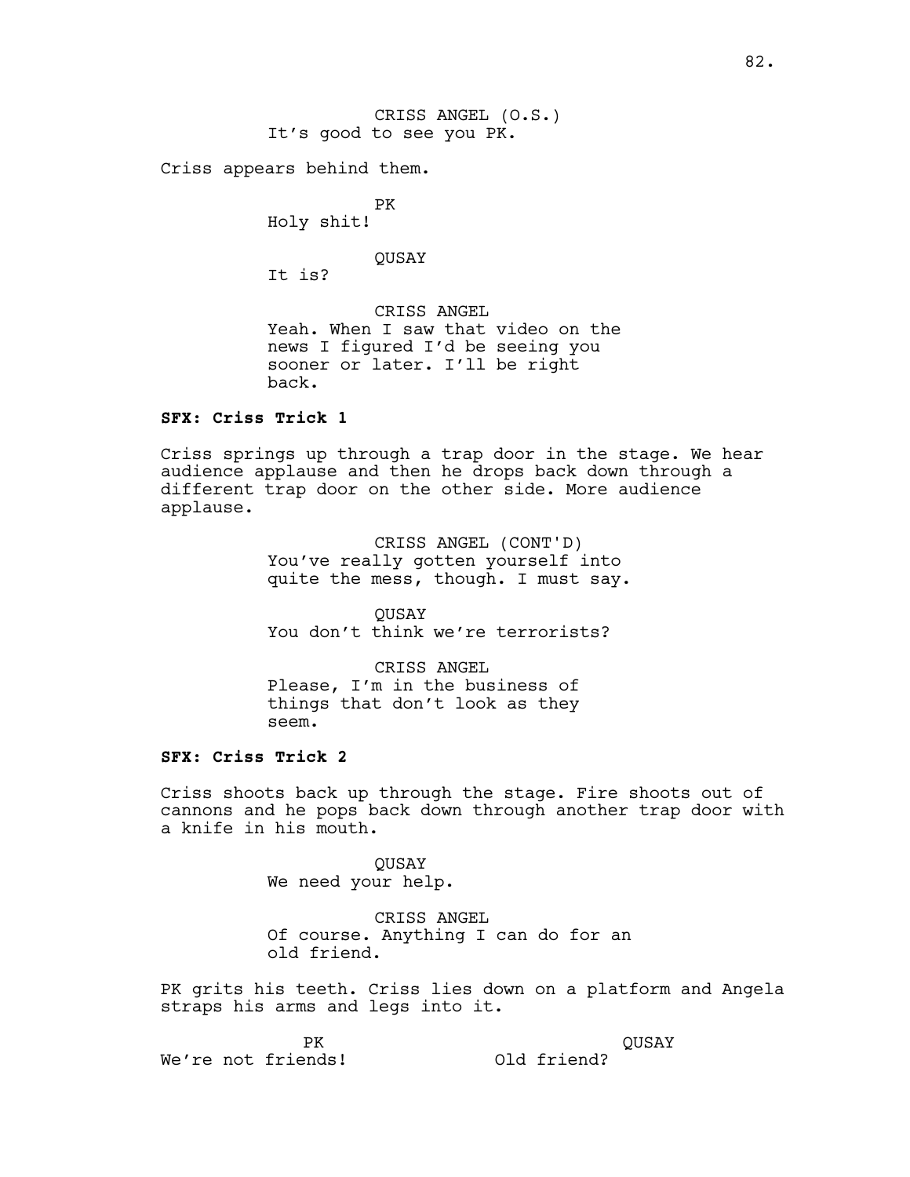CRISS ANGEL (O.S.)
It's good to see you PK.

Criss appears behind them.

PK
Holy shit!

QUSAY
It is?

CRISS ANGEL
Yeah. When I saw that video on the news I figured I'd be seeing you sooner or later. I'll be right back.

**SFX: Criss Trick 1**

Criss springs up through a trap door in the stage. We hear audience applause and then he drops back down through a different trap door on the other side. More audience applause.

CRISS ANGEL (CONT'D)
You've really gotten yourself into quite the mess, though. I must say.

QUSAY
You don't think we're terrorists?

CRISS ANGEL
Please, I'm in the business of things that don't look as they seem.

**SFX: Criss Trick 2**

Criss shoots back up through the stage. Fire shoots out of cannons and he pops back down through another trap door with a knife in his mouth.

QUSAY
We need your help.

CRISS ANGEL
Of course. Anything I can do for an old friend.

PK grits his teeth. Criss lies down on a platform and Angela straps his arms and legs into it.

PK
We're not friends!

QUSAY
Old friend?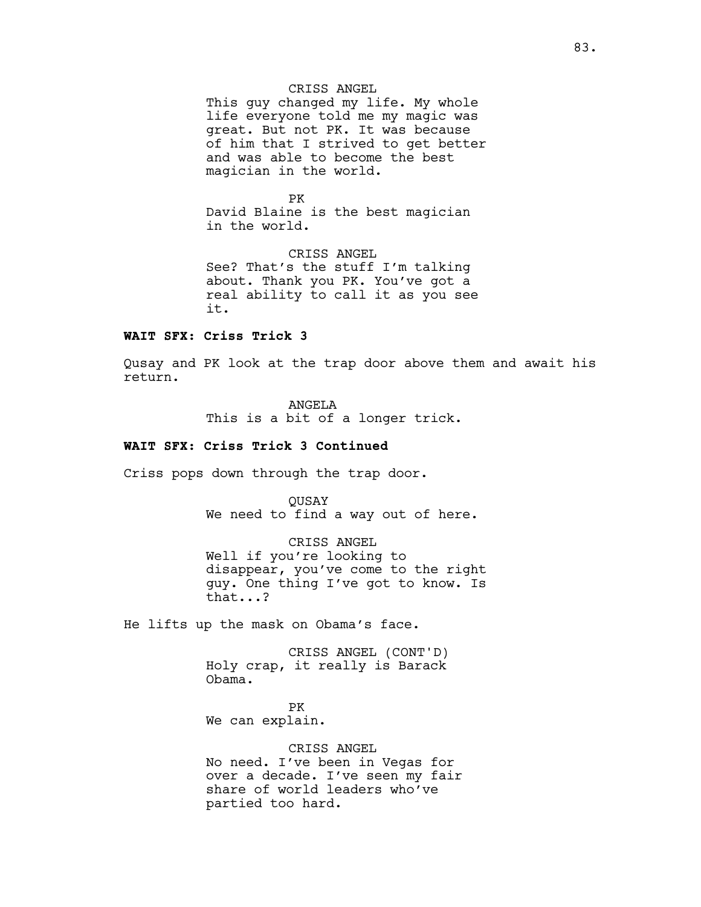CRISS ANGEL
This guy changed my life. My whole life everyone told me my magic was great. But not PK. It was because of him that I strived to get better and was able to become the best magician in the world.

PK
David Blaine is the best magician in the world.

CRISS ANGEL
See? That's the stuff I'm talking about. Thank you PK. You've got a real ability to call it as you see it.

**WAIT SFX: Criss Trick 3**

Qusay and PK look at the trap door above them and await his return.

ANGELA
This is a bit of a longer trick.

**WAIT SFX: Criss Trick 3 Continued**

Criss pops down through the trap door.

QUSAY
We need to find a way out of here.

CRISS ANGEL
Well if you're looking to disappear, you've come to the right guy. One thing I've got to know. Is that...?

He lifts up the mask on Obama's face.

CRISS ANGEL (CONT'D)
Holy crap, it really is Barack Obama.

PK
We can explain.

CRISS ANGEL
No need. I've been in Vegas for over a decade. I've seen my fair share of world leaders who've partied too hard.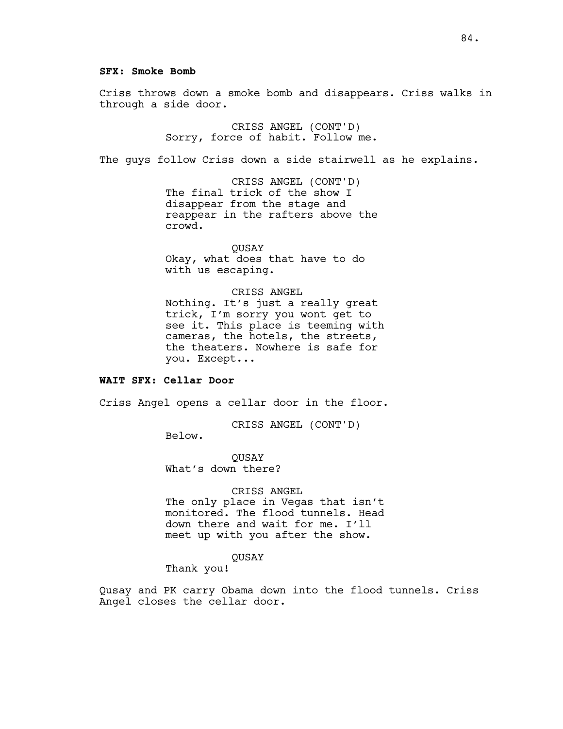**SFX: Smoke Bomb**

Criss throws down a smoke bomb and disappears. Criss walks in through a side door.

CRISS ANGEL (CONT'D)
Sorry, force of habit. Follow me.

The guys follow Criss down a side stairwell as he explains.

CRISS ANGEL (CONT'D)
The final trick of the show I disappear from the stage and reappear in the rafters above the crowd.

QUSAY
Okay, what does that have to do with us escaping.

CRISS ANGEL
Nothing. It's just a really great trick, I'm sorry you wont get to see it. This place is teeming with cameras, the hotels, the streets, the theaters. Nowhere is safe for you. Except...

**WAIT SFX: Cellar Door**

Criss Angel opens a cellar door in the floor.

CRISS ANGEL (CONT'D)
Below.

QUSAY
What's down there?

CRISS ANGEL
The only place in Vegas that isn't monitored. The flood tunnels. Head down there and wait for me. I'll meet up with you after the show.

QUSAY
Thank you!

Qusay and PK carry Obama down into the flood tunnels. Criss Angel closes the cellar door.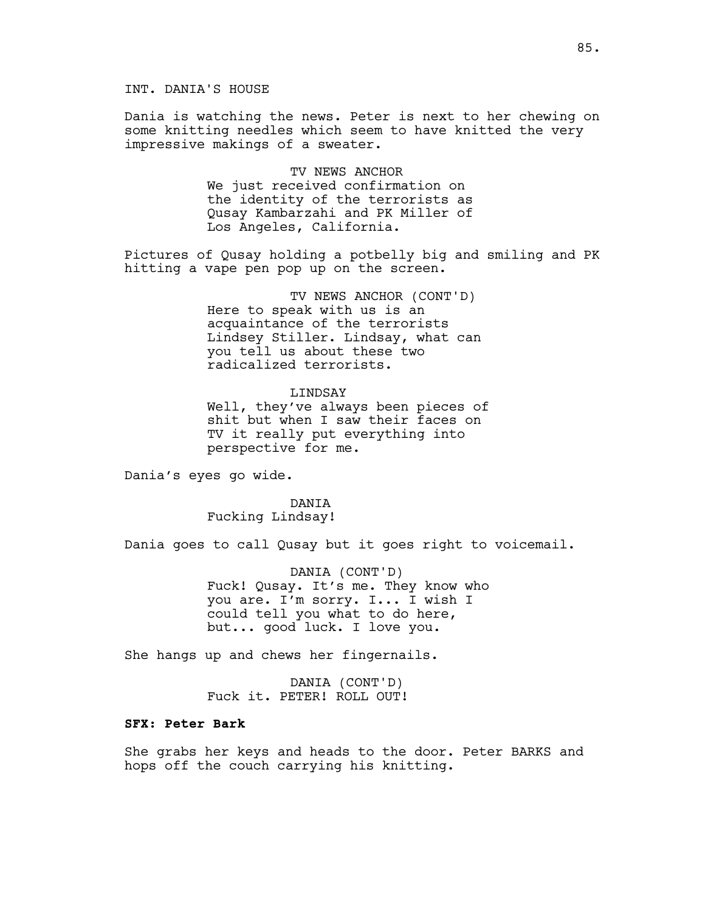INT. DANIA'S HOUSE

Dania is watching the news. Peter is next to her chewing on some knitting needles which seem to have knitted the very impressive makings of a sweater.

TV NEWS ANCHOR
We just received confirmation on the identity of the terrorists as Qusay Kambarzahi and PK Miller of Los Angeles, California.

Pictures of Qusay holding a potbelly big and smiling and PK hitting a vape pen pop up on the screen.

TV NEWS ANCHOR (CONT'D)
Here to speak with us is an acquaintance of the terrorists Lindsey Stiller. Lindsay, what can you tell us about these two radicalized terrorists.

LINDSAY
Well, they've always been pieces of shit but when I saw their faces on TV it really put everything into perspective for me.

Dania's eyes go wide.

DANIA
Fucking Lindsay!

Dania goes to call Qusay but it goes right to voicemail.

DANIA (CONT'D)
Fuck! Qusay. It's me. They know who you are. I'm sorry. I... I wish I could tell you what to do here, but... good luck. I love you.

She hangs up and chews her fingernails.

DANIA (CONT'D)
Fuck it. PETER! ROLL OUT!

**SFX: Peter Bark**

She grabs her keys and heads to the door. Peter BARKS and hops off the couch carrying his knitting.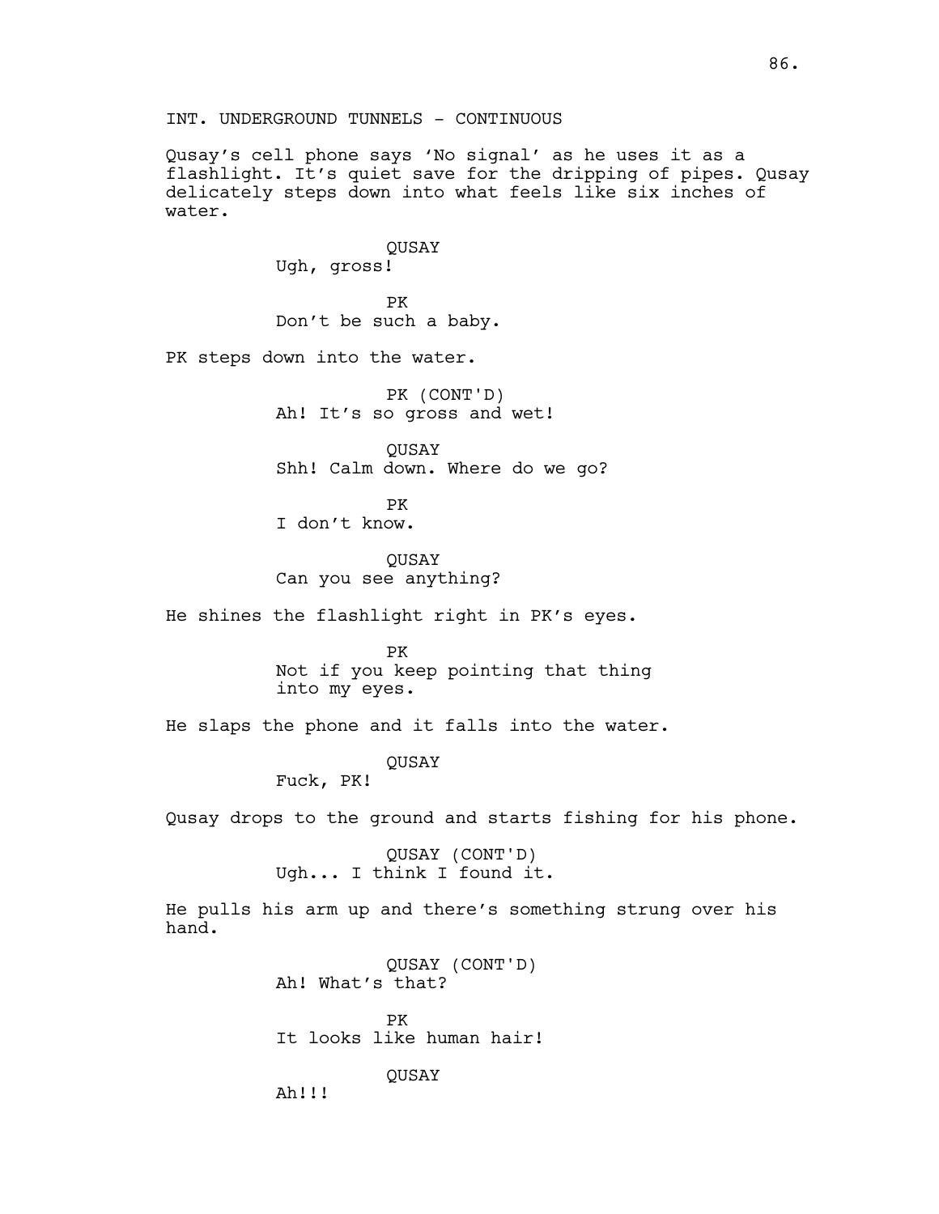INT. UNDERGROUND TUNNELS - CONTINUOUS

Qusay's cell phone says 'No signal' as he uses it as a flashlight. It's quiet save for the dripping of pipes. Qusay delicately steps down into what feels like six inches of water.

QUSAY
Ugh, gross!

PK
Don't be such a baby.

PK steps down into the water.

PK (CONT'D)
Ah! It's so gross and wet!

QUSAY
Shh! Calm down. Where do we go?

PK
I don't know.

QUSAY
Can you see anything?

He shines the flashlight right in PK's eyes.

PK
Not if you keep pointing that thing into my eyes.

He slaps the phone and it falls into the water.

QUSAY
Fuck, PK!

Qusay drops to the ground and starts fishing for his phone.

QUSAY (CONT'D)
Ugh... I think I found it.

He pulls his arm up and there's something strung over his hand.

QUSAY (CONT'D)
Ah! What's that?

PK
It looks like human hair!

QUSAY
Ah!!!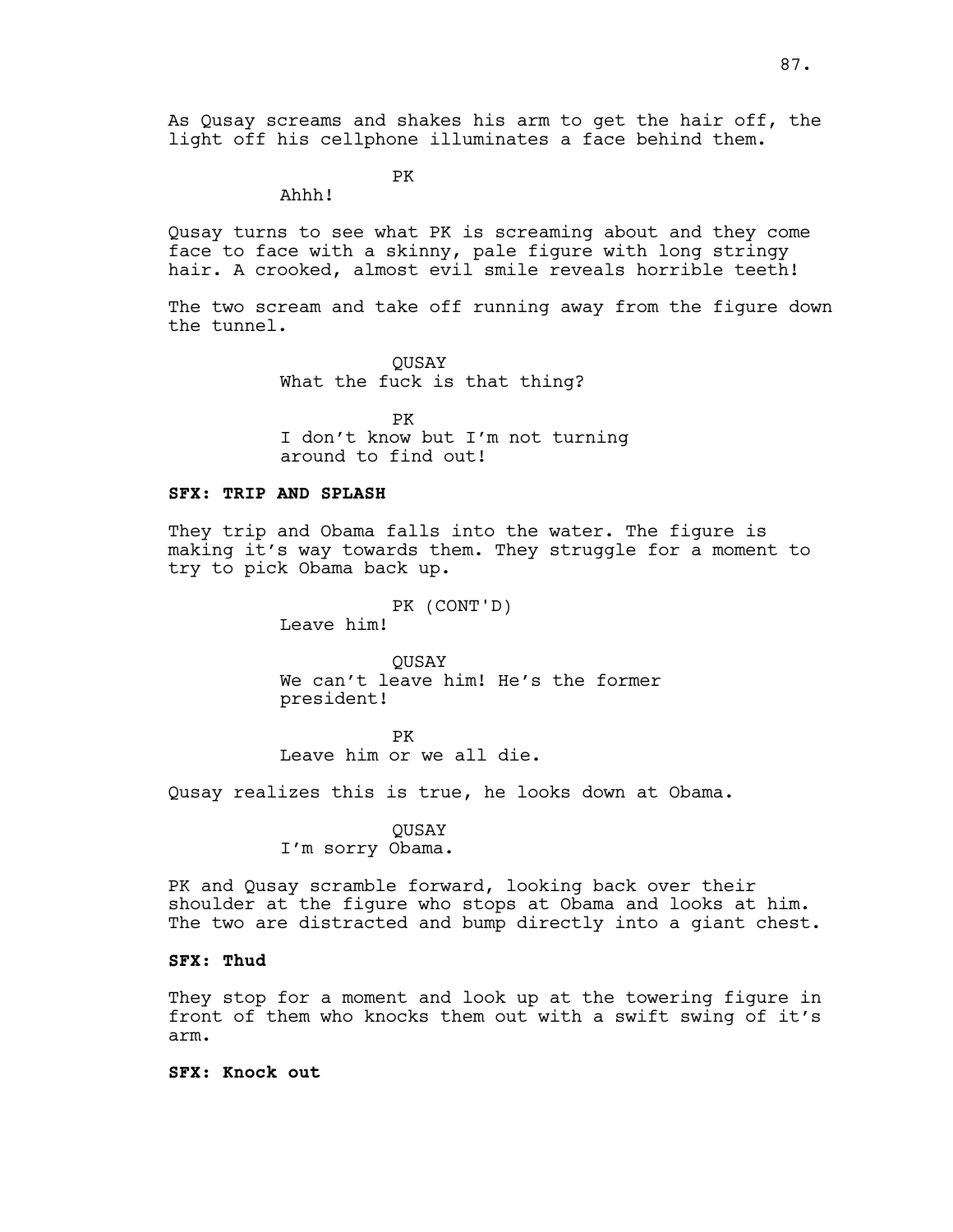As Qusay screams and shakes his arm to get the hair off, the light off his cellphone illuminates a face behind them.

PK
Ahhh!

Qusay turns to see what PK is screaming about and they come face to face with a skinny, pale figure with long stringy hair. A crooked, almost evil smile reveals horrible teeth!

The two scream and take off running away from the figure down the tunnel.

QUSAY
What the fuck is that thing?

PK
I don't know but I'm not turning around to find out!

**SFX: TRIP AND SPLASH**

They trip and Obama falls into the water. The figure is making it's way towards them. They struggle for a moment to try to pick Obama back up.

PK (CONT'D)
Leave him!

QUSAY
We can't leave him! He's the former president!

PK
Leave him or we all die.

Qusay realizes this is true, he looks down at Obama.

QUSAY
I'm sorry Obama.

PK and Qusay scramble forward, looking back over their shoulder at the figure who stops at Obama and looks at him. The two are distracted and bump directly into a giant chest.

**SFX: Thud**

They stop for a moment and look up at the towering figure in front of them who knocks them out with a swift swing of it's arm.

**SFX: Knock out**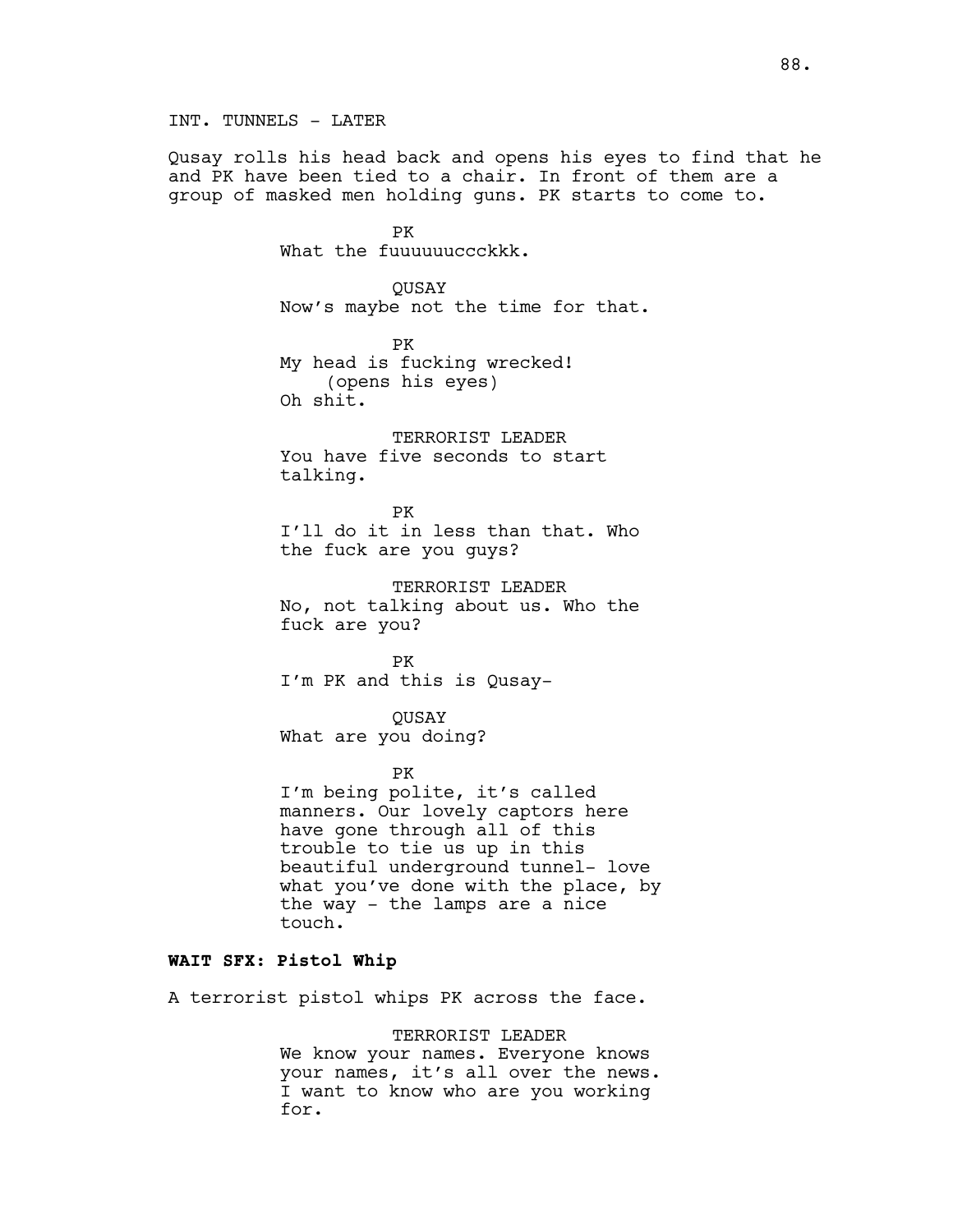INT. TUNNELS - LATER

Qusay rolls his head back and opens his eyes to find that he and PK have been tied to a chair. In front of them are a group of masked men holding guns. PK starts to come to.

PK
What the fuuuuuuccckkk.

QUSAY
Now's maybe not the time for that.

PK
My head is fucking wrecked!
(opens his eyes)
Oh shit.

TERRORIST LEADER
You have five seconds to start talking.

PK
I'll do it in less than that. Who the fuck are you guys?

TERRORIST LEADER
No, not talking about us. Who the fuck are you?

PK
I'm PK and this is Qusay-

QUSAY
What are you doing?

PK
I'm being polite, it's called manners. Our lovely captors here have gone through all of this trouble to tie us up in this beautiful underground tunnel- love what you've done with the place, by the way - the lamps are a nice touch.

**WAIT SFX: Pistol Whip**

A terrorist pistol whips PK across the face.

TERRORIST LEADER
We know your names. Everyone knows your names, it's all over the news. I want to know who are you working for.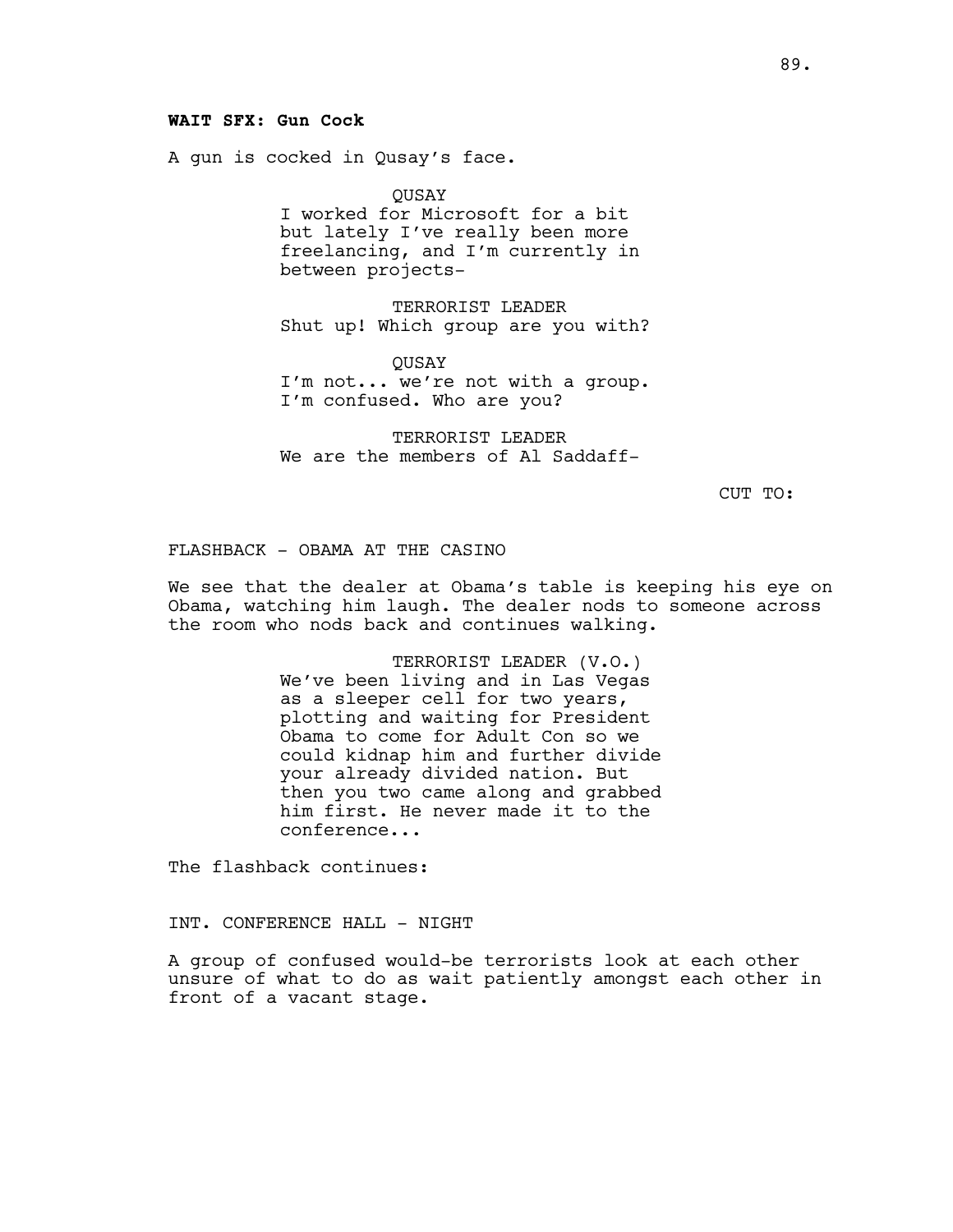**WAIT SFX: Gun Cock**

A gun is cocked in Qusay's face.

QUSAY
I worked for Microsoft for a bit but lately I've really been more freelancing, and I'm currently in between projects-

TERRORIST LEADER
Shut up! Which group are you with?

QUSAY
I'm not... we're not with a group. I'm confused. Who are you?

TERRORIST LEADER
We are the members of Al Saddaff-

CUT TO:

FLASHBACK - OBAMA AT THE CASINO

We see that the dealer at Obama's table is keeping his eye on Obama, watching him laugh. The dealer nods to someone across the room who nods back and continues walking.

TERRORIST LEADER (V.O.)
We've been living and in Las Vegas as a sleeper cell for two years, plotting and waiting for President Obama to come for Adult Con so we could kidnap him and further divide your already divided nation. But then you two came along and grabbed him first. He never made it to the conference...

The flashback continues:

INT. CONFERENCE HALL - NIGHT

A group of confused would-be terrorists look at each other unsure of what to do as wait patiently amongst each other in front of a vacant stage.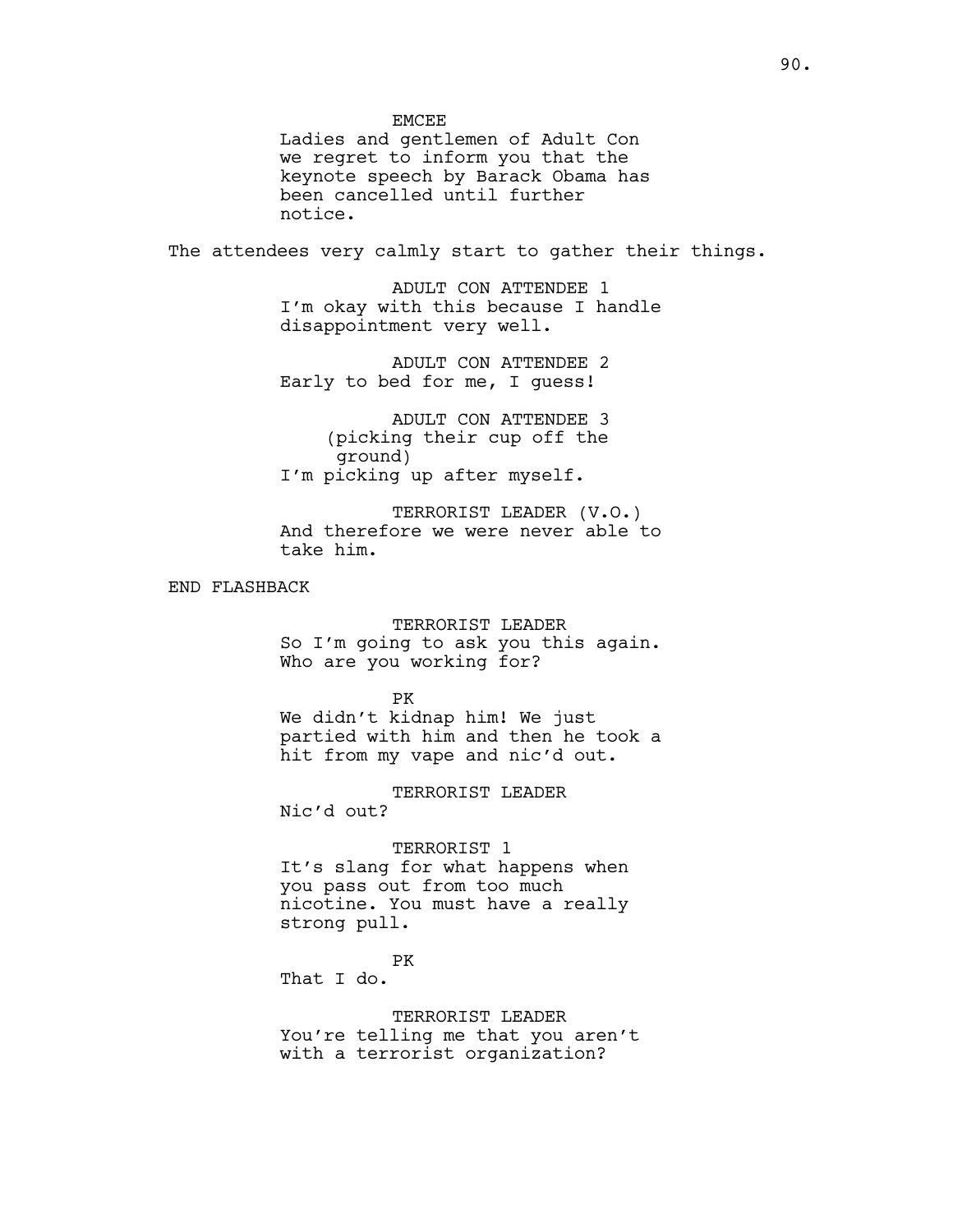EMCEE
Ladies and gentlemen of Adult Con we regret to inform you that the keynote speech by Barack Obama has been cancelled until further notice.

The attendees very calmly start to gather their things.

ADULT CON ATTENDEE 1
I'm okay with this because I handle disappointment very well.

ADULT CON ATTENDEE 2
Early to bed for me, I guess!

ADULT CON ATTENDEE 3
(picking their cup off the ground)
I'm picking up after myself.

TERRORIST LEADER (V.O.)
And therefore we were never able to take him.

END FLASHBACK

TERRORIST LEADER
So I'm going to ask you this again. Who are you working for?

PK
We didn't kidnap him! We just partied with him and then he took a hit from my vape and nic'd out.

TERRORIST LEADER
Nic'd out?

TERRORIST 1
It's slang for what happens when you pass out from too much nicotine. You must have a really strong pull.

PK
That I do.

TERRORIST LEADER
You're telling me that you aren't with a terrorist organization?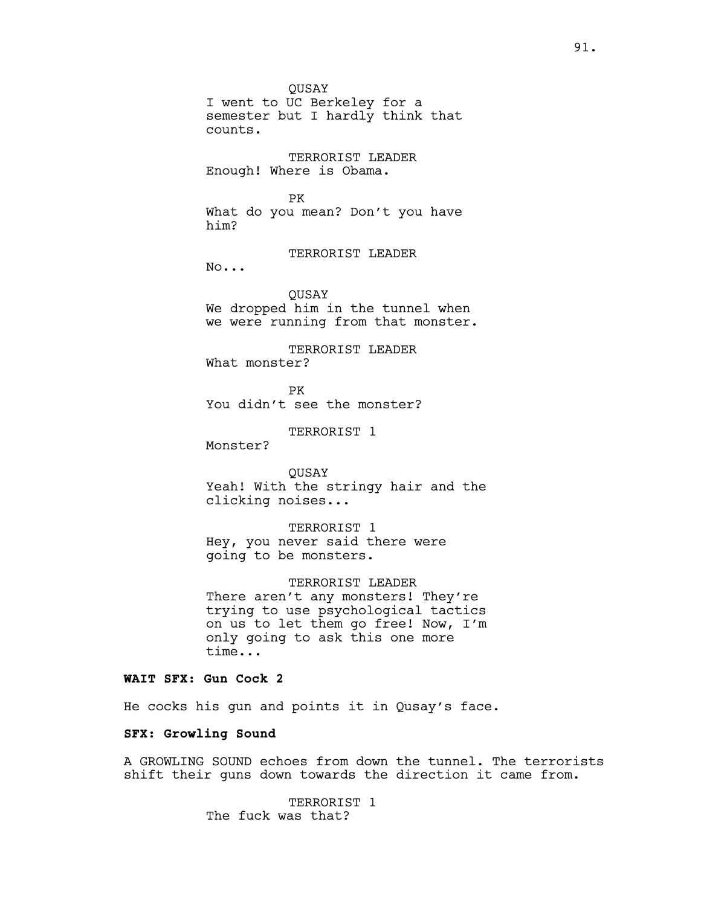QUSAY

I went to UC Berkeley for a semester but I hardly think that counts.

TERRORIST LEADER

Enough! Where is Obama.

PK

What do you mean? Don't you have him?

TERRORIST LEADER

No...

QUSAY

We dropped him in the tunnel when we were running from that monster.

TERRORIST LEADER

What monster?

PK

You didn't see the monster?

TERRORIST 1

Monster?

QUSAY

Yeah! With the stringy hair and the clicking noises...

TERRORIST 1

Hey, you never said there were going to be monsters.

TERRORIST LEADER

There aren't any monsters! They're trying to use psychological tactics on us to let them go free! Now, I'm only going to ask this one more time...

**WAIT SFX: Gun Cock 2**

He cocks his gun and points it in Qusay's face.

**SFX: Growling Sound**

A GROWLING SOUND echoes from down the tunnel. The terrorists shift their guns down towards the direction it came from.

TERRORIST 1

The fuck was that?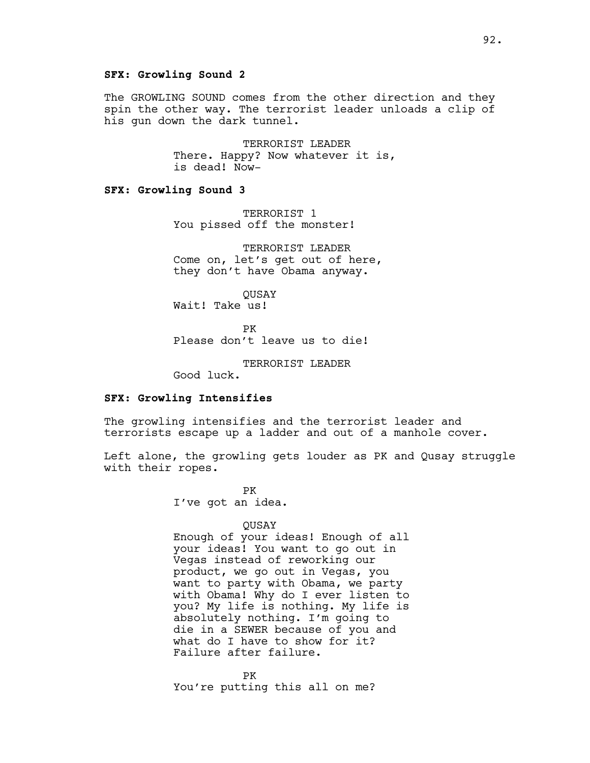**SFX: Growling Sound 2**

The GROWLING SOUND comes from the other direction and they spin the other way. The terrorist leader unloads a clip of his gun down the dark tunnel.

TERRORIST LEADER
There. Happy? Now whatever it is, is dead! Now-

**SFX: Growling Sound 3**

TERRORIST 1
You pissed off the monster!

TERRORIST LEADER
Come on, let's get out of here, they don't have Obama anyway.

QUSAY
Wait! Take us!

PK
Please don't leave us to die!

TERRORIST LEADER
Good luck.

**SFX: Growling Intensifies**

The growling intensifies and the terrorist leader and terrorists escape up a ladder and out of a manhole cover.

Left alone, the growling gets louder as PK and Qusay struggle with their ropes.

PK
I've got an idea.

QUSAY
Enough of your ideas! Enough of all your ideas! You want to go out in Vegas instead of reworking our product, we go out in Vegas, you want to party with Obama, we party with Obama! Why do I ever listen to you? My life is nothing. My life is absolutely nothing. I'm going to die in a SEWER because of you and what do I have to show for it? Failure after failure.

PK
You're putting this all on me?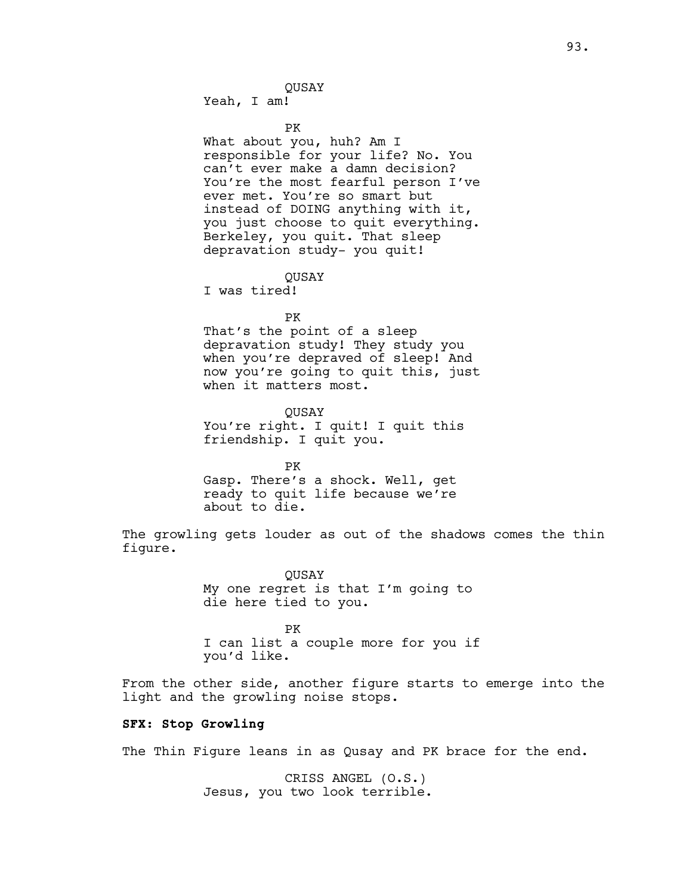QUSAY

Yeah, I am!

PK

What about you, huh? Am I responsible for your life? No. You can't ever make a damn decision? You're the most fearful person I've ever met. You're so smart but instead of DOING anything with it, you just choose to quit everything. Berkeley, you quit. That sleep depravation study- you quit!

QUSAY

I was tired!

PK

That's the point of a sleep depravation study! They study you when you're depraved of sleep! And now you're going to quit this, just when it matters most.

QUSAY

You're right. I quit! I quit this friendship. I quit you.

PK

Gasp. There's a shock. Well, get ready to quit life because we're about to die.

The growling gets louder as out of the shadows comes the thin figure.

QUSAY

My one regret is that I'm going to die here tied to you.

PK

I can list a couple more for you if you'd like.

From the other side, another figure starts to emerge into the light and the growling noise stops.

**SFX: Stop Growling**

The Thin Figure leans in as Qusay and PK brace for the end.

CRISS ANGEL (O.S.)

Jesus, you two look terrible.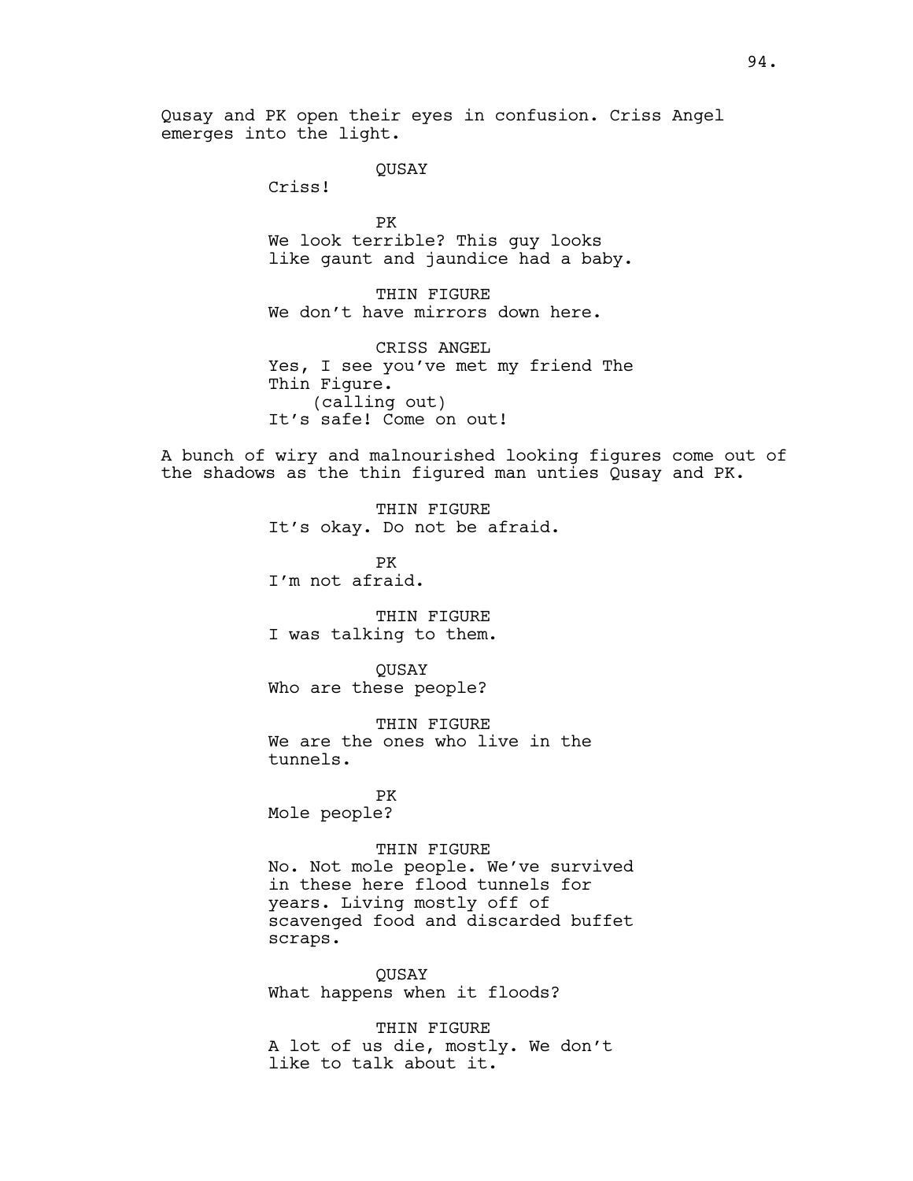Qusay and PK open their eyes in confusion. Criss Angel emerges into the light.

QUSAY

Criss!

PK

We look terrible? This guy looks like gaunt and jaundice had a baby.

THIN FIGURE

We don't have mirrors down here.

CRISS ANGEL

Yes, I see you've met my friend The Thin Figure.

(calling out)

It's safe! Come on out!

A bunch of wiry and malnourished looking figures come out of the shadows as the thin figured man unties Qusay and PK.

THIN FIGURE

It's okay. Do not be afraid.

PK

I'm not afraid.

THIN FIGURE

I was talking to them.

QUSAY

Who are these people?

THIN FIGURE

We are the ones who live in the tunnels.

PK

Mole people?

THIN FIGURE

No. Not mole people. We've survived in these here flood tunnels for years. Living mostly off of scavenged food and discarded buffet scraps.

QUSAY

What happens when it floods?

THIN FIGURE

A lot of us die, mostly. We don't like to talk about it.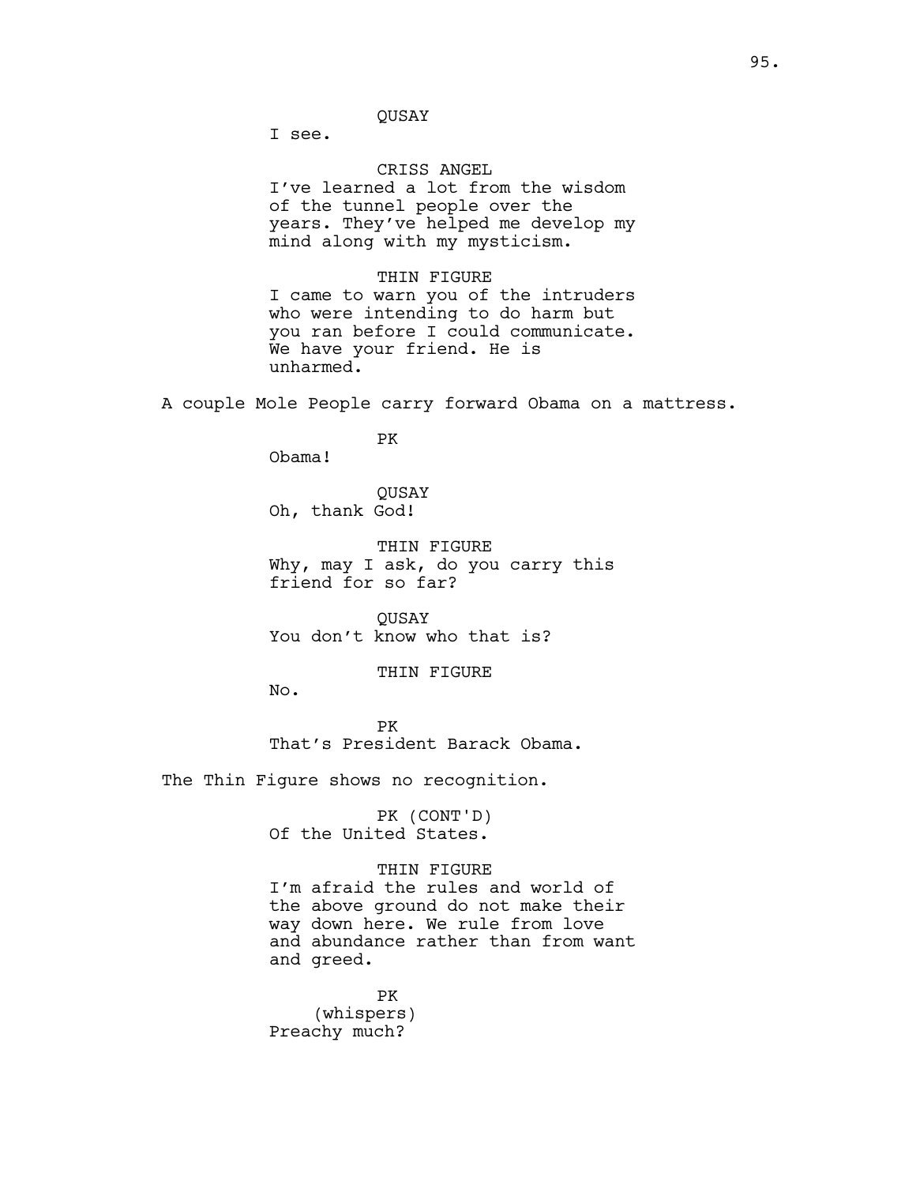QUSAY

I see.

CRISS ANGEL

I've learned a lot from the wisdom of the tunnel people over the years. They've helped me develop my mind along with my mysticism.

THIN FIGURE

I came to warn you of the intruders who were intending to do harm but you ran before I could communicate. We have your friend. He is unharmed.

A couple Mole People carry forward Obama on a mattress.

PK

Obama!

QUSAY

Oh, thank God!

THIN FIGURE

Why, may I ask, do you carry this friend for so far?

QUSAY

You don't know who that is?

THIN FIGURE

No.

PK

That's President Barack Obama.

The Thin Figure shows no recognition.

PK (CONT'D)

Of the United States.

THIN FIGURE

I'm afraid the rules and world of the above ground do not make their way down here. We rule from love and abundance rather than from want and greed.

PK

(whispers)

Preachy much?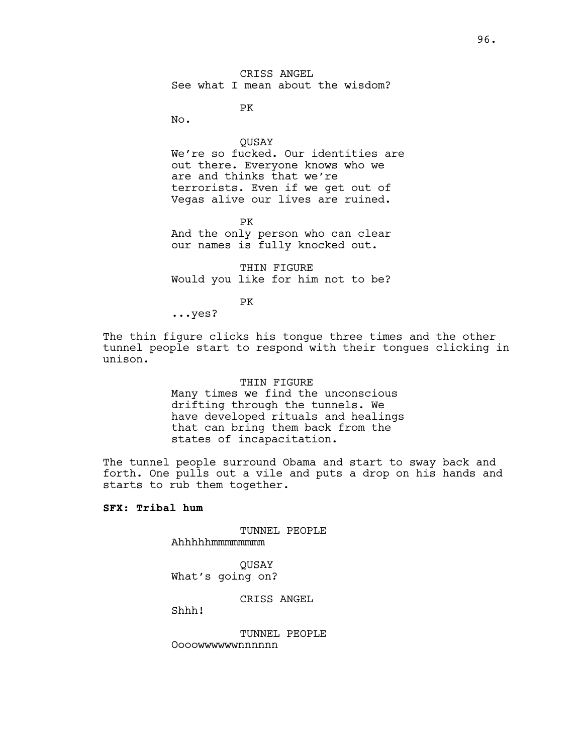CRISS ANGEL
See what I mean about the wisdom?

PK
No.

QUSAY
We're so fucked. Our identities are out there. Everyone knows who we are and thinks that we're terrorists. Even if we get out of Vegas alive our lives are ruined.

PK
And the only person who can clear our names is fully knocked out.

THIN FIGURE
Would you like for him not to be?

PK
...yes?

The thin figure clicks his tongue three times and the other tunnel people start to respond with their tongues clicking in unison.

THIN FIGURE
Many times we find the unconscious drifting through the tunnels. We have developed rituals and healings that can bring them back from the states of incapacitation.

The tunnel people surround Obama and start to sway back and forth. One pulls out a vile and puts a drop on his hands and starts to rub them together.

**SFX: Tribal hum**

TUNNEL PEOPLE
Ahhhhhmmmmmmmm

QUSAY
What's going on?

CRISS ANGEL
Shhh!

TUNNEL PEOPLE
Oooowwwwwnnnnnn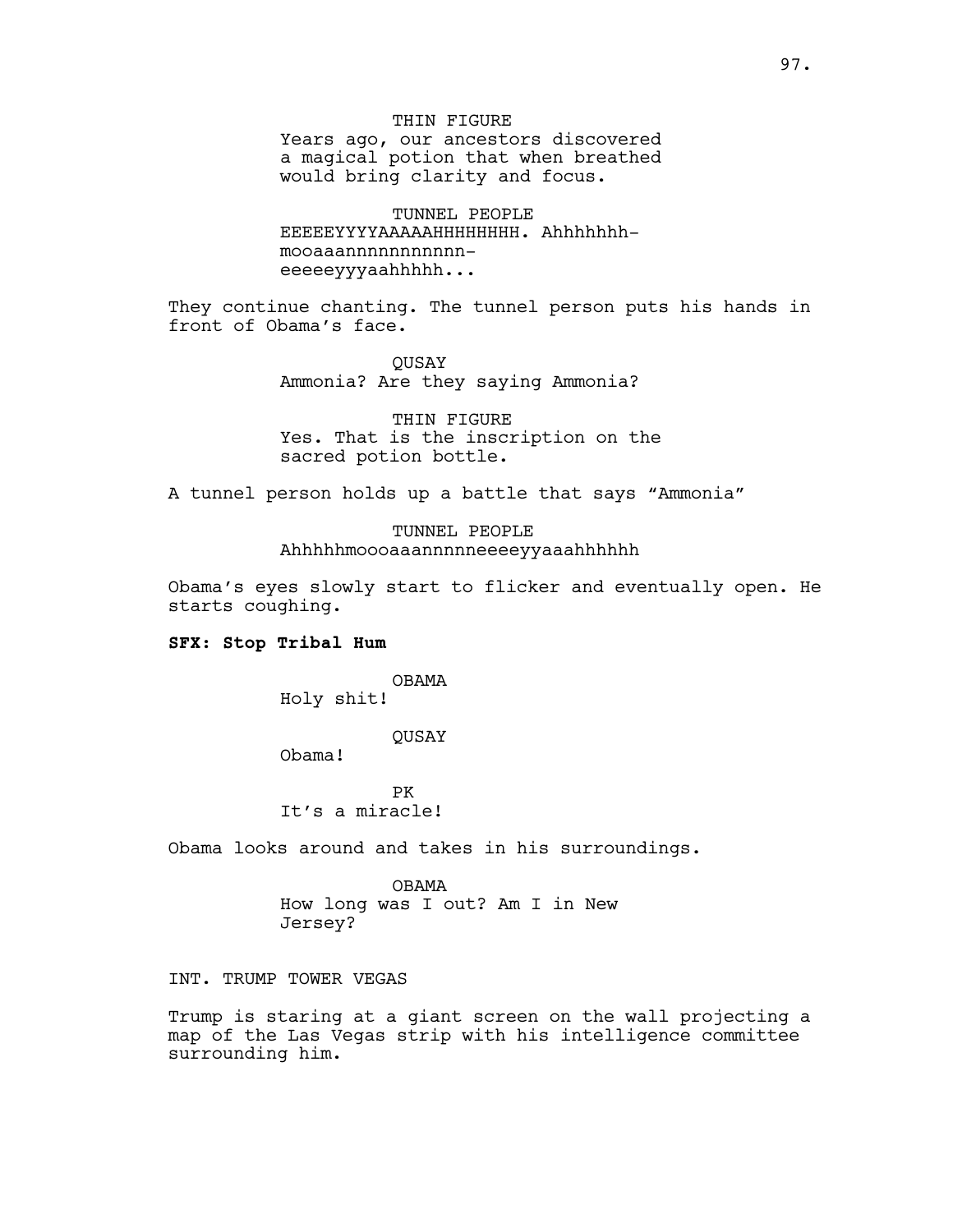THIN FIGURE
Years ago, our ancestors discovered a magical potion that when breathed would bring clarity and focus.

TUNNEL PEOPLE
EEEEEYYYYAAAAAHHHHHHHH. Ahhhhhhh-mooaaannnnnnnnnnn-eeeeeyyyaahhhhh...

They continue chanting. The tunnel person puts his hands in front of Obama's face.

QUSAY
Ammonia? Are they saying Ammonia?

THIN FIGURE
Yes. That is the inscription on the sacred potion bottle.

A tunnel person holds up a battle that says "Ammonia"

TUNNEL PEOPLE
Ahhhhhmoooaaannnnneeeeyyaaahhhhhh

Obama's eyes slowly start to flicker and eventually open. He starts coughing.

**SFX: Stop Tribal Hum**

OBAMA
Holy shit!

QUSAY
Obama!

PK
It's a miracle!

Obama looks around and takes in his surroundings.

OBAMA
How long was I out? Am I in New Jersey?

INT. TRUMP TOWER VEGAS

Trump is staring at a giant screen on the wall projecting a map of the Las Vegas strip with his intelligence committee surrounding him.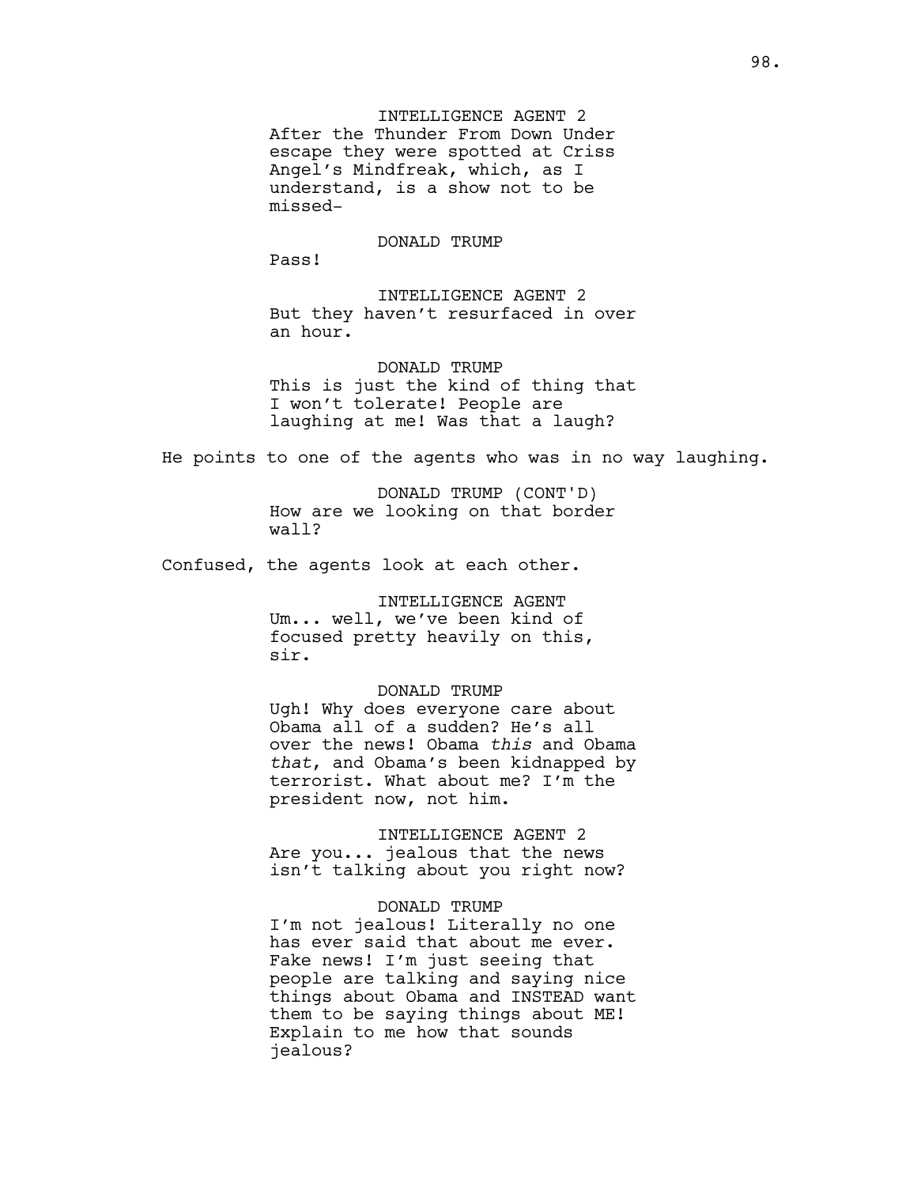INTELLIGENCE AGENT 2
After the Thunder From Down Under escape they were spotted at Criss Angel's Mindfreak, which, as I understand, is a show not to be missed-

DONALD TRUMP
Pass!

INTELLIGENCE AGENT 2
But they haven't resurfaced in over an hour.

DONALD TRUMP
This is just the kind of thing that I won't tolerate! People are laughing at me! Was that a laugh?

He points to one of the agents who was in no way laughing.

DONALD TRUMP (CONT'D)
How are we looking on that border wall?

Confused, the agents look at each other.

INTELLIGENCE AGENT
Um... well, we've been kind of focused pretty heavily on this, sir.

DONALD TRUMP
Ugh! Why does everyone care about Obama all of a sudden? He's all over the news! Obama *this* and Obama *that*, and Obama's been kidnapped by terrorist. What about me? I'm the president now, not him.

INTELLIGENCE AGENT 2
Are you... jealous that the news isn't talking about you right now?

DONALD TRUMP
I'm not jealous! Literally no one has ever said that about me ever. Fake news! I'm just seeing that people are talking and saying nice things about Obama and INSTEAD want them to be saying things about ME! Explain to me how that sounds jealous?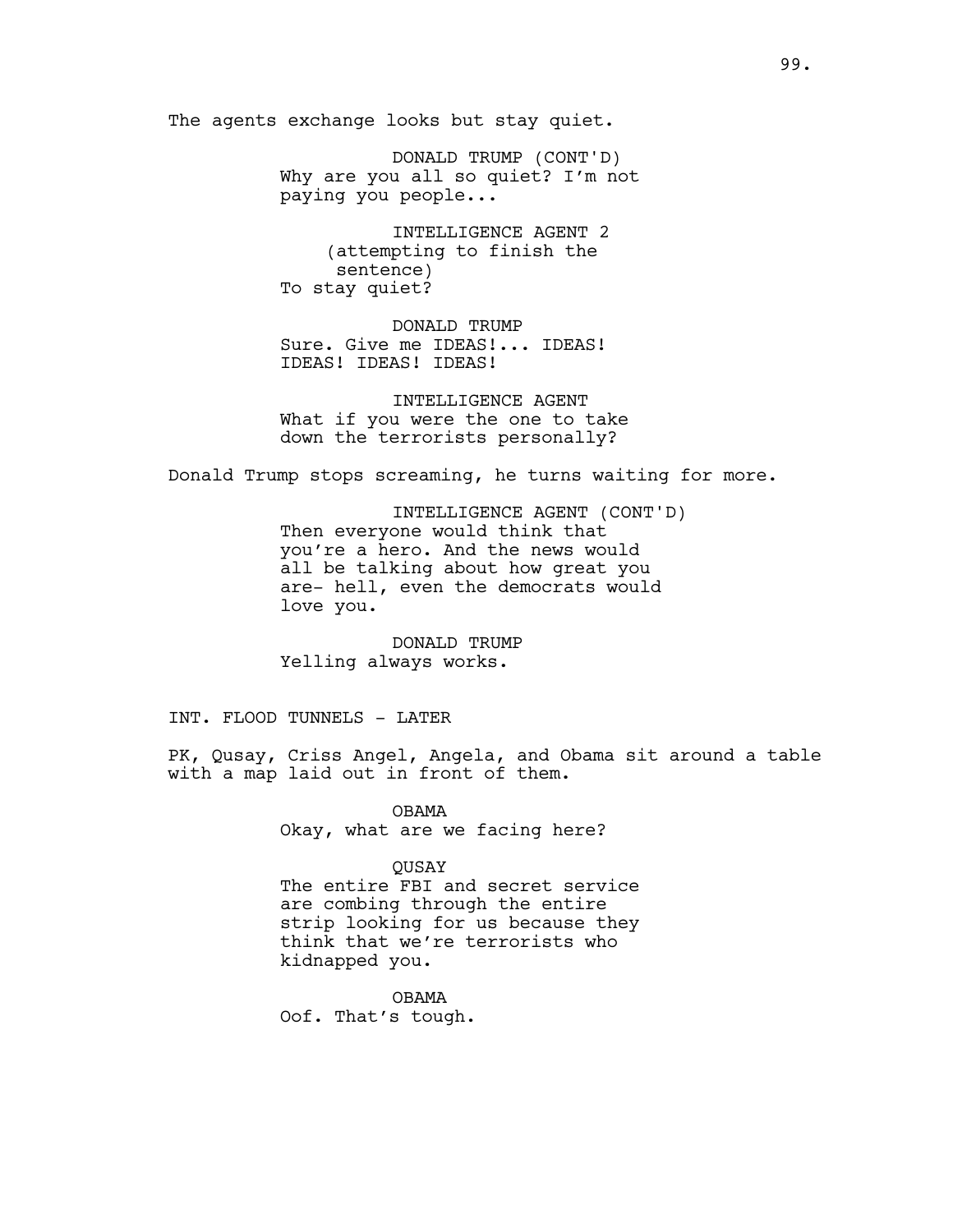The agents exchange looks but stay quiet.

DONALD TRUMP (CONT'D)
Why are you all so quiet? I'm not paying you people...

INTELLIGENCE AGENT 2
(attempting to finish the sentence)
To stay quiet?

DONALD TRUMP
Sure. Give me IDEAS!... IDEAS! IDEAS! IDEAS! IDEAS!

INTELLIGENCE AGENT
What if you were the one to take down the terrorists personally?

Donald Trump stops screaming, he turns waiting for more.

INTELLIGENCE AGENT (CONT'D)
Then everyone would think that you're a hero. And the news would all be talking about how great you are- hell, even the democrats would love you.

DONALD TRUMP
Yelling always works.

INT. FLOOD TUNNELS - LATER

PK, Qusay, Criss Angel, Angela, and Obama sit around a table with a map laid out in front of them.

OBAMA
Okay, what are we facing here?

QUSAY
The entire FBI and secret service are combing through the entire strip looking for us because they think that we're terrorists who kidnapped you.

OBAMA
Oof. That's tough.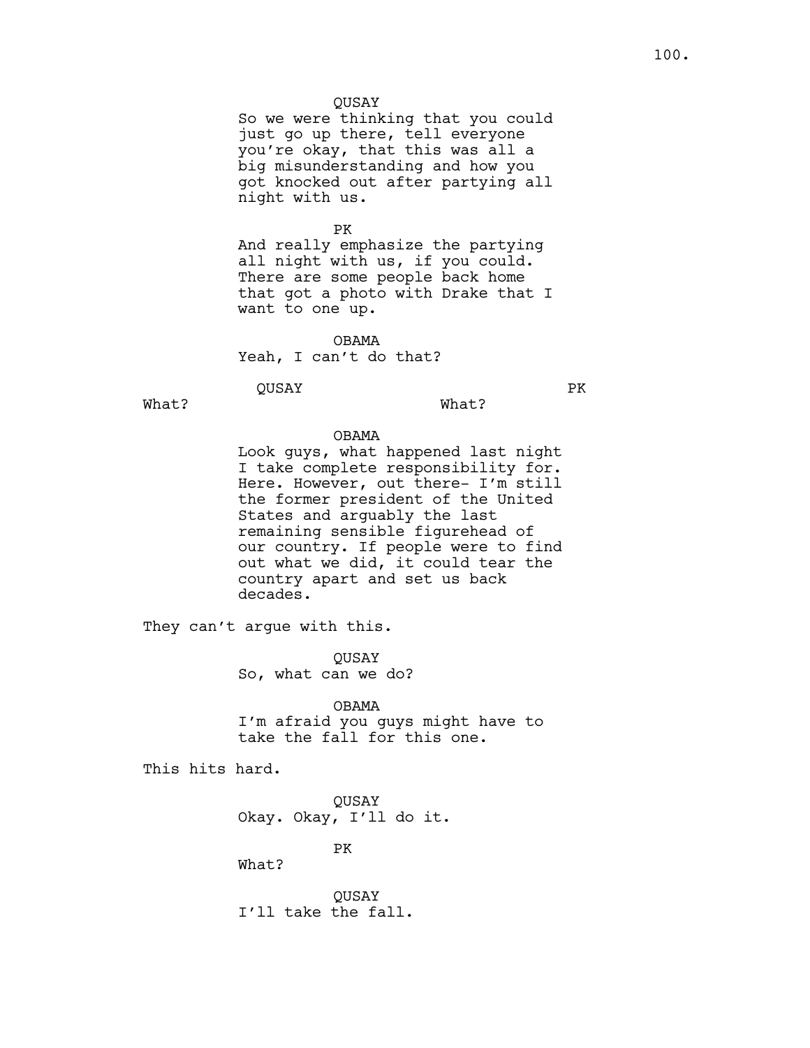QUSAY
So we were thinking that you could just go up there, tell everyone you're okay, that this was all a big misunderstanding and how you got knocked out after partying all night with us.

PK
And really emphasize the partying all night with us, if you could. There are some people back home that got a photo with Drake that I want to one up.

OBAMA
Yeah, I can't do that?

QUSAY
What?

PK
What?

OBAMA
Look guys, what happened last night I take complete responsibility for. Here. However, out there- I'm still the former president of the United States and arguably the last remaining sensible figurehead of our country. If people were to find out what we did, it could tear the country apart and set us back decades.

They can't argue with this.

QUSAY
So, what can we do?

OBAMA
I'm afraid you guys might have to take the fall for this one.

This hits hard.

QUSAY
Okay. Okay, I'll do it.

PK
What?

QUSAY
I'll take the fall.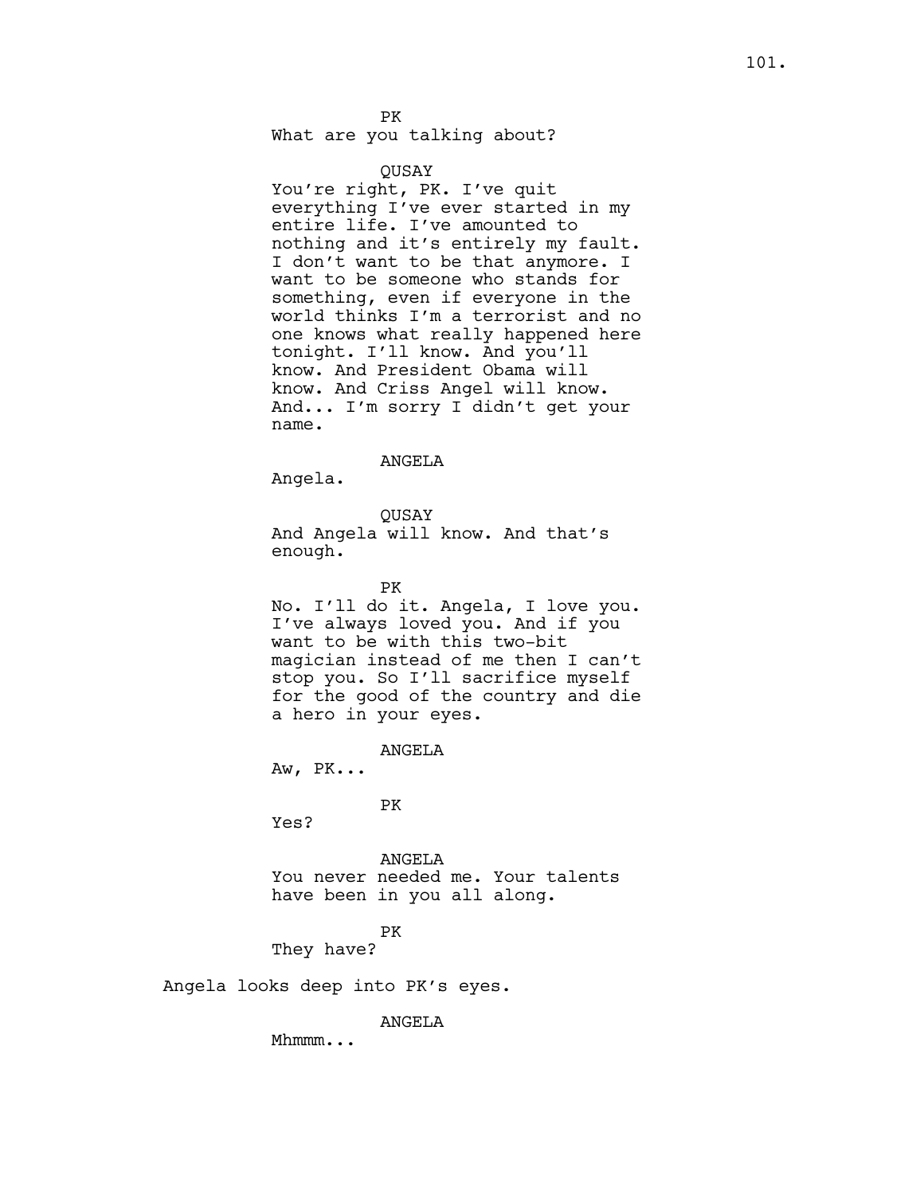PK

What are you talking about?

QUSAY

You're right, PK. I've quit everything I've ever started in my entire life. I've amounted to nothing and it's entirely my fault. I don't want to be that anymore. I want to be someone who stands for something, even if everyone in the world thinks I'm a terrorist and no one knows what really happened here tonight. I'll know. And you'll know. And President Obama will know. And Criss Angel will know. And... I'm sorry I didn't get your name.

ANGELA

Angela.

QUSAY

And Angela will know. And that's enough.

PK

No. I'll do it. Angela, I love you. I've always loved you. And if you want to be with this two-bit magician instead of me then I can't stop you. So I'll sacrifice myself for the good of the country and die a hero in your eyes.

ANGELA

Aw, PK...

PK

Yes?

ANGELA

You never needed me. Your talents have been in you all along.

PK

They have?

Angela looks deep into PK's eyes.

ANGELA

Mhmmm...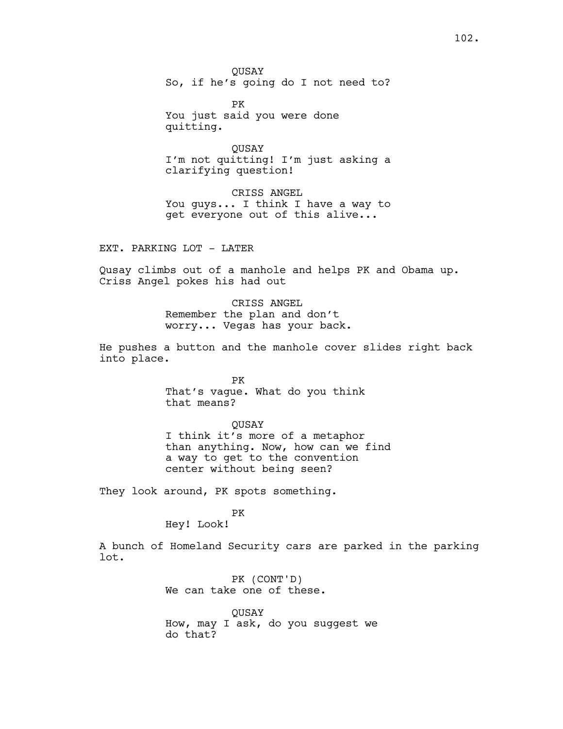QUSAY
So, if he's going do I not need to?

PK
You just said you were done quitting.

QUSAY
I'm not quitting! I'm just asking a clarifying question!

CRISS ANGEL
You guys... I think I have a way to get everyone out of this alive...

EXT. PARKING LOT - LATER

Qusay climbs out of a manhole and helps PK and Obama up. Criss Angel pokes his had out

CRISS ANGEL
Remember the plan and don't worry... Vegas has your back.

He pushes a button and the manhole cover slides right back into place.

PK
That's vague. What do you think that means?

QUSAY
I think it's more of a metaphor than anything. Now, how can we find a way to get to the convention center without being seen?

They look around, PK spots something.

PK
Hey! Look!

A bunch of Homeland Security cars are parked in the parking lot.

PK (CONT'D)
We can take one of these.

QUSAY
How, may I ask, do you suggest we do that?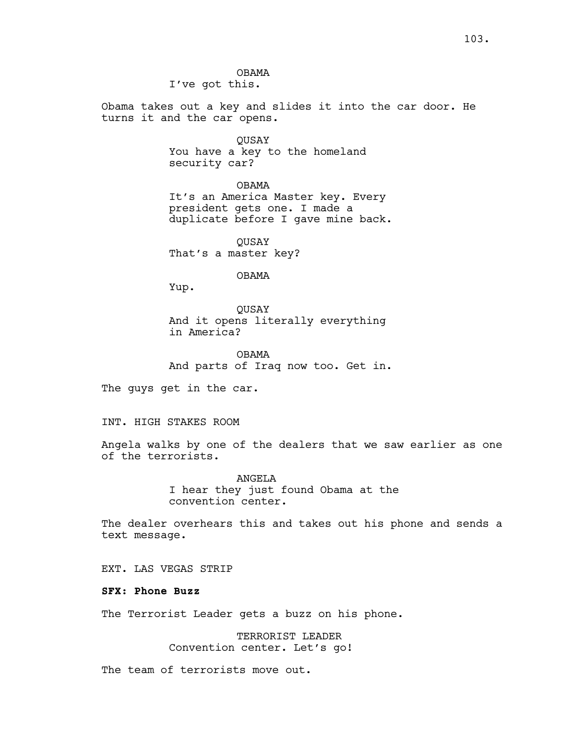OBAMA

I've got this.

Obama takes out a key and slides it into the car door. He turns it and the car opens.

QUSAY

You have a key to the homeland security car?

OBAMA

It's an America Master key. Every president gets one. I made a duplicate before I gave mine back.

QUSAY

That's a master key?

OBAMA

Yup.

QUSAY

And it opens literally everything in America?

OBAMA

And parts of Iraq now too. Get in.

The guys get in the car.

INT. HIGH STAKES ROOM

Angela walks by one of the dealers that we saw earlier as one of the terrorists.

ANGELA

I hear they just found Obama at the convention center.

The dealer overhears this and takes out his phone and sends a text message.

EXT. LAS VEGAS STRIP

**SFX: Phone Buzz**

The Terrorist Leader gets a buzz on his phone.

TERRORIST LEADER

Convention center. Let's go!

The team of terrorists move out.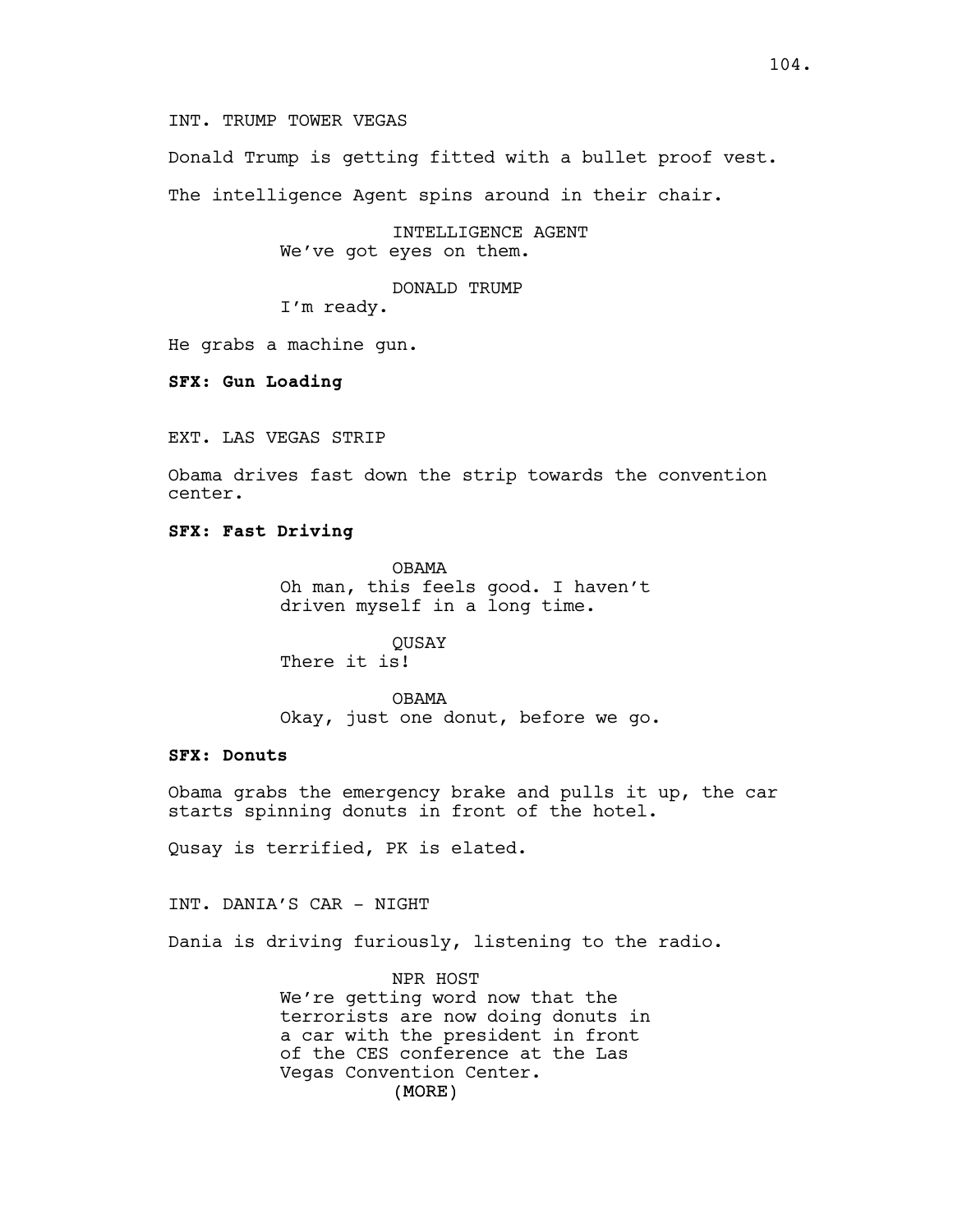INT. TRUMP TOWER VEGAS

Donald Trump is getting fitted with a bullet proof vest.

The intelligence Agent spins around in their chair.

INTELLIGENCE AGENT
We've got eyes on them.

DONALD TRUMP
I'm ready.

He grabs a machine gun.

**SFX: Gun Loading**

EXT. LAS VEGAS STRIP

Obama drives fast down the strip towards the convention center.

**SFX: Fast Driving**

OBAMA
Oh man, this feels good. I haven't driven myself in a long time.

QUSAY
There it is!

OBAMA
Okay, just one donut, before we go.

**SFX: Donuts**

Obama grabs the emergency brake and pulls it up, the car starts spinning donuts in front of the hotel.

Qusay is terrified, PK is elated.

INT. DANIA'S CAR - NIGHT

Dania is driving furiously, listening to the radio.

NPR HOST
We're getting word now that the terrorists are now doing donuts in a car with the president in front of the CES conference at the Las Vegas Convention Center.
(MORE)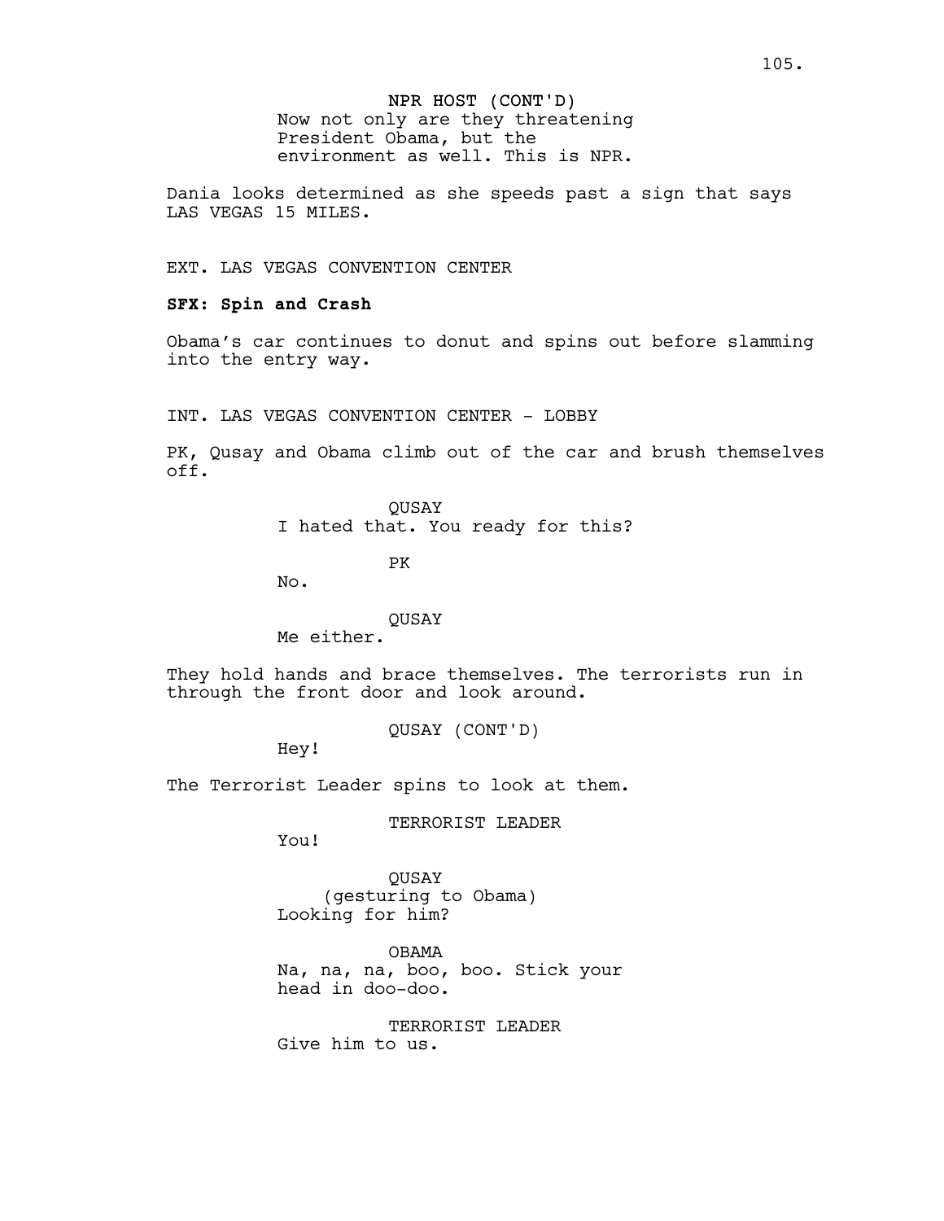NPR HOST (CONT'D)
Now not only are they threatening President Obama, but the environment as well. This is NPR.

Dania looks determined as she speeds past a sign that says LAS VEGAS 15 MILES.

EXT. LAS VEGAS CONVENTION CENTER

**SFX: Spin and Crash**

Obama's car continues to donut and spins out before slamming into the entry way.

INT. LAS VEGAS CONVENTION CENTER - LOBBY

PK, Qusay and Obama climb out of the car and brush themselves off.

QUSAY
I hated that. You ready for this?

PK
No.

QUSAY
Me either.

They hold hands and brace themselves. The terrorists run in through the front door and look around.

QUSAY (CONT'D)
Hey!

The Terrorist Leader spins to look at them.

TERRORIST LEADER
You!

QUSAY
(gesturing to Obama)
Looking for him?

OBAMA
Na, na, na, boo, boo. Stick your head in doo-doo.

TERRORIST LEADER
Give him to us.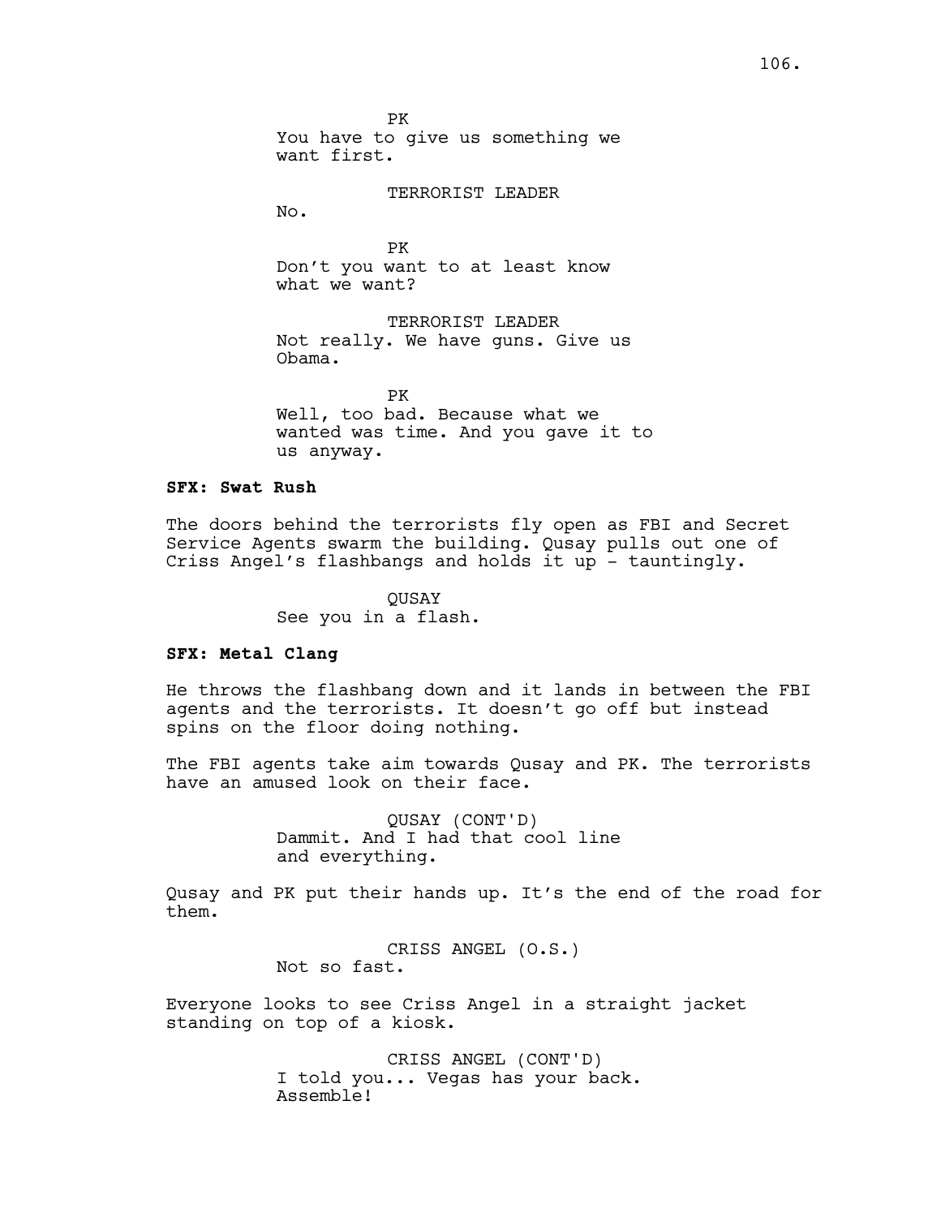PK
You have to give us something we want first.

TERRORIST LEADER
No.

PK
Don't you want to at least know what we want?

TERRORIST LEADER
Not really. We have guns. Give us Obama.

PK
Well, too bad. Because what we wanted was time. And you gave it to us anyway.

**SFX: Swat Rush**

The doors behind the terrorists fly open as FBI and Secret Service Agents swarm the building. Qusay pulls out one of Criss Angel's flashbangs and holds it up - tauntingly.

QUSAY
See you in a flash.

**SFX: Metal Clang**

He throws the flashbang down and it lands in between the FBI agents and the terrorists. It doesn't go off but instead spins on the floor doing nothing.

The FBI agents take aim towards Qusay and PK. The terrorists have an amused look on their face.

QUSAY (CONT'D)
Dammit. And I had that cool line and everything.

Qusay and PK put their hands up. It's the end of the road for them.

CRISS ANGEL (O.S.)
Not so fast.

Everyone looks to see Criss Angel in a straight jacket standing on top of a kiosk.

CRISS ANGEL (CONT'D)
I told you... Vegas has your back. Assemble!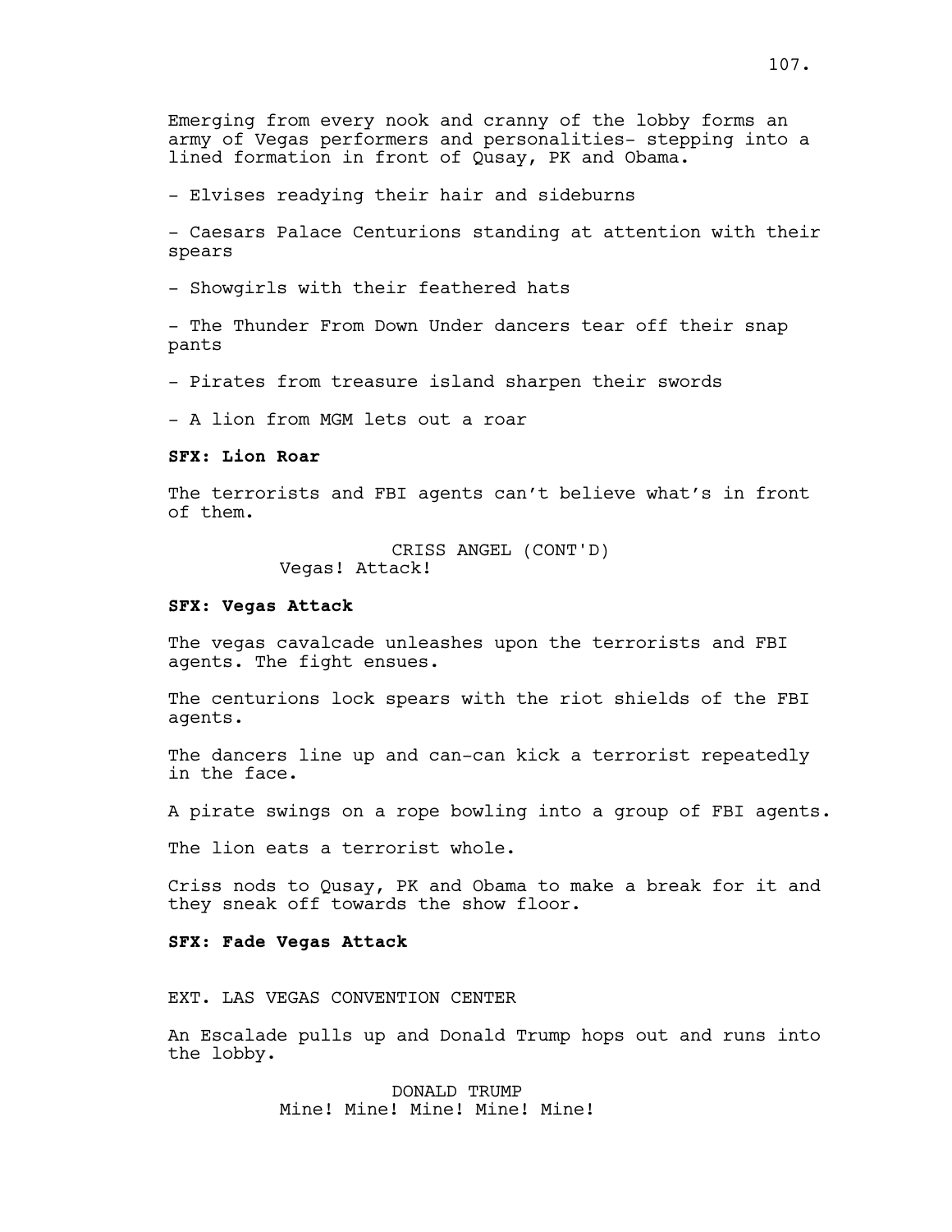Emerging from every nook and cranny of the lobby forms an army of Vegas performers and personalities- stepping into a lined formation in front of Qusay, PK and Obama.

- Elvises readying their hair and sideburns

- Caesars Palace Centurions standing at attention with their spears

- Showgirls with their feathered hats

- The Thunder From Down Under dancers tear off their snap pants

- Pirates from treasure island sharpen their swords

- A lion from MGM lets out a roar

**SFX: Lion Roar**

The terrorists and FBI agents can't believe what's in front of them.

CRISS ANGEL (CONT'D)
Vegas! Attack!

**SFX: Vegas Attack**

The vegas cavalcade unleashes upon the terrorists and FBI agents. The fight ensues.

The centurions lock spears with the riot shields of the FBI agents.

The dancers line up and can-can kick a terrorist repeatedly in the face.

A pirate swings on a rope bowling into a group of FBI agents.

The lion eats a terrorist whole.

Criss nods to Qusay, PK and Obama to make a break for it and they sneak off towards the show floor.

**SFX: Fade Vegas Attack**

EXT. LAS VEGAS CONVENTION CENTER

An Escalade pulls up and Donald Trump hops out and runs into the lobby.

DONALD TRUMP
Mine! Mine! Mine! Mine! Mine!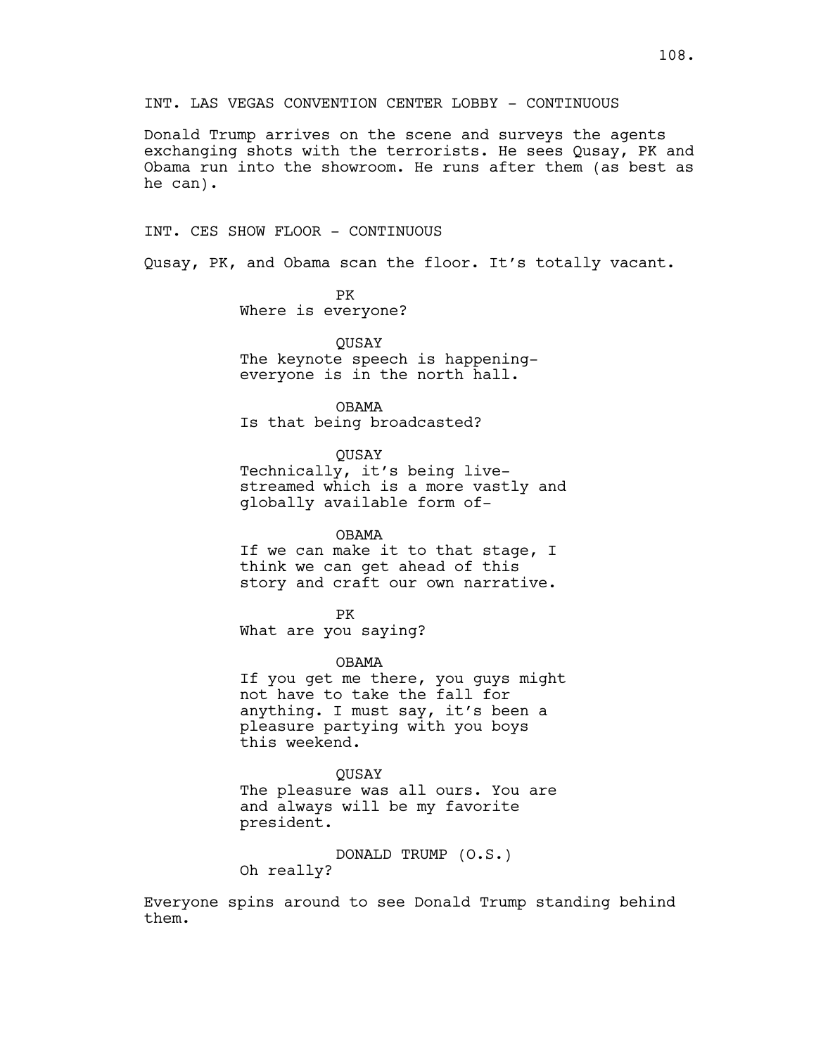INT. LAS VEGAS CONVENTION CENTER LOBBY - CONTINUOUS

Donald Trump arrives on the scene and surveys the agents exchanging shots with the terrorists. He sees Qusay, PK and Obama run into the showroom. He runs after them (as best as he can).

INT. CES SHOW FLOOR - CONTINUOUS

Qusay, PK, and Obama scan the floor. It's totally vacant.

PK
Where is everyone?

QUSAY
The keynote speech is happening- everyone is in the north hall.

OBAMA
Is that being broadcasted?

QUSAY
Technically, it's being live-streamed which is a more vastly and globally available form of-

OBAMA
If we can make it to that stage, I think we can get ahead of this story and craft our own narrative.

PK
What are you saying?

OBAMA
If you get me there, you guys might not have to take the fall for anything. I must say, it's been a pleasure partying with you boys this weekend.

QUSAY
The pleasure was all ours. You are and always will be my favorite president.

DONALD TRUMP (O.S.)
Oh really?

Everyone spins around to see Donald Trump standing behind them.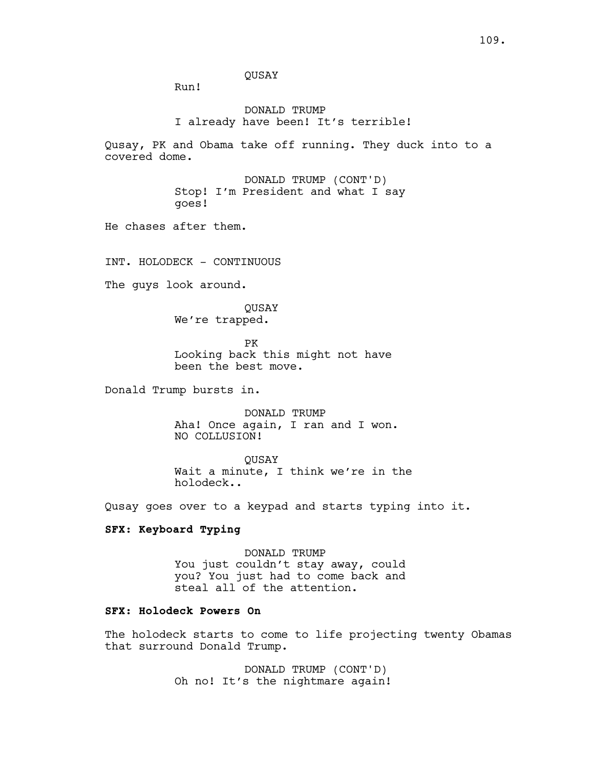QUSAY

Run!

DONALD TRUMP

I already have been! It's terrible!

Qusay, PK and Obama take off running. They duck into to a covered dome.

DONALD TRUMP (CONT'D)

Stop! I'm President and what I say goes!

He chases after them.

INT. HOLODECK - CONTINUOUS

The guys look around.

QUSAY

We're trapped.

PK

Looking back this might not have been the best move.

Donald Trump bursts in.

DONALD TRUMP

Aha! Once again, I ran and I won. NO COLLUSION!

QUSAY

Wait a minute, I think we're in the holodeck..

Qusay goes over to a keypad and starts typing into it.

**SFX: Keyboard Typing**

DONALD TRUMP

You just couldn't stay away, could you? You just had to come back and steal all of the attention.

**SFX: Holodeck Powers On**

The holodeck starts to come to life projecting twenty Obamas that surround Donald Trump.

DONALD TRUMP (CONT'D)

Oh no! It's the nightmare again!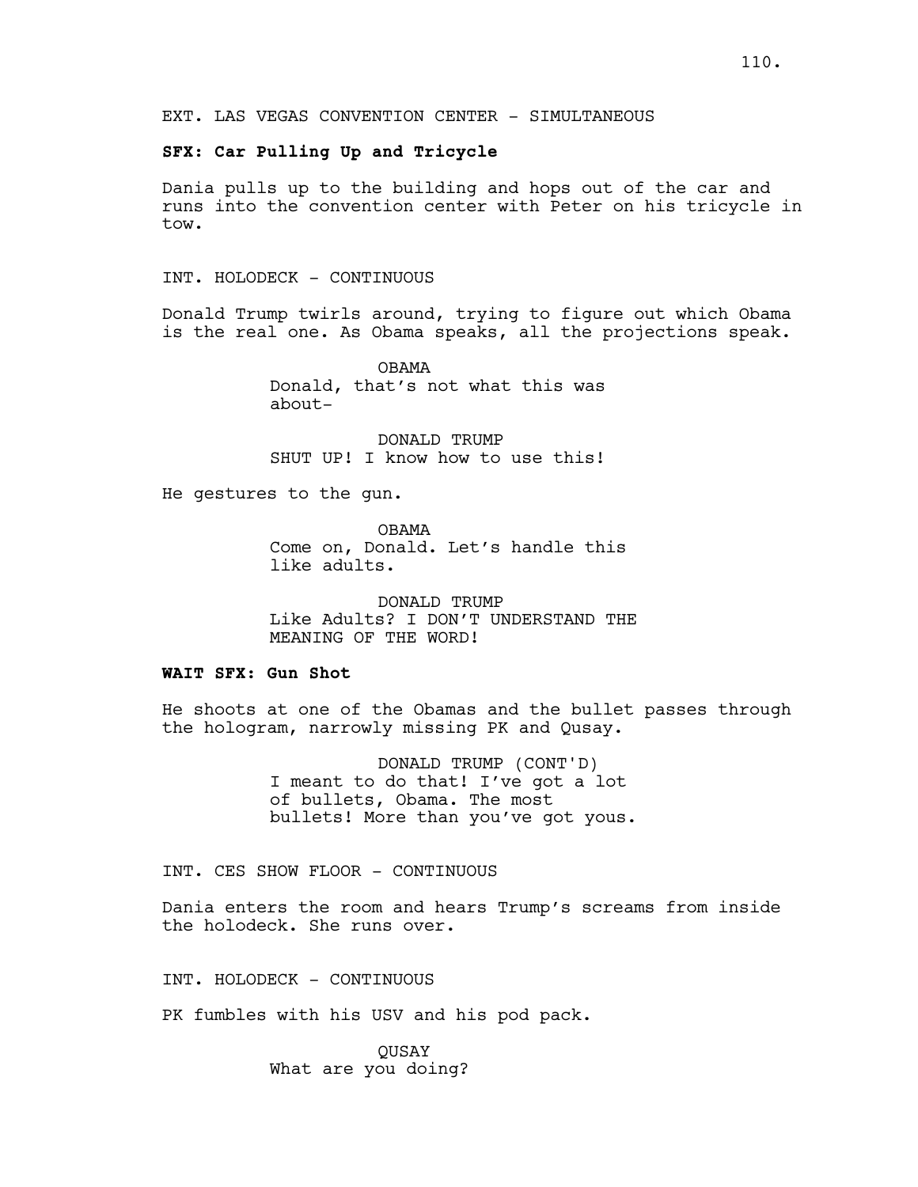EXT. LAS VEGAS CONVENTION CENTER - SIMULTANEOUS

**SFX: Car Pulling Up and Tricycle**

Dania pulls up to the building and hops out of the car and runs into the convention center with Peter on his tricycle in tow.

INT. HOLODECK - CONTINUOUS

Donald Trump twirls around, trying to figure out which Obama is the real one. As Obama speaks, all the projections speak.

OBAMA
Donald, that's not what this was about-

DONALD TRUMP
SHUT UP! I know how to use this!

He gestures to the gun.

OBAMA
Come on, Donald. Let's handle this like adults.

DONALD TRUMP
Like Adults? I DON'T UNDERSTAND THE MEANING OF THE WORD!

**WAIT SFX: Gun Shot**

He shoots at one of the Obamas and the bullet passes through the hologram, narrowly missing PK and Qusay.

DONALD TRUMP (CONT'D)
I meant to do that! I've got a lot of bullets, Obama. The most bullets! More than you've got yous.

INT. CES SHOW FLOOR - CONTINUOUS

Dania enters the room and hears Trump's screams from inside the holodeck. She runs over.

INT. HOLODECK - CONTINUOUS

PK fumbles with his USV and his pod pack.

QUSAY
What are you doing?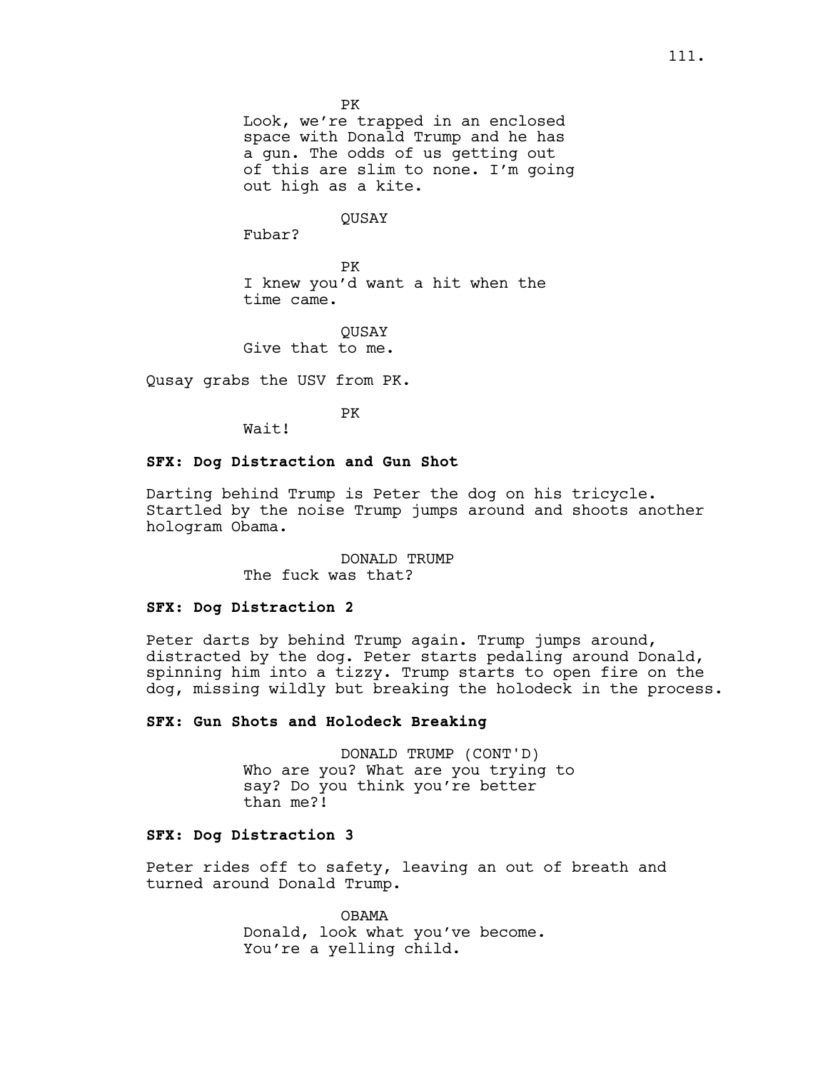PK

Look, we're trapped in an enclosed space with Donald Trump and he has a gun. The odds of us getting out of this are slim to none. I'm going out high as a kite.

QUSAY

Fubar?

PK

I knew you'd want a hit when the time came.

QUSAY

Give that to me.

Qusay grabs the USV from PK.

PK

Wait!

**SFX: Dog Distraction and Gun Shot**

Darting behind Trump is Peter the dog on his tricycle. Startled by the noise Trump jumps around and shoots another hologram Obama.

DONALD TRUMP

The fuck was that?

**SFX: Dog Distraction 2**

Peter darts by behind Trump again. Trump jumps around, distracted by the dog. Peter starts pedaling around Donald, spinning him into a tizzy. Trump starts to open fire on the dog, missing wildly but breaking the holodeck in the process.

**SFX: Gun Shots and Holodeck Breaking**

DONALD TRUMP (CONT'D)

Who are you? What are you trying to say? Do you think you're better than me?!

**SFX: Dog Distraction 3**

Peter rides off to safety, leaving an out of breath and turned around Donald Trump.

OBAMA

Donald, look what you've become. You're a yelling child.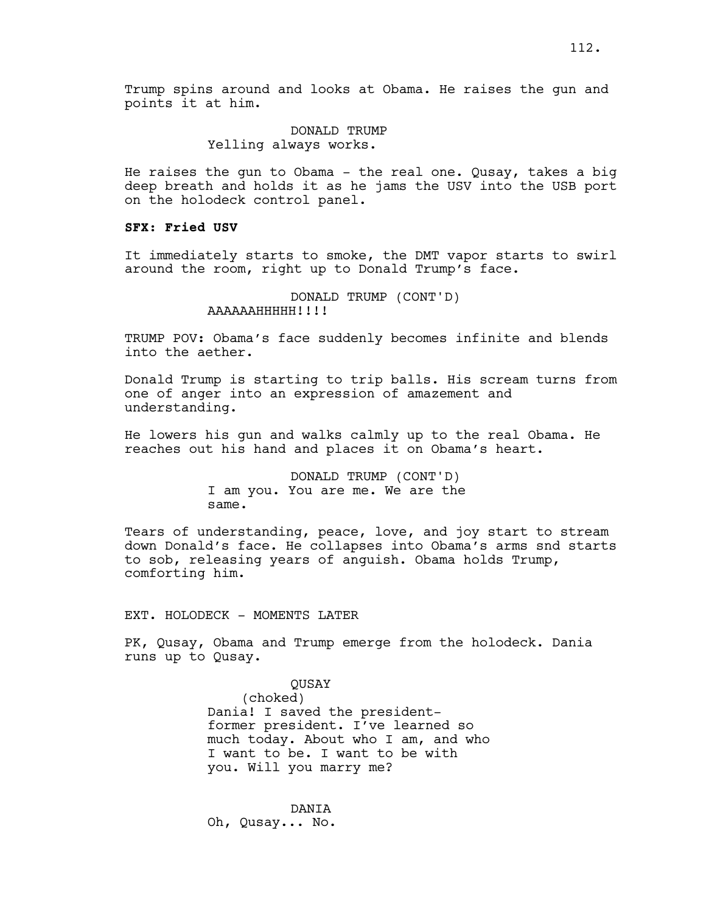Trump spins around and looks at Obama. He raises the gun and points it at him.

DONALD TRUMP
Yelling always works.

He raises the gun to Obama - the real one. Qusay, takes a big deep breath and holds it as he jams the USV into the USB port on the holodeck control panel.

**SFX: Fried USV**

It immediately starts to smoke, the DMT vapor starts to swirl around the room, right up to Donald Trump's face.

DONALD TRUMP (CONT'D)
AAAAAAHHHHH!!!!

TRUMP POV: Obama's face suddenly becomes infinite and blends into the aether.

Donald Trump is starting to trip balls. His scream turns from one of anger into an expression of amazement and understanding.

He lowers his gun and walks calmly up to the real Obama. He reaches out his hand and places it on Obama's heart.

DONALD TRUMP (CONT'D)
I am you. You are me. We are the same.

Tears of understanding, peace, love, and joy start to stream down Donald's face. He collapses into Obama's arms snd starts to sob, releasing years of anguish. Obama holds Trump, comforting him.

EXT. HOLODECK - MOMENTS LATER

PK, Qusay, Obama and Trump emerge from the holodeck. Dania runs up to Qusay.

QUSAY
(choked)
Dania! I saved the president- former president. I've learned so much today. About who I am, and who I want to be. I want to be with you. Will you marry me?

DANIA
Oh, Qusay... No.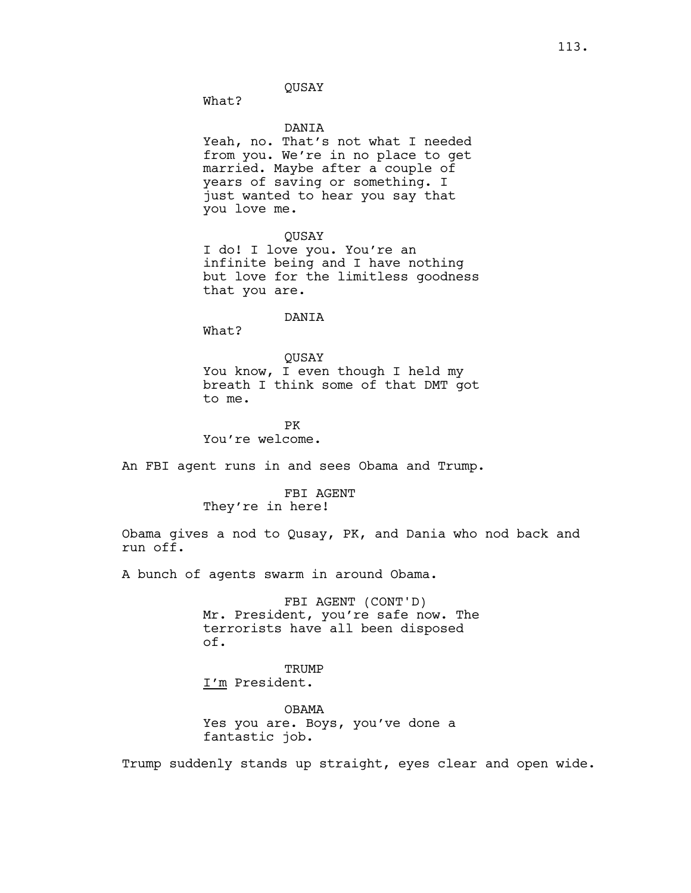QUSAY

What?

DANIA

Yeah, no. That's not what I needed from you. We're in no place to get married. Maybe after a couple of years of saving or something. I just wanted to hear you say that you love me.

QUSAY

I do! I love you. You're an infinite being and I have nothing but love for the limitless goodness that you are.

DANIA

What?

QUSAY

You know, I even though I held my breath I think some of that DMT got to me.

PK

You're welcome.

An FBI agent runs in and sees Obama and Trump.

FBI AGENT

They're in here!

Obama gives a nod to Qusay, PK, and Dania who nod back and run off.

A bunch of agents swarm in around Obama.

FBI AGENT (CONT'D)

Mr. President, you're safe now. The terrorists have all been disposed of.

TRUMP

<u>I'm</u> President.

OBAMA

Yes you are. Boys, you've done a fantastic job.

Trump suddenly stands up straight, eyes clear and open wide.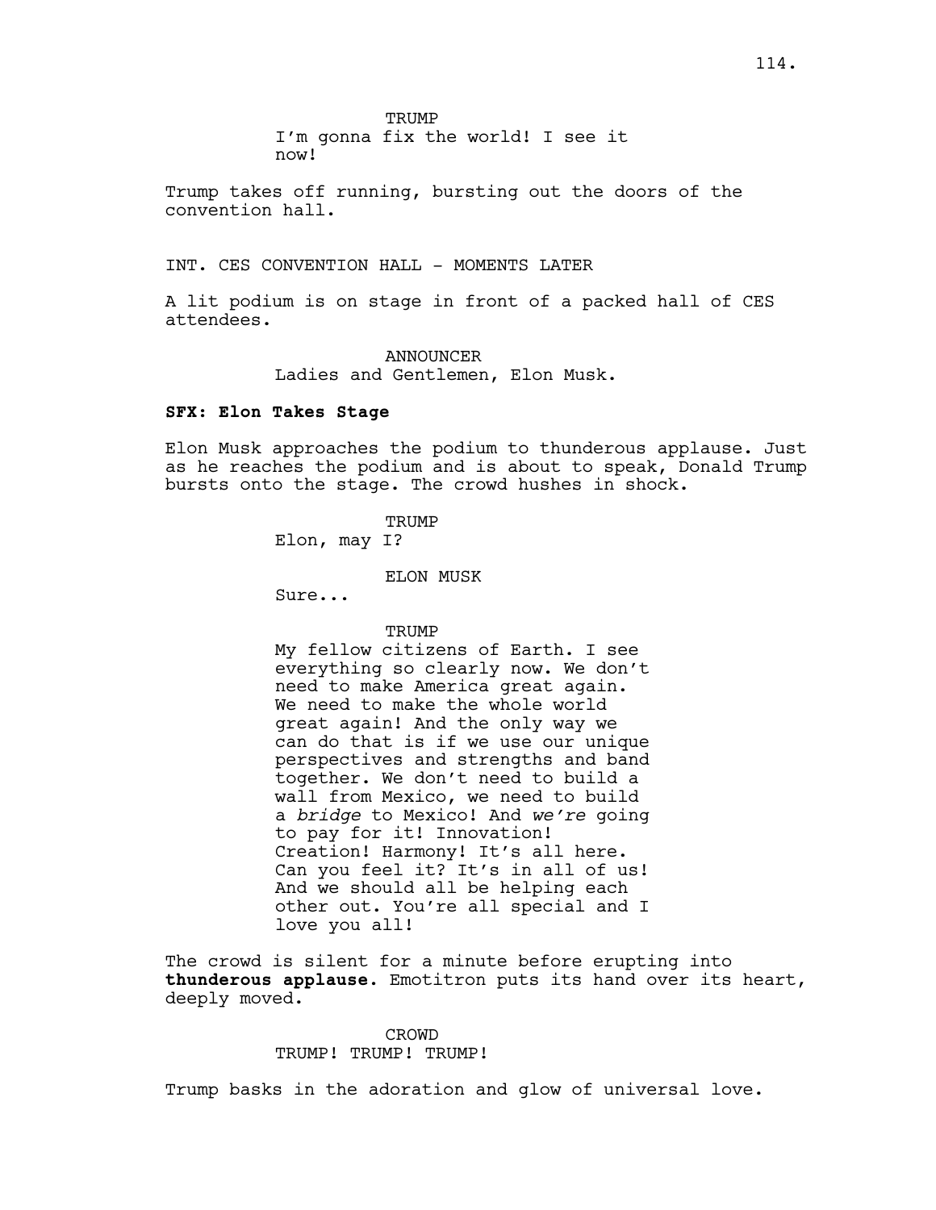TRUMP
I'm gonna fix the world! I see it now!

Trump takes off running, bursting out the doors of the convention hall.

INT. CES CONVENTION HALL - MOMENTS LATER

A lit podium is on stage in front of a packed hall of CES attendees.

ANNOUNCER
Ladies and Gentlemen, Elon Musk.

**SFX: Elon Takes Stage**

Elon Musk approaches the podium to thunderous applause. Just as he reaches the podium and is about to speak, Donald Trump bursts onto the stage. The crowd hushes in shock.

TRUMP
Elon, may I?

ELON MUSK
Sure...

TRUMP
My fellow citizens of Earth. I see everything so clearly now. We don't need to make America great again. We need to make the whole world great again! And the only way we can do that is if we use our unique perspectives and strengths and band together. We don't need to build a wall from Mexico, we need to build a *bridge* to Mexico! And *we're* going to pay for it! Innovation! Creation! Harmony! It's all here. Can you feel it? It's in all of us! And we should all be helping each other out. You're all special and I love you all!

The crowd is silent for a minute before erupting into **thunderous applause.** Emotitron puts its hand over its heart, deeply moved.

CROWD
TRUMP! TRUMP! TRUMP!

Trump basks in the adoration and glow of universal love.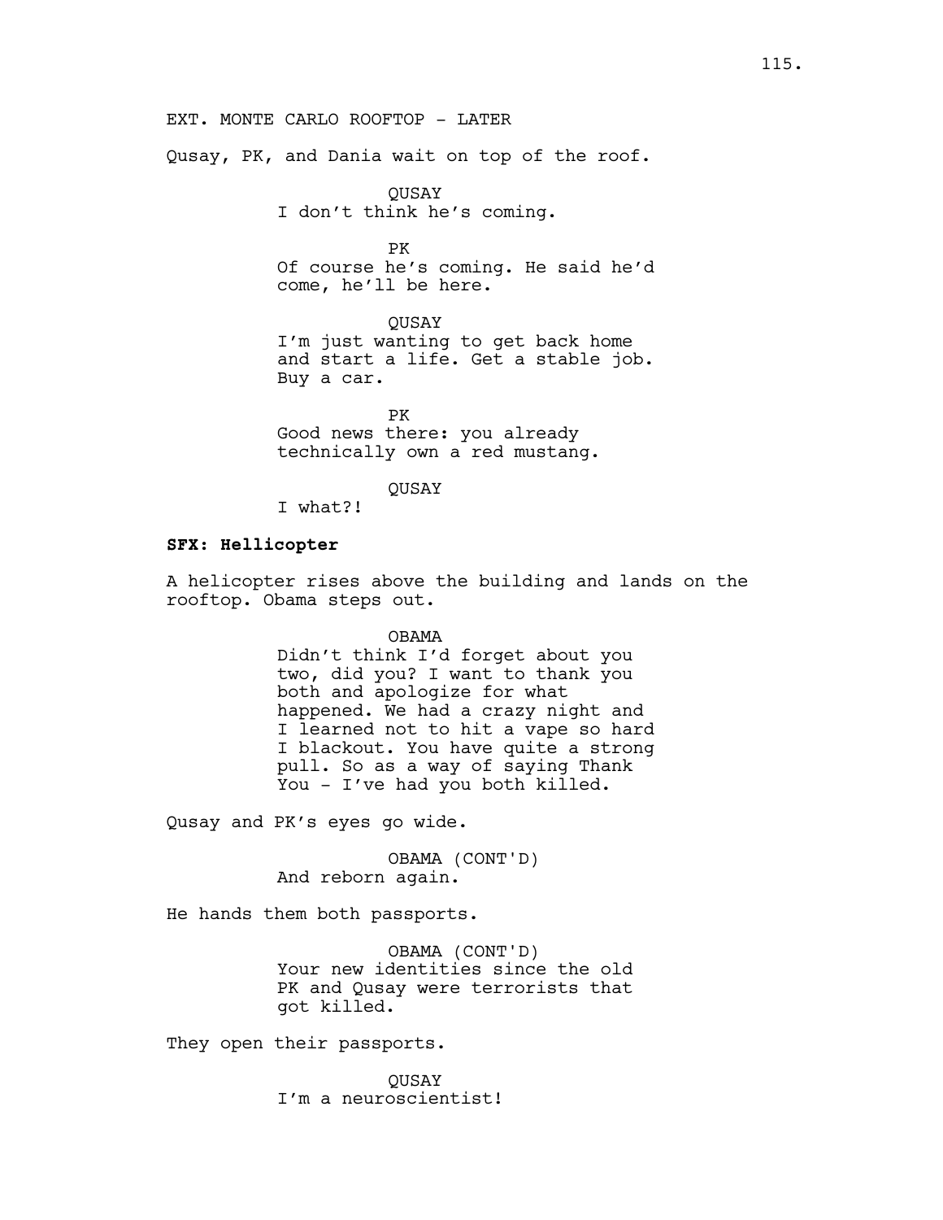EXT. MONTE CARLO ROOFTOP - LATER

Qusay, PK, and Dania wait on top of the roof.

QUSAY
I don't think he's coming.

PK
Of course he's coming. He said he'd come, he'll be here.

QUSAY
I'm just wanting to get back home and start a life. Get a stable job. Buy a car.

PK
Good news there: you already technically own a red mustang.

QUSAY
I what?!

**SFX: Hellicopter**

A helicopter rises above the building and lands on the rooftop. Obama steps out.

OBAMA
Didn't think I'd forget about you two, did you? I want to thank you both and apologize for what happened. We had a crazy night and I learned not to hit a vape so hard I blackout. You have quite a strong pull. So as a way of saying Thank You - I've had you both killed.

Qusay and PK's eyes go wide.

OBAMA (CONT'D)
And reborn again.

He hands them both passports.

OBAMA (CONT'D)
Your new identities since the old PK and Qusay were terrorists that got killed.

They open their passports.

QUSAY
I'm a neuroscientist!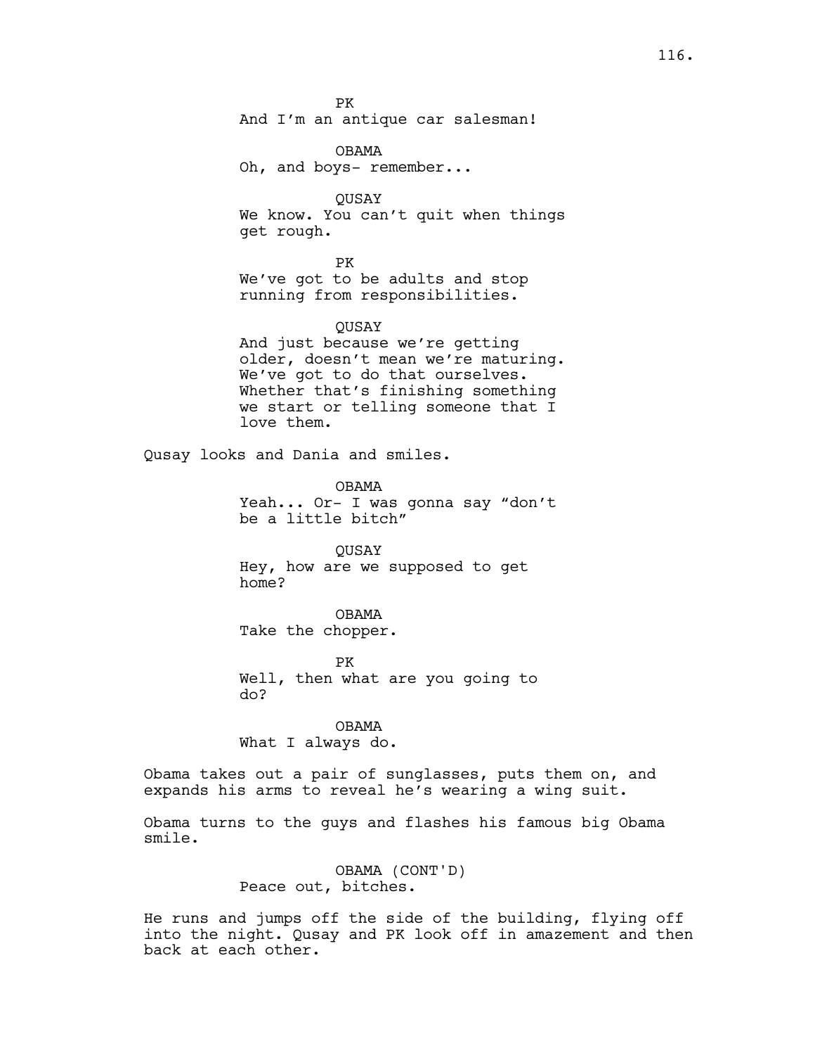PK
And I'm an antique car salesman!

OBAMA
Oh, and boys- remember...

QUSAY
We know. You can't quit when things get rough.

PK
We've got to be adults and stop running from responsibilities.

QUSAY
And just because we're getting older, doesn't mean we're maturing. We've got to do that ourselves. Whether that's finishing something we start or telling someone that I love them.

Qusay looks and Dania and smiles.

OBAMA
Yeah... Or- I was gonna say "don't be a little bitch"

QUSAY
Hey, how are we supposed to get home?

OBAMA
Take the chopper.

PK
Well, then what are you going to do?

OBAMA
What I always do.

Obama takes out a pair of sunglasses, puts them on, and expands his arms to reveal he's wearing a wing suit.

Obama turns to the guys and flashes his famous big Obama smile.

OBAMA (CONT'D)
Peace out, bitches.

He runs and jumps off the side of the building, flying off into the night. Qusay and PK look off in amazement and then back at each other.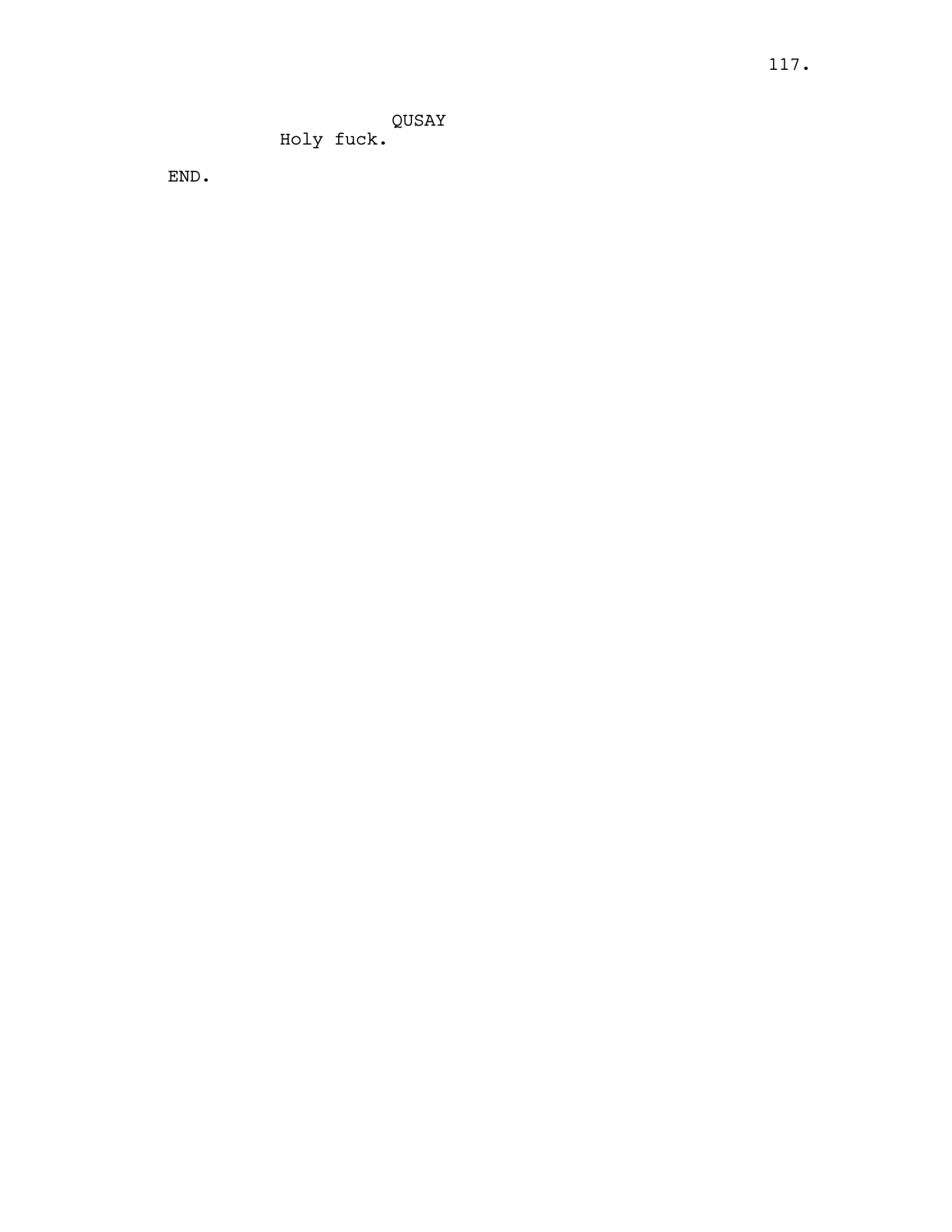QUSAY
Holy fuck.

END.